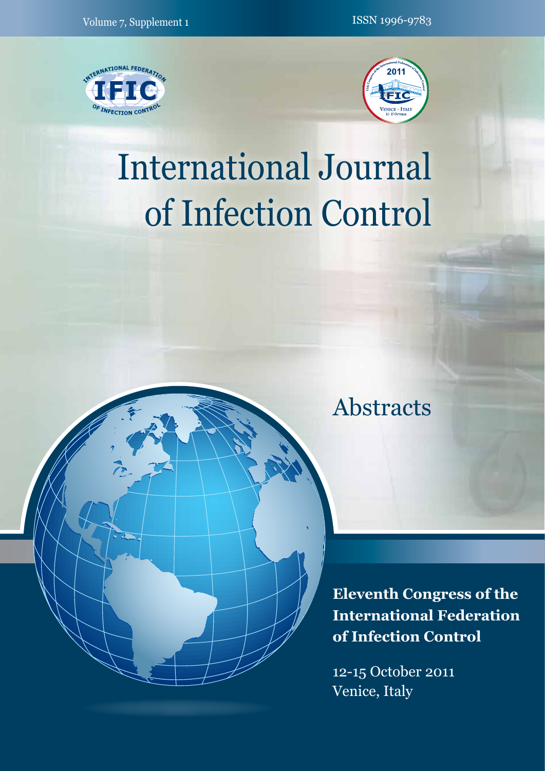Volume 7, Supplement 1

ISSN 1996-9783

# International Journal of Infection Control

## Abstracts

**Eleventh Congress of the International Federation of Infection Control**

12-15 October 2011
Venice, Italy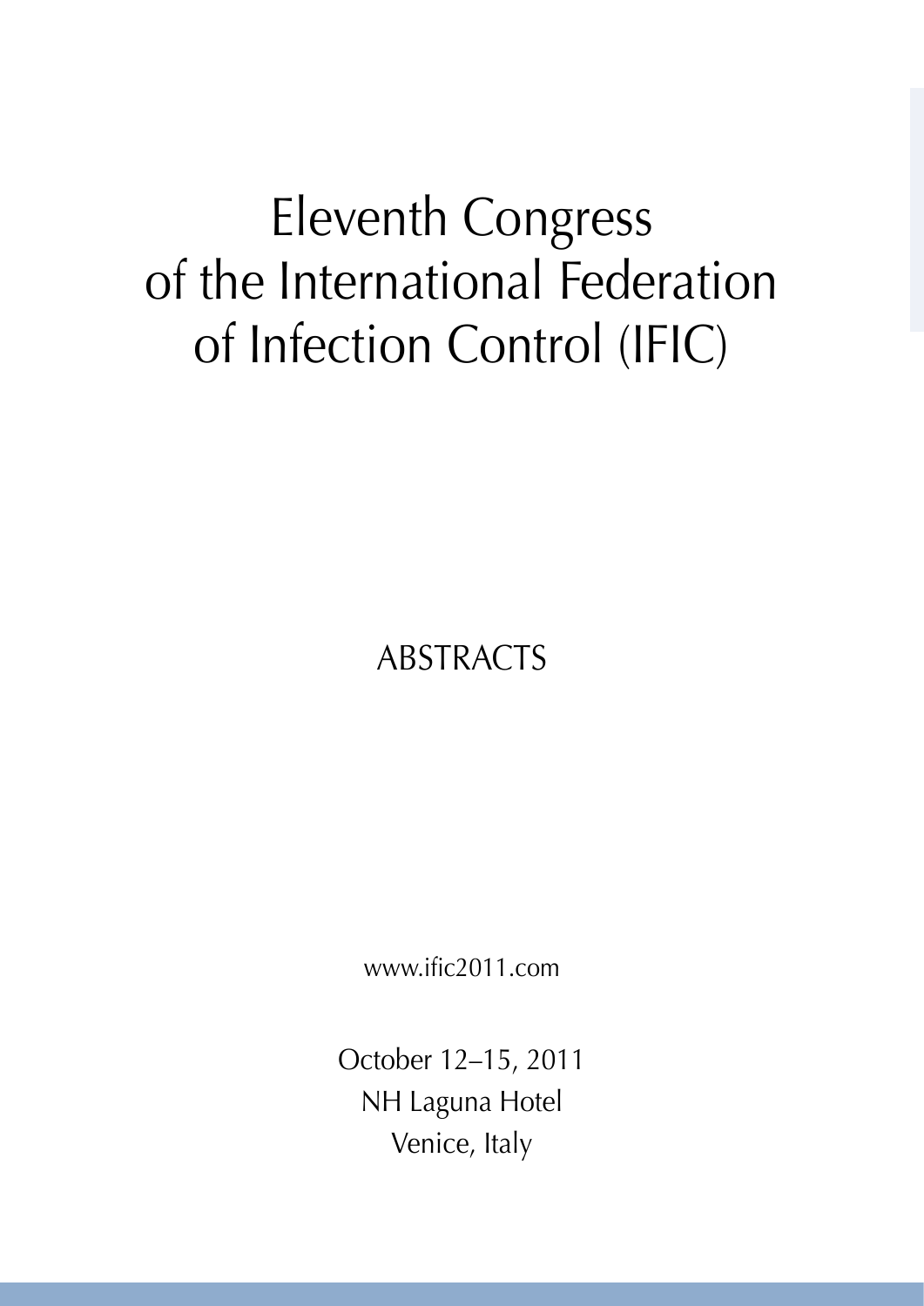# Eleventh Congress of the International Federation of Infection Control (IFIC)

## ABSTRACTS

www.ific2011.com

October 12–15, 2011
NH Laguna Hotel
Venice, Italy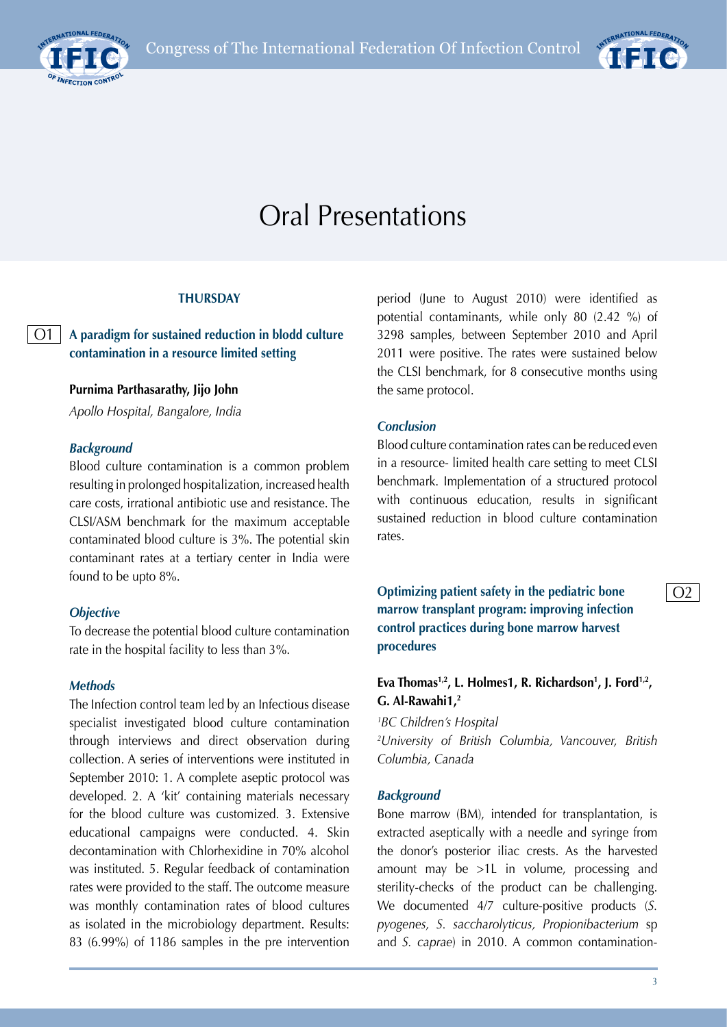# Oral Presentations

## THURSDAY

### O1 A paradigm for sustained reduction in blodd culture contamination in a resource limited setting

**Purnima Parthasarathy, Jijo John**

*Apollo Hospital, Bangalore, India*

#### *Background*

Blood culture contamination is a common problem resulting in prolonged hospitalization, increased health care costs, irrational antibiotic use and resistance. The CLSI/ASM benchmark for the maximum acceptable contaminated blood culture is 3%. The potential skin contaminant rates at a tertiary center in India were found to be upto 8%.

#### *Objective*

To decrease the potential blood culture contamination rate in the hospital facility to less than 3%.

#### *Methods*

The Infection control team led by an Infectious disease specialist investigated blood culture contamination through interviews and direct observation during collection. A series of interventions were instituted in September 2010: 1. A complete aseptic protocol was developed. 2. A 'kit' containing materials necessary for the blood culture was customized. 3. Extensive educational campaigns were conducted. 4. Skin decontamination with Chlorhexidine in 70% alcohol was instituted. 5. Regular feedback of contamination rates were provided to the staff. The outcome measure was monthly contamination rates of blood cultures as isolated in the microbiology department. Results: 83 (6.99%) of 1186 samples in the pre intervention period (June to August 2010) were identified as potential contaminants, while only 80 (2.42 %) of 3298 samples, between September 2010 and April 2011 were positive. The rates were sustained below the CLSI benchmark, for 8 consecutive months using the same protocol.

#### *Conclusion*

Blood culture contamination rates can be reduced even in a resource- limited health care setting to meet CLSI benchmark. Implementation of a structured protocol with continuous education, results in significant sustained reduction in blood culture contamination rates.

### O2 Optimizing patient safety in the pediatric bone marrow transplant program: improving infection control practices during bone marrow harvest procedures

**Eva Thomas[1,2], L. Holmes1, R. Richardson[1], J. Ford[1,2], G. Al-Rawahi1,[2]**

*[1]BC Children's Hospital*

*[2]University of British Columbia, Vancouver, British Columbia, Canada*

#### *Background*

Bone marrow (BM), intended for transplantation, is extracted aseptically with a needle and syringe from the donor's posterior iliac crests. As the harvested amount may be >1L in volume, processing and sterility-checks of the product can be challenging. We documented 4/7 culture-positive products (*S. pyogenes, S. saccharolyticus, Propionibacterium* sp and *S. caprae*) in 2010. A common contamination-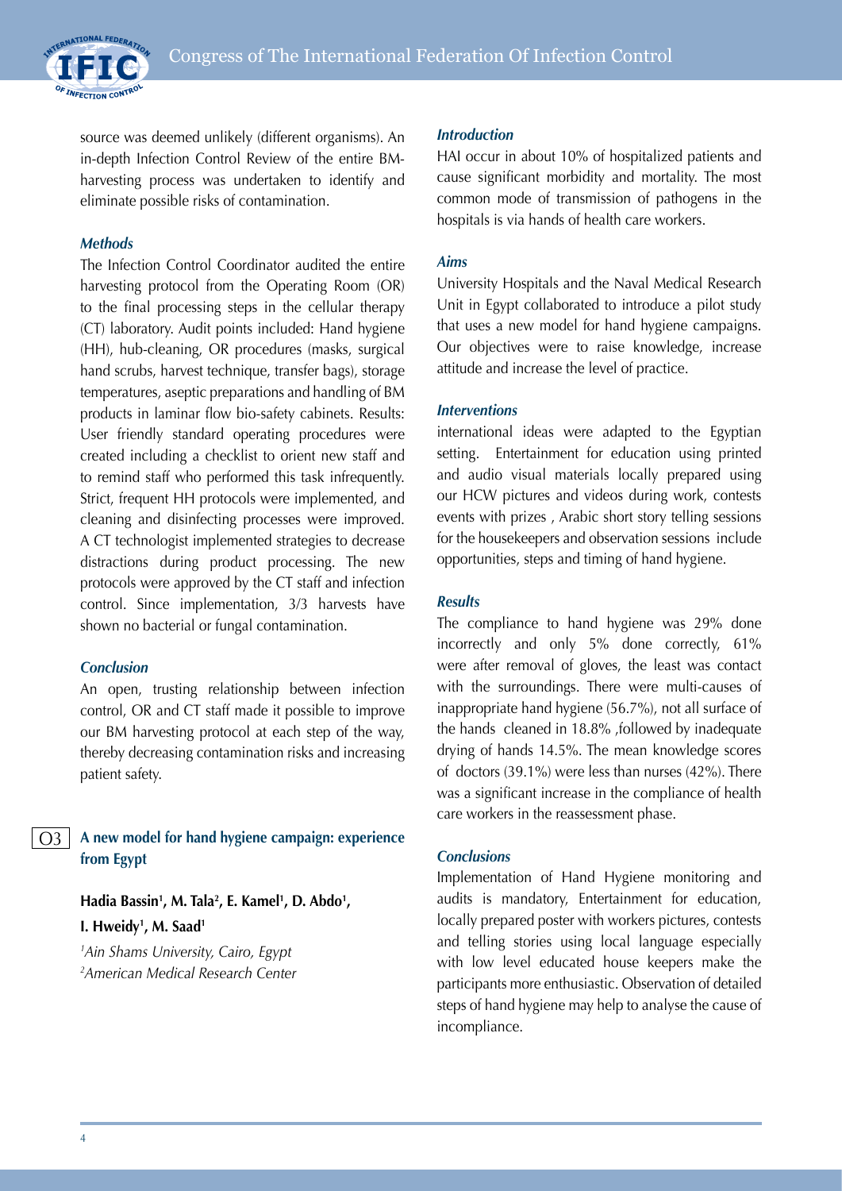source was deemed unlikely (different organisms). An in-depth Infection Control Review of the entire BM-harvesting process was undertaken to identify and eliminate possible risks of contamination.

### *Methods*

The Infection Control Coordinator audited the entire harvesting protocol from the Operating Room (OR) to the final processing steps in the cellular therapy (CT) laboratory. Audit points included: Hand hygiene (HH), hub-cleaning, OR procedures (masks, surgical hand scrubs, harvest technique, transfer bags), storage temperatures, aseptic preparations and handling of BM products in laminar flow bio-safety cabinets. Results: User friendly standard operating procedures were created including a checklist to orient new staff and to remind staff who performed this task infrequently. Strict, frequent HH protocols were implemented, and cleaning and disinfecting processes were improved. A CT technologist implemented strategies to decrease distractions during product processing. The new protocols were approved by the CT staff and infection control. Since implementation, 3/3 harvests have shown no bacterial or fungal contamination.

### *Conclusion*

An open, trusting relationship between infection control, OR and CT staff made it possible to improve our BM harvesting protocol at each step of the way, thereby decreasing contamination risks and increasing patient safety.

## O3 A new model for hand hygiene campaign: experience from Egypt

**Hadia Bassin[1], M. Tala[2], E. Kamel[1], D. Abdo[1], I. Hweidy[1], M. Saad[1]**

*[1]Ain Shams University, Cairo, Egypt*
*[2]American Medical Research Center*

### *Introduction*

HAI occur in about 10% of hospitalized patients and cause significant morbidity and mortality. The most common mode of transmission of pathogens in the hospitals is via hands of health care workers.

### *Aims*

University Hospitals and the Naval Medical Research Unit in Egypt collaborated to introduce a pilot study that uses a new model for hand hygiene campaigns. Our objectives were to raise knowledge, increase attitude and increase the level of practice.

### *Interventions*

international ideas were adapted to the Egyptian setting. Entertainment for education using printed and audio visual materials locally prepared using our HCW pictures and videos during work, contests events with prizes , Arabic short story telling sessions for the housekeepers and observation sessions include opportunities, steps and timing of hand hygiene.

### *Results*

The compliance to hand hygiene was 29% done incorrectly and only 5% done correctly, 61% were after removal of gloves, the least was contact with the surroundings. There were multi-causes of inappropriate hand hygiene (56.7%), not all surface of the hands cleaned in 18.8% ,followed by inadequate drying of hands 14.5%. The mean knowledge scores of doctors (39.1%) were less than nurses (42%). There was a significant increase in the compliance of health care workers in the reassessment phase.

### *Conclusions*

Implementation of Hand Hygiene monitoring and audits is mandatory, Entertainment for education, locally prepared poster with workers pictures, contests and telling stories using local language especially with low level educated house keepers make the participants more enthusiastic. Observation of detailed steps of hand hygiene may help to analyse the cause of incompliance.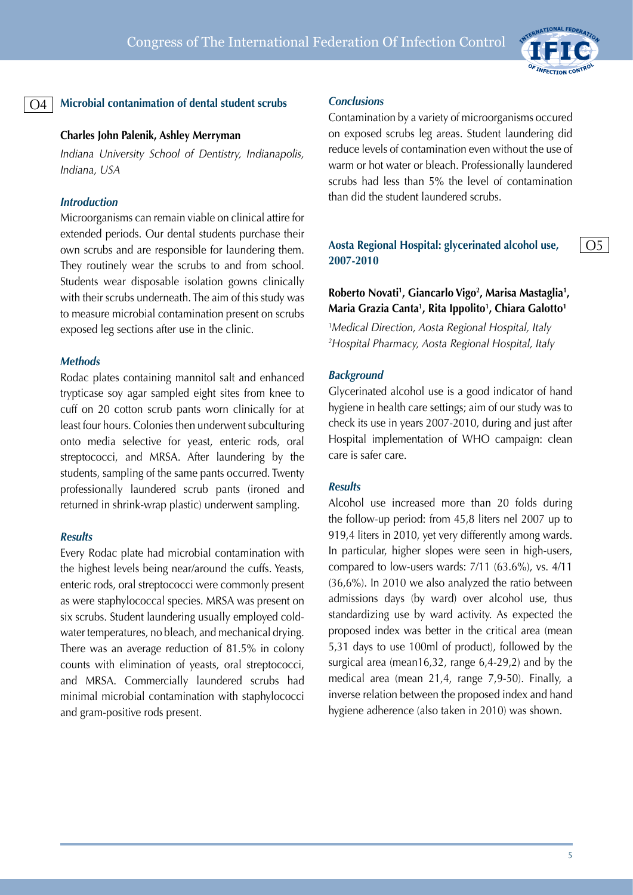## O4 Microbial contanimation of dental student scrubs

**Charles John Palenik, Ashley Merryman**

*Indiana University School of Dentistry, Indianapolis, Indiana, USA*

### *Introduction*

Microorganisms can remain viable on clinical attire for extended periods. Our dental students purchase their own scrubs and are responsible for laundering them. They routinely wear the scrubs to and from school. Students wear disposable isolation gowns clinically with their scrubs underneath. The aim of this study was to measure microbial contamination present on scrubs exposed leg sections after use in the clinic.

### *Methods*

Rodac plates containing mannitol salt and enhanced trypticase soy agar sampled eight sites from knee to cuff on 20 cotton scrub pants worn clinically for at least four hours. Colonies then underwent subculturing onto media selective for yeast, enteric rods, oral streptococci, and MRSA. After laundering by the students, sampling of the same pants occurred. Twenty professionally laundered scrub pants (ironed and returned in shrink-wrap plastic) underwent sampling.

### *Results*

Every Rodac plate had microbial contamination with the highest levels being near/around the cuffs. Yeasts, enteric rods, oral streptococci were commonly present as were staphylococcal species. MRSA was present on six scrubs. Student laundering usually employed cold-water temperatures, no bleach, and mechanical drying. There was an average reduction of 81.5% in colony counts with elimination of yeasts, oral streptococci, and MRSA. Commercially laundered scrubs had minimal microbial contamination with staphylococci and gram-positive rods present.

### *Conclusions*

Contamination by a variety of microorganisms occured on exposed scrubs leg areas. Student laundering did reduce levels of contamination even without the use of warm or hot water or bleach. Professionally laundered scrubs had less than 5% the level of contamination than did the student laundered scrubs.

## O5 Aosta Regional Hospital: glycerinated alcohol use, 2007-2010

**Roberto Novati[1], Giancarlo Vigo[2], Marisa Mastaglia[1], Maria Grazia Canta[1], Rita Ippolito[1], Chiara Galotto[1]**

[1]*Medical Direction, Aosta Regional Hospital, Italy*
[2]*Hospital Pharmacy, Aosta Regional Hospital, Italy*

### *Background*

Glycerinated alcohol use is a good indicator of hand hygiene in health care settings; aim of our study was to check its use in years 2007-2010, during and just after Hospital implementation of WHO campaign: clean care is safer care.

### *Results*

Alcohol use increased more than 20 folds during the follow-up period: from 45,8 liters nel 2007 up to 919,4 liters in 2010, yet very differently among wards. In particular, higher slopes were seen in high-users, compared to low-users wards: 7/11 (63.6%), vs. 4/11 (36,6%). In 2010 we also analyzed the ratio between admissions days (by ward) over alcohol use, thus standardizing use by ward activity. As expected the proposed index was better in the critical area (mean 5,31 days to use 100ml of product), followed by the surgical area (mean16,32, range 6,4-29,2) and by the medical area (mean 21,4, range 7,9-50). Finally, a inverse relation between the proposed index and hand hygiene adherence (also taken in 2010) was shown.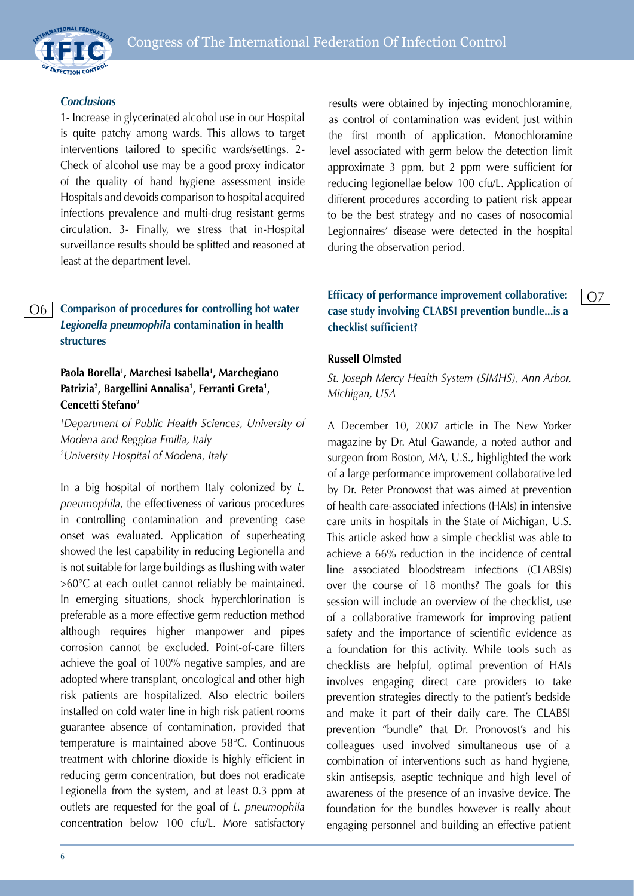### *Conclusions*

1- Increase in glycerinated alcohol use in our Hospital is quite patchy among wards. This allows to target interventions tailored to specific wards/settings. 2- Check of alcohol use may be a good proxy indicator of the quality of hand hygiene assessment inside Hospitals and devoids comparison to hospital acquired infections prevalence and multi-drug resistant germs circulation. 3- Finally, we stress that in-Hospital surveillance results should be splitted and reasoned at least at the department level.

## O6 Comparison of procedures for controlling hot water *Legionella pneumophila* contamination in health structures

**Paola Borella[1], Marchesi Isabella[1], Marchegiano Patrizia[2], Bargellini Annalisa[1], Ferranti Greta[1], Cencetti Stefano[2]**

*[1]Department of Public Health Sciences, University of Modena and Reggioa Emilia, Italy*
*[2]University Hospital of Modena, Italy*

In a big hospital of northern Italy colonized by *L. pneumophila*, the effectiveness of various procedures in controlling contamination and preventing case onset was evaluated. Application of superheating showed the lest capability in reducing Legionella and is not suitable for large buildings as flushing with water >60°C at each outlet cannot reliably be maintained. In emerging situations, shock hyperchlorination is preferable as a more effective germ reduction method although requires higher manpower and pipes corrosion cannot be excluded. Point-of-care filters achieve the goal of 100% negative samples, and are adopted where transplant, oncological and other high risk patients are hospitalized. Also electric boilers installed on cold water line in high risk patient rooms guarantee absence of contamination, provided that temperature is maintained above 58°C. Continuous treatment with chlorine dioxide is highly efficient in reducing germ concentration, but does not eradicate Legionella from the system, and at least 0.3 ppm at outlets are requested for the goal of *L. pneumophila* concentration below 100 cfu/L. More satisfactory results were obtained by injecting monochloramine, as control of contamination was evident just within the first month of application. Monochloramine level associated with germ below the detection limit approximate 3 ppm, but 2 ppm were sufficient for reducing legionellae below 100 cfu/L. Application of different procedures according to patient risk appear to be the best strategy and no cases of nosocomial Legionnaires' disease were detected in the hospital during the observation period.

## O7 Efficacy of performance improvement collaborative: case study involving CLABSI prevention bundle...is a checklist sufficient?

**Russell Olmsted**

*St. Joseph Mercy Health System (SJMHS), Ann Arbor, Michigan, USA*

A December 10, 2007 article in The New Yorker magazine by Dr. Atul Gawande, a noted author and surgeon from Boston, MA, U.S., highlighted the work of a large performance improvement collaborative led by Dr. Peter Pronovost that was aimed at prevention of health care-associated infections (HAIs) in intensive care units in hospitals in the State of Michigan, U.S. This article asked how a simple checklist was able to achieve a 66% reduction in the incidence of central line associated bloodstream infections (CLABSIs) over the course of 18 months? The goals for this session will include an overview of the checklist, use of a collaborative framework for improving patient safety and the importance of scientific evidence as a foundation for this activity. While tools such as checklists are helpful, optimal prevention of HAIs involves engaging direct care providers to take prevention strategies directly to the patient's bedside and make it part of their daily care. The CLABSI prevention "bundle" that Dr. Pronovost's and his colleagues used involved simultaneous use of a combination of interventions such as hand hygiene, skin antisepsis, aseptic technique and high level of awareness of the presence of an invasive device. The foundation for the bundles however is really about engaging personnel and building an effective patient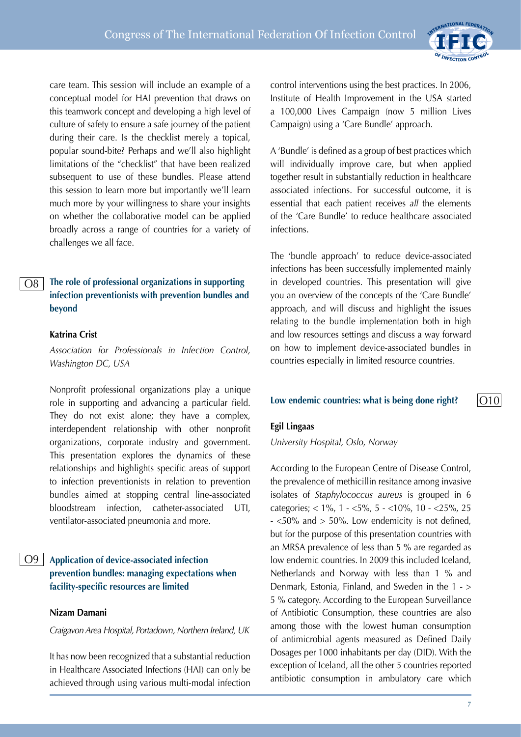care team. This session will include an example of a conceptual model for HAI prevention that draws on this teamwork concept and developing a high level of culture of safety to ensure a safe journey of the patient during their care. Is the checklist merely a topical, popular sound-bite? Perhaps and we'll also highlight limitations of the "checklist" that have been realized subsequent to use of these bundles. Please attend this session to learn more but importantly we'll learn much more by your willingness to share your insights on whether the collaborative model can be applied broadly across a range of countries for a variety of challenges we all face.

## O8 The role of professional organizations in supporting infection preventionists with prevention bundles and beyond

**Katrina Crist**

*Association for Professionals in Infection Control, Washington DC, USA*

Nonprofit professional organizations play a unique role in supporting and advancing a particular field. They do not exist alone; they have a complex, interdependent relationship with other nonprofit organizations, corporate industry and government. This presentation explores the dynamics of these relationships and highlights specific areas of support to infection preventionists in relation to prevention bundles aimed at stopping central line-associated bloodstream infection, catheter-associated UTI, ventilator-associated pneumonia and more.

## O9 Application of device-associated infection prevention bundles: managing expectations when facility-specific resources are limited

**Nizam Damani**

*Craigavon Area Hospital, Portadown, Northern Ireland, UK*

It has now been recognized that a substantial reduction in Healthcare Associated Infections (HAI) can only be achieved through using various multi-modal infection control interventions using the best practices. In 2006, Institute of Health Improvement in the USA started a 100,000 Lives Campaign (now 5 million Lives Campaign) using a 'Care Bundle' approach.

A 'Bundle' is defined as a group of best practices which will individually improve care, but when applied together result in substantially reduction in healthcare associated infections. For successful outcome, it is essential that each patient receives *all* the elements of the 'Care Bundle' to reduce healthcare associated infections.

The 'bundle approach' to reduce device-associated infections has been successfully implemented mainly in developed countries. This presentation will give you an overview of the concepts of the 'Care Bundle' approach, and will discuss and highlight the issues relating to the bundle implementation both in high and low resources settings and discuss a way forward on how to implement device-associated bundles in countries especially in limited resource countries.

## O10 Low endemic countries: what is being done right?

**Egil Lingaas**

*University Hospital, Oslo, Norway*

According to the European Centre of Disease Control, the prevalence of methicillin resitance among invasive isolates of *Staphylococcus aureus* is grouped in 6 categories; < 1%, 1 - <5%, 5 - <10%, 10 - <25%, 25 - <50% and ≥ 50%. Low endemicity is not defined, but for the purpose of this presentation countries with an MRSA prevalence of less than 5 % are regarded as low endemic countries. In 2009 this included Iceland, Netherlands and Norway with less than 1 % and Denmark, Estonia, Finland, and Sweden in the 1 - > 5 % category. According to the European Surveillance of Antibiotic Consumption, these countries are also among those with the lowest human consumption of antimicrobial agents measured as Defined Daily Dosages per 1000 inhabitants per day (DID). With the exception of Iceland, all the other 5 countries reported antibiotic consumption in ambulatory care which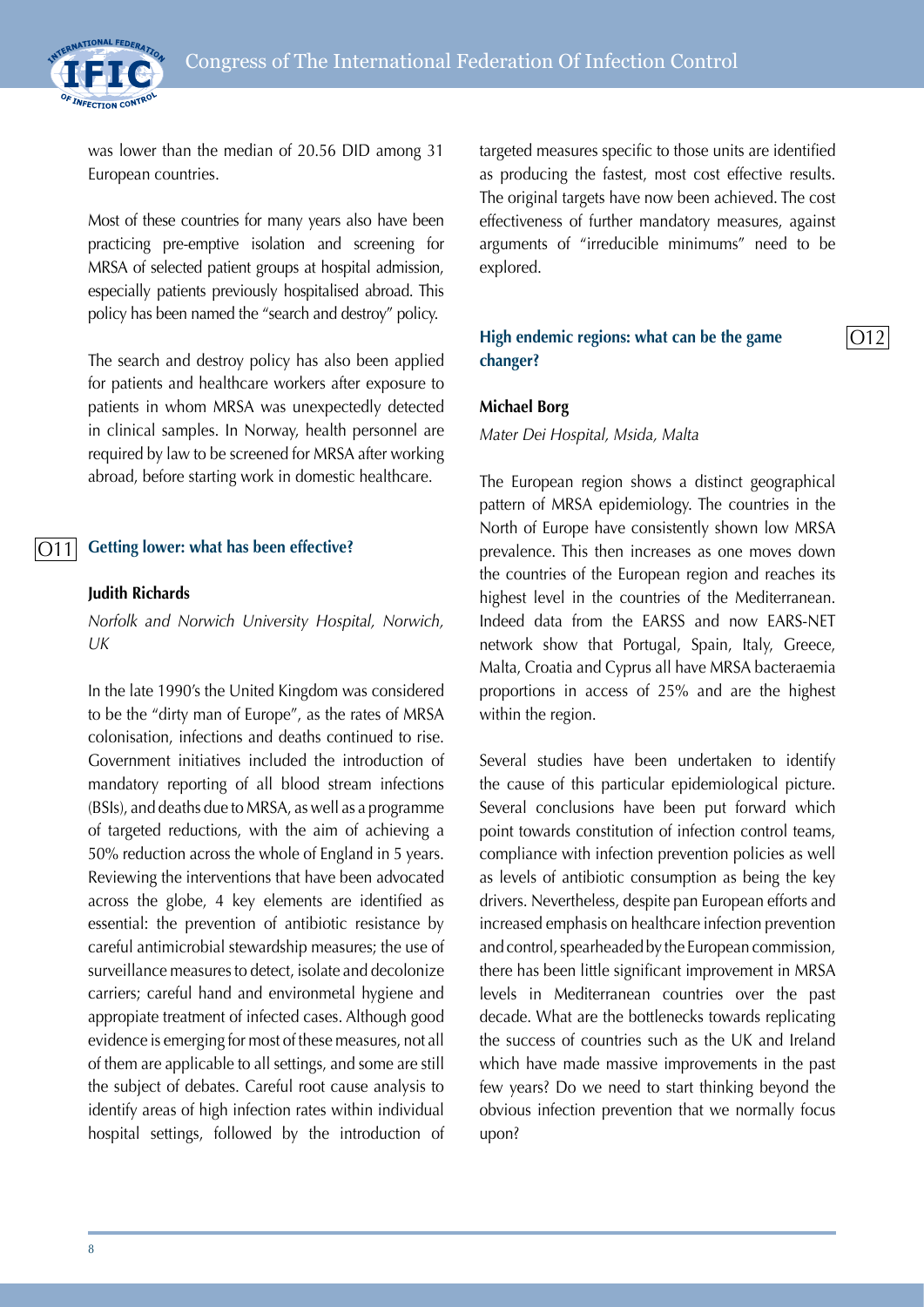was lower than the median of 20.56 DID among 31 European countries.

Most of these countries for many years also have been practicing pre-emptive isolation and screening for MRSA of selected patient groups at hospital admission, especially patients previously hospitalised abroad. This policy has been named the "search and destroy" policy.

The search and destroy policy has also been applied for patients and healthcare workers after exposure to patients in whom MRSA was unexpectedly detected in clinical samples. In Norway, health personnel are required by law to be screened for MRSA after working abroad, before starting work in domestic healthcare.

## O11 Getting lower: what has been effective?

**Judith Richards**

*Norfolk and Norwich University Hospital, Norwich, UK*

In the late 1990's the United Kingdom was considered to be the "dirty man of Europe", as the rates of MRSA colonisation, infections and deaths continued to rise. Government initiatives included the introduction of mandatory reporting of all blood stream infections (BSIs), and deaths due to MRSA, as well as a programme of targeted reductions, with the aim of achieving a 50% reduction across the whole of England in 5 years. Reviewing the interventions that have been advocated across the globe, 4 key elements are identified as essential: the prevention of antibiotic resistance by careful antimicrobial stewardship measures; the use of surveillance measures to detect, isolate and decolonize carriers; careful hand and environmetal hygiene and appropiate treatment of infected cases. Although good evidence is emerging for most of these measures, not all of them are applicable to all settings, and some are still the subject of debates. Careful root cause analysis to identify areas of high infection rates within individual hospital settings, followed by the introduction of targeted measures specific to those units are identified as producing the fastest, most cost effective results. The original targets have now been achieved. The cost effectiveness of further mandatory measures, against arguments of "irreducible minimums" need to be explored.

## O12 High endemic regions: what can be the game changer?

**Michael Borg**

*Mater Dei Hospital, Msida, Malta*

The European region shows a distinct geographical pattern of MRSA epidemiology. The countries in the North of Europe have consistently shown low MRSA prevalence. This then increases as one moves down the countries of the European region and reaches its highest level in the countries of the Mediterranean. Indeed data from the EARSS and now EARS-NET network show that Portugal, Spain, Italy, Greece, Malta, Croatia and Cyprus all have MRSA bacteraemia proportions in access of 25% and are the highest within the region.

Several studies have been undertaken to identify the cause of this particular epidemiological picture. Several conclusions have been put forward which point towards constitution of infection control teams, compliance with infection prevention policies as well as levels of antibiotic consumption as being the key drivers. Nevertheless, despite pan European efforts and increased emphasis on healthcare infection prevention and control, spearheaded by the European commission, there has been little significant improvement in MRSA levels in Mediterranean countries over the past decade. What are the bottlenecks towards replicating the success of countries such as the UK and Ireland which have made massive improvements in the past few years? Do we need to start thinking beyond the obvious infection prevention that we normally focus upon?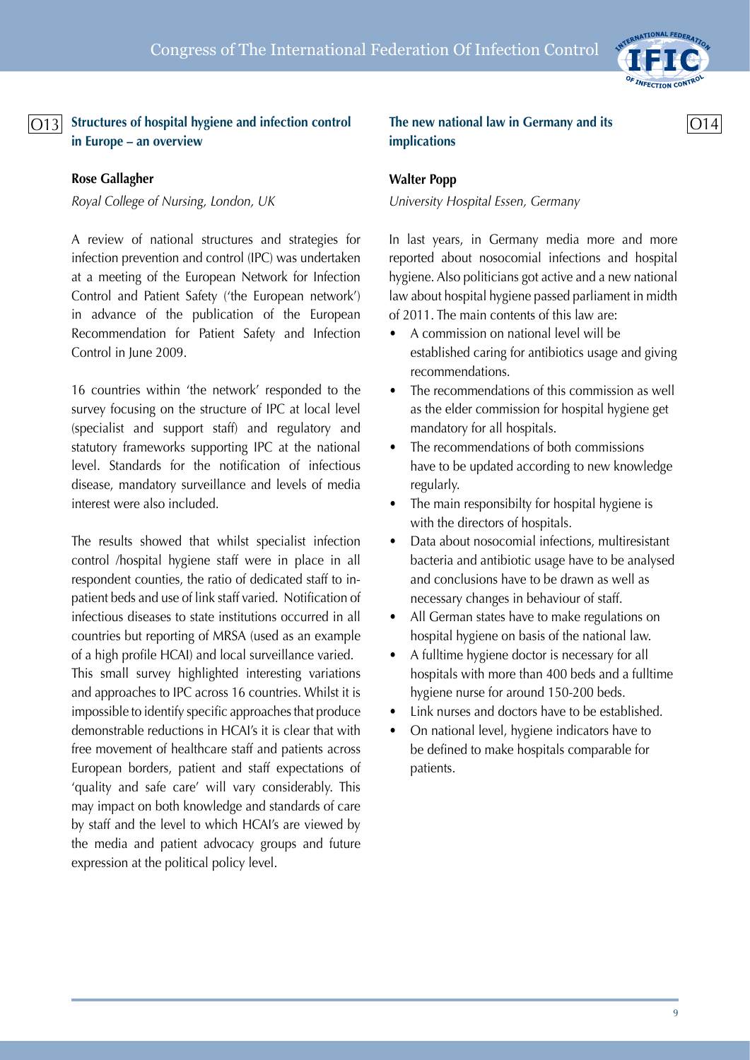## O13 Structures of hospital hygiene and infection control in Europe – an overview

**Rose Gallagher**

*Royal College of Nursing, London, UK*

A review of national structures and strategies for infection prevention and control (IPC) was undertaken at a meeting of the European Network for Infection Control and Patient Safety ('the European network') in advance of the publication of the European Recommendation for Patient Safety and Infection Control in June 2009.

16 countries within 'the network' responded to the survey focusing on the structure of IPC at local level (specialist and support staff) and regulatory and statutory frameworks supporting IPC at the national level. Standards for the notification of infectious disease, mandatory surveillance and levels of media interest were also included.

The results showed that whilst specialist infection control /hospital hygiene staff were in place in all respondent counties, the ratio of dedicated staff to in-patient beds and use of link staff varied. Notification of infectious diseases to state institutions occurred in all countries but reporting of MRSA (used as an example of a high profile HCAI) and local surveillance varied. This small survey highlighted interesting variations and approaches to IPC across 16 countries. Whilst it is impossible to identify specific approaches that produce demonstrable reductions in HCAI's it is clear that with free movement of healthcare staff and patients across European borders, patient and staff expectations of 'quality and safe care' will vary considerably. This may impact on both knowledge and standards of care by staff and the level to which HCAI's are viewed by the media and patient advocacy groups and future expression at the political policy level.

## O14 The new national law in Germany and its implications

**Walter Popp**

*University Hospital Essen, Germany*

In last years, in Germany media more and more reported about nosocomial infections and hospital hygiene. Also politicians got active and a new national law about hospital hygiene passed parliament in midth of 2011. The main contents of this law are:

- A commission on national level will be established caring for antibiotics usage and giving recommendations.
- The recommendations of this commission as well as the elder commission for hospital hygiene get mandatory for all hospitals.
- The recommendations of both commissions have to be updated according to new knowledge regularly.
- The main responsibilty for hospital hygiene is with the directors of hospitals.
- Data about nosocomial infections, multiresistant bacteria and antibiotic usage have to be analysed and conclusions have to be drawn as well as necessary changes in behaviour of staff.
- All German states have to make regulations on hospital hygiene on basis of the national law.
- A fulltime hygiene doctor is necessary for all hospitals with more than 400 beds and a fulltime hygiene nurse for around 150-200 beds.
- Link nurses and doctors have to be established.
- On national level, hygiene indicators have to be defined to make hospitals comparable for patients.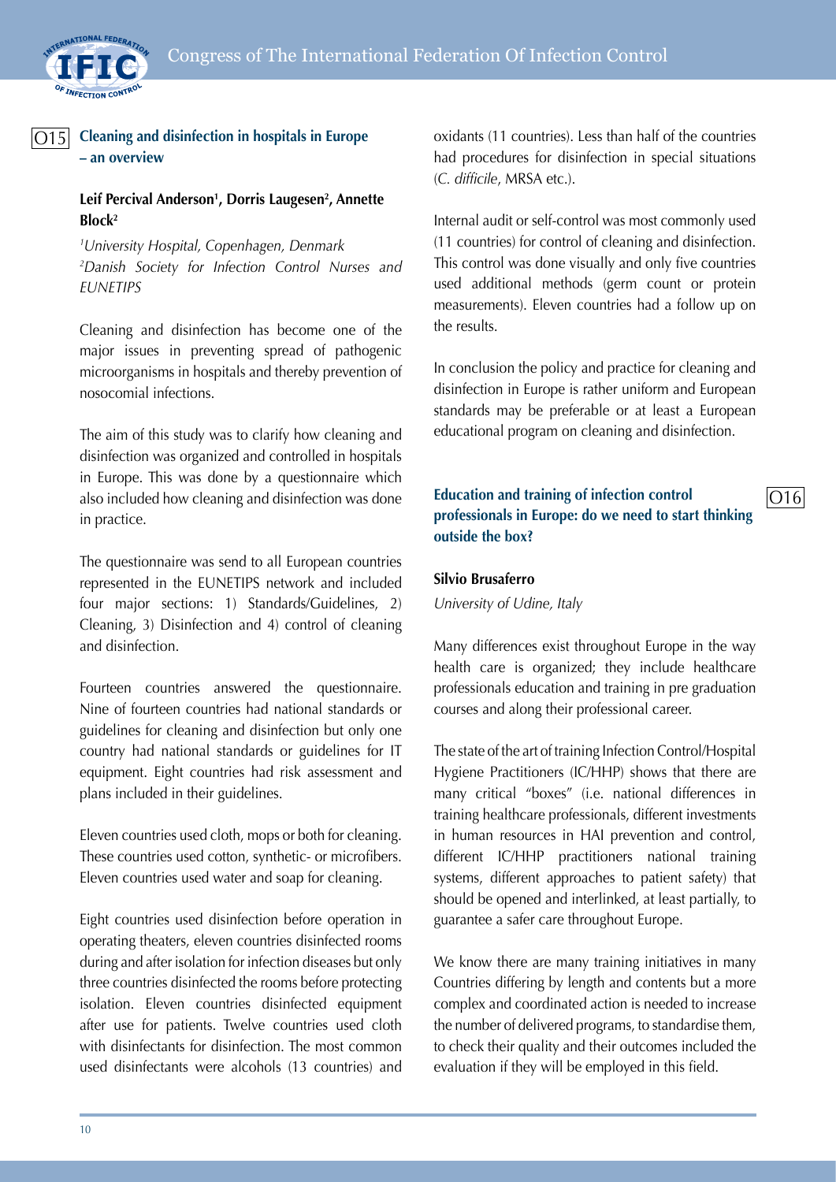## O15 Cleaning and disinfection in hospitals in Europe – an overview

**Leif Percival Anderson[1], Dorris Laugesen[2], Annette Block[2]**

*[1]University Hospital, Copenhagen, Denmark*
*[2]Danish Society for Infection Control Nurses and EUNETIPS*

Cleaning and disinfection has become one of the major issues in preventing spread of pathogenic microorganisms in hospitals and thereby prevention of nosocomial infections.

The aim of this study was to clarify how cleaning and disinfection was organized and controlled in hospitals in Europe. This was done by a questionnaire which also included how cleaning and disinfection was done in practice.

The questionnaire was send to all European countries represented in the EUNETIPS network and included four major sections: 1) Standards/Guidelines, 2) Cleaning, 3) Disinfection and 4) control of cleaning and disinfection.

Fourteen countries answered the questionnaire. Nine of fourteen countries had national standards or guidelines for cleaning and disinfection but only one country had national standards or guidelines for IT equipment. Eight countries had risk assessment and plans included in their guidelines.

Eleven countries used cloth, mops or both for cleaning. These countries used cotton, synthetic- or microfibers. Eleven countries used water and soap for cleaning.

Eight countries used disinfection before operation in operating theaters, eleven countries disinfected rooms during and after isolation for infection diseases but only three countries disinfected the rooms before protecting isolation. Eleven countries disinfected equipment after use for patients. Twelve countries used cloth with disinfectants for disinfection. The most common used disinfectants were alcohols (13 countries) and oxidants (11 countries). Less than half of the countries had procedures for disinfection in special situations (*C. difficile*, MRSA etc.).

Internal audit or self-control was most commonly used (11 countries) for control of cleaning and disinfection. This control was done visually and only five countries used additional methods (germ count or protein measurements). Eleven countries had a follow up on the results.

In conclusion the policy and practice for cleaning and disinfection in Europe is rather uniform and European standards may be preferable or at least a European educational program on cleaning and disinfection.

## O16 Education and training of infection control professionals in Europe: do we need to start thinking outside the box?

**Silvio Brusaferro**

*University of Udine, Italy*

Many differences exist throughout Europe in the way health care is organized; they include healthcare professionals education and training in pre graduation courses and along their professional career.

The state of the art of training Infection Control/Hospital Hygiene Practitioners (IC/HHP) shows that there are many critical "boxes" (i.e. national differences in training healthcare professionals, different investments in human resources in HAI prevention and control, different IC/HHP practitioners national training systems, different approaches to patient safety) that should be opened and interlinked, at least partially, to guarantee a safer care throughout Europe.

We know there are many training initiatives in many Countries differing by length and contents but a more complex and coordinated action is needed to increase the number of delivered programs, to standardise them, to check their quality and their outcomes included the evaluation if they will be employed in this field.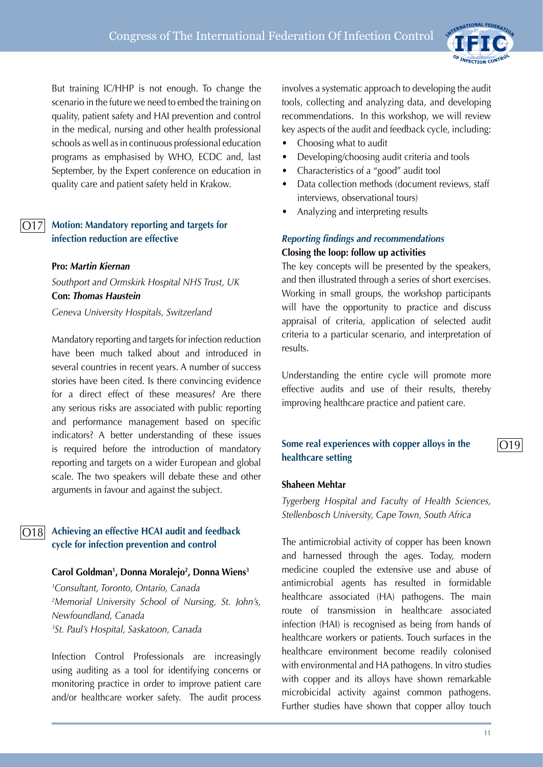But training IC/HHP is not enough. To change the scenario in the future we need to embed the training on quality, patient safety and HAI prevention and control in the medical, nursing and other health professional schools as well as in continuous professional education programs as emphasised by WHO, ECDC and, last September, by the Expert conference on education in quality care and patient safety held in Krakow.

## O17 Motion: Mandatory reporting and targets for infection reduction are effective

**Pro: *Martin Kiernan***

*Southport and Ormskirk Hospital NHS Trust, UK*

**Con: *Thomas Haustein***

*Geneva University Hospitals, Switzerland*

Mandatory reporting and targets for infection reduction have been much talked about and introduced in several countries in recent years. A number of success stories have been cited. Is there convincing evidence for a direct effect of these measures? Are there any serious risks are associated with public reporting and performance management based on specific indicators? A better understanding of these issues is required before the introduction of mandatory reporting and targets on a wider European and global scale. The two speakers will debate these and other arguments in favour and against the subject.

## O18 Achieving an effective HCAI audit and feedback cycle for infection prevention and control

**Carol Goldman[1], Donna Moralejo[2], Donna Wiens[3]**

*[1]Consultant, Toronto, Ontario, Canada*
*[2]Memorial University School of Nursing, St. John's, Newfoundland, Canada*
*[3]St. Paul's Hospital, Saskatoon, Canada*

Infection Control Professionals are increasingly using auditing as a tool for identifying concerns or monitoring practice in order to improve patient care and/or healthcare worker safety. The audit process involves a systematic approach to developing the audit tools, collecting and analyzing data, and developing recommendations. In this workshop, we will review key aspects of the audit and feedback cycle, including:

- Choosing what to audit
- Developing/choosing audit criteria and tools
- Characteristics of a "good" audit tool
- Data collection methods (document reviews, staff interviews, observational tours)
- Analyzing and interpreting results

***Reporting findings and recommendations***

**Closing the loop: follow up activities**

The key concepts will be presented by the speakers, and then illustrated through a series of short exercises. Working in small groups, the workshop participants will have the opportunity to practice and discuss appraisal of criteria, application of selected audit criteria to a particular scenario, and interpretation of results.

Understanding the entire cycle will promote more effective audits and use of their results, thereby improving healthcare practice and patient care.

## O19 Some real experiences with copper alloys in the healthcare setting

**Shaheen Mehtar**

*Tygerberg Hospital and Faculty of Health Sciences, Stellenbosch University, Cape Town, South Africa*

The antimicrobial activity of copper has been known and harnessed through the ages. Today, modern medicine coupled the extensive use and abuse of antimicrobial agents has resulted in formidable healthcare associated (HA) pathogens. The main route of transmission in healthcare associated infection (HAI) is recognised as being from hands of healthcare workers or patients. Touch surfaces in the healthcare environment become readily colonised with environmental and HA pathogens. In vitro studies with copper and its alloys have shown remarkable microbicidal activity against common pathogens. Further studies have shown that copper alloy touch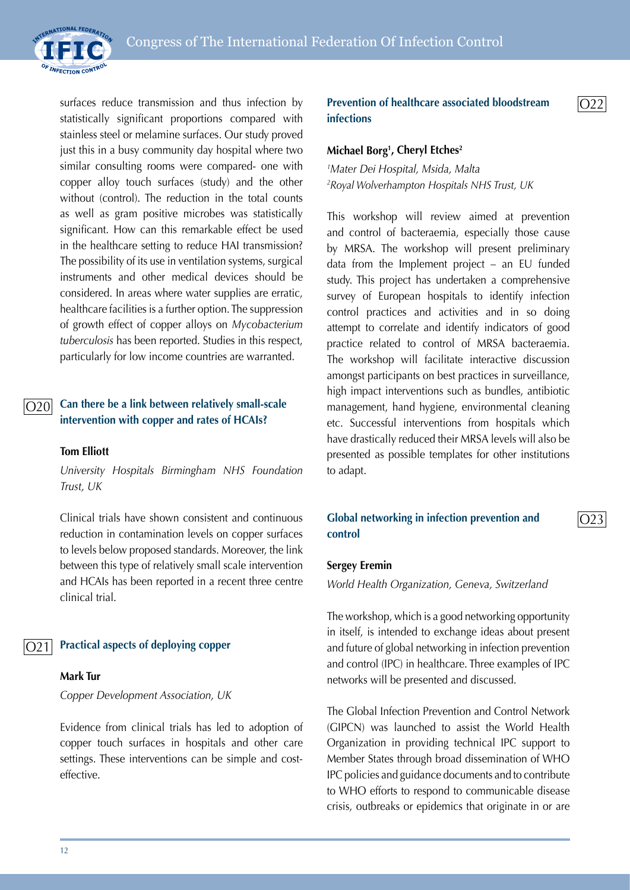surfaces reduce transmission and thus infection by statistically significant proportions compared with stainless steel or melamine surfaces. Our study proved just this in a busy community day hospital where two similar consulting rooms were compared- one with copper alloy touch surfaces (study) and the other without (control). The reduction in the total counts as well as gram positive microbes was statistically significant. How can this remarkable effect be used in the healthcare setting to reduce HAI transmission? The possibility of its use in ventilation systems, surgical instruments and other medical devices should be considered. In areas where water supplies are erratic, healthcare facilities is a further option. The suppression of growth effect of copper alloys on *Mycobacterium tuberculosis* has been reported. Studies in this respect, particularly for low income countries are warranted.

## O20 Can there be a link between relatively small-scale intervention with copper and rates of HCAIs?

**Tom Elliott**

*University Hospitals Birmingham NHS Foundation Trust, UK*

Clinical trials have shown consistent and continuous reduction in contamination levels on copper surfaces to levels below proposed standards. Moreover, the link between this type of relatively small scale intervention and HCAIs has been reported in a recent three centre clinical trial.

## O21 Practical aspects of deploying copper

**Mark Tur**

*Copper Development Association, UK*

Evidence from clinical trials has led to adoption of copper touch surfaces in hospitals and other care settings. These interventions can be simple and cost-effective.

## O22 Prevention of healthcare associated bloodstream infections

**Michael Borg[1], Cheryl Etches[2]**

[1]*Mater Dei Hospital, Msida, Malta*
[2]*Royal Wolverhampton Hospitals NHS Trust, UK*

This workshop will review aimed at prevention and control of bacteraemia, especially those cause by MRSA. The workshop will present preliminary data from the Implement project – an EU funded study. This project has undertaken a comprehensive survey of European hospitals to identify infection control practices and activities and in so doing attempt to correlate and identify indicators of good practice related to control of MRSA bacteraemia. The workshop will facilitate interactive discussion amongst participants on best practices in surveillance, high impact interventions such as bundles, antibiotic management, hand hygiene, environmental cleaning etc. Successful interventions from hospitals which have drastically reduced their MRSA levels will also be presented as possible templates for other institutions to adapt.

## O23 Global networking in infection prevention and control

**Sergey Eremin**

*World Health Organization, Geneva, Switzerland*

The workshop, which is a good networking opportunity in itself, is intended to exchange ideas about present and future of global networking in infection prevention and control (IPC) in healthcare. Three examples of IPC networks will be presented and discussed.

The Global Infection Prevention and Control Network (GIPCN) was launched to assist the World Health Organization in providing technical IPC support to Member States through broad dissemination of WHO IPC policies and guidance documents and to contribute to WHO efforts to respond to communicable disease crisis, outbreaks or epidemics that originate in or are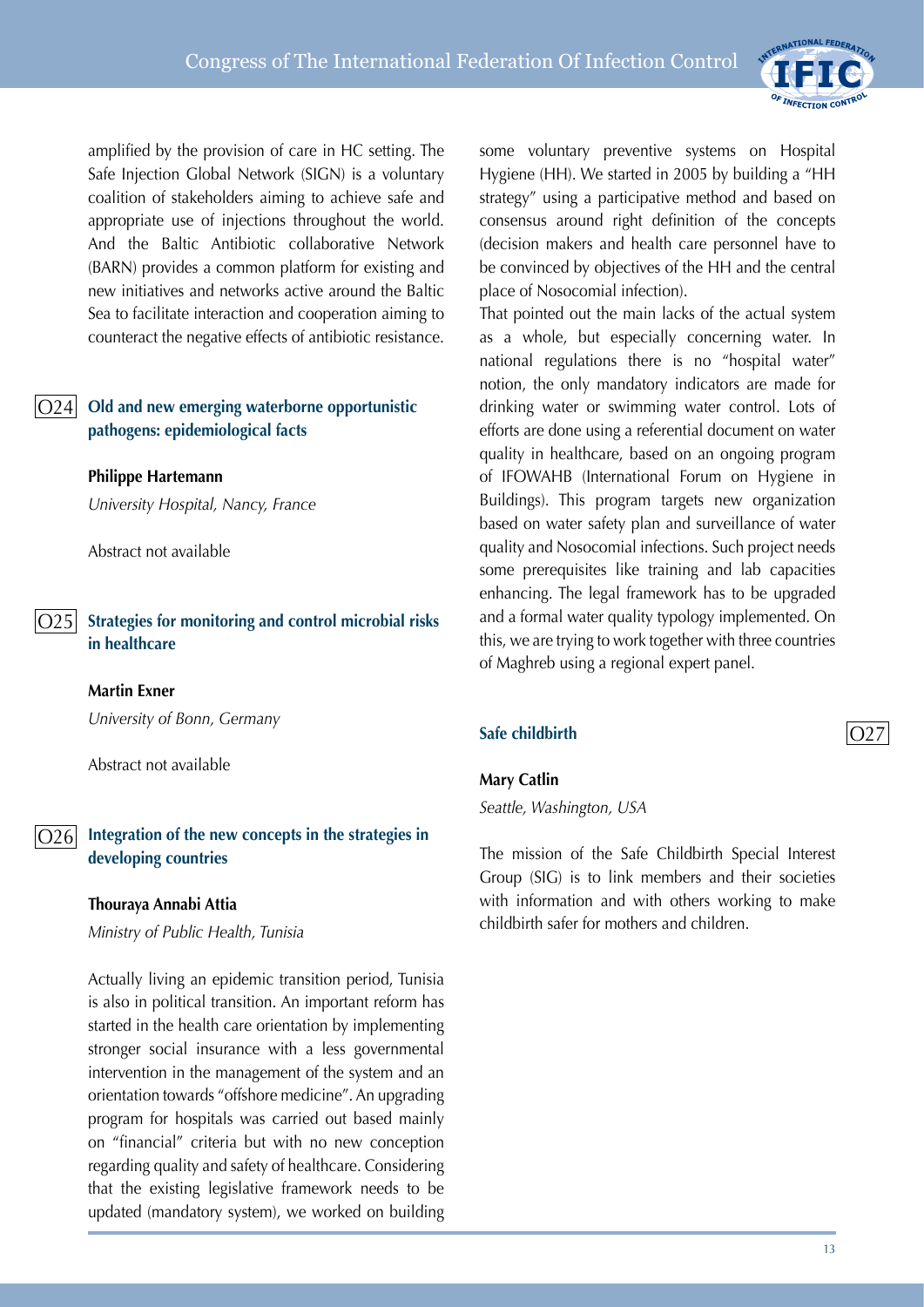amplified by the provision of care in HC setting. The Safe Injection Global Network (SIGN) is a voluntary coalition of stakeholders aiming to achieve safe and appropriate use of injections throughout the world. And the Baltic Antibiotic collaborative Network (BARN) provides a common platform for existing and new initiatives and networks active around the Baltic Sea to facilitate interaction and cooperation aiming to counteract the negative effects of antibiotic resistance.

## O24 Old and new emerging waterborne opportunistic pathogens: epidemiological facts

**Philippe Hartemann**

*University Hospital, Nancy, France*

Abstract not available

## O25 Strategies for monitoring and control microbial risks in healthcare

**Martin Exner**

*University of Bonn, Germany*

Abstract not available

## O26 Integration of the new concepts in the strategies in developing countries

**Thouraya Annabi Attia**

*Ministry of Public Health, Tunisia*

Actually living an epidemic transition period, Tunisia is also in political transition. An important reform has started in the health care orientation by implementing stronger social insurance with a less governmental intervention in the management of the system and an orientation towards "offshore medicine". An upgrading program for hospitals was carried out based mainly on "financial" criteria but with no new conception regarding quality and safety of healthcare. Considering that the existing legislative framework needs to be updated (mandatory system), we worked on building some voluntary preventive systems on Hospital Hygiene (HH). We started in 2005 by building a "HH strategy" using a participative method and based on consensus around right definition of the concepts (decision makers and health care personnel have to be convinced by objectives of the HH and the central place of Nosocomial infection).

That pointed out the main lacks of the actual system as a whole, but especially concerning water. In national regulations there is no "hospital water" notion, the only mandatory indicators are made for drinking water or swimming water control. Lots of efforts are done using a referential document on water quality in healthcare, based on an ongoing program of IFOWAHB (International Forum on Hygiene in Buildings). This program targets new organization based on water safety plan and surveillance of water quality and Nosocomial infections. Such project needs some prerequisites like training and lab capacities enhancing. The legal framework has to be upgraded and a formal water quality typology implemented. On this, we are trying to work together with three countries of Maghreb using a regional expert panel.

## O27 Safe childbirth

**Mary Catlin**

*Seattle, Washington, USA*

The mission of the Safe Childbirth Special Interest Group (SIG) is to link members and their societies with information and with others working to make childbirth safer for mothers and children.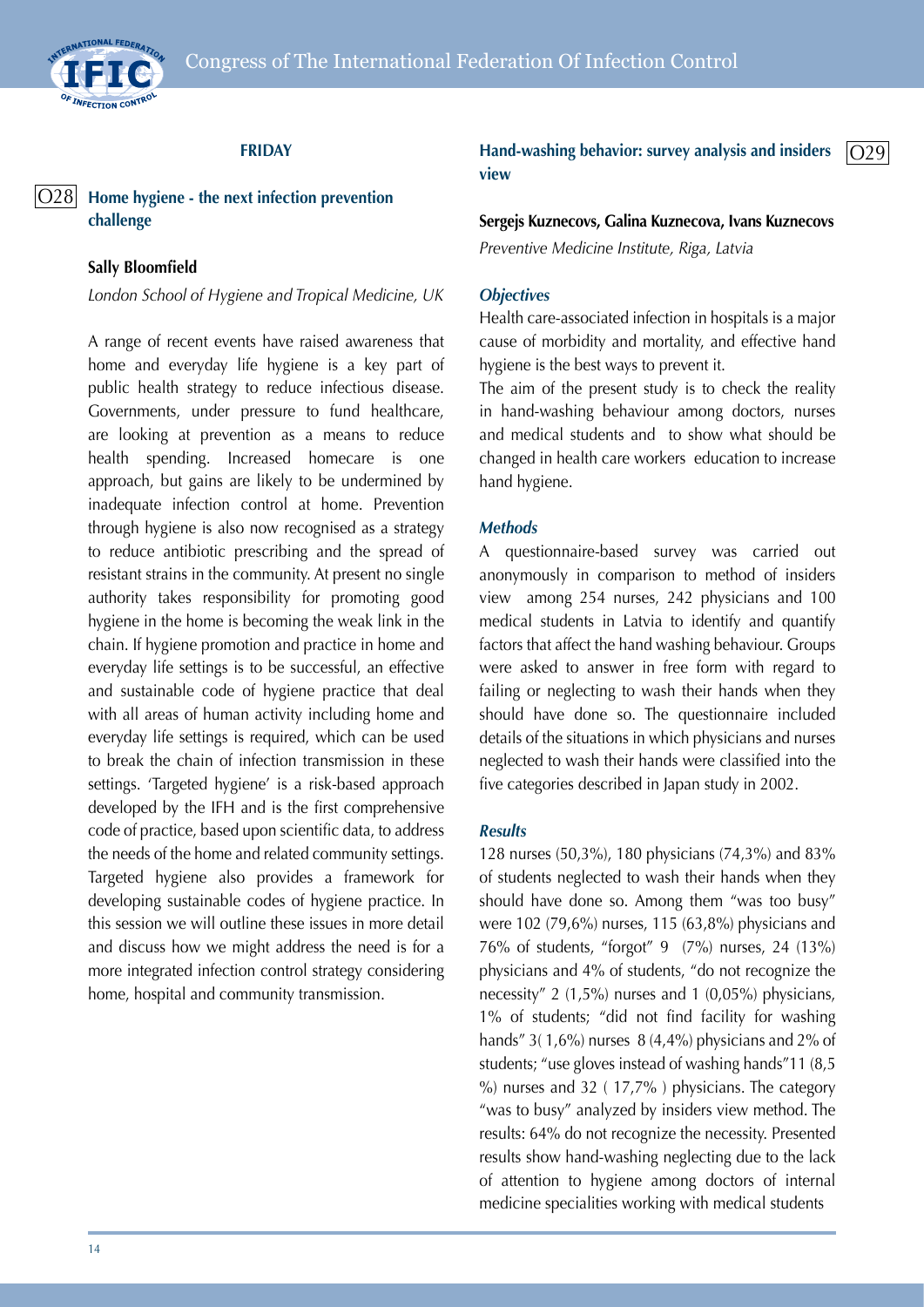**FRIDAY**

## O28 Home hygiene - the next infection prevention challenge

**Sally Bloomfield**

*London School of Hygiene and Tropical Medicine, UK*

A range of recent events have raised awareness that home and everyday life hygiene is a key part of public health strategy to reduce infectious disease. Governments, under pressure to fund healthcare, are looking at prevention as a means to reduce health spending. Increased homecare is one approach, but gains are likely to be undermined by inadequate infection control at home. Prevention through hygiene is also now recognised as a strategy to reduce antibiotic prescribing and the spread of resistant strains in the community. At present no single authority takes responsibility for promoting good hygiene in the home is becoming the weak link in the chain. If hygiene promotion and practice in home and everyday life settings is to be successful, an effective and sustainable code of hygiene practice that deal with all areas of human activity including home and everyday life settings is required, which can be used to break the chain of infection transmission in these settings. 'Targeted hygiene' is a risk-based approach developed by the IFH and is the first comprehensive code of practice, based upon scientific data, to address the needs of the home and related community settings. Targeted hygiene also provides a framework for developing sustainable codes of hygiene practice. In this session we will outline these issues in more detail and discuss how we might address the need is for a more integrated infection control strategy considering home, hospital and community transmission.

## O29 Hand-washing behavior: survey analysis and insiders view

**Sergejs Kuznecovs, Galina Kuznecova, Ivans Kuznecovs**

*Preventive Medicine Institute, Riga, Latvia*

***Objectives***

Health care-associated infection in hospitals is a major cause of morbidity and mortality, and effective hand hygiene is the best ways to prevent it.

The aim of the present study is to check the reality in hand-washing behaviour among doctors, nurses and medical students and to show what should be changed in health care workers education to increase hand hygiene.

***Methods***

A questionnaire-based survey was carried out anonymously in comparison to method of insiders view among 254 nurses, 242 physicians and 100 medical students in Latvia to identify and quantify factors that affect the hand washing behaviour. Groups were asked to answer in free form with regard to failing or neglecting to wash their hands when they should have done so. The questionnaire included details of the situations in which physicians and nurses neglected to wash their hands were classified into the five categories described in Japan study in 2002.

***Results***

128 nurses (50,3%), 180 physicians (74,3%) and 83% of students neglected to wash their hands when they should have done so. Among them "was too busy" were 102 (79,6%) nurses, 115 (63,8%) physicians and 76% of students, "forgot" 9 (7%) nurses, 24 (13%) physicians and 4% of students, "do not recognize the necessity" 2 (1,5%) nurses and 1 (0,05%) physicians, 1% of students; "did not find facility for washing hands" 3( 1,6%) nurses 8 (4,4%) physicians and 2% of students; "use gloves instead of washing hands"11 (8,5 %) nurses and 32 ( 17,7% ) physicians. The category "was to busy" analyzed by insiders view method. The results: 64% do not recognize the necessity. Presented results show hand-washing neglecting due to the lack of attention to hygiene among doctors of internal medicine specialities working with medical students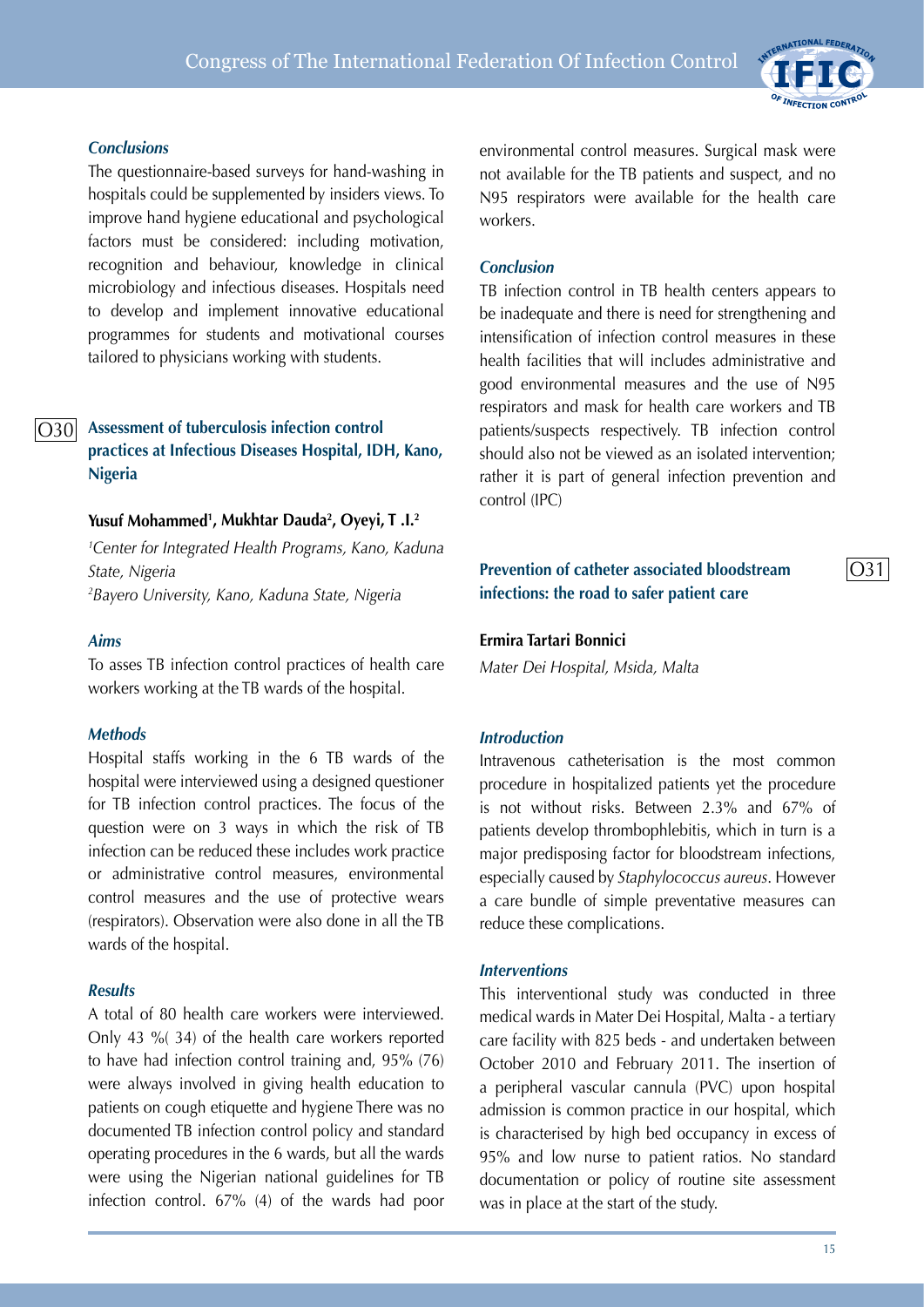### *Conclusions*

The questionnaire-based surveys for hand-washing in hospitals could be supplemented by insiders views. To improve hand hygiene educational and psychological factors must be considered: including motivation, recognition and behaviour, knowledge in clinical microbiology and infectious diseases. Hospitals need to develop and implement innovative educational programmes for students and motivational courses tailored to physicians working with students.

## O30 Assessment of tuberculosis infection control practices at Infectious Diseases Hospital, IDH, Kano, Nigeria

**Yusuf Mohammed[1], Mukhtar Dauda[2], Oyeyi, T .I.[2]**

*[1]Center for Integrated Health Programs, Kano, Kaduna State, Nigeria*
*[2]Bayero University, Kano, Kaduna State, Nigeria*

### *Aims*

To asses TB infection control practices of health care workers working at the TB wards of the hospital.

### *Methods*

Hospital staffs working in the 6 TB wards of the hospital were interviewed using a designed questioner for TB infection control practices. The focus of the question were on 3 ways in which the risk of TB infection can be reduced these includes work practice or administrative control measures, environmental control measures and the use of protective wears (respirators). Observation were also done in all the TB wards of the hospital.

### *Results*

A total of 80 health care workers were interviewed. Only 43 %( 34) of the health care workers reported to have had infection control training and, 95% (76) were always involved in giving health education to patients on cough etiquette and hygiene There was no documented TB infection control policy and standard operating procedures in the 6 wards, but all the wards were using the Nigerian national guidelines for TB infection control. 67% (4) of the wards had poor environmental control measures. Surgical mask were not available for the TB patients and suspect, and no N95 respirators were available for the health care workers.

### *Conclusion*

TB infection control in TB health centers appears to be inadequate and there is need for strengthening and intensification of infection control measures in these health facilities that will includes administrative and good environmental measures and the use of N95 respirators and mask for health care workers and TB patients/suspects respectively. TB infection control should also not be viewed as an isolated intervention; rather it is part of general infection prevention and control (IPC)

## O31 Prevention of catheter associated bloodstream infections: the road to safer patient care

**Ermira Tartari Bonnici**

*Mater Dei Hospital, Msida, Malta*

### *Introduction*

Intravenous catheterisation is the most common procedure in hospitalized patients yet the procedure is not without risks. Between 2.3% and 67% of patients develop thrombophlebitis, which in turn is a major predisposing factor for bloodstream infections, especially caused by *Staphylococcus aureus*. However a care bundle of simple preventative measures can reduce these complications.

### *Interventions*

This interventional study was conducted in three medical wards in Mater Dei Hospital, Malta - a tertiary care facility with 825 beds - and undertaken between October 2010 and February 2011. The insertion of a peripheral vascular cannula (PVC) upon hospital admission is common practice in our hospital, which is characterised by high bed occupancy in excess of 95% and low nurse to patient ratios. No standard documentation or policy of routine site assessment was in place at the start of the study.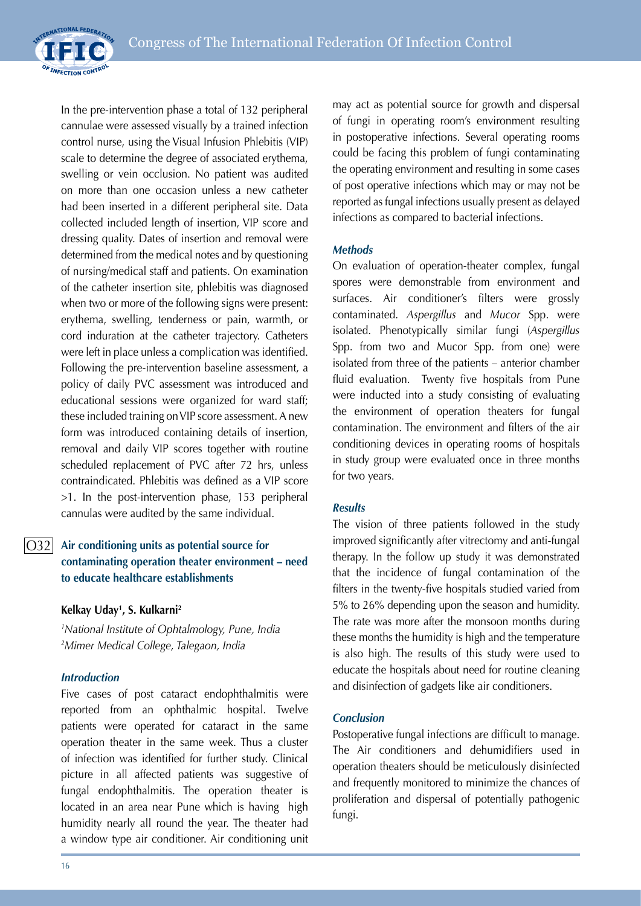In the pre-intervention phase a total of 132 peripheral cannulae were assessed visually by a trained infection control nurse, using the Visual Infusion Phlebitis (VIP) scale to determine the degree of associated erythema, swelling or vein occlusion. No patient was audited on more than one occasion unless a new catheter had been inserted in a different peripheral site. Data collected included length of insertion, VIP score and dressing quality. Dates of insertion and removal were determined from the medical notes and by questioning of nursing/medical staff and patients. On examination of the catheter insertion site, phlebitis was diagnosed when two or more of the following signs were present: erythema, swelling, tenderness or pain, warmth, or cord induration at the catheter trajectory. Catheters were left in place unless a complication was identified. Following the pre-intervention baseline assessment, a policy of daily PVC assessment was introduced and educational sessions were organized for ward staff; these included training on VIP score assessment. A new form was introduced containing details of insertion, removal and daily VIP scores together with routine scheduled replacement of PVC after 72 hrs, unless contraindicated. Phlebitis was defined as a VIP score >1. In the post-intervention phase, 153 peripheral cannulas were audited by the same individual.

## O32 Air conditioning units as potential source for contaminating operation theater environment – need to educate healthcare establishments

**Kelkay Uday[1], S. Kulkarni[2]**

*[1]National Institute of Ophtalmology, Pune, India*
*[2]Mimer Medical College, Talegaon, India*

### *Introduction*

Five cases of post cataract endophthalmitis were reported from an ophthalmic hospital. Twelve patients were operated for cataract in the same operation theater in the same week. Thus a cluster of infection was identified for further study. Clinical picture in all affected patients was suggestive of fungal endophthalmitis. The operation theater is located in an area near Pune which is having high humidity nearly all round the year. The theater had a window type air conditioner. Air conditioning unit may act as potential source for growth and dispersal of fungi in operating room's environment resulting in postoperative infections. Several operating rooms could be facing this problem of fungi contaminating the operating environment and resulting in some cases of post operative infections which may or may not be reported as fungal infections usually present as delayed infections as compared to bacterial infections.

### *Methods*

On evaluation of operation-theater complex, fungal spores were demonstrable from environment and surfaces. Air conditioner's filters were grossly contaminated. *Aspergillus* and *Mucor* Spp. were isolated. Phenotypically similar fungi (*Aspergillus* Spp. from two and Mucor Spp. from one) were isolated from three of the patients – anterior chamber fluid evaluation. Twenty five hospitals from Pune were inducted into a study consisting of evaluating the environment of operation theaters for fungal contamination. The environment and filters of the air conditioning devices in operating rooms of hospitals in study group were evaluated once in three months for two years.

### *Results*

The vision of three patients followed in the study improved significantly after vitrectomy and anti-fungal therapy. In the follow up study it was demonstrated that the incidence of fungal contamination of the filters in the twenty-five hospitals studied varied from 5% to 26% depending upon the season and humidity. The rate was more after the monsoon months during these months the humidity is high and the temperature is also high. The results of this study were used to educate the hospitals about need for routine cleaning and disinfection of gadgets like air conditioners.

### *Conclusion*

Postoperative fungal infections are difficult to manage. The Air conditioners and dehumidifiers used in operation theaters should be meticulously disinfected and frequently monitored to minimize the chances of proliferation and dispersal of potentially pathogenic fungi.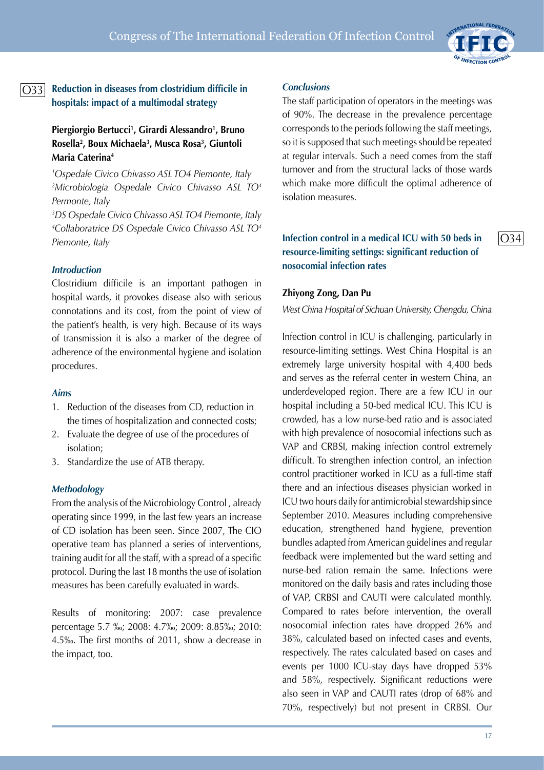## O33 Reduction in diseases from clostridium difficile in hospitals: impact of a multimodal strategy

**Piergiorgio Bertucci[1], Girardi Alessandro[1], Bruno Rosella[2], Boux Michaela[3], Musca Rosa[3], Giuntoli Maria Caterina[4]**

*[1]Ospedale Civico Chivasso ASL TO4 Piemonte, Italy*
*[2]Microbiologia Ospedale Civico Chivasso ASL TO[4] Permonte, Italy*
*[3]DS Ospedale Civico Chivasso ASL TO4 Piemonte, Italy*
*[4]Collaboratrice DS Ospedale Civico Chivasso ASL TO[4] Piemonte, Italy*

### *Introduction*

Clostridium difficile is an important pathogen in hospital wards, it provokes disease also with serious connotations and its cost, from the point of view of the patient's health, is very high. Because of its ways of transmission it is also a marker of the degree of adherence of the environmental hygiene and isolation procedures.

### *Aims*

1. Reduction of the diseases from CD, reduction in the times of hospitalization and connected costs;
2. Evaluate the degree of use of the procedures of isolation;
3. Standardize the use of ATB therapy.

### *Methodology*

From the analysis of the Microbiology Control , already operating since 1999, in the last few years an increase of CD isolation has been seen. Since 2007, The CIO operative team has planned a series of interventions, training audit for all the staff, with a spread of a specific protocol. During the last 18 months the use of isolation measures has been carefully evaluated in wards.

Results of monitoring: 2007: case prevalence percentage 5.7 ‰; 2008: 4.7‰; 2009: 8.85‰; 2010: 4.5‰. The first months of 2011, show a decrease in the impact, too.

### *Conclusions*

The staff participation of operators in the meetings was of 90%. The decrease in the prevalence percentage corresponds to the periods following the staff meetings, so it is supposed that such meetings should be repeated at regular intervals. Such a need comes from the staff turnover and from the structural lacks of those wards which make more difficult the optimal adherence of isolation measures.

## O34 Infection control in a medical ICU with 50 beds in resource-limiting settings: significant reduction of nosocomial infection rates

**Zhiyong Zong, Dan Pu**

*West China Hospital of Sichuan University, Chengdu, China*

Infection control in ICU is challenging, particularly in resource-limiting settings. West China Hospital is an extremely large university hospital with 4,400 beds and serves as the referral center in western China, an underdeveloped region. There are a few ICU in our hospital including a 50-bed medical ICU. This ICU is crowded, has a low nurse-bed ratio and is associated with high prevalence of nosocomial infections such as VAP and CRBSI, making infection control extremely difficult. To strengthen infection control, an infection control practitioner worked in ICU as a full-time staff there and an infectious diseases physician worked in ICU two hours daily for antimicrobial stewardship since September 2010. Measures including comprehensive education, strengthened hand hygiene, prevention bundles adapted from American guidelines and regular feedback were implemented but the ward setting and nurse-bed ration remain the same. Infections were monitored on the daily basis and rates including those of VAP, CRBSI and CAUTI were calculated monthly. Compared to rates before intervention, the overall nosocomial infection rates have dropped 26% and 38%, calculated based on infected cases and events, respectively. The rates calculated based on cases and events per 1000 ICU-stay days have dropped 53% and 58%, respectively. Significant reductions were also seen in VAP and CAUTI rates (drop of 68% and 70%, respectively) but not present in CRBSI. Our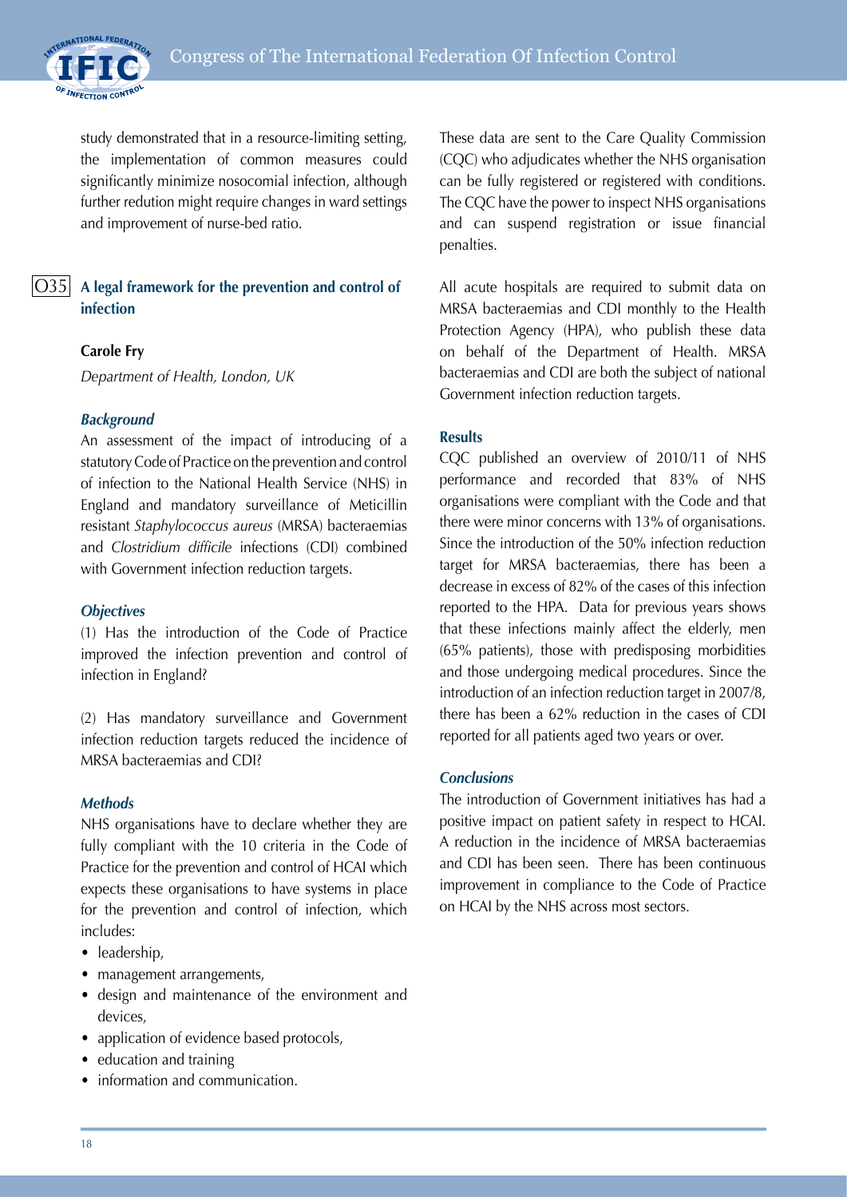study demonstrated that in a resource-limiting setting, the implementation of common measures could significantly minimize nosocomial infection, although further redution might require changes in ward settings and improvement of nurse-bed ratio.

## O35 A legal framework for the prevention and control of infection

**Carole Fry**

*Department of Health, London, UK*

### *Background*

An assessment of the impact of introducing of a statutory Code of Practice on the prevention and control of infection to the National Health Service (NHS) in England and mandatory surveillance of Meticillin resistant *Staphylococcus aureus* (MRSA) bacteraemias and *Clostridium difficile* infections (CDI) combined with Government infection reduction targets.

### *Objectives*

(1) Has the introduction of the Code of Practice improved the infection prevention and control of infection in England?

(2) Has mandatory surveillance and Government infection reduction targets reduced the incidence of MRSA bacteraemias and CDI?

### *Methods*

NHS organisations have to declare whether they are fully compliant with the 10 criteria in the Code of Practice for the prevention and control of HCAI which expects these organisations to have systems in place for the prevention and control of infection, which includes:

- leadership,
- management arrangements,
- design and maintenance of the environment and devices,
- application of evidence based protocols,
- education and training
- information and communication.

These data are sent to the Care Quality Commission (CQC) who adjudicates whether the NHS organisation can be fully registered or registered with conditions. The CQC have the power to inspect NHS organisations and can suspend registration or issue financial penalties.

All acute hospitals are required to submit data on MRSA bacteraemias and CDI monthly to the Health Protection Agency (HPA), who publish these data on behalf of the Department of Health. MRSA bacteraemias and CDI are both the subject of national Government infection reduction targets.

### Results

CQC published an overview of 2010/11 of NHS performance and recorded that 83% of NHS organisations were compliant with the Code and that there were minor concerns with 13% of organisations. Since the introduction of the 50% infection reduction target for MRSA bacteraemias, there has been a decrease in excess of 82% of the cases of this infection reported to the HPA. Data for previous years shows that these infections mainly affect the elderly, men (65% patients), those with predisposing morbidities and those undergoing medical procedures. Since the introduction of an infection reduction target in 2007/8, there has been a 62% reduction in the cases of CDI reported for all patients aged two years or over.

### *Conclusions*

The introduction of Government initiatives has had a positive impact on patient safety in respect to HCAI. A reduction in the incidence of MRSA bacteraemias and CDI has been seen. There has been continuous improvement in compliance to the Code of Practice on HCAI by the NHS across most sectors.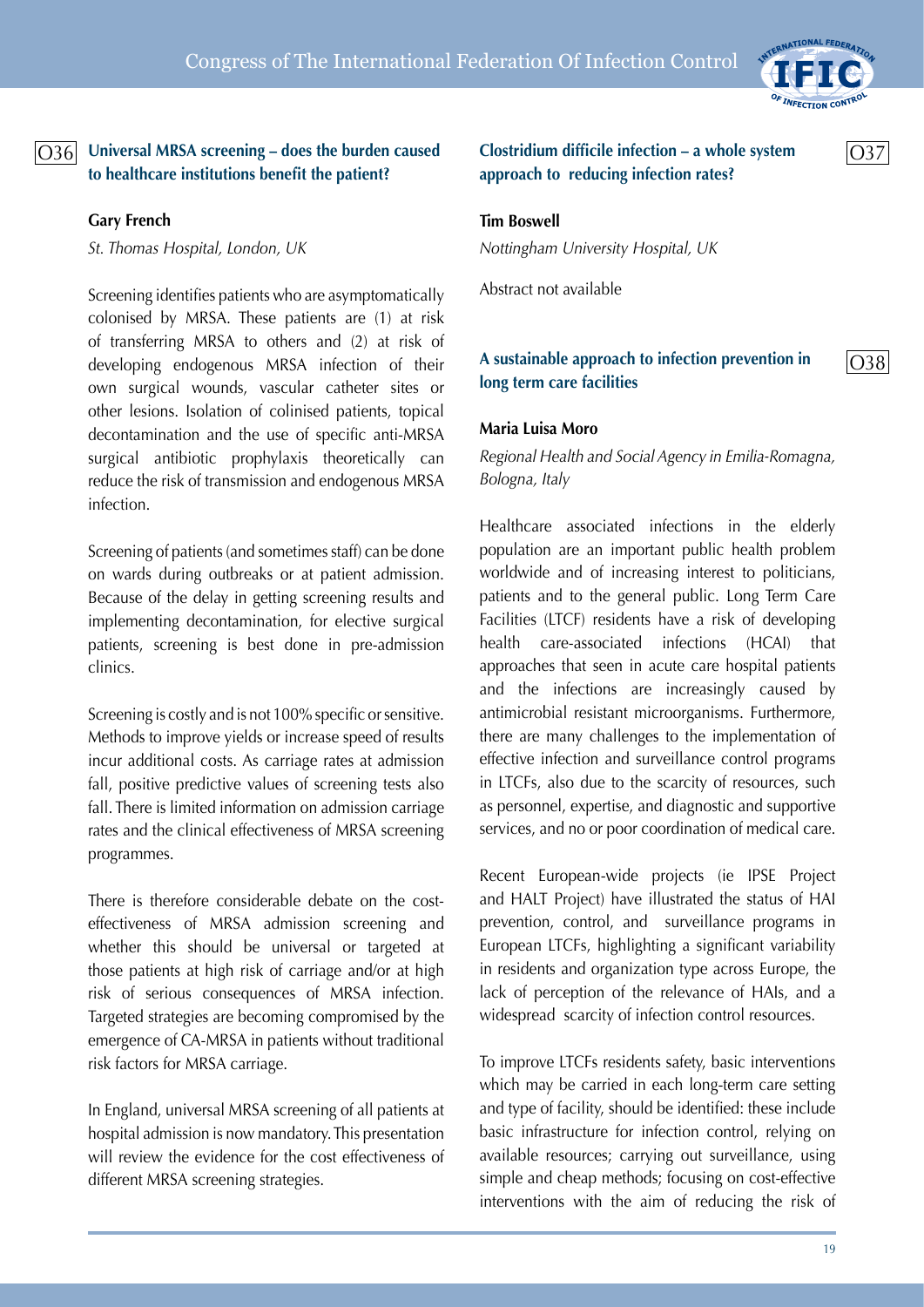## O36 Universal MRSA screening – does the burden caused to healthcare institutions benefit the patient?

**Gary French**

*St. Thomas Hospital, London, UK*

Screening identifies patients who are asymptomatically colonised by MRSA. These patients are (1) at risk of transferring MRSA to others and (2) at risk of developing endogenous MRSA infection of their own surgical wounds, vascular catheter sites or other lesions. Isolation of colinised patients, topical decontamination and the use of specific anti-MRSA surgical antibiotic prophylaxis theoretically can reduce the risk of transmission and endogenous MRSA infection.

Screening of patients (and sometimes staff) can be done on wards during outbreaks or at patient admission. Because of the delay in getting screening results and implementing decontamination, for elective surgical patients, screening is best done in pre-admission clinics.

Screening is costly and is not 100% specific or sensitive. Methods to improve yields or increase speed of results incur additional costs. As carriage rates at admission fall, positive predictive values of screening tests also fall. There is limited information on admission carriage rates and the clinical effectiveness of MRSA screening programmes.

There is therefore considerable debate on the cost-effectiveness of MRSA admission screening and whether this should be universal or targeted at those patients at high risk of carriage and/or at high risk of serious consequences of MRSA infection. Targeted strategies are becoming compromised by the emergence of CA-MRSA in patients without traditional risk factors for MRSA carriage.

In England, universal MRSA screening of all patients at hospital admission is now mandatory. This presentation will review the evidence for the cost effectiveness of different MRSA screening strategies.

## O37 Clostridium difficile infection – a whole system approach to reducing infection rates?

**Tim Boswell**

*Nottingham University Hospital, UK*

Abstract not available

## O38 A sustainable approach to infection prevention in long term care facilities

**Maria Luisa Moro**

*Regional Health and Social Agency in Emilia-Romagna, Bologna, Italy*

Healthcare associated infections in the elderly population are an important public health problem worldwide and of increasing interest to politicians, patients and to the general public. Long Term Care Facilities (LTCF) residents have a risk of developing health care-associated infections (HCAI) that approaches that seen in acute care hospital patients and the infections are increasingly caused by antimicrobial resistant microorganisms. Furthermore, there are many challenges to the implementation of effective infection and surveillance control programs in LTCFs, also due to the scarcity of resources, such as personnel, expertise, and diagnostic and supportive services, and no or poor coordination of medical care.

Recent European-wide projects (ie IPSE Project and HALT Project) have illustrated the status of HAI prevention, control, and surveillance programs in European LTCFs, highlighting a significant variability in residents and organization type across Europe, the lack of perception of the relevance of HAIs, and a widespread scarcity of infection control resources.

To improve LTCFs residents safety, basic interventions which may be carried in each long-term care setting and type of facility, should be identified: these include basic infrastructure for infection control, relying on available resources; carrying out surveillance, using simple and cheap methods; focusing on cost-effective interventions with the aim of reducing the risk of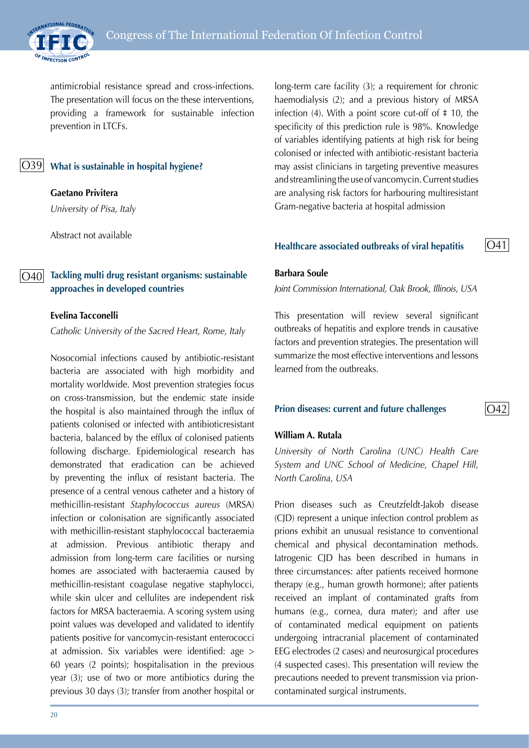antimicrobial resistance spread and cross-infections. The presentation will focus on the these interventions, providing a framework for sustainable infection prevention in LTCFs.

## O39 What is sustainable in hospital hygiene?

**Gaetano Privitera**

*University of Pisa, Italy*

Abstract not available

## O40 Tackling multi drug resistant organisms: sustainable approaches in developed countries

**Evelina Tacconelli**

*Catholic University of the Sacred Heart, Rome, Italy*

Nosocomial infections caused by antibiotic-resistant bacteria are associated with high morbidity and mortality worldwide. Most prevention strategies focus on cross-transmission, but the endemic state inside the hospital is also maintained through the influx of patients colonised or infected with antibioticresistant bacteria, balanced by the efflux of colonised patients following discharge. Epidemiological research has demonstrated that eradication can be achieved by preventing the influx of resistant bacteria. The presence of a central venous catheter and a history of methicillin-resistant *Staphylococcus aureus* (MRSA) infection or colonisation are significantly associated with methicillin-resistant staphylococcal bacteraemia at admission. Previous antibiotic therapy and admission from long-term care facilities or nursing homes are associated with bacteraemia caused by methicillin-resistant coagulase negative staphylocci, while skin ulcer and cellulites are independent risk factors for MRSA bacteraemia. A scoring system using point values was developed and validated to identify patients positive for vancomycin-resistant enterococci at admission. Six variables were identified: age > 60 years (2 points); hospitalisation in the previous year (3); use of two or more antibiotics during the previous 30 days (3); transfer from another hospital or long-term care facility (3); a requirement for chronic haemodialysis (2); and a previous history of MRSA infection (4). With a point score cut-off of ‡ 10, the specificity of this prediction rule is 98%. Knowledge of variables identifying patients at high risk for being colonised or infected with antibiotic-resistant bacteria may assist clinicians in targeting preventive measures and streamlining the use of vancomycin. Current studies are analysing risk factors for harbouring multiresistant Gram-negative bacteria at hospital admission

## O41 Healthcare associated outbreaks of viral hepatitis

**Barbara Soule**

*Joint Commission International, Oak Brook, Illinois, USA*

This presentation will review several significant outbreaks of hepatitis and explore trends in causative factors and prevention strategies. The presentation will summarize the most effective interventions and lessons learned from the outbreaks.

## O42 Prion diseases: current and future challenges

**William A. Rutala**

*University of North Carolina (UNC) Health Care System and UNC School of Medicine, Chapel Hill, North Carolina, USA*

Prion diseases such as Creutzfeldt-Jakob disease (CJD) represent a unique infection control problem as prions exhibit an unusual resistance to conventional chemical and physical decontamination methods. Iatrogenic CJD has been described in humans in three circumstances: after patients received hormone therapy (e.g., human growth hormone); after patients received an implant of contaminated grafts from humans (e.g., cornea, dura mater); and after use of contaminated medical equipment on patients undergoing intracranial placement of contaminated EEG electrodes (2 cases) and neurosurgical procedures (4 suspected cases). This presentation will review the precautions needed to prevent transmission via prion-contaminated surgical instruments.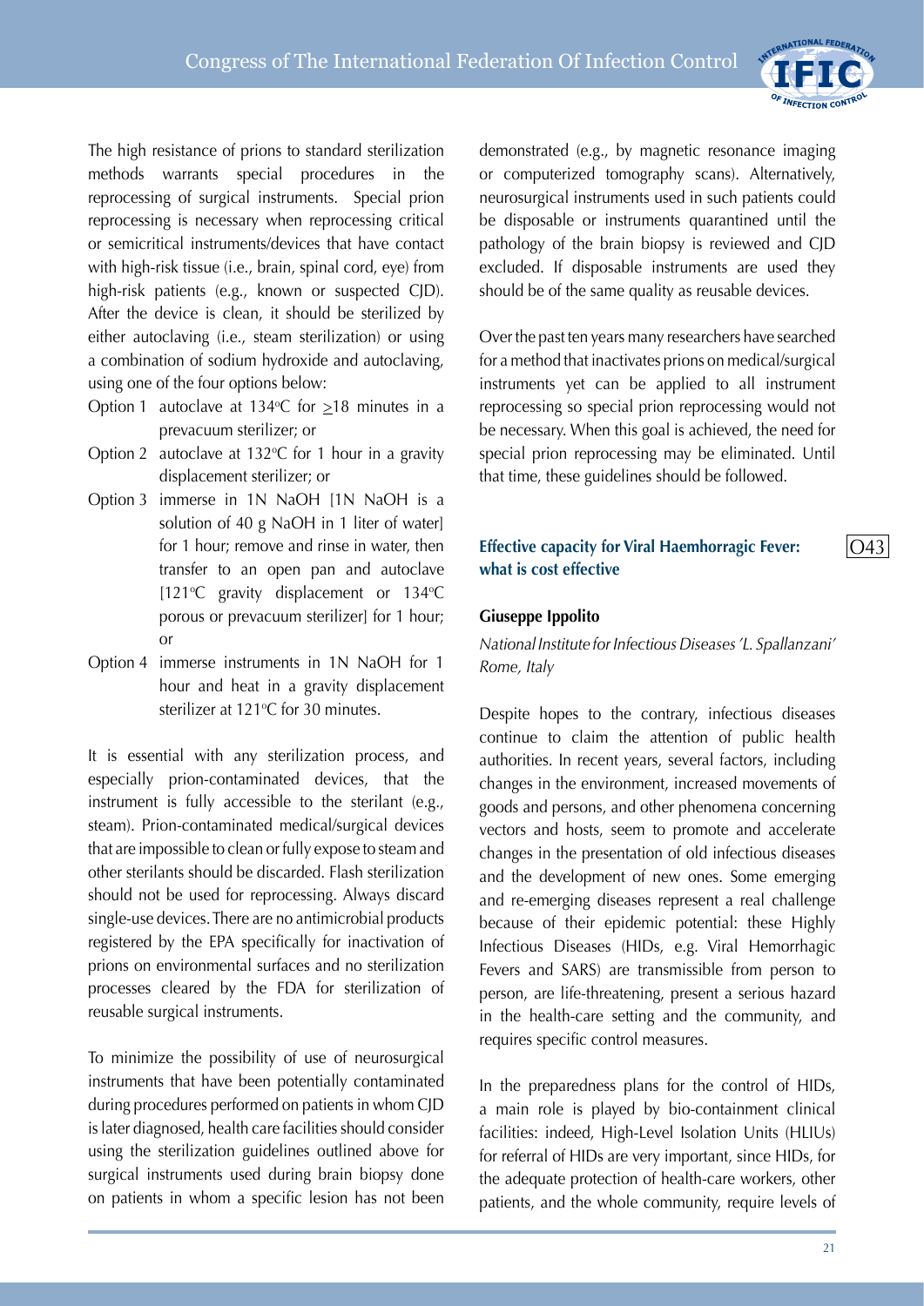The high resistance of prions to standard sterilization methods warrants special procedures in the reprocessing of surgical instruments. Special prion reprocessing is necessary when reprocessing critical or semicritical instruments/devices that have contact with high-risk tissue (i.e., brain, spinal cord, eye) from high-risk patients (e.g., known or suspected CJD). After the device is clean, it should be sterilized by either autoclaving (i.e., steam sterilization) or using a combination of sodium hydroxide and autoclaving, using one of the four options below:

- Option 1 autoclave at 134°C for ≥18 minutes in a prevacuum sterilizer; or
- Option 2 autoclave at 132°C for 1 hour in a gravity displacement sterilizer; or
- Option 3 immerse in 1N NaOH [1N NaOH is a solution of 40 g NaOH in 1 liter of water] for 1 hour; remove and rinse in water, then transfer to an open pan and autoclave [121°C gravity displacement or 134°C porous or prevacuum sterilizer] for 1 hour; or
- Option 4 immerse instruments in 1N NaOH for 1 hour and heat in a gravity displacement sterilizer at 121°C for 30 minutes.

It is essential with any sterilization process, and especially prion-contaminated devices, that the instrument is fully accessible to the sterilant (e.g., steam). Prion-contaminated medical/surgical devices that are impossible to clean or fully expose to steam and other sterilants should be discarded. Flash sterilization should not be used for reprocessing. Always discard single-use devices. There are no antimicrobial products registered by the EPA specifically for inactivation of prions on environmental surfaces and no sterilization processes cleared by the FDA for sterilization of reusable surgical instruments.

To minimize the possibility of use of neurosurgical instruments that have been potentially contaminated during procedures performed on patients in whom CJD is later diagnosed, health care facilities should consider using the sterilization guidelines outlined above for surgical instruments used during brain biopsy done on patients in whom a specific lesion has not been demonstrated (e.g., by magnetic resonance imaging or computerized tomography scans). Alternatively, neurosurgical instruments used in such patients could be disposable or instruments quarantined until the pathology of the brain biopsy is reviewed and CJD excluded. If disposable instruments are used they should be of the same quality as reusable devices.

Over the past ten years many researchers have searched for a method that inactivates prions on medical/surgical instruments yet can be applied to all instrument reprocessing so special prion reprocessing would not be necessary. When this goal is achieved, the need for special prion reprocessing may be eliminated. Until that time, these guidelines should be followed.

## Effective capacity for Viral Haemhorragic Fever: what is cost effective

O43

**Giuseppe Ippolito**

*National Institute for Infectious Diseases 'L. Spallanzani' Rome, Italy*

Despite hopes to the contrary, infectious diseases continue to claim the attention of public health authorities. In recent years, several factors, including changes in the environment, increased movements of goods and persons, and other phenomena concerning vectors and hosts, seem to promote and accelerate changes in the presentation of old infectious diseases and the development of new ones. Some emerging and re-emerging diseases represent a real challenge because of their epidemic potential: these Highly Infectious Diseases (HIDs, e.g. Viral Hemorrhagic Fevers and SARS) are transmissible from person to person, are life-threatening, present a serious hazard in the health-care setting and the community, and requires specific control measures.

In the preparedness plans for the control of HIDs, a main role is played by bio-containment clinical facilities: indeed, High-Level Isolation Units (HLIUs) for referral of HIDs are very important, since HIDs, for the adequate protection of health-care workers, other patients, and the whole community, require levels of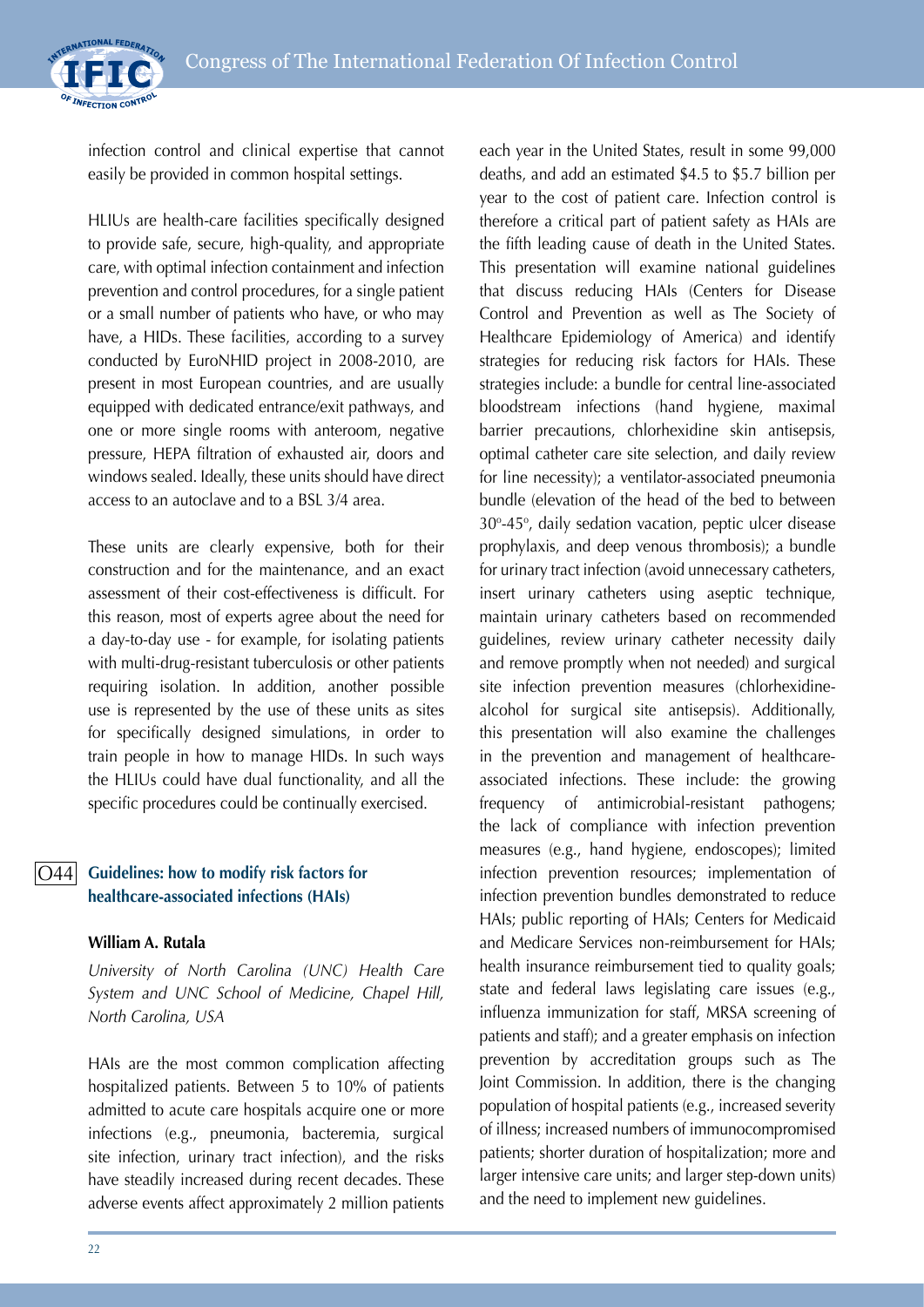infection control and clinical expertise that cannot easily be provided in common hospital settings.

HLIUs are health-care facilities specifically designed to provide safe, secure, high-quality, and appropriate care, with optimal infection containment and infection prevention and control procedures, for a single patient or a small number of patients who have, or who may have, a HIDs. These facilities, according to a survey conducted by EuroNHID project in 2008-2010, are present in most European countries, and are usually equipped with dedicated entrance/exit pathways, and one or more single rooms with anteroom, negative pressure, HEPA filtration of exhausted air, doors and windows sealed. Ideally, these units should have direct access to an autoclave and to a BSL 3/4 area.

These units are clearly expensive, both for their construction and for the maintenance, and an exact assessment of their cost-effectiveness is difficult. For this reason, most of experts agree about the need for a day-to-day use - for example, for isolating patients with multi-drug-resistant tuberculosis or other patients requiring isolation. In addition, another possible use is represented by the use of these units as sites for specifically designed simulations, in order to train people in how to manage HIDs. In such ways the HLIUs could have dual functionality, and all the specific procedures could be continually exercised.

## O44 Guidelines: how to modify risk factors for healthcare-associated infections (HAIs)

**William A. Rutala**

*University of North Carolina (UNC) Health Care System and UNC School of Medicine, Chapel Hill, North Carolina, USA*

HAIs are the most common complication affecting hospitalized patients. Between 5 to 10% of patients admitted to acute care hospitals acquire one or more infections (e.g., pneumonia, bacteremia, surgical site infection, urinary tract infection), and the risks have steadily increased during recent decades. These adverse events affect approximately 2 million patients each year in the United States, result in some 99,000 deaths, and add an estimated $4.5 to $5.7 billion per year to the cost of patient care. Infection control is therefore a critical part of patient safety as HAIs are the fifth leading cause of death in the United States. This presentation will examine national guidelines that discuss reducing HAIs (Centers for Disease Control and Prevention as well as The Society of Healthcare Epidemiology of America) and identify strategies for reducing risk factors for HAIs. These strategies include: a bundle for central line-associated bloodstream infections (hand hygiene, maximal barrier precautions, chlorhexidine skin antisepsis, optimal catheter care site selection, and daily review for line necessity); a ventilator-associated pneumonia bundle (elevation of the head of the bed to between 30º-45º, daily sedation vacation, peptic ulcer disease prophylaxis, and deep venous thrombosis); a bundle for urinary tract infection (avoid unnecessary catheters, insert urinary catheters using aseptic technique, maintain urinary catheters based on recommended guidelines, review urinary catheter necessity daily and remove promptly when not needed) and surgical site infection prevention measures (chlorhexidine-alcohol for surgical site antisepsis). Additionally, this presentation will also examine the challenges in the prevention and management of healthcare-associated infections. These include: the growing frequency of antimicrobial-resistant pathogens; the lack of compliance with infection prevention measures (e.g., hand hygiene, endoscopes); limited infection prevention resources; implementation of infection prevention bundles demonstrated to reduce HAIs; public reporting of HAIs; Centers for Medicaid and Medicare Services non-reimbursement for HAIs; health insurance reimbursement tied to quality goals; state and federal laws legislating care issues (e.g., influenza immunization for staff, MRSA screening of patients and staff); and a greater emphasis on infection prevention by accreditation groups such as The Joint Commission. In addition, there is the changing population of hospital patients (e.g., increased severity of illness; increased numbers of immunocompromised patients; shorter duration of hospitalization; more and larger intensive care units; and larger step-down units) and the need to implement new guidelines.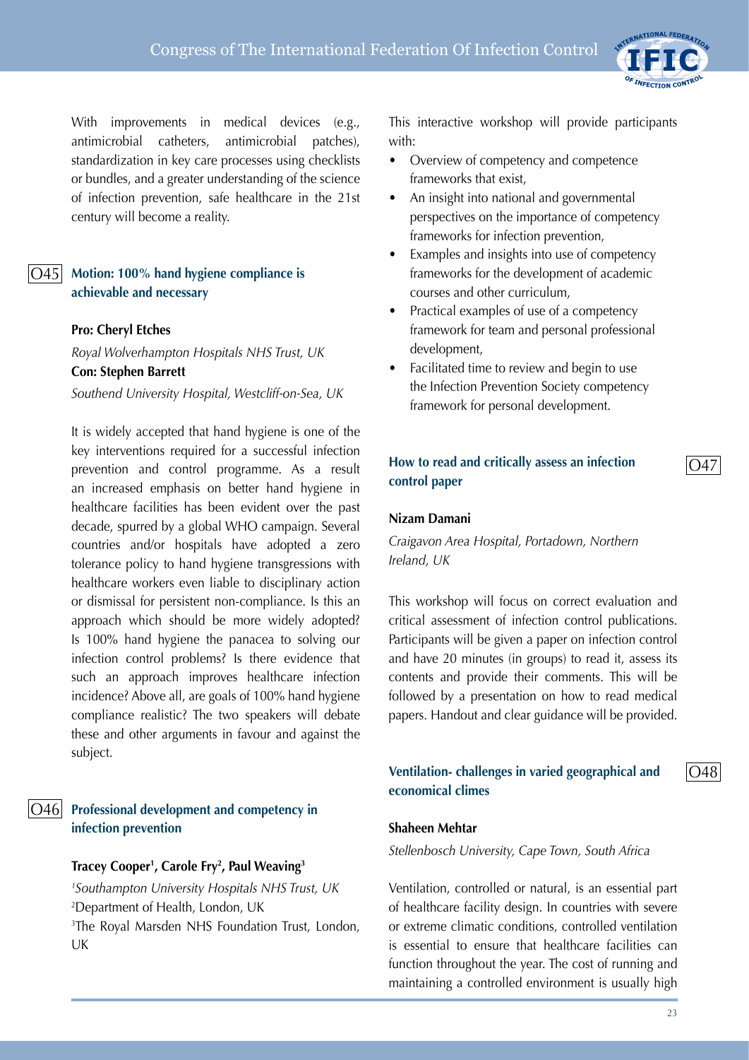With improvements in medical devices (e.g., antimicrobial catheters, antimicrobial patches), standardization in key care processes using checklists or bundles, and a greater understanding of the science of infection prevention, safe healthcare in the 21st century will become a reality.

## O45 Motion: 100% hand hygiene compliance is achievable and necessary

**Pro: Cheryl Etches**

*Royal Wolverhampton Hospitals NHS Trust, UK*

**Con: Stephen Barrett**

*Southend University Hospital, Westcliff-on-Sea, UK*

It is widely accepted that hand hygiene is one of the key interventions required for a successful infection prevention and control programme. As a result an increased emphasis on better hand hygiene in healthcare facilities has been evident over the past decade, spurred by a global WHO campaign. Several countries and/or hospitals have adopted a zero tolerance policy to hand hygiene transgressions with healthcare workers even liable to disciplinary action or dismissal for persistent non-compliance. Is this an approach which should be more widely adopted? Is 100% hand hygiene the panacea to solving our infection control problems? Is there evidence that such an approach improves healthcare infection incidence? Above all, are goals of 100% hand hygiene compliance realistic? The two speakers will debate these and other arguments in favour and against the subject.

## O46 Professional development and competency in infection prevention

**Tracey Cooper[1], Carole Fry[2], Paul Weaving[3]**

[1]*Southampton University Hospitals NHS Trust, UK*
[2]Department of Health, London, UK
[3]The Royal Marsden NHS Foundation Trust, London, UK

This interactive workshop will provide participants with:

- Overview of competency and competence frameworks that exist,
- An insight into national and governmental perspectives on the importance of competency frameworks for infection prevention,
- Examples and insights into use of competency frameworks for the development of academic courses and other curriculum,
- Practical examples of use of a competency framework for team and personal professional development,
- Facilitated time to review and begin to use the Infection Prevention Society competency framework for personal development.

## O47 How to read and critically assess an infection control paper

**Nizam Damani**

*Craigavon Area Hospital, Portadown, Northern Ireland, UK*

This workshop will focus on correct evaluation and critical assessment of infection control publications. Participants will be given a paper on infection control and have 20 minutes (in groups) to read it, assess its contents and provide their comments. This will be followed by a presentation on how to read medical papers. Handout and clear guidance will be provided.

## O48 Ventilation- challenges in varied geographical and economical climes

**Shaheen Mehtar**

*Stellenbosch University, Cape Town, South Africa*

Ventilation, controlled or natural, is an essential part of healthcare facility design. In countries with severe or extreme climatic conditions, controlled ventilation is essential to ensure that healthcare facilities can function throughout the year. The cost of running and maintaining a controlled environment is usually high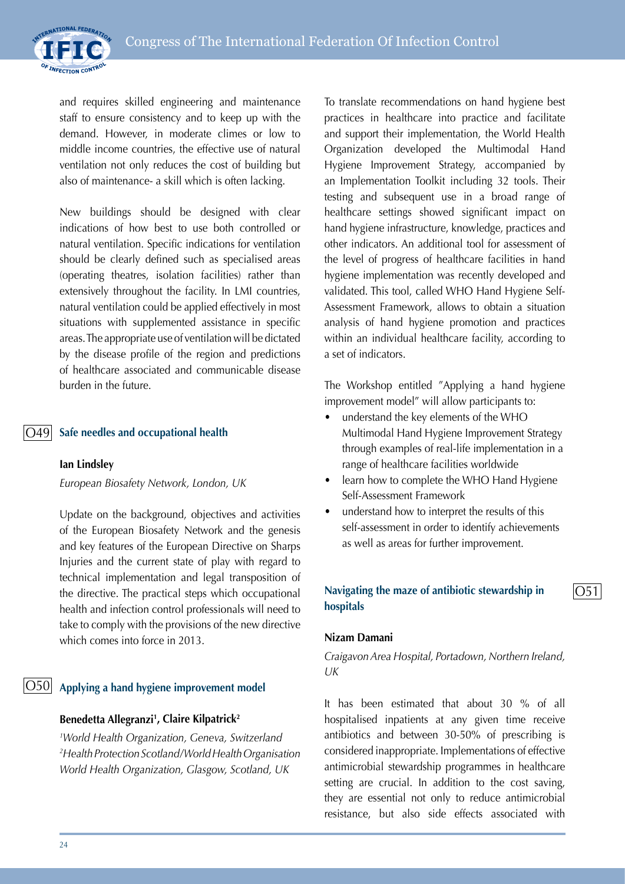and requires skilled engineering and maintenance staff to ensure consistency and to keep up with the demand. However, in moderate climes or low to middle income countries, the effective use of natural ventilation not only reduces the cost of building but also of maintenance- a skill which is often lacking.

New buildings should be designed with clear indications of how best to use both controlled or natural ventilation. Specific indications for ventilation should be clearly defined such as specialised areas (operating theatres, isolation facilities) rather than extensively throughout the facility. In LMI countries, natural ventilation could be applied effectively in most situations with supplemented assistance in specific areas. The appropriate use of ventilation will be dictated by the disease profile of the region and predictions of healthcare associated and communicable disease burden in the future.

## O49 Safe needles and occupational health

**Ian Lindsley**

*European Biosafety Network, London, UK*

Update on the background, objectives and activities of the European Biosafety Network and the genesis and key features of the European Directive on Sharps Injuries and the current state of play with regard to technical implementation and legal transposition of the directive. The practical steps which occupational health and infection control professionals will need to take to comply with the provisions of the new directive which comes into force in 2013.

## O50 Applying a hand hygiene improvement model

**Benedetta Allegranzi[1], Claire Kilpatrick[2]**

*[1]World Health Organization, Geneva, Switzerland*
*[2]Health Protection Scotland/World Health Organisation World Health Organization, Glasgow, Scotland, UK*

To translate recommendations on hand hygiene best practices in healthcare into practice and facilitate and support their implementation, the World Health Organization developed the Multimodal Hand Hygiene Improvement Strategy, accompanied by an Implementation Toolkit including 32 tools. Their testing and subsequent use in a broad range of healthcare settings showed significant impact on hand hygiene infrastructure, knowledge, practices and other indicators. An additional tool for assessment of the level of progress of healthcare facilities in hand hygiene implementation was recently developed and validated. This tool, called WHO Hand Hygiene Self-Assessment Framework, allows to obtain a situation analysis of hand hygiene promotion and practices within an individual healthcare facility, according to a set of indicators.

The Workshop entitled "Applying a hand hygiene improvement model" will allow participants to:

- understand the key elements of the WHO Multimodal Hand Hygiene Improvement Strategy through examples of real-life implementation in a range of healthcare facilities worldwide
- learn how to complete the WHO Hand Hygiene Self-Assessment Framework
- understand how to interpret the results of this self-assessment in order to identify achievements as well as areas for further improvement.

## O51 Navigating the maze of antibiotic stewardship in hospitals

**Nizam Damani**

*Craigavon Area Hospital, Portadown, Northern Ireland, UK*

It has been estimated that about 30 % of all hospitalised inpatients at any given time receive antibiotics and between 30-50% of prescribing is considered inappropriate. Implementations of effective antimicrobial stewardship programmes in healthcare setting are crucial. In addition to the cost saving, they are essential not only to reduce antimicrobial resistance, but also side effects associated with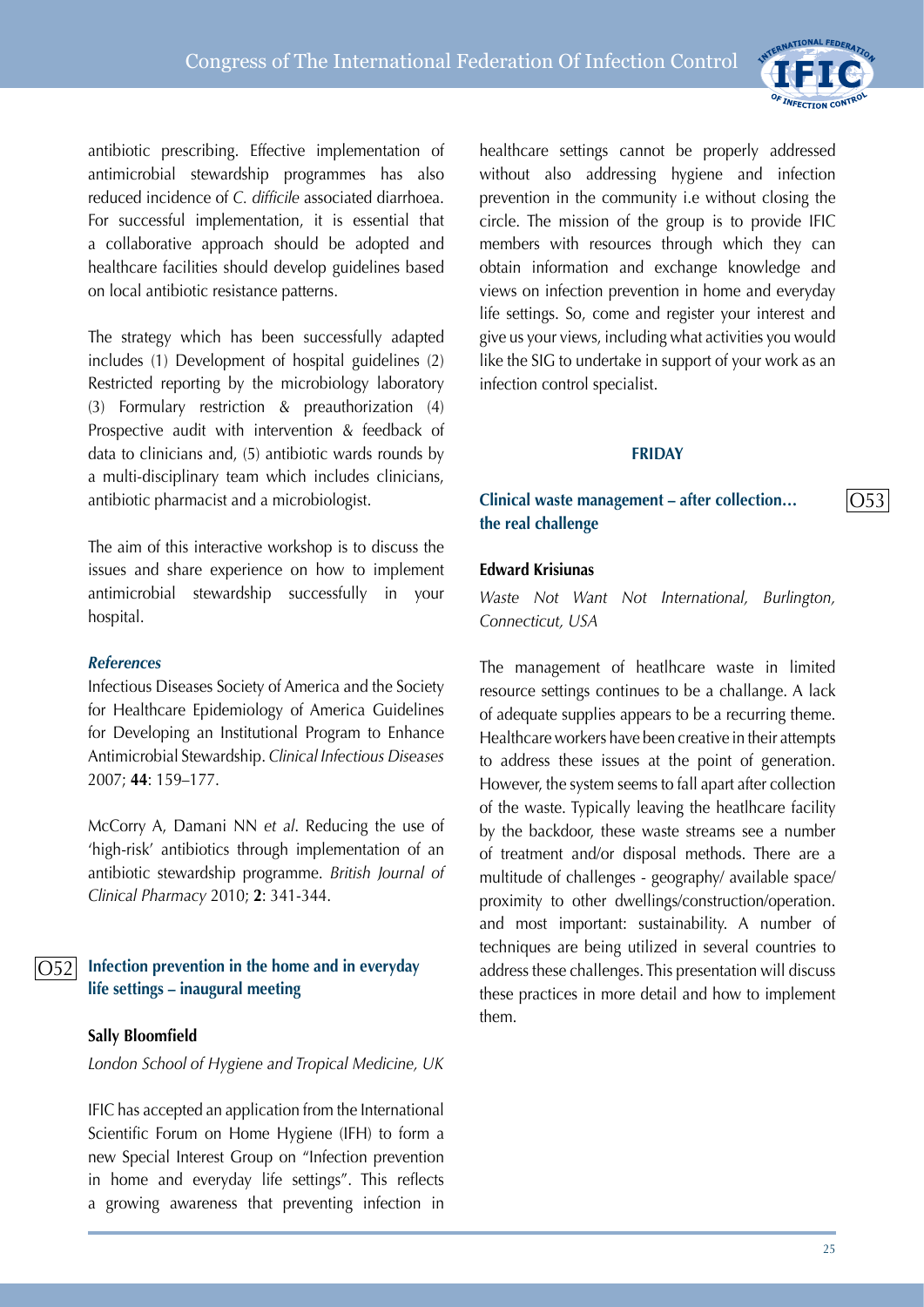antibiotic prescribing. Effective implementation of antimicrobial stewardship programmes has also reduced incidence of *C. difficile* associated diarrhoea. For successful implementation, it is essential that a collaborative approach should be adopted and healthcare facilities should develop guidelines based on local antibiotic resistance patterns.

The strategy which has been successfully adapted includes (1) Development of hospital guidelines (2) Restricted reporting by the microbiology laboratory (3) Formulary restriction & preauthorization (4) Prospective audit with intervention & feedback of data to clinicians and, (5) antibiotic wards rounds by a multi-disciplinary team which includes clinicians, antibiotic pharmacist and a microbiologist.

The aim of this interactive workshop is to discuss the issues and share experience on how to implement antimicrobial stewardship successfully in your hospital.

### *References*

Infectious Diseases Society of America and the Society for Healthcare Epidemiology of America Guidelines for Developing an Institutional Program to Enhance Antimicrobial Stewardship. *Clinical Infectious Diseases* 2007; **44**: 159–177.

McCorry A, Damani NN *et al*. Reducing the use of 'high-risk' antibiotics through implementation of an antibiotic stewardship programme. *British Journal of Clinical Pharmacy* 2010; **2**: 341-344.

## O52 Infection prevention in the home and in everyday life settings – inaugural meeting

**Sally Bloomfield**

*London School of Hygiene and Tropical Medicine, UK*

IFIC has accepted an application from the International Scientific Forum on Home Hygiene (IFH) to form a new Special Interest Group on "Infection prevention in home and everyday life settings". This reflects a growing awareness that preventing infection in healthcare settings cannot be properly addressed without also addressing hygiene and infection prevention in the community i.e without closing the circle. The mission of the group is to provide IFIC members with resources through which they can obtain information and exchange knowledge and views on infection prevention in home and everyday life settings. So, come and register your interest and give us your views, including what activities you would like the SIG to undertake in support of your work as an infection control specialist.

**FRIDAY**

## O53 Clinical waste management – after collection… the real challenge

**Edward Krisiunas**

*Waste Not Want Not International, Burlington, Connecticut, USA*

The management of heatlhcare waste in limited resource settings continues to be a challange. A lack of adequate supplies appears to be a recurring theme. Healthcare workers have been creative in their attempts to address these issues at the point of generation. However, the system seems to fall apart after collection of the waste. Typically leaving the heatlhcare facility by the backdoor, these waste streams see a number of treatment and/or disposal methods. There are a multitude of challenges - geography/ available space/ proximity to other dwellings/construction/operation. and most important: sustainability. A number of techniques are being utilized in several countries to address these challenges. This presentation will discuss these practices in more detail and how to implement them.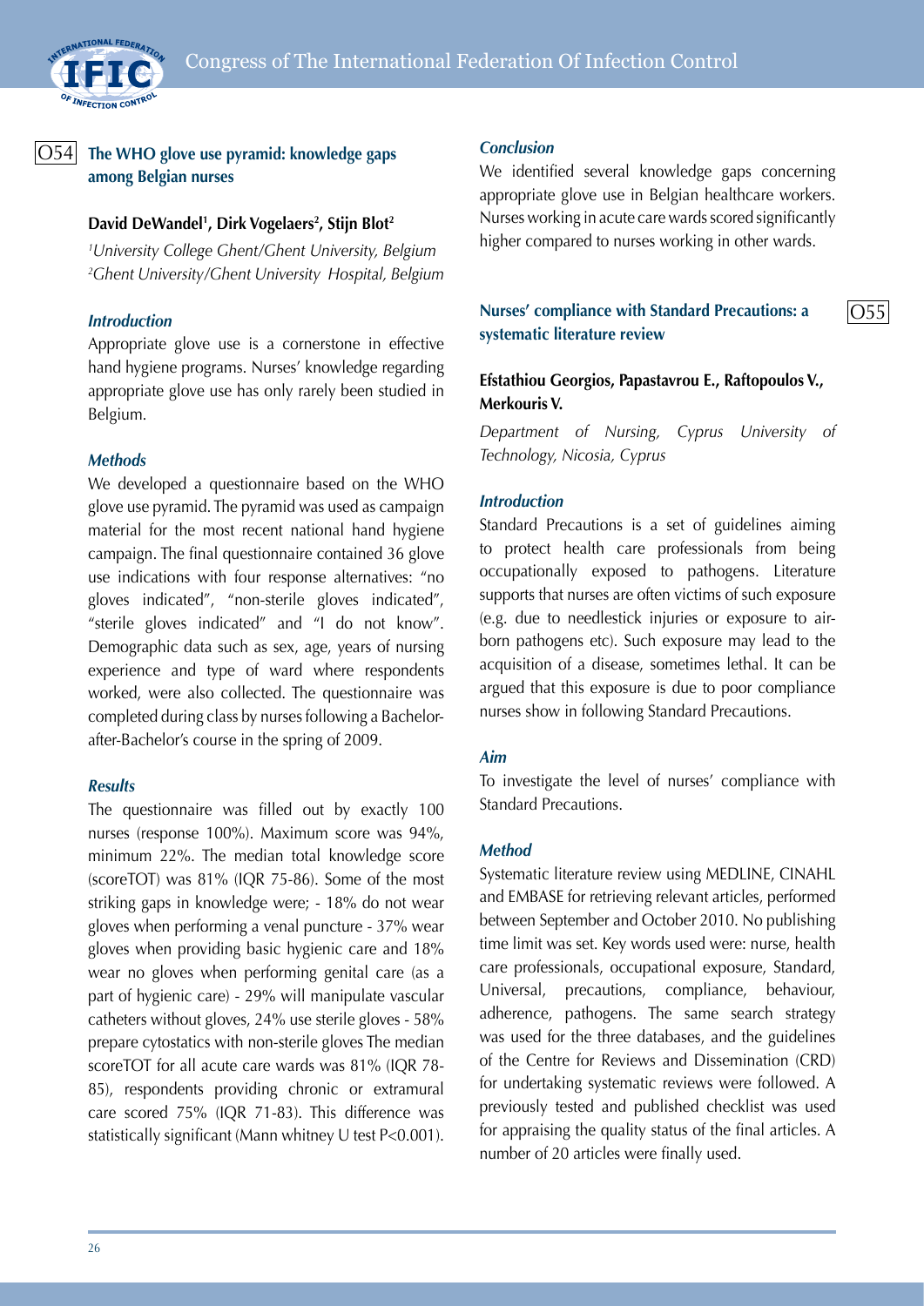## O54 The WHO glove use pyramid: knowledge gaps among Belgian nurses

**David DeWandel[1], Dirk Vogelaers[2], Stijn Blot[2]**

*[1]University College Ghent/Ghent University, Belgium*
*[2]Ghent University/Ghent University Hospital, Belgium*

### *Introduction*

Appropriate glove use is a cornerstone in effective hand hygiene programs. Nurses' knowledge regarding appropriate glove use has only rarely been studied in Belgium.

### *Methods*

We developed a questionnaire based on the WHO glove use pyramid. The pyramid was used as campaign material for the most recent national hand hygiene campaign. The final questionnaire contained 36 glove use indications with four response alternatives: "no gloves indicated", "non-sterile gloves indicated", "sterile gloves indicated" and "I do not know". Demographic data such as sex, age, years of nursing experience and type of ward where respondents worked, were also collected. The questionnaire was completed during class by nurses following a Bachelor-after-Bachelor's course in the spring of 2009.

### *Results*

The questionnaire was filled out by exactly 100 nurses (response 100%). Maximum score was 94%, minimum 22%. The median total knowledge score (scoreTOT) was 81% (IQR 75-86). Some of the most striking gaps in knowledge were; - 18% do not wear gloves when performing a venal puncture - 37% wear gloves when providing basic hygienic care and 18% wear no gloves when performing genital care (as a part of hygienic care) - 29% will manipulate vascular catheters without gloves, 24% use sterile gloves - 58% prepare cytostatics with non-sterile gloves The median scoreTOT for all acute care wards was 81% (IQR 78-85), respondents providing chronic or extramural care scored 75% (IQR 71-83). This difference was statistically significant (Mann whitney U test $P<0.001$).

### *Conclusion*

We identified several knowledge gaps concerning appropriate glove use in Belgian healthcare workers. Nurses working in acute care wards scored significantly higher compared to nurses working in other wards.

## O55 Nurses' compliance with Standard Precautions: a systematic literature review

**Efstathiou Georgios, Papastavrou E., Raftopoulos V., Merkouris V.**

*Department of Nursing, Cyprus University of Technology, Nicosia, Cyprus*

### *Introduction*

Standard Precautions is a set of guidelines aiming to protect health care professionals from being occupationally exposed to pathogens. Literature supports that nurses are often victims of such exposure (e.g. due to needlestick injuries or exposure to air-born pathogens etc). Such exposure may lead to the acquisition of a disease, sometimes lethal. It can be argued that this exposure is due to poor compliance nurses show in following Standard Precautions.

### *Aim*

To investigate the level of nurses' compliance with Standard Precautions.

### *Method*

Systematic literature review using MEDLINE, CINAHL and EMBASE for retrieving relevant articles, performed between September and October 2010. No publishing time limit was set. Key words used were: nurse, health care professionals, occupational exposure, Standard, Universal, precautions, compliance, behaviour, adherence, pathogens. The same search strategy was used for the three databases, and the guidelines of the Centre for Reviews and Dissemination (CRD) for undertaking systematic reviews were followed. A previously tested and published checklist was used for appraising the quality status of the final articles. A number of 20 articles were finally used.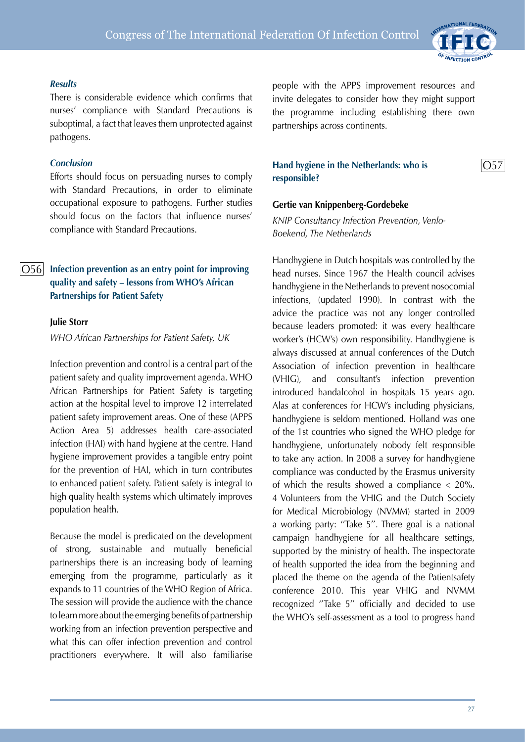### *Results*

There is considerable evidence which confirms that nurses' compliance with Standard Precautions is suboptimal, a fact that leaves them unprotected against pathogens.

### *Conclusion*

Efforts should focus on persuading nurses to comply with Standard Precautions, in order to eliminate occupational exposure to pathogens. Further studies should focus on the factors that influence nurses' compliance with Standard Precautions.

## O56 Infection prevention as an entry point for improving quality and safety – lessons from WHO's African Partnerships for Patient Safety

**Julie Storr**

*WHO African Partnerships for Patient Safety, UK*

Infection prevention and control is a central part of the patient safety and quality improvement agenda. WHO African Partnerships for Patient Safety is targeting action at the hospital level to improve 12 interrelated patient safety improvement areas. One of these (APPS Action Area 5) addresses health care-associated infection (HAI) with hand hygiene at the centre. Hand hygiene improvement provides a tangible entry point for the prevention of HAI, which in turn contributes to enhanced patient safety. Patient safety is integral to high quality health systems which ultimately improves population health.

Because the model is predicated on the development of strong, sustainable and mutually beneficial partnerships there is an increasing body of learning emerging from the programme, particularly as it expands to 11 countries of the WHO Region of Africa. The session will provide the audience with the chance to learn more about the emerging benefits of partnership working from an infection prevention perspective and what this can offer infection prevention and control practitioners everywhere. It will also familiarise people with the APPS improvement resources and invite delegates to consider how they might support the programme including establishing there own partnerships across continents.

## O57 Hand hygiene in the Netherlands: who is responsible?

**Gertie van Knippenberg-Gordebeke**

*KNIP Consultancy Infection Prevention, Venlo-Boekend, The Netherlands*

Handhygiene in Dutch hospitals was controlled by the head nurses. Since 1967 the Health council advises handhygiene in the Netherlands to prevent nosocomial infections, (updated 1990). In contrast with the advice the practice was not any longer controlled because leaders promoted: it was every healthcare worker's (HCW's) own responsibility. Handhygiene is always discussed at annual conferences of the Dutch Association of infection prevention in healthcare (VHIG), and consultant's infection prevention introduced handalcohol in hospitals 15 years ago. Alas at conferences for HCW's including physicians, handhygiene is seldom mentioned. Holland was one of the 1st countries who signed the WHO pledge for handhygiene, unfortunately nobody felt responsible to take any action. In 2008 a survey for handhygiene compliance was conducted by the Erasmus university of which the results showed a compliance < 20%. 4 Volunteers from the VHIG and the Dutch Society for Medical Microbiology (NVMM) started in 2009 a working party: ''Take 5''. There goal is a national campaign handhygiene for all healthcare settings, supported by the ministry of health. The inspectorate of health supported the idea from the beginning and placed the theme on the agenda of the Patientsafety conference 2010. This year VHIG and NVMM recognized ''Take 5'' officially and decided to use the WHO's self-assessment as a tool to progress hand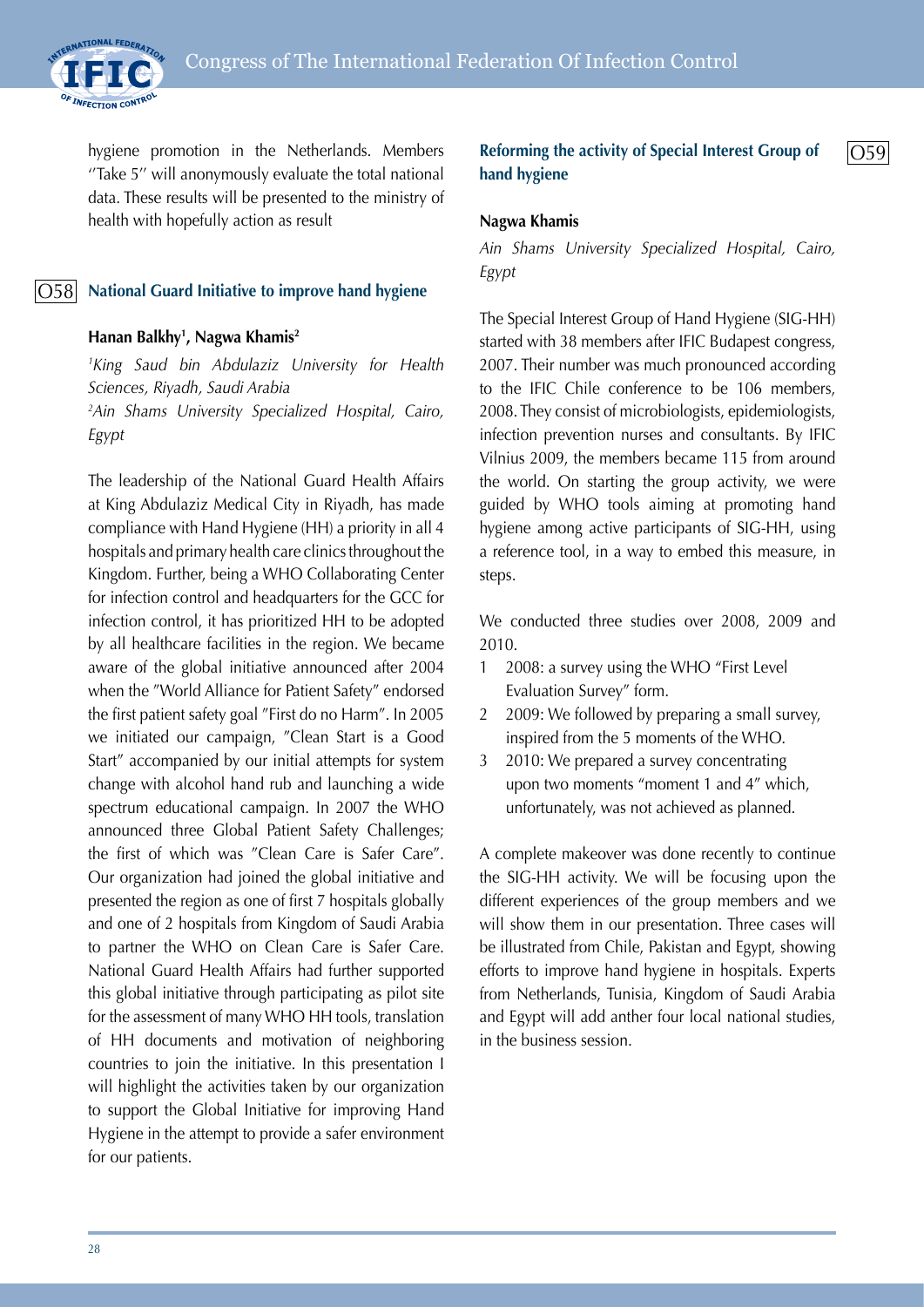hygiene promotion in the Netherlands. Members ''Take 5'' will anonymously evaluate the total national data. These results will be presented to the ministry of health with hopefully action as result

## O58 National Guard Initiative to improve hand hygiene

**Hanan Balkhy[1], Nagwa Khamis[2]**

*[1]King Saud bin Abdulaziz University for Health Sciences, Riyadh, Saudi Arabia*
*[2]Ain Shams University Specialized Hospital, Cairo, Egypt*

The leadership of the National Guard Health Affairs at King Abdulaziz Medical City in Riyadh, has made compliance with Hand Hygiene (HH) a priority in all 4 hospitals and primary health care clinics throughout the Kingdom. Further, being a WHO Collaborating Center for infection control and headquarters for the GCC for infection control, it has prioritized HH to be adopted by all healthcare facilities in the region. We became aware of the global initiative announced after 2004 when the "World Alliance for Patient Safety" endorsed the first patient safety goal "First do no Harm". In 2005 we initiated our campaign, "Clean Start is a Good Start" accompanied by our initial attempts for system change with alcohol hand rub and launching a wide spectrum educational campaign. In 2007 the WHO announced three Global Patient Safety Challenges; the first of which was "Clean Care is Safer Care". Our organization had joined the global initiative and presented the region as one of first 7 hospitals globally and one of 2 hospitals from Kingdom of Saudi Arabia to partner the WHO on Clean Care is Safer Care. National Guard Health Affairs had further supported this global initiative through participating as pilot site for the assessment of many WHO HH tools, translation of HH documents and motivation of neighboring countries to join the initiative. In this presentation I will highlight the activities taken by our organization to support the Global Initiative for improving Hand Hygiene in the attempt to provide a safer environment for our patients.

## O59 Reforming the activity of Special Interest Group of hand hygiene

**Nagwa Khamis**

*Ain Shams University Specialized Hospital, Cairo, Egypt*

The Special Interest Group of Hand Hygiene (SIG-HH) started with 38 members after IFIC Budapest congress, 2007. Their number was much pronounced according to the IFIC Chile conference to be 106 members, 2008. They consist of microbiologists, epidemiologists, infection prevention nurses and consultants. By IFIC Vilnius 2009, the members became 115 from around the world. On starting the group activity, we were guided by WHO tools aiming at promoting hand hygiene among active participants of SIG-HH, using a reference tool, in a way to embed this measure, in steps.

We conducted three studies over 2008, 2009 and 2010.

1. 2008: a survey using the WHO "First Level Evaluation Survey" form.
2. 2009: We followed by preparing a small survey, inspired from the 5 moments of the WHO.
3. 2010: We prepared a survey concentrating upon two moments "moment 1 and 4" which, unfortunately, was not achieved as planned.

A complete makeover was done recently to continue the SIG-HH activity. We will be focusing upon the different experiences of the group members and we will show them in our presentation. Three cases will be illustrated from Chile, Pakistan and Egypt, showing efforts to improve hand hygiene in hospitals. Experts from Netherlands, Tunisia, Kingdom of Saudi Arabia and Egypt will add anther four local national studies, in the business session.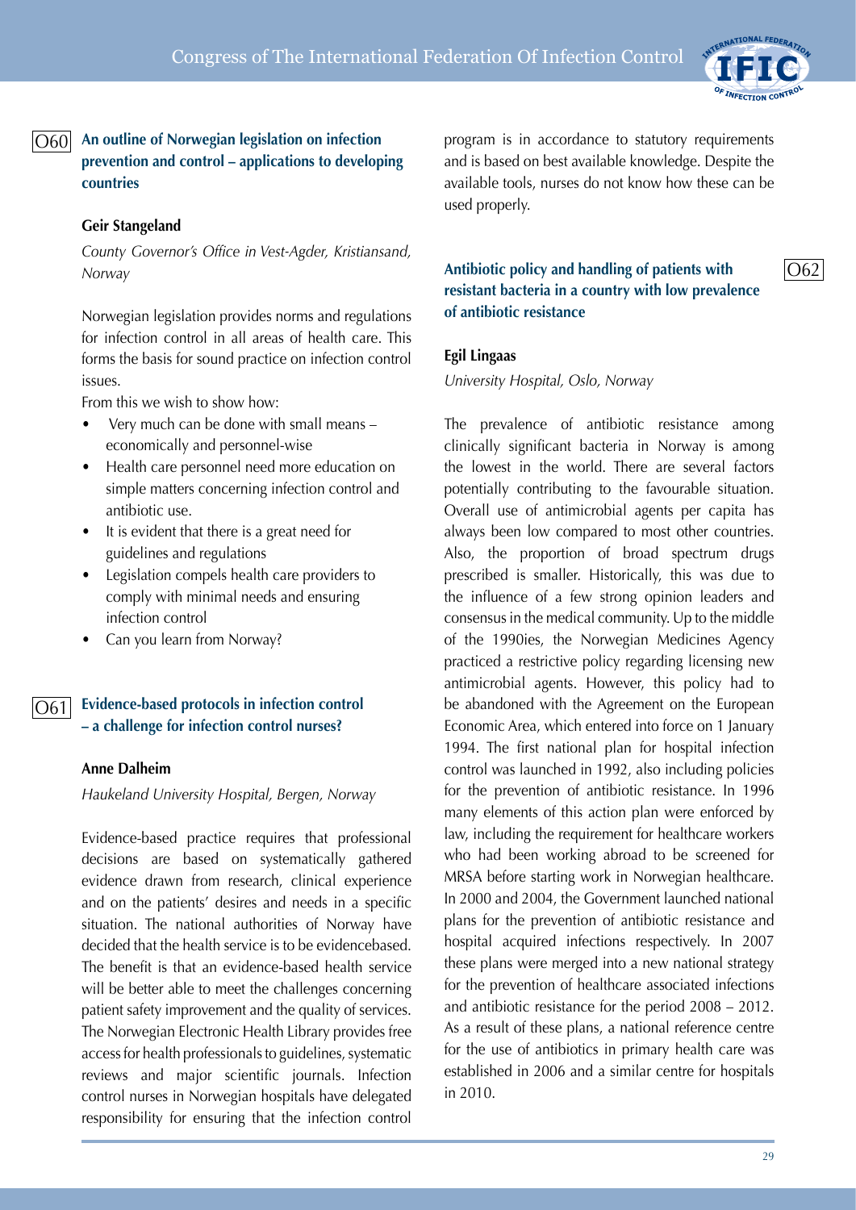## O60 An outline of Norwegian legislation on infection prevention and control – applications to developing countries

**Geir Stangeland**

*County Governor's Office in Vest-Agder, Kristiansand, Norway*

Norwegian legislation provides norms and regulations for infection control in all areas of health care. This forms the basis for sound practice on infection control issues.

From this we wish to show how:

- Very much can be done with small means – economically and personnel-wise
- Health care personnel need more education on simple matters concerning infection control and antibiotic use.
- It is evident that there is a great need for guidelines and regulations
- Legislation compels health care providers to comply with minimal needs and ensuring infection control
- Can you learn from Norway?

## O61 Evidence-based protocols in infection control – a challenge for infection control nurses?

**Anne Dalheim**

*Haukeland University Hospital, Bergen, Norway*

Evidence-based practice requires that professional decisions are based on systematically gathered evidence drawn from research, clinical experience and on the patients' desires and needs in a specific situation. The national authorities of Norway have decided that the health service is to be evidencebased. The benefit is that an evidence-based health service will be better able to meet the challenges concerning patient safety improvement and the quality of services. The Norwegian Electronic Health Library provides free access for health professionals to guidelines, systematic reviews and major scientific journals. Infection control nurses in Norwegian hospitals have delegated responsibility for ensuring that the infection control program is in accordance to statutory requirements and is based on best available knowledge. Despite the available tools, nurses do not know how these can be used properly.

## O62 Antibiotic policy and handling of patients with resistant bacteria in a country with low prevalence of antibiotic resistance

**Egil Lingaas**

*University Hospital, Oslo, Norway*

The prevalence of antibiotic resistance among clinically significant bacteria in Norway is among the lowest in the world. There are several factors potentially contributing to the favourable situation. Overall use of antimicrobial agents per capita has always been low compared to most other countries. Also, the proportion of broad spectrum drugs prescribed is smaller. Historically, this was due to the influence of a few strong opinion leaders and consensus in the medical community. Up to the middle of the 1990ies, the Norwegian Medicines Agency practiced a restrictive policy regarding licensing new antimicrobial agents. However, this policy had to be abandoned with the Agreement on the European Economic Area, which entered into force on 1 January 1994. The first national plan for hospital infection control was launched in 1992, also including policies for the prevention of antibiotic resistance. In 1996 many elements of this action plan were enforced by law, including the requirement for healthcare workers who had been working abroad to be screened for MRSA before starting work in Norwegian healthcare. In 2000 and 2004, the Government launched national plans for the prevention of antibiotic resistance and hospital acquired infections respectively. In 2007 these plans were merged into a new national strategy for the prevention of healthcare associated infections and antibiotic resistance for the period 2008 – 2012. As a result of these plans, a national reference centre for the use of antibiotics in primary health care was established in 2006 and a similar centre for hospitals in 2010.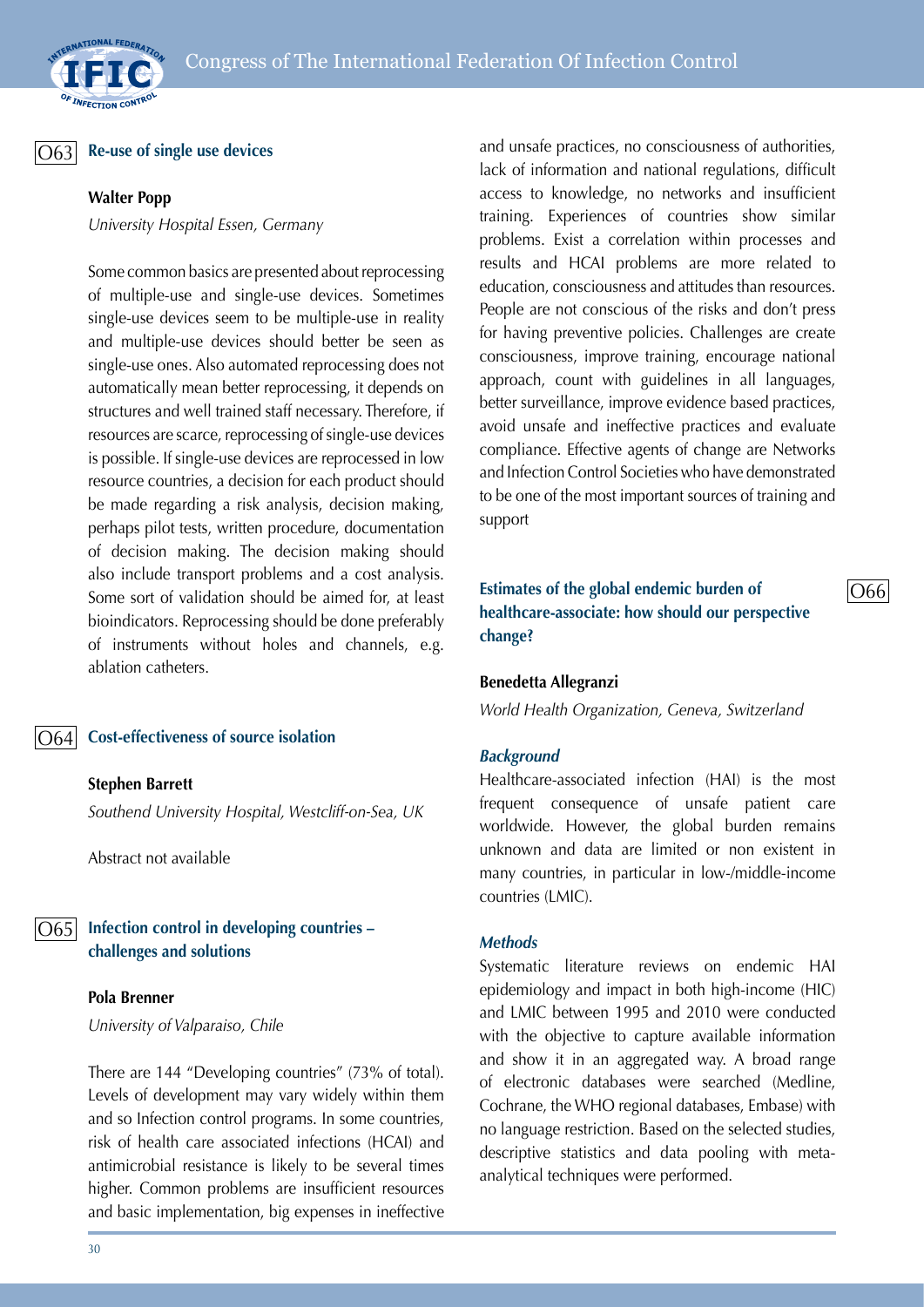## O63 Re-use of single use devices

**Walter Popp**

*University Hospital Essen, Germany*

Some common basics are presented about reprocessing of multiple-use and single-use devices. Sometimes single-use devices seem to be multiple-use in reality and multiple-use devices should better be seen as single-use ones. Also automated reprocessing does not automatically mean better reprocessing, it depends on structures and well trained staff necessary. Therefore, if resources are scarce, reprocessing of single-use devices is possible. If single-use devices are reprocessed in low resource countries, a decision for each product should be made regarding a risk analysis, decision making, perhaps pilot tests, written procedure, documentation of decision making. The decision making should also include transport problems and a cost analysis. Some sort of validation should be aimed for, at least bioindicators. Reprocessing should be done preferably of instruments without holes and channels, e.g. ablation catheters.

## O64 Cost-effectiveness of source isolation

**Stephen Barrett**

*Southend University Hospital, Westcliff-on-Sea, UK*

Abstract not available

## O65 Infection control in developing countries – challenges and solutions

**Pola Brenner**

*University of Valparaiso, Chile*

There are 144 "Developing countries" (73% of total). Levels of development may vary widely within them and so Infection control programs. In some countries, risk of health care associated infections (HCAI) and antimicrobial resistance is likely to be several times higher. Common problems are insufficient resources and basic implementation, big expenses in ineffective and unsafe practices, no consciousness of authorities, lack of information and national regulations, difficult access to knowledge, no networks and insufficient training. Experiences of countries show similar problems. Exist a correlation within processes and results and HCAI problems are more related to education, consciousness and attitudes than resources. People are not conscious of the risks and don't press for having preventive policies. Challenges are create consciousness, improve training, encourage national approach, count with guidelines in all languages, better surveillance, improve evidence based practices, avoid unsafe and ineffective practices and evaluate compliance. Effective agents of change are Networks and Infection Control Societies who have demonstrated to be one of the most important sources of training and support

## O66 Estimates of the global endemic burden of healthcare-associate: how should our perspective change?

**Benedetta Allegranzi**

*World Health Organization, Geneva, Switzerland*

### *Background*

Healthcare-associated infection (HAI) is the most frequent consequence of unsafe patient care worldwide. However, the global burden remains unknown and data are limited or non existent in many countries, in particular in low-/middle-income countries (LMIC).

### *Methods*

Systematic literature reviews on endemic HAI epidemiology and impact in both high-income (HIC) and LMIC between 1995 and 2010 were conducted with the objective to capture available information and show it in an aggregated way. A broad range of electronic databases were searched (Medline, Cochrane, the WHO regional databases, Embase) with no language restriction. Based on the selected studies, descriptive statistics and data pooling with meta-analytical techniques were performed.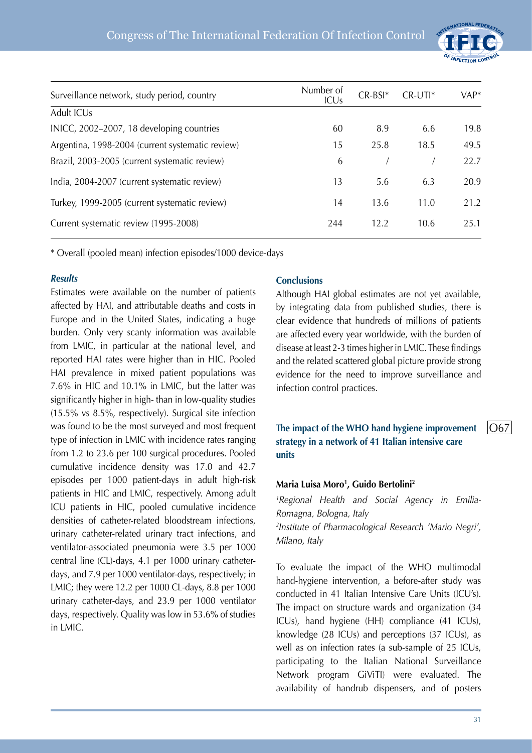| Surveillance network, study period, country | Number of ICUs | CR-BSI* | CR-UTI* | VAP* |
|---|---|---|---|---|
| Adult ICUs | | | | |
| INICC, 2002–2007, 18 developing countries | 60 | 8.9 | 6.6 | 19.8 |
| Argentina, 1998-2004 (current systematic review) | 15 | 25.8 | 18.5 | 49.5 |
| Brazil, 2003-2005 (current systematic review) | 6 | / | / | 22.7 |
| India, 2004-2007 (current systematic review) | 13 | 5.6 | 6.3 | 20.9 |
| Turkey, 1999-2005 (current systematic review) | 14 | 13.6 | 11.0 | 21.2 |
| Current systematic review (1995-2008) | 244 | 12.2 | 10.6 | 25.1 |

* Overall (pooled mean) infection episodes/1000 device-days

***Results***

Estimates were available on the number of patients affected by HAI, and attributable deaths and costs in Europe and in the United States, indicating a huge burden. Only very scanty information was available from LMIC, in particular at the national level, and reported HAI rates were higher than in HIC. Pooled HAI prevalence in mixed patient populations was 7.6% in HIC and 10.1% in LMIC, but the latter was significantly higher in high- than in low-quality studies (15.5% vs 8.5%, respectively). Surgical site infection was found to be the most surveyed and most frequent type of infection in LMIC with incidence rates ranging from 1.2 to 23.6 per 100 surgical procedures. Pooled cumulative incidence density was 17.0 and 42.7 episodes per 1000 patient-days in adult high-risk patients in HIC and LMIC, respectively. Among adult ICU patients in HIC, pooled cumulative incidence densities of catheter-related bloodstream infections, urinary catheter-related urinary tract infections, and ventilator-associated pneumonia were 3.5 per 1000 central line (CL)-days, 4.1 per 1000 urinary catheter-days, and 7.9 per 1000 ventilator-days, respectively; in LMIC; they were 12.2 per 1000 CL-days, 8.8 per 1000 urinary catheter-days, and 23.9 per 1000 ventilator days, respectively. Quality was low in 53.6% of studies in LMIC.

**Conclusions**

Although HAI global estimates are not yet available, by integrating data from published studies, there is clear evidence that hundreds of millions of patients are affected every year worldwide, with the burden of disease at least 2-3 times higher in LMIC. These findings and the related scattered global picture provide strong evidence for the need to improve surveillance and infection control practices.

## The impact of the WHO hand hygiene improvement strategy in a network of 41 Italian intensive care units

O67

**Maria Luisa Moro[1], Guido Bertolini[2]**

*[1]Regional Health and Social Agency in Emilia-Romagna, Bologna, Italy*
*[2]Institute of Pharmacological Research 'Mario Negri', Milano, Italy*

To evaluate the impact of the WHO multimodal hand-hygiene intervention, a before-after study was conducted in 41 Italian Intensive Care Units (ICU's). The impact on structure wards and organization (34 ICUs), hand hygiene (HH) compliance (41 ICUs), knowledge (28 ICUs) and perceptions (37 ICUs), as well as on infection rates (a sub-sample of 25 ICUs, participating to the Italian National Surveillance Network program GiViTI) were evaluated. The availability of handrub dispensers, and of posters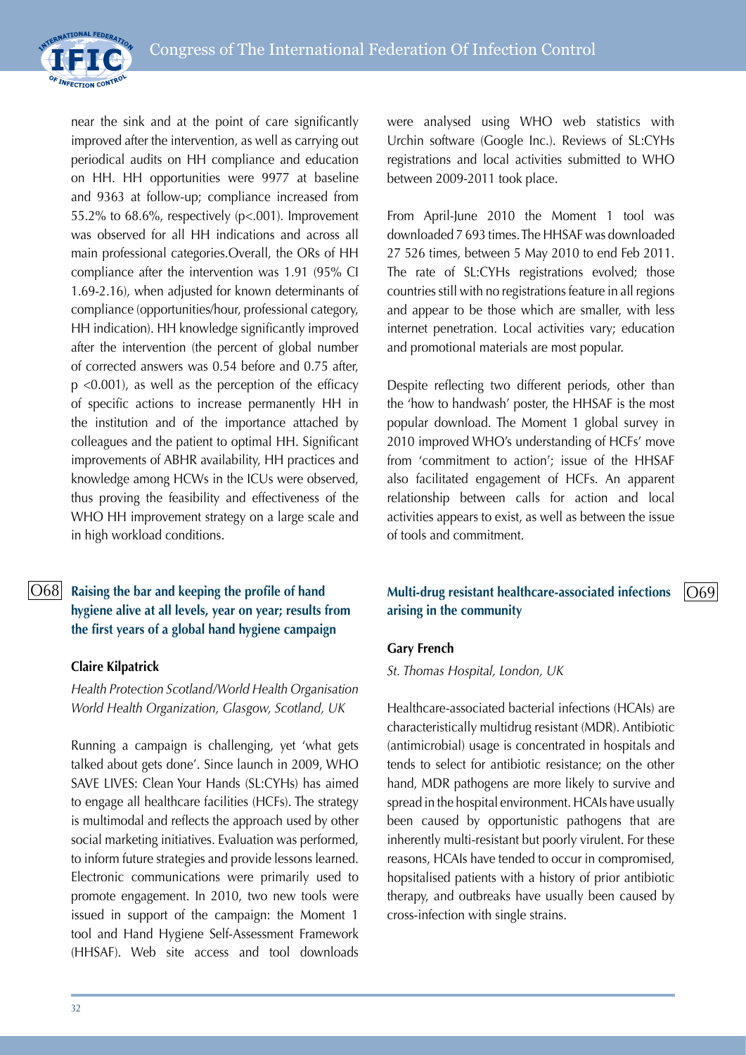near the sink and at the point of care significantly improved after the intervention, as well as carrying out periodical audits on HH compliance and education on HH. HH opportunities were 9977 at baseline and 9363 at follow-up; compliance increased from 55.2% to 68.6%, respectively ($p<.001$). Improvement was observed for all HH indications and across all main professional categories.Overall, the ORs of HH compliance after the intervention was 1.91 (95% CI 1.69-2.16), when adjusted for known determinants of compliance (opportunities/hour, professional category, HH indication). HH knowledge significantly improved after the intervention (the percent of global number of corrected answers was 0.54 before and 0.75 after, $p <0.001$), as well as the perception of the efficacy of specific actions to increase permanently HH in the institution and of the importance attached by colleagues and the patient to optimal HH. Significant improvements of ABHR availability, HH practices and knowledge among HCWs in the ICUs were observed, thus proving the feasibility and effectiveness of the WHO HH improvement strategy on a large scale and in high workload conditions.

## O68 Raising the bar and keeping the profile of hand hygiene alive at all levels, year on year; results from the first years of a global hand hygiene campaign

**Claire Kilpatrick**

*Health Protection Scotland/World Health Organisation World Health Organization, Glasgow, Scotland, UK*

Running a campaign is challenging, yet 'what gets talked about gets done'. Since launch in 2009, WHO SAVE LIVES: Clean Your Hands (SL:CYHs) has aimed to engage all healthcare facilities (HCFs). The strategy is multimodal and reflects the approach used by other social marketing initiatives. Evaluation was performed, to inform future strategies and provide lessons learned. Electronic communications were primarily used to promote engagement. In 2010, two new tools were issued in support of the campaign: the Moment 1 tool and Hand Hygiene Self-Assessment Framework (HHSAF). Web site access and tool downloads were analysed using WHO web statistics with Urchin software (Google Inc.). Reviews of SL:CYHs registrations and local activities submitted to WHO between 2009-2011 took place.

From April-June 2010 the Moment 1 tool was downloaded 7 693 times. The HHSAF was downloaded 27 526 times, between 5 May 2010 to end Feb 2011. The rate of SL:CYHs registrations evolved; those countries still with no registrations feature in all regions and appear to be those which are smaller, with less internet penetration. Local activities vary; education and promotional materials are most popular.

Despite reflecting two different periods, other than the 'how to handwash' poster, the HHSAF is the most popular download. The Moment 1 global survey in 2010 improved WHO's understanding of HCFs' move from 'commitment to action'; issue of the HHSAF also facilitated engagement of HCFs. An apparent relationship between calls for action and local activities appears to exist, as well as between the issue of tools and commitment.

## O69 Multi-drug resistant healthcare-associated infections arising in the community

**Gary French**

*St. Thomas Hospital, London, UK*

Healthcare-associated bacterial infections (HCAIs) are characteristically multidrug resistant (MDR). Antibiotic (antimicrobial) usage is concentrated in hospitals and tends to select for antibiotic resistance; on the other hand, MDR pathogens are more likely to survive and spread in the hospital environment. HCAIs have usually been caused by opportunistic pathogens that are inherently multi-resistant but poorly virulent. For these reasons, HCAIs have tended to occur in compromised, hospitalised patients with a history of prior antibiotic therapy, and outbreaks have usually been caused by cross-infection with single strains.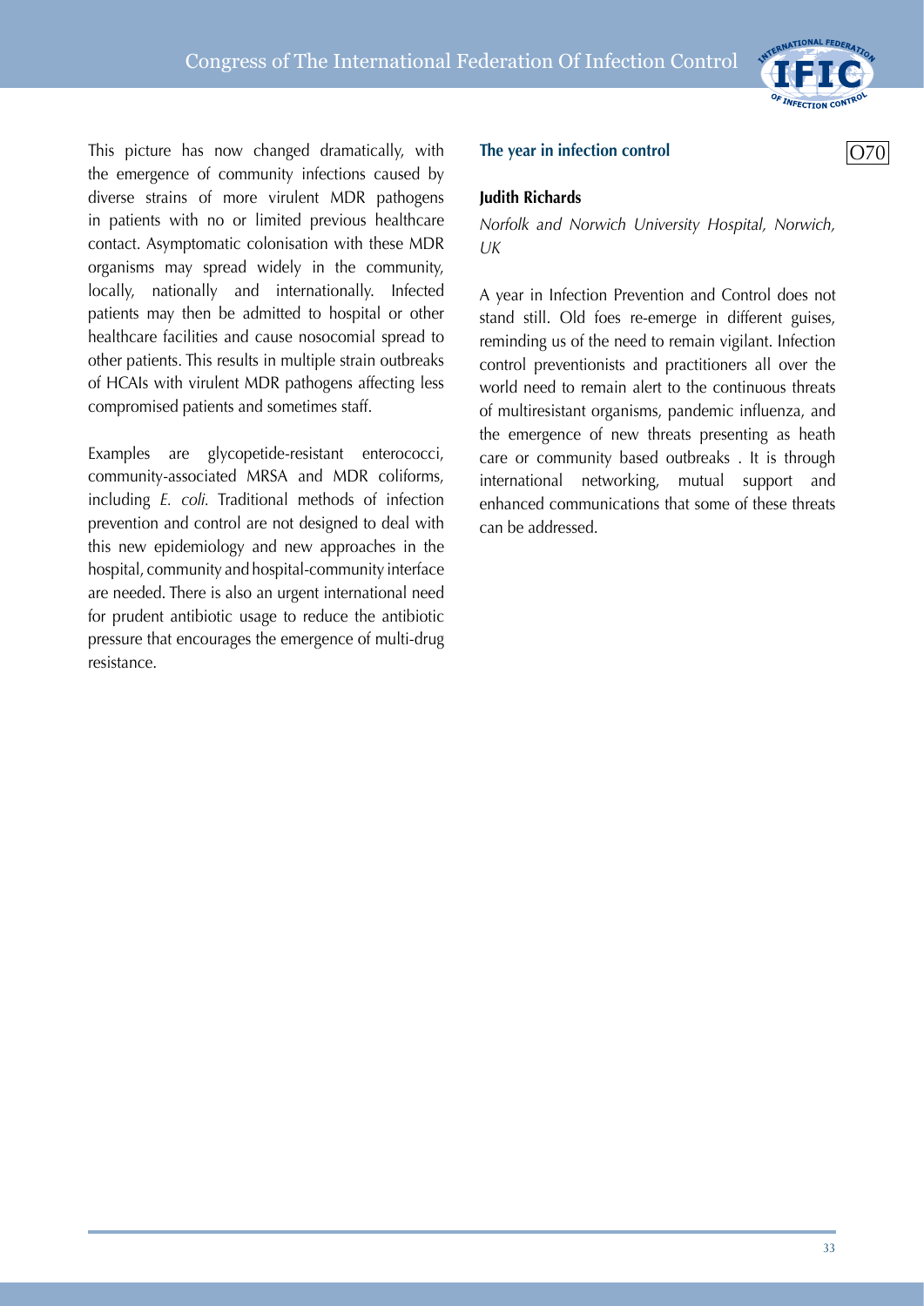This picture has now changed dramatically, with the emergence of community infections caused by diverse strains of more virulent MDR pathogens in patients with no or limited previous healthcare contact. Asymptomatic colonisation with these MDR organisms may spread widely in the community, locally, nationally and internationally. Infected patients may then be admitted to hospital or other healthcare facilities and cause nosocomial spread to other patients. This results in multiple strain outbreaks of HCAIs with virulent MDR pathogens affecting less compromised patients and sometimes staff.

Examples are glycopetide-resistant enterococci, community-associated MRSA and MDR coliforms, including *E. coli.* Traditional methods of infection prevention and control are not designed to deal with this new epidemiology and new approaches in the hospital, community and hospital-community interface are needed. There is also an urgent international need for prudent antibiotic usage to reduce the antibiotic pressure that encourages the emergence of multi-drug resistance.

## The year in infection control

O70

**Judith Richards**

*Norfolk and Norwich University Hospital, Norwich, UK*

A year in Infection Prevention and Control does not stand still. Old foes re-emerge in different guises, reminding us of the need to remain vigilant. Infection control preventionists and practitioners all over the world need to remain alert to the continuous threats of multiresistant organisms, pandemic influenza, and the emergence of new threats presenting as heath care or community based outbreaks . It is through international networking, mutual support and enhanced communications that some of these threats can be addressed.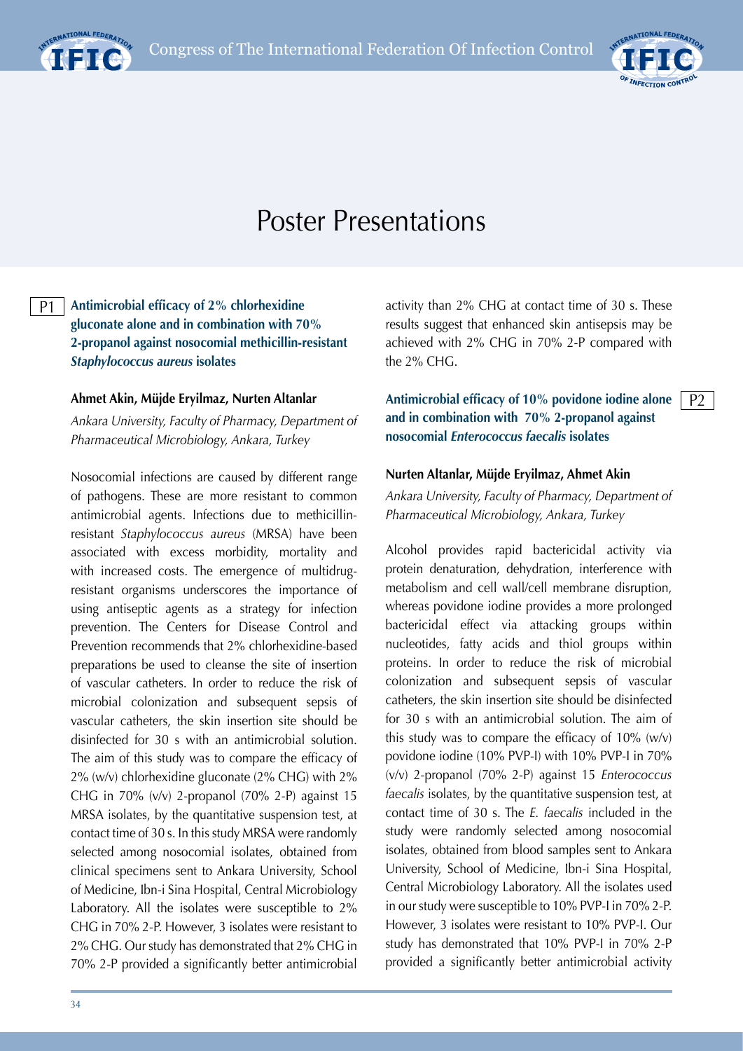# Poster Presentations

## P1 Antimicrobial efficacy of 2% chlorhexidine gluconate alone and in combination with 70% 2-propanol against nosocomial methicillin-resistant *Staphylococcus aureus* isolates

**Ahmet Akin, Müjde Eryilmaz, Nurten Altanlar**

*Ankara University, Faculty of Pharmacy, Department of Pharmaceutical Microbiology, Ankara, Turkey*

Nosocomial infections are caused by different range of pathogens. These are more resistant to common antimicrobial agents. Infections due to methicillin-resistant *Staphylococcus aureus* (MRSA) have been associated with excess morbidity, mortality and with increased costs. The emergence of multidrug-resistant organisms underscores the importance of using antiseptic agents as a strategy for infection prevention. The Centers for Disease Control and Prevention recommends that 2% chlorhexidine-based preparations be used to cleanse the site of insertion of vascular catheters. In order to reduce the risk of microbial colonization and subsequent sepsis of vascular catheters, the skin insertion site should be disinfected for 30 s with an antimicrobial solution. The aim of this study was to compare the efficacy of 2% (w/v) chlorhexidine gluconate (2% CHG) with 2% CHG in 70% (v/v) 2-propanol (70% 2-P) against 15 MRSA isolates, by the quantitative suspension test, at contact time of 30 s. In this study MRSA were randomly selected among nosocomial isolates, obtained from clinical specimens sent to Ankara University, School of Medicine, Ibn-i Sina Hospital, Central Microbiology Laboratory. All the isolates were susceptible to 2% CHG in 70% 2-P. However, 3 isolates were resistant to 2% CHG. Our study has demonstrated that 2% CHG in 70% 2-P provided a significantly better antimicrobial activity than 2% CHG at contact time of 30 s. These results suggest that enhanced skin antisepsis may be achieved with 2% CHG in 70% 2-P compared with the 2% CHG.

## P2 Antimicrobial efficacy of 10% povidone iodine alone and in combination with 70% 2-propanol against nosocomial *Enterococcus faecalis* isolates

**Nurten Altanlar, Müjde Eryilmaz, Ahmet Akin**

*Ankara University, Faculty of Pharmacy, Department of Pharmaceutical Microbiology, Ankara, Turkey*

Alcohol provides rapid bactericidal activity via protein denaturation, dehydration, interference with metabolism and cell wall/cell membrane disruption, whereas povidone iodine provides a more prolonged bactericidal effect via attacking groups within nucleotides, fatty acids and thiol groups within proteins. In order to reduce the risk of microbial colonization and subsequent sepsis of vascular catheters, the skin insertion site should be disinfected for 30 s with an antimicrobial solution. The aim of this study was to compare the efficacy of 10% (w/v) povidone iodine (10% PVP-I) with 10% PVP-I in 70% (v/v) 2-propanol (70% 2-P) against 15 *Enterococcus faecalis* isolates, by the quantitative suspension test, at contact time of 30 s. The *E. faecalis* included in the study were randomly selected among nosocomial isolates, obtained from blood samples sent to Ankara University, School of Medicine, Ibn-i Sina Hospital, Central Microbiology Laboratory. All the isolates used in our study were susceptible to 10% PVP-I in 70% 2-P. However, 3 isolates were resistant to 10% PVP-I. Our study has demonstrated that 10% PVP-I in 70% 2-P provided a significantly better antimicrobial activity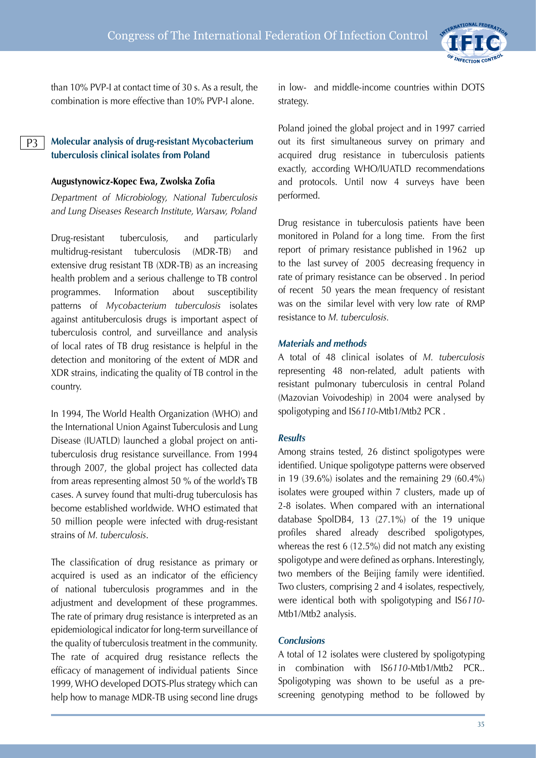than 10% PVP-I at contact time of 30 s. As a result, the combination is more effective than 10% PVP-I alone.

## P3 Molecular analysis of drug-resistant Mycobacterium tuberculosis clinical isolates from Poland

**Augustynowicz-Kopec Ewa, Zwolska Zofia**

*Department of Microbiology, National Tuberculosis and Lung Diseases Research Institute, Warsaw, Poland*

Drug-resistant tuberculosis, and particularly multidrug-resistant tuberculosis (MDR-TB) and extensive drug resistant TB (XDR-TB) as an increasing health problem and a serious challenge to TB control programmes. Information about susceptibility patterns of *Mycobacterium tuberculosis* isolates against antituberculosis drugs is important aspect of tuberculosis control, and surveillance and analysis of local rates of TB drug resistance is helpful in the detection and monitoring of the extent of MDR and XDR strains, indicating the quality of TB control in the country.

In 1994, The World Health Organization (WHO) and the International Union Against Tuberculosis and Lung Disease (IUATLD) launched a global project on anti-tuberculosis drug resistance surveillance. From 1994 through 2007, the global project has collected data from areas representing almost 50 % of the world's TB cases. A survey found that multi-drug tuberculosis has become established worldwide. WHO estimated that 50 million people were infected with drug-resistant strains of *M. tuberculosis*.

The classification of drug resistance as primary or acquired is used as an indicator of the efficiency of national tuberculosis programmes and in the adjustment and development of these programmes. The rate of primary drug resistance is interpreted as an epidemiological indicator for long-term surveillance of the quality of tuberculosis treatment in the community. The rate of acquired drug resistance reflects the efficacy of management of individual patients Since 1999, WHO developed DOTS-Plus strategy which can help how to manage MDR-TB using second line drugs in low- and middle-income countries within DOTS strategy.

Poland joined the global project and in 1997 carried out its first simultaneous survey on primary and acquired drug resistance in tuberculosis patients exactly, according WHO/IUATLD recommendations and protocols. Until now 4 surveys have been performed.

Drug resistance in tuberculosis patients have been monitored in Poland for a long time. From the first report of primary resistance published in 1962 up to the last survey of 2005 decreasing frequency in rate of primary resistance can be observed . In period of recent 50 years the mean frequency of resistant was on the similar level with very low rate of RMP resistance to *M. tuberculosis*.

### *Materials and methods*

A total of 48 clinical isolates of *M. tuberculosis* representing 48 non-related, adult patients with resistant pulmonary tuberculosis in central Poland (Mazovian Voivodeship) in 2004 were analysed by spoligotyping and IS*6110*-Mtb1/Mtb2 PCR .

### *Results*

Among strains tested, 26 distinct spoligotypes were identified. Unique spoligotype patterns were observed in 19 (39.6%) isolates and the remaining 29 (60.4%) isolates were grouped within 7 clusters, made up of 2-8 isolates. When compared with an international database SpolDB4, 13 (27.1%) of the 19 unique profiles shared already described spoligotypes, whereas the rest 6 (12.5%) did not match any existing spoligotype and were defined as orphans. Interestingly, two members of the Beijing family were identified. Two clusters, comprising 2 and 4 isolates, respectively, were identical both with spoligotyping and IS*6110*-Mtb1/Mtb2 analysis.

### *Conclusions*

A total of 12 isolates were clustered by spoligotyping in combination with IS*6110*-Mtb1/Mtb2 PCR.. Spoligotyping was shown to be useful as a pre-screening genotyping method to be followed by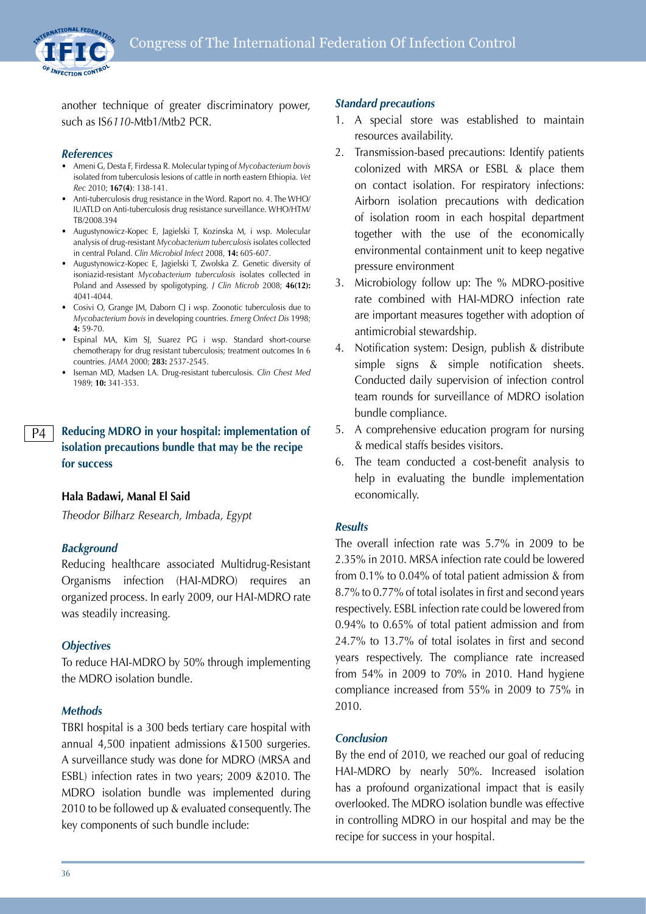another technique of greater discriminatory power, such as IS*6110*-Mtb1/Mtb2 PCR.

### *References*

- Ameni G, Desta F, Firdessa R. Molecular typing of *Mycobacterium bovis* isolated from tuberculosis lesions of cattle in north eastern Ethiopia. *Vet Rec* 2010; **167(4)**: 138-141.
- Anti-tuberculosis drug resistance in the Word. Raport no. 4. The WHO/ IUATLD on Anti-tuberculosis drug resistance surveillance. WHO/HTM/ TB/2008.394
- Augustynowicz-Kopec E, Jagielski T, Kozinska M, i wsp. Molecular analysis of drug-resistant *Mycobacterium tuberculosis* isolates collected in central Poland. *Clin Microbiol Infect* 2008, **14:** 605-607.
- Augustynowicz-Kopec E, Jagielski T, Zwolska Z. Genetic diversity of isoniazid-resistant *Mycobacterium tuberculosis* isolates collected in Poland and Assessed by spoligotyping. *J Clin Microb* 2008; **46(12):** 4041-4044.
- Cosivi O, Grange JM, Daborn CJ i wsp. Zoonotic tuberculosis due to *Mycobacterium bovis* in developing countries. *Emerg Onfect Dis* 1998; **4:** 59-70.
- Espinal MA, Kim SJ, Suarez PG i wsp. Standard short-course chemotherapy for drug resistant tuberculosis; treatment outcomes In 6 countries. *JAMA* 2000; **283:** 2537-2545.
- Iseman MD, Madsen LA. Drug-resistant tuberculosis. *Clin Chest Med* 1989; **10:** 341-353.

## P4 Reducing MDRO in your hospital: implementation of isolation precautions bundle that may be the recipe for success

**Hala Badawi, Manal El Said**

*Theodor Bilharz Research, Imbada, Egypt*

### *Background*

Reducing healthcare associated Multidrug-Resistant Organisms infection (HAI-MDRO) requires an organized process. In early 2009, our HAI-MDRO rate was steadily increasing.

### *Objectives*

To reduce HAI-MDRO by 50% through implementing the MDRO isolation bundle.

### *Methods*

TBRI hospital is a 300 beds tertiary care hospital with annual 4,500 inpatient admissions &1500 surgeries. A surveillance study was done for MDRO (MRSA and ESBL) infection rates in two years; 2009 &2010. The MDRO isolation bundle was implemented during 2010 to be followed up & evaluated consequently. The key components of such bundle include:

### *Standard precautions*

1. A special store was established to maintain resources availability.
2. Transmission-based precautions: Identify patients colonized with MRSA or ESBL & place them on contact isolation. For respiratory infections: Airborn isolation precautions with dedication of isolation room in each hospital department together with the use of the economically environmental containment unit to keep negative pressure environment
3. Microbiology follow up: The % MDRO-positive rate combined with HAI-MDRO infection rate are important measures together with adoption of antimicrobial stewardship.
4. Notification system: Design, publish & distribute simple signs & simple notification sheets. Conducted daily supervision of infection control team rounds for surveillance of MDRO isolation bundle compliance.
5. A comprehensive education program for nursing & medical staffs besides visitors.
6. The team conducted a cost-benefit analysis to help in evaluating the bundle implementation economically.

### *Results*

The overall infection rate was 5.7% in 2009 to be 2.35% in 2010. MRSA infection rate could be lowered from 0.1% to 0.04% of total patient admission & from 8.7% to 0.77% of total isolates in first and second years respectively. ESBL infection rate could be lowered from 0.94% to 0.65% of total patient admission and from 24.7% to 13.7% of total isolates in first and second years respectively. The compliance rate increased from 54% in 2009 to 70% in 2010. Hand hygiene compliance increased from 55% in 2009 to 75% in 2010.

### *Conclusion*

By the end of 2010, we reached our goal of reducing HAI-MDRO by nearly 50%. Increased isolation has a profound organizational impact that is easily overlooked. The MDRO isolation bundle was effective in controlling MDRO in our hospital and may be the recipe for success in your hospital.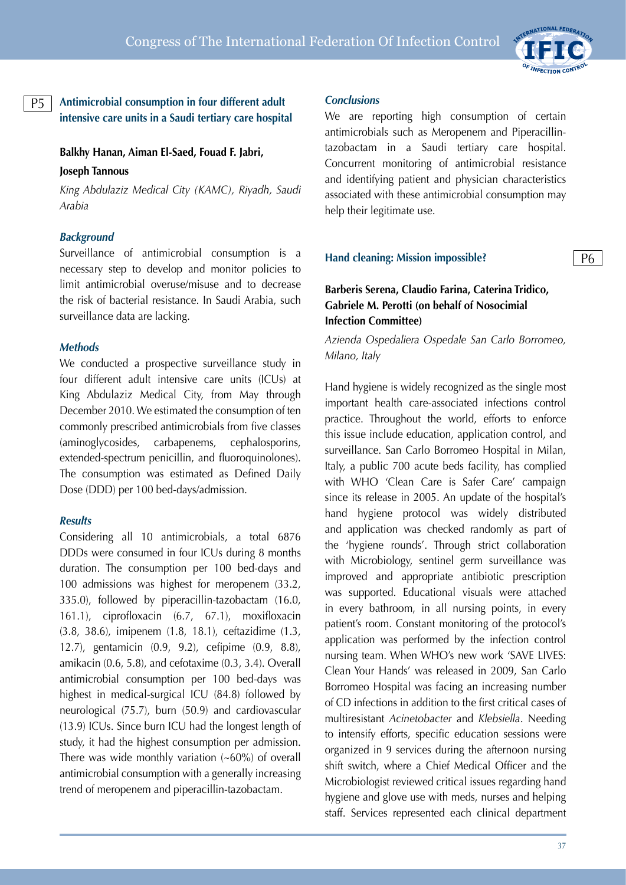P5

## Antimicrobial consumption in four different adult intensive care units in a Saudi tertiary care hospital

**Balkhy Hanan, Aiman El-Saed, Fouad F. Jabri, Joseph Tannous**

*King Abdulaziz Medical City (KAMC), Riyadh, Saudi Arabia*

### *Background*

Surveillance of antimicrobial consumption is a necessary step to develop and monitor policies to limit antimicrobial overuse/misuse and to decrease the risk of bacterial resistance. In Saudi Arabia, such surveillance data are lacking.

### *Methods*

We conducted a prospective surveillance study in four different adult intensive care units (ICUs) at King Abdulaziz Medical City, from May through December 2010. We estimated the consumption of ten commonly prescribed antimicrobials from five classes (aminoglycosides, carbapenems, cephalosporins, extended-spectrum penicillin, and fluoroquinolones). The consumption was estimated as Defined Daily Dose (DDD) per 100 bed-days/admission.

### *Results*

Considering all 10 antimicrobials, a total 6876 DDDs were consumed in four ICUs during 8 months duration. The consumption per 100 bed-days and 100 admissions was highest for meropenem (33.2, 335.0), followed by piperacillin-tazobactam (16.0, 161.1), ciprofloxacin (6.7, 67.1), moxifloxacin (3.8, 38.6), imipenem (1.8, 18.1), ceftazidime (1.3, 12.7), gentamicin (0.9, 9.2), cefipime (0.9, 8.8), amikacin (0.6, 5.8), and cefotaxime (0.3, 3.4). Overall antimicrobial consumption per 100 bed-days was highest in medical-surgical ICU (84.8) followed by neurological (75.7), burn (50.9) and cardiovascular (13.9) ICUs. Since burn ICU had the longest length of study, it had the highest consumption per admission. There was wide monthly variation (~60%) of overall antimicrobial consumption with a generally increasing trend of meropenem and piperacillin-tazobactam.

### *Conclusions*

We are reporting high consumption of certain antimicrobials such as Meropenem and Piperacillin-tazobactam in a Saudi tertiary care hospital. Concurrent monitoring of antimicrobial resistance and identifying patient and physician characteristics associated with these antimicrobial consumption may help their legitimate use.

P6

## Hand cleaning: Mission impossible?

**Barberis Serena, Claudio Farina, Caterina Tridico, Gabriele M. Perotti (on behalf of Nosocimial Infection Committee)**

*Azienda Ospedaliera Ospedale San Carlo Borromeo, Milano, Italy*

Hand hygiene is widely recognized as the single most important health care-associated infections control practice. Throughout the world, efforts to enforce this issue include education, application control, and surveillance. San Carlo Borromeo Hospital in Milan, Italy, a public 700 acute beds facility, has complied with WHO 'Clean Care is Safer Care' campaign since its release in 2005. An update of the hospital's hand hygiene protocol was widely distributed and application was checked randomly as part of the 'hygiene rounds'. Through strict collaboration with Microbiology, sentinel germ surveillance was improved and appropriate antibiotic prescription was supported. Educational visuals were attached in every bathroom, in all nursing points, in every patient's room. Constant monitoring of the protocol's application was performed by the infection control nursing team. When WHO's new work 'SAVE LIVES: Clean Your Hands' was released in 2009, San Carlo Borromeo Hospital was facing an increasing number of CD infections in addition to the first critical cases of multiresistant *Acinetobacter* and *Klebsiella*. Needing to intensify efforts, specific education sessions were organized in 9 services during the afternoon nursing shift switch, where a Chief Medical Officer and the Microbiologist reviewed critical issues regarding hand hygiene and glove use with meds, nurses and helping staff. Services represented each clinical department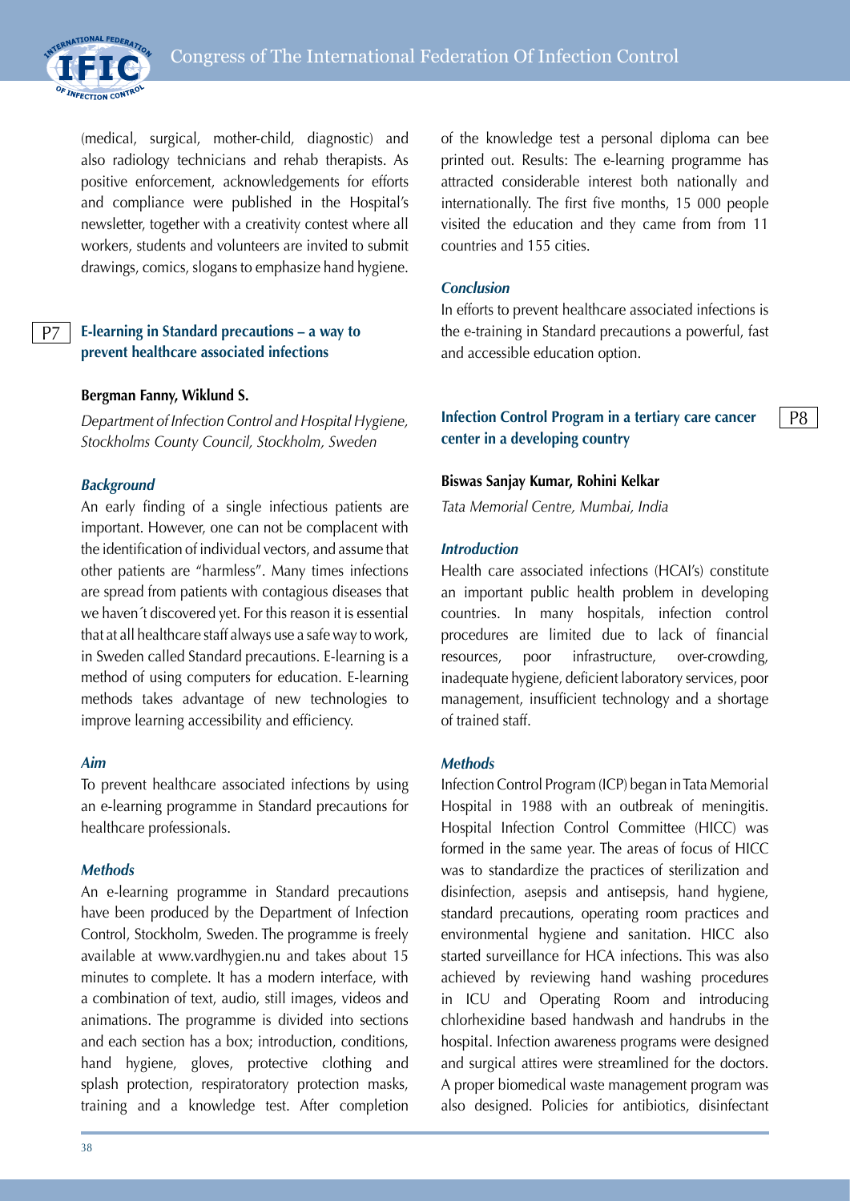(medical, surgical, mother-child, diagnostic) and also radiology technicians and rehab therapists. As positive enforcement, acknowledgements for efforts and compliance were published in the Hospital's newsletter, together with a creativity contest where all workers, students and volunteers are invited to submit drawings, comics, slogans to emphasize hand hygiene.

## P7 E-learning in Standard precautions – a way to prevent healthcare associated infections

**Bergman Fanny, Wiklund S.**

*Department of Infection Control and Hospital Hygiene, Stockholms County Council, Stockholm, Sweden*

### *Background*

An early finding of a single infectious patients are important. However, one can not be complacent with the identification of individual vectors, and assume that other patients are "harmless". Many times infections are spread from patients with contagious diseases that we haven´t discovered yet. For this reason it is essential that at all healthcare staff always use a safe way to work, in Sweden called Standard precautions. E-learning is a method of using computers for education. E-learning methods takes advantage of new technologies to improve learning accessibility and efficiency.

### *Aim*

To prevent healthcare associated infections by using an e-learning programme in Standard precautions for healthcare professionals.

### *Methods*

An e-learning programme in Standard precautions have been produced by the Department of Infection Control, Stockholm, Sweden. The programme is freely available at www.vardhygien.nu and takes about 15 minutes to complete. It has a modern interface, with a combination of text, audio, still images, videos and animations. The programme is divided into sections and each section has a box; introduction, conditions, hand hygiene, gloves, protective clothing and splash protection, respiratoratory protection masks, training and a knowledge test. After completion of the knowledge test a personal diploma can bee printed out. Results: The e-learning programme has attracted considerable interest both nationally and internationally. The first five months, 15 000 people visited the education and they came from from 11 countries and 155 cities.

### *Conclusion*

In efforts to prevent healthcare associated infections is the e-training in Standard precautions a powerful, fast and accessible education option.

## P8 Infection Control Program in a tertiary care cancer center in a developing country

**Biswas Sanjay Kumar, Rohini Kelkar**

*Tata Memorial Centre, Mumbai, India*

### *Introduction*

Health care associated infections (HCAI's) constitute an important public health problem in developing countries. In many hospitals, infection control procedures are limited due to lack of financial resources, poor infrastructure, over-crowding, inadequate hygiene, deficient laboratory services, poor management, insufficient technology and a shortage of trained staff.

### *Methods*

Infection Control Program (ICP) began in Tata Memorial Hospital in 1988 with an outbreak of meningitis. Hospital Infection Control Committee (HICC) was formed in the same year. The areas of focus of HICC was to standardize the practices of sterilization and disinfection, asepsis and antisepsis, hand hygiene, standard precautions, operating room practices and environmental hygiene and sanitation. HICC also started surveillance for HCA infections. This was also achieved by reviewing hand washing procedures in ICU and Operating Room and introducing chlorhexidine based handwash and handrubs in the hospital. Infection awareness programs were designed and surgical attires were streamlined for the doctors. A proper biomedical waste management program was also designed. Policies for antibiotics, disinfectant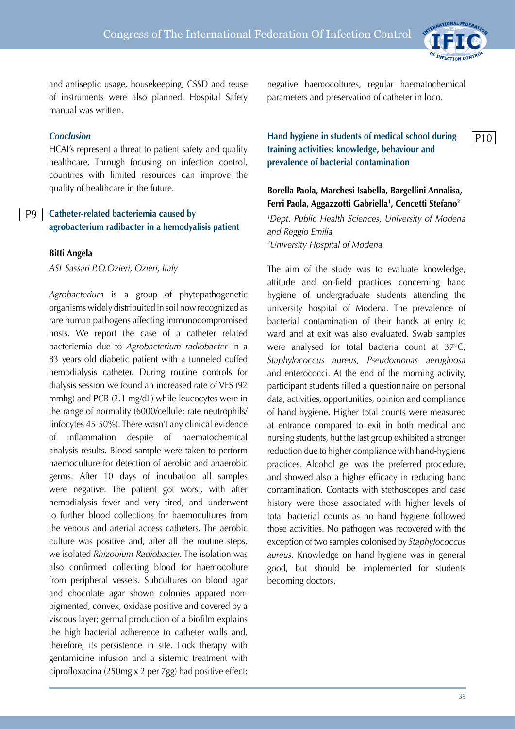and antiseptic usage, housekeeping, CSSD and reuse of instruments were also planned. Hospital Safety manual was written.

### *Conclusion*

HCAI's represent a threat to patient safety and quality healthcare. Through focusing on infection control, countries with limited resources can improve the quality of healthcare in the future.

## P9 Catheter-related bacteriemia caused by agrobacterium radibacter in a hemodyalisis patient

**Bitti Angela**

*ASL Sassari P.O.Ozieri, Ozieri, Italy*

*Agrobacterium* is a group of phytopathogenetic organisms widely distribuited in soil now recognized as rare human pathogens affecting immunocompromised hosts. We report the case of a catheter related bacteriemia due to *Agrobacterium radiobacter* in a 83 years old diabetic patient with a tunneled cuffed hemodialysis catheter. During routine controls for dialysis session we found an increased rate of VES (92 mmhg) and PCR (2.1 mg/dL) while leucocytes were in the range of normality (6000/cellule; rate neutrophils/linfocytes 45-50%). There wasn't any clinical evidence of inflammation despite of haematochemical analysis results. Blood sample were taken to perform haemoculture for detection of aerobic and anaerobic germs. After 10 days of incubation all samples were negative. The patient got worst, with after hemodialysis fever and very tired, and underwent to further blood collections for haemocultures from the venous and arterial access catheters. The aerobic culture was positive and, after all the routine steps, we isolated *Rhizobium Radiobacter.* The isolation was also confirmed collecting blood for haemocolture from peripheral vessels. Subcultures on blood agar and chocolate agar shown colonies appared non-pigmented, convex, oxidase positive and covered by a viscous layer; germal production of a biofilm explains the high bacterial adherence to catheter walls and, therefore, its persistence in site. Lock therapy with gentamicine infusion and a sistemic treatment with ciprofloxacina (250mg x 2 per 7gg) had positive effect: negative haemocoltures, regular haematochemical parameters and preservation of catheter in loco.

## P10 Hand hygiene in students of medical school during training activities: knowledge, behaviour and prevalence of bacterial contamination

**Borella Paola, Marchesi Isabella, Bargellini Annalisa, Ferri Paola, Aggazzotti Gabriella[1], Cencetti Stefano[2]**

[1]*Dept. Public Health Sciences, University of Modena and Reggio Emilia*
[2]*University Hospital of Modena*

The aim of the study was to evaluate knowledge, attitude and on-field practices concerning hand hygiene of undergraduate students attending the university hospital of Modena. The prevalence of bacterial contamination of their hands at entry to ward and at exit was also evaluated. Swab samples were analysed for total bacteria count at 37°C, *Staphylococcus aureus*, *Pseudomonas aeruginosa* and enterococci. At the end of the morning activity, participant students filled a questionnaire on personal data, activities, opportunities, opinion and compliance of hand hygiene. Higher total counts were measured at entrance compared to exit in both medical and nursing students, but the last group exhibited a stronger reduction due to higher compliance with hand-hygiene practices. Alcohol gel was the preferred procedure, and showed also a higher efficacy in reducing hand contamination. Contacts with stethoscopes and case history were those associated with higher levels of total bacterial counts as no hand hygiene followed those activities. No pathogen was recovered with the exception of two samples colonised by *Staphylococcus aureus*. Knowledge on hand hygiene was in general good, but should be implemented for students becoming doctors.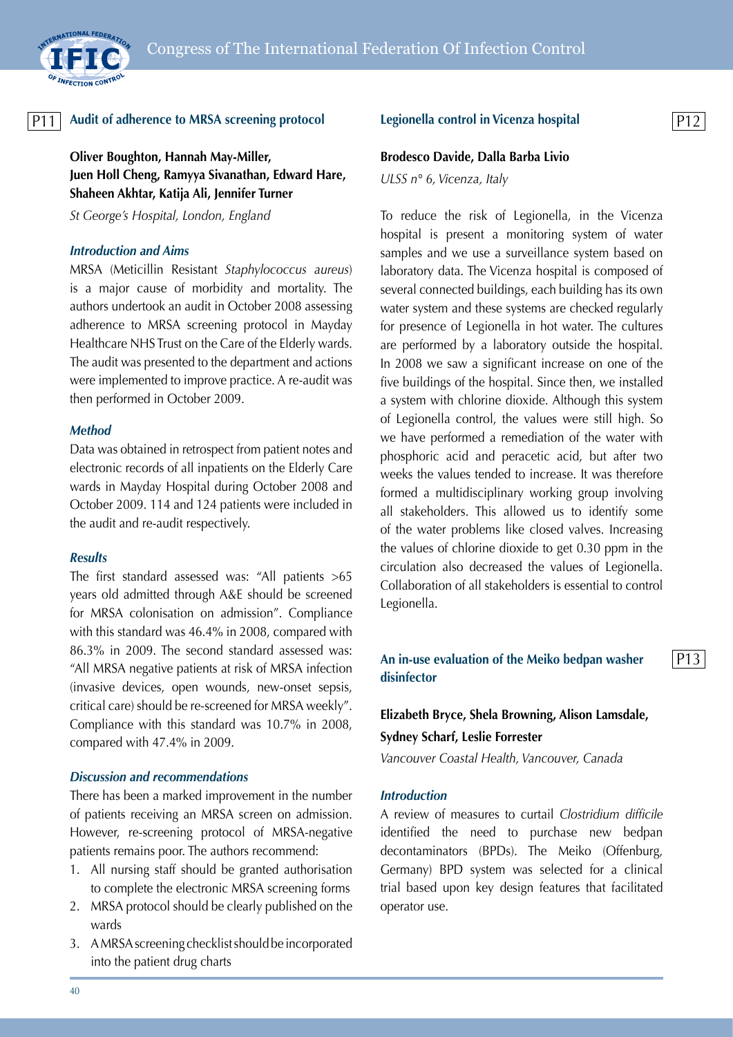## P11 Audit of adherence to MRSA screening protocol

**Oliver Boughton, Hannah May-Miller, Juen Holl Cheng, Ramyya Sivanathan, Edward Hare, Shaheen Akhtar, Katija Ali, Jennifer Turner**

*St George's Hospital, London, England*

### *Introduction and Aims*

MRSA (Meticillin Resistant *Staphylococcus aureus*) is a major cause of morbidity and mortality. The authors undertook an audit in October 2008 assessing adherence to MRSA screening protocol in Mayday Healthcare NHS Trust on the Care of the Elderly wards. The audit was presented to the department and actions were implemented to improve practice. A re-audit was then performed in October 2009.

### *Method*

Data was obtained in retrospect from patient notes and electronic records of all inpatients on the Elderly Care wards in Mayday Hospital during October 2008 and October 2009. 114 and 124 patients were included in the audit and re-audit respectively.

### *Results*

The first standard assessed was: "All patients >65 years old admitted through A&E should be screened for MRSA colonisation on admission". Compliance with this standard was 46.4% in 2008, compared with 86.3% in 2009. The second standard assessed was: "All MRSA negative patients at risk of MRSA infection (invasive devices, open wounds, new-onset sepsis, critical care) should be re-screened for MRSA weekly". Compliance with this standard was 10.7% in 2008, compared with 47.4% in 2009.

### *Discussion and recommendations*

There has been a marked improvement in the number of patients receiving an MRSA screen on admission. However, re-screening protocol of MRSA-negative patients remains poor. The authors recommend:

1. All nursing staff should be granted authorisation to complete the electronic MRSA screening forms
2. MRSA protocol should be clearly published on the wards
3. A MRSA screening checklist should be incorporated into the patient drug charts

## P12 Legionella control in Vicenza hospital

**Brodesco Davide, Dalla Barba Livio**

*ULSS n° 6, Vicenza, Italy*

To reduce the risk of Legionella, in the Vicenza hospital is present a monitoring system of water samples and we use a surveillance system based on laboratory data. The Vicenza hospital is composed of several connected buildings, each building has its own water system and these systems are checked regularly for presence of Legionella in hot water. The cultures are performed by a laboratory outside the hospital. In 2008 we saw a significant increase on one of the five buildings of the hospital. Since then, we installed a system with chlorine dioxide. Although this system of Legionella control, the values were still high. So we have performed a remediation of the water with phosphoric acid and peracetic acid, but after two weeks the values tended to increase. It was therefore formed a multidisciplinary working group involving all stakeholders. This allowed us to identify some of the water problems like closed valves. Increasing the values of chlorine dioxide to get 0.30 ppm in the circulation also decreased the values of Legionella. Collaboration of all stakeholders is essential to control Legionella.

## P13 An in-use evaluation of the Meiko bedpan washer disinfector

**Elizabeth Bryce, Shela Browning, Alison Lamsdale, Sydney Scharf, Leslie Forrester**

*Vancouver Coastal Health, Vancouver, Canada*

### *Introduction*

A review of measures to curtail *Clostridium difficile* identified the need to purchase new bedpan decontaminators (BPDs). The Meiko (Offenburg, Germany) BPD system was selected for a clinical trial based upon key design features that facilitated operator use.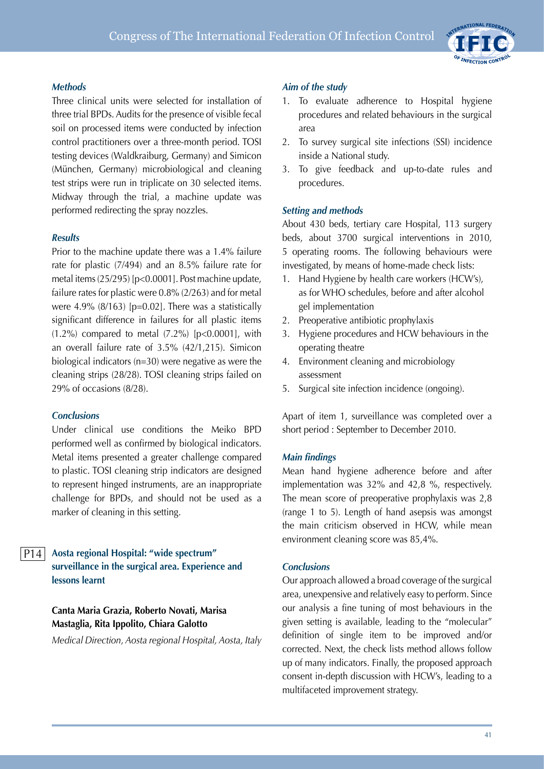### *Methods*

Three clinical units were selected for installation of three trial BPDs. Audits for the presence of visible fecal soil on processed items were conducted by infection control practitioners over a three-month period. TOSI testing devices (Waldkraiburg, Germany) and Simicon (München, Germany) microbiological and cleaning test strips were run in triplicate on 30 selected items. Midway through the trial, a machine update was performed redirecting the spray nozzles.

### *Results*

Prior to the machine update there was a 1.4% failure rate for plastic (7/494) and an 8.5% failure rate for metal items (25/295) [p<0.0001]. Post machine update, failure rates for plastic were 0.8% (2/263) and for metal were 4.9% (8/163) [p=0.02]. There was a statistically significant difference in failures for all plastic items (1.2%) compared to metal (7.2%) [p<0.0001], with an overall failure rate of 3.5% (42/1,215). Simicon biological indicators (n=30) were negative as were the cleaning strips (28/28). TOSI cleaning strips failed on 29% of occasions (8/28).

### *Conclusions*

Under clinical use conditions the Meiko BPD performed well as confirmed by biological indicators. Metal items presented a greater challenge compared to plastic. TOSI cleaning strip indicators are designed to represent hinged instruments, are an inappropriate challenge for BPDs, and should not be used as a marker of cleaning in this setting.

## P14 Aosta regional Hospital: "wide spectrum" surveillance in the surgical area. Experience and lessons learnt

**Canta Maria Grazia, Roberto Novati, Marisa Mastaglia, Rita Ippolito, Chiara Galotto**

*Medical Direction, Aosta regional Hospital, Aosta, Italy*

### *Aim of the study*

1. To evaluate adherence to Hospital hygiene procedures and related behaviours in the surgical area
2. To survey surgical site infections (SSI) incidence inside a National study.
3. To give feedback and up-to-date rules and procedures.

### *Setting and methods*

About 430 beds, tertiary care Hospital, 113 surgery beds, about 3700 surgical interventions in 2010, 5 operating rooms. The following behaviours were investigated, by means of home-made check lists:

1. Hand Hygiene by health care workers (HCW's), as for WHO schedules, before and after alcohol gel implementation
2. Preoperative antibiotic prophylaxis
3. Hygiene procedures and HCW behaviours in the operating theatre
4. Environment cleaning and microbiology assessment
5. Surgical site infection incidence (ongoing).

Apart of item 1, surveillance was completed over a short period : September to December 2010.

### *Main findings*

Mean hand hygiene adherence before and after implementation was 32% and 42,8 %, respectively. The mean score of preoperative prophylaxis was 2,8 (range 1 to 5). Length of hand asepsis was amongst the main criticism observed in HCW, while mean environment cleaning score was 85,4%.

### *Conclusions*

Our approach allowed a broad coverage of the surgical area, unexpensive and relatively easy to perform. Since our analysis a fine tuning of most behaviours in the given setting is available, leading to the "molecular" definition of single item to be improved and/or corrected. Next, the check lists method allows follow up of many indicators. Finally, the proposed approach consent in-depth discussion with HCW's, leading to a multifaceted improvement strategy.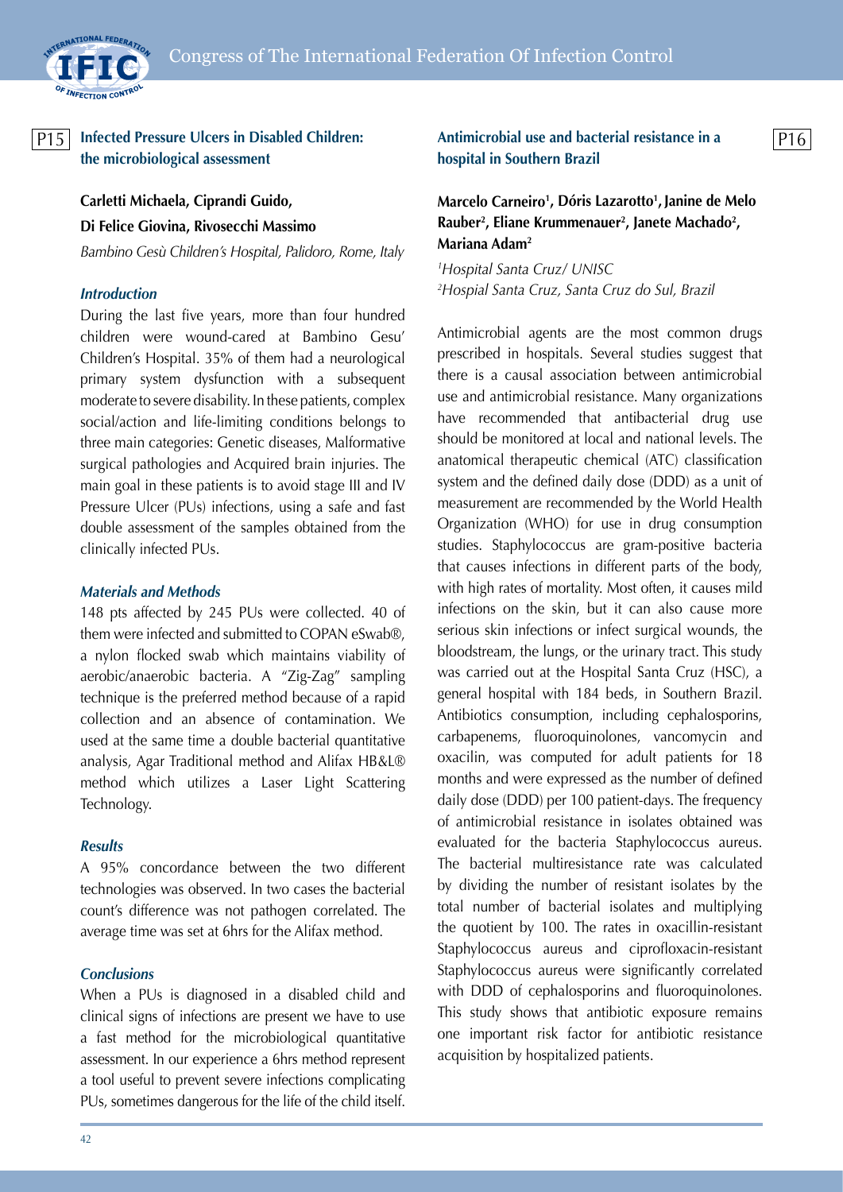P15

## Infected Pressure Ulcers in Disabled Children: the microbiological assessment

**Carletti Michaela, Ciprandi Guido, Di Felice Giovina, Rivosecchi Massimo**

*Bambino Gesù Children's Hospital, Palidoro, Rome, Italy*

### *Introduction*

During the last five years, more than four hundred children were wound-cared at Bambino Gesu' Children's Hospital. 35% of them had a neurological primary system dysfunction with a subsequent moderate to severe disability. In these patients, complex social/action and life-limiting conditions belongs to three main categories: Genetic diseases, Malformative surgical pathologies and Acquired brain injuries. The main goal in these patients is to avoid stage III and IV Pressure Ulcer (PUs) infections, using a safe and fast double assessment of the samples obtained from the clinically infected PUs.

### *Materials and Methods*

148 pts affected by 245 PUs were collected. 40 of them were infected and submitted to COPAN eSwab®, a nylon flocked swab which maintains viability of aerobic/anaerobic bacteria. A "Zig-Zag" sampling technique is the preferred method because of a rapid collection and an absence of contamination. We used at the same time a double bacterial quantitative analysis, Agar Traditional method and Alifax HB&L® method which utilizes a Laser Light Scattering Technology.

### *Results*

A 95% concordance between the two different technologies was observed. In two cases the bacterial count's difference was not pathogen correlated. The average time was set at 6hrs for the Alifax method.

### *Conclusions*

When a PUs is diagnosed in a disabled child and clinical signs of infections are present we have to use a fast method for the microbiological quantitative assessment. In our experience a 6hrs method represent a tool useful to prevent severe infections complicating PUs, sometimes dangerous for the life of the child itself.

P16

## Antimicrobial use and bacterial resistance in a hospital in Southern Brazil

**Marcelo Carneiro[1], Dóris Lazarotto[1], Janine de Melo Rauber[2], Eliane Krummenauer[2], Janete Machado[2], Mariana Adam[2]**

*[1]Hospital Santa Cruz/ UNISC*
*[2]Hospial Santa Cruz, Santa Cruz do Sul, Brazil*

Antimicrobial agents are the most common drugs prescribed in hospitals. Several studies suggest that there is a causal association between antimicrobial use and antimicrobial resistance. Many organizations have recommended that antibacterial drug use should be monitored at local and national levels. The anatomical therapeutic chemical (ATC) classification system and the defined daily dose (DDD) as a unit of measurement are recommended by the World Health Organization (WHO) for use in drug consumption studies. Staphylococcus are gram-positive bacteria that causes infections in different parts of the body, with high rates of mortality. Most often, it causes mild infections on the skin, but it can also cause more serious skin infections or infect surgical wounds, the bloodstream, the lungs, or the urinary tract. This study was carried out at the Hospital Santa Cruz (HSC), a general hospital with 184 beds, in Southern Brazil. Antibiotics consumption, including cephalosporins, carbapenems, fluoroquinolones, vancomycin and oxacilin, was computed for adult patients for 18 months and were expressed as the number of defined daily dose (DDD) per 100 patient-days. The frequency of antimicrobial resistance in isolates obtained was evaluated for the bacteria Staphylococcus aureus. The bacterial multiresistance rate was calculated by dividing the number of resistant isolates by the total number of bacterial isolates and multiplying the quotient by 100. The rates in oxacillin-resistant Staphylococcus aureus and ciprofloxacin-resistant Staphylococcus aureus were significantly correlated with DDD of cephalosporins and fluoroquinolones. This study shows that antibiotic exposure remains one important risk factor for antibiotic resistance acquisition by hospitalized patients.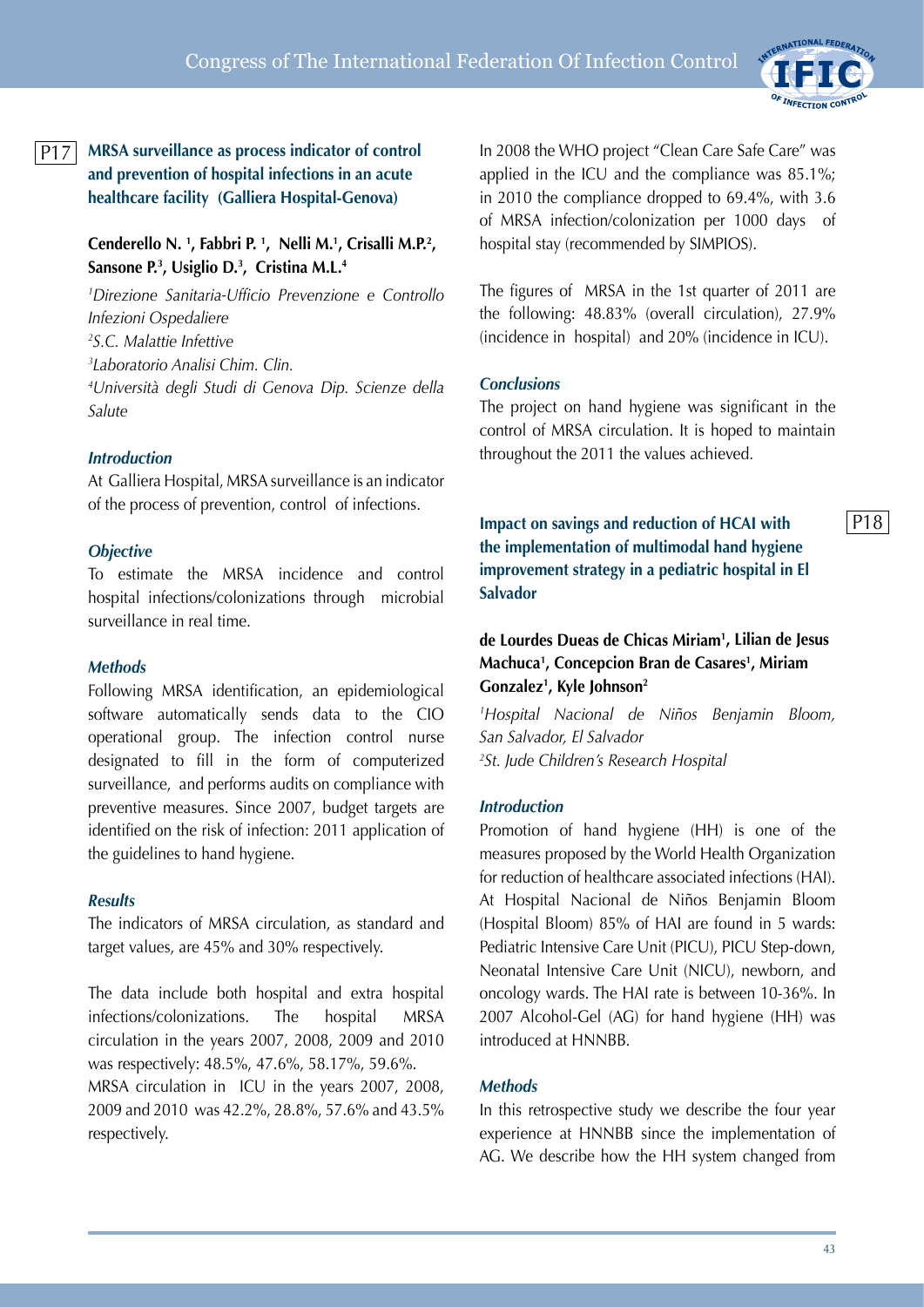## P17 MRSA surveillance as process indicator of control and prevention of hospital infections in an acute healthcare facility (Galliera Hospital-Genova)

**Cenderello N. [1], Fabbri P. [1], Nelli M.[1], Crisalli M.P.[2], Sansone P.[3], Usiglio D.[3], Cristina M.L.[4]**

*[1]Direzione Sanitaria-Ufficio Prevenzione e Controllo Infezioni Ospedaliere*
*[2]S.C. Malattie Infettive*
*[3]Laboratorio Analisi Chim. Clin.*
*[4]Università degli Studi di Genova Dip. Scienze della Salute*

### *Introduction*

At Galliera Hospital, MRSA surveillance is an indicator of the process of prevention, control of infections.

### *Objective*

To estimate the MRSA incidence and control hospital infections/colonizations through microbial surveillance in real time.

### *Methods*

Following MRSA identification, an epidemiological software automatically sends data to the CIO operational group. The infection control nurse designated to fill in the form of computerized surveillance, and performs audits on compliance with preventive measures. Since 2007, budget targets are identified on the risk of infection: 2011 application of the guidelines to hand hygiene.

### *Results*

The indicators of MRSA circulation, as standard and target values, are 45% and 30% respectively.

The data include both hospital and extra hospital infections/colonizations. The hospital MRSA circulation in the years 2007, 2008, 2009 and 2010 was respectively: 48.5%, 47.6%, 58.17%, 59.6%.
MRSA circulation in ICU in the years 2007, 2008, 2009 and 2010 was 42.2%, 28.8%, 57.6% and 43.5% respectively.

In 2008 the WHO project "Clean Care Safe Care" was applied in the ICU and the compliance was 85.1%; in 2010 the compliance dropped to 69.4%, with 3.6 of MRSA infection/colonization per 1000 days of hospital stay (recommended by SIMPIOS).

The figures of MRSA in the 1st quarter of 2011 are the following: 48.83% (overall circulation), 27.9% (incidence in hospital) and 20% (incidence in ICU).

### *Conclusions*

The project on hand hygiene was significant in the control of MRSA circulation. It is hoped to maintain throughout the 2011 the values achieved.

## P18 Impact on savings and reduction of HCAI with the implementation of multimodal hand hygiene improvement strategy in a pediatric hospital in El Salvador

**de Lourdes Dueas de Chicas Miriam[1], Lilian de Jesus Machuca[1], Concepcion Bran de Casares[1], Miriam Gonzalez[1], Kyle Johnson[2]**

*[1]Hospital Nacional de Niños Benjamin Bloom, San Salvador, El Salvador*
*[2]St. Jude Children's Research Hospital*

### *Introduction*

Promotion of hand hygiene (HH) is one of the measures proposed by the World Health Organization for reduction of healthcare associated infections (HAI). At Hospital Nacional de Niños Benjamin Bloom (Hospital Bloom) 85% of HAI are found in 5 wards: Pediatric Intensive Care Unit (PICU), PICU Step-down, Neonatal Intensive Care Unit (NICU), newborn, and oncology wards. The HAI rate is between 10-36%. In 2007 Alcohol-Gel (AG) for hand hygiene (HH) was introduced at HNNBB.

### *Methods*

In this retrospective study we describe the four year experience at HNNBB since the implementation of AG. We describe how the HH system changed from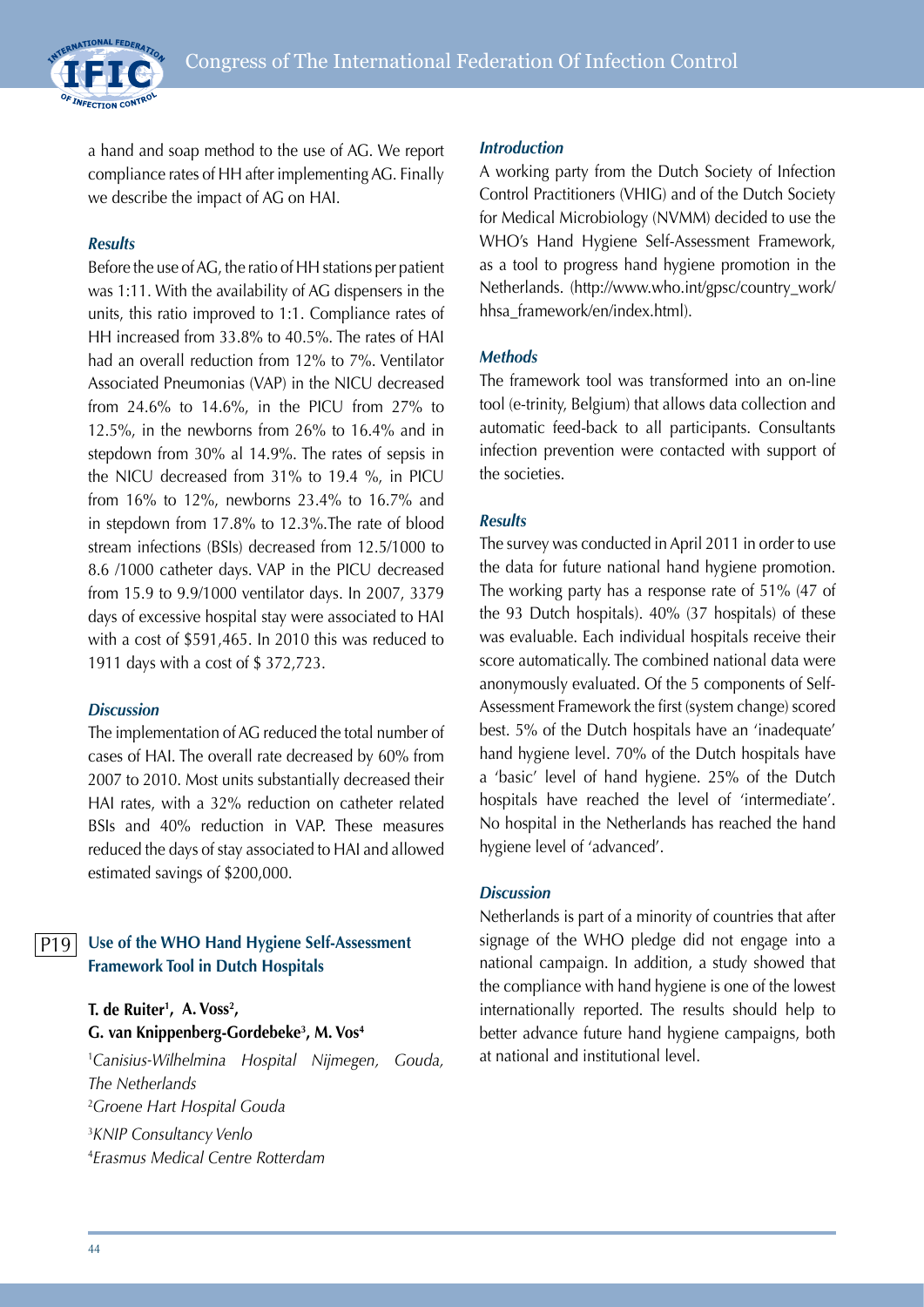a hand and soap method to the use of AG. We report compliance rates of HH after implementing AG. Finally we describe the impact of AG on HAI.

### *Results*

Before the use of AG, the ratio of HH stations per patient was 1:11. With the availability of AG dispensers in the units, this ratio improved to 1:1. Compliance rates of HH increased from 33.8% to 40.5%. The rates of HAI had an overall reduction from 12% to 7%. Ventilator Associated Pneumonias (VAP) in the NICU decreased from 24.6% to 14.6%, in the PICU from 27% to 12.5%, in the newborns from 26% to 16.4% and in stepdown from 30% al 14.9%. The rates of sepsis in the NICU decreased from 31% to 19.4 %, in PICU from 16% to 12%, newborns 23.4% to 16.7% and in stepdown from 17.8% to 12.3%.The rate of blood stream infections (BSIs) decreased from 12.5/1000 to 8.6 /1000 catheter days. VAP in the PICU decreased from 15.9 to 9.9/1000 ventilator days. In 2007, 3379 days of excessive hospital stay were associated to HAI with a cost of $591,465. In 2010 this was reduced to 1911 days with a cost of $ 372,723.

### *Discussion*

The implementation of AG reduced the total number of cases of HAI. The overall rate decreased by 60% from 2007 to 2010. Most units substantially decreased their HAI rates, with a 32% reduction on catheter related BSIs and 40% reduction in VAP. These measures reduced the days of stay associated to HAI and allowed estimated savings of $200,000.

## P19 Use of the WHO Hand Hygiene Self-Assessment Framework Tool in Dutch Hospitals

**T. de Ruiter[1], A. Voss[2], G. van Knippenberg-Gordebeke[3], M. Vos[4]**

[1]*Canisius-Wilhelmina Hospital Nijmegen, Gouda, The Netherlands*

[2]*Groene Hart Hospital Gouda*

[3]*KNIP Consultancy Venlo*

[4]*Erasmus Medical Centre Rotterdam*

### *Introduction*

A working party from the Dutch Society of Infection Control Practitioners (VHIG) and of the Dutch Society for Medical Microbiology (NVMM) decided to use the WHO's Hand Hygiene Self-Assessment Framework, as a tool to progress hand hygiene promotion in the Netherlands. (http://www.who.int/gpsc/country_work/hhsa_framework/en/index.html).

### *Methods*

The framework tool was transformed into an on-line tool (e-trinity, Belgium) that allows data collection and automatic feed-back to all participants. Consultants infection prevention were contacted with support of the societies.

### *Results*

The survey was conducted in April 2011 in order to use the data for future national hand hygiene promotion. The working party has a response rate of 51% (47 of the 93 Dutch hospitals). 40% (37 hospitals) of these was evaluable. Each individual hospitals receive their score automatically. The combined national data were anonymously evaluated. Of the 5 components of Self-Assessment Framework the first (system change) scored best. 5% of the Dutch hospitals have an 'inadequate' hand hygiene level. 70% of the Dutch hospitals have a 'basic' level of hand hygiene. 25% of the Dutch hospitals have reached the level of 'intermediate'. No hospital in the Netherlands has reached the hand hygiene level of 'advanced'.

### *Discussion*

Netherlands is part of a minority of countries that after signage of the WHO pledge did not engage into a national campaign. In addition, a study showed that the compliance with hand hygiene is one of the lowest internationally reported. The results should help to better advance future hand hygiene campaigns, both at national and institutional level.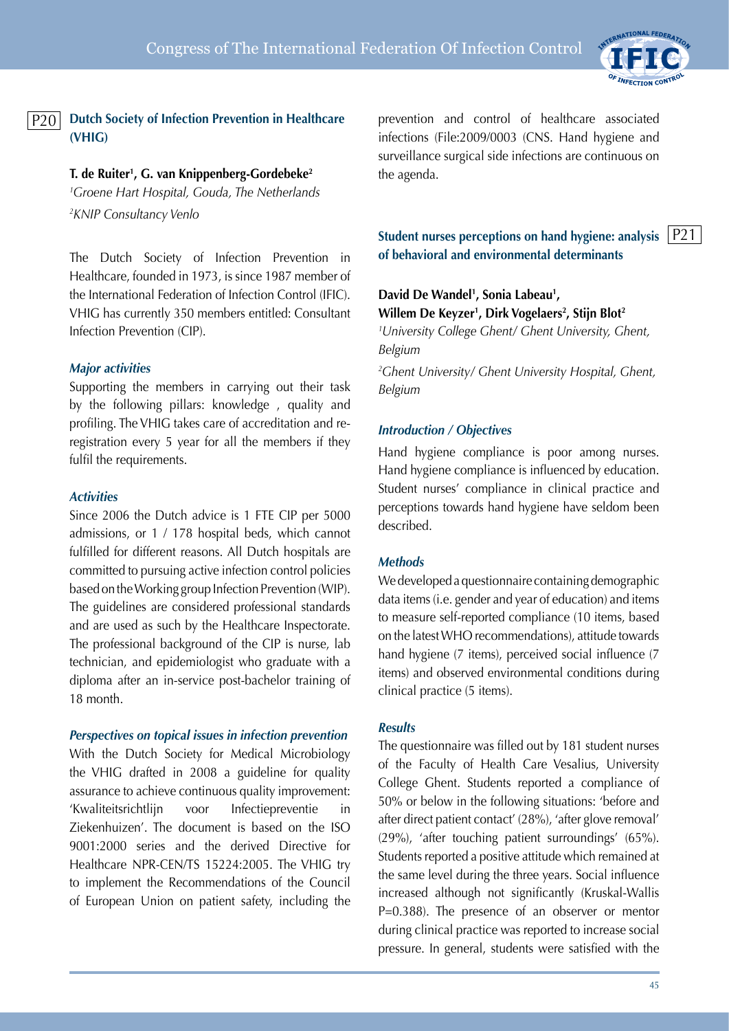## P20 Dutch Society of Infection Prevention in Healthcare (VHIG)

**T. de Ruiter[1], G. van Knippenberg-Gordebeke[2]**

[1]*Groene Hart Hospital, Gouda, The Netherlands*

[2]*KNIP Consultancy Venlo*

The Dutch Society of Infection Prevention in Healthcare, founded in 1973, is since 1987 member of the International Federation of Infection Control (IFIC). VHIG has currently 350 members entitled: Consultant Infection Prevention (CIP).

### *Major activities*

Supporting the members in carrying out their task by the following pillars: knowledge , quality and profiling. The VHIG takes care of accreditation and re-registration every 5 year for all the members if they fulfil the requirements.

### *Activities*

Since 2006 the Dutch advice is 1 FTE CIP per 5000 admissions, or 1 / 178 hospital beds, which cannot fulfilled for different reasons. All Dutch hospitals are committed to pursuing active infection control policies based on the Working group Infection Prevention (WIP). The guidelines are considered professional standards and are used as such by the Healthcare Inspectorate. The professional background of the CIP is nurse, lab technician, and epidemiologist who graduate with a diploma after an in-service post-bachelor training of 18 month.

### *Perspectives on topical issues in infection prevention*

With the Dutch Society for Medical Microbiology the VHIG drafted in 2008 a guideline for quality assurance to achieve continuous quality improvement: 'Kwaliteitsrichtlijn voor Infectiepreventie in Ziekenhuizen'. The document is based on the ISO 9001:2000 series and the derived Directive for Healthcare NPR-CEN/TS 15224:2005. The VHIG try to implement the Recommendations of the Council of European Union on patient safety, including the prevention and control of healthcare associated infections (File:2009/0003 (CNS. Hand hygiene and surveillance surgical side infections are continuous on the agenda.

## P21 Student nurses perceptions on hand hygiene: analysis of behavioral and environmental determinants

**David De Wandel[1], Sonia Labeau[1], Willem De Keyzer[1], Dirk Vogelaers[2], Stijn Blot[2]**

[1]*University College Ghent/ Ghent University, Ghent, Belgium*

[2]*Ghent University/ Ghent University Hospital, Ghent, Belgium*

### *Introduction / Objectives*

Hand hygiene compliance is poor among nurses. Hand hygiene compliance is influenced by education. Student nurses' compliance in clinical practice and perceptions towards hand hygiene have seldom been described.

### *Methods*

We developed a questionnaire containing demographic data items (i.e. gender and year of education) and items to measure self-reported compliance (10 items, based on the latest WHO recommendations), attitude towards hand hygiene (7 items), perceived social influence (7 items) and observed environmental conditions during clinical practice (5 items).

### *Results*

The questionnaire was filled out by 181 student nurses of the Faculty of Health Care Vesalius, University College Ghent. Students reported a compliance of 50% or below in the following situations: 'before and after direct patient contact' (28%), 'after glove removal' (29%), 'after touching patient surroundings' (65%). Students reported a positive attitude which remained at the same level during the three years. Social influence increased although not significantly (Kruskal-Wallis P=0.388). The presence of an observer or mentor during clinical practice was reported to increase social pressure. In general, students were satisfied with the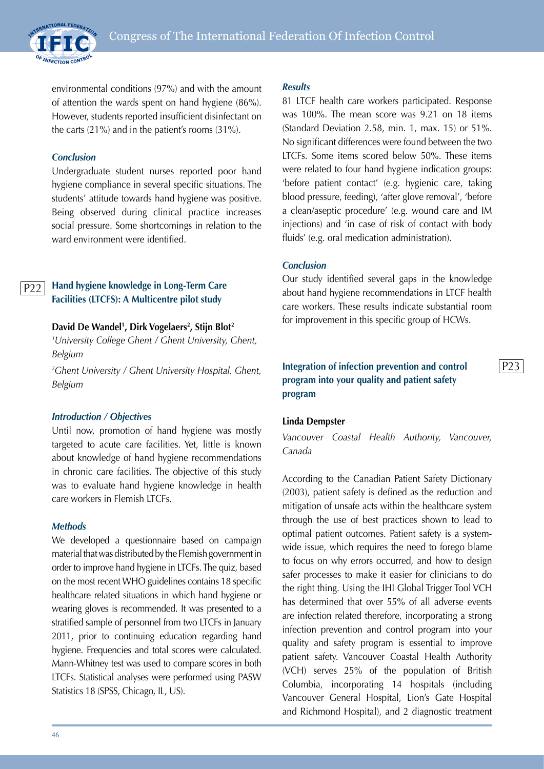environmental conditions (97%) and with the amount of attention the wards spent on hand hygiene (86%). However, students reported insufficient disinfectant on the carts (21%) and in the patient's rooms (31%).

### *Conclusion*

Undergraduate student nurses reported poor hand hygiene compliance in several specific situations. The students' attitude towards hand hygiene was positive. Being observed during clinical practice increases social pressure. Some shortcomings in relation to the ward environment were identified.

## P22 Hand hygiene knowledge in Long-Term Care Facilities (LTCFS): A Multicentre pilot study

**David De Wandel[1], Dirk Vogelaers[2], Stijn Blot[2]**

*[1]University College Ghent / Ghent University, Ghent, Belgium*

*[2]Ghent University / Ghent University Hospital, Ghent, Belgium*

### *Introduction / Objectives*

Until now, promotion of hand hygiene was mostly targeted to acute care facilities. Yet, little is known about knowledge of hand hygiene recommendations in chronic care facilities. The objective of this study was to evaluate hand hygiene knowledge in health care workers in Flemish LTCFs.

### *Methods*

We developed a questionnaire based on campaign material that was distributed by the Flemish government in order to improve hand hygiene in LTCFs. The quiz, based on the most recent WHO guidelines contains 18 specific healthcare related situations in which hand hygiene or wearing gloves is recommended. It was presented to a stratified sample of personnel from two LTCFs in January 2011, prior to continuing education regarding hand hygiene. Frequencies and total scores were calculated. Mann-Whitney test was used to compare scores in both LTCFs. Statistical analyses were performed using PASW Statistics 18 (SPSS, Chicago, IL, US).

### *Results*

81 LTCF health care workers participated. Response was 100%. The mean score was 9.21 on 18 items (Standard Deviation 2.58, min. 1, max. 15) or 51%. No significant differences were found between the two LTCFs. Some items scored below 50%. These items were related to four hand hygiene indication groups: 'before patient contact' (e.g. hygienic care, taking blood pressure, feeding), 'after glove removal', 'before a clean/aseptic procedure' (e.g. wound care and IM injections) and 'in case of risk of contact with body fluids' (e.g. oral medication administration).

### *Conclusion*

Our study identified several gaps in the knowledge about hand hygiene recommendations in LTCF health care workers. These results indicate substantial room for improvement in this specific group of HCWs.

## P23 Integration of infection prevention and control program into your quality and patient safety program

**Linda Dempster**

*Vancouver Coastal Health Authority, Vancouver, Canada*

According to the Canadian Patient Safety Dictionary (2003), patient safety is defined as the reduction and mitigation of unsafe acts within the healthcare system through the use of best practices shown to lead to optimal patient outcomes. Patient safety is a system-wide issue, which requires the need to forego blame to focus on why errors occurred, and how to design safer processes to make it easier for clinicians to do the right thing. Using the IHI Global Trigger Tool VCH has determined that over 55% of all adverse events are infection related therefore, incorporating a strong infection prevention and control program into your quality and safety program is essential to improve patient safety. Vancouver Coastal Health Authority (VCH) serves 25% of the population of British Columbia, incorporating 14 hospitals (including Vancouver General Hospital, Lion's Gate Hospital and Richmond Hospital), and 2 diagnostic treatment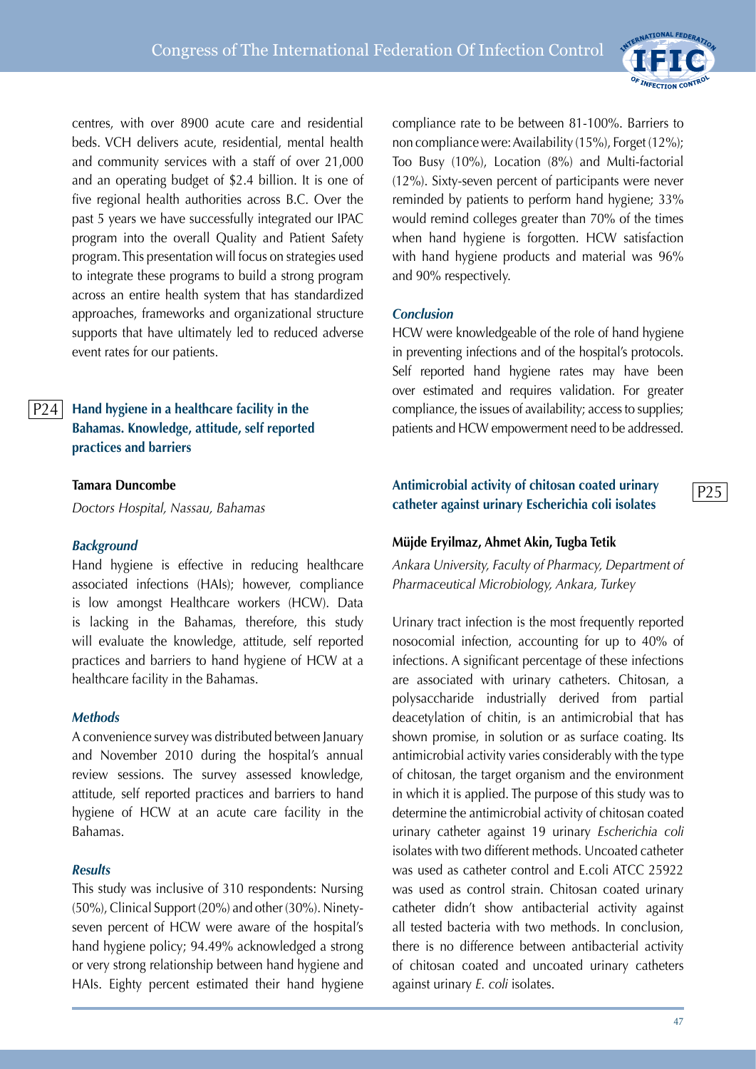centres, with over 8900 acute care and residential beds. VCH delivers acute, residential, mental health and community services with a staff of over 21,000 and an operating budget of $2.4 billion. It is one of five regional health authorities across B.C. Over the past 5 years we have successfully integrated our IPAC program into the overall Quality and Patient Safety program. This presentation will focus on strategies used to integrate these programs to build a strong program across an entire health system that has standardized approaches, frameworks and organizational structure supports that have ultimately led to reduced adverse event rates for our patients.

## P24 Hand hygiene in a healthcare facility in the Bahamas. Knowledge, attitude, self reported practices and barriers

**Tamara Duncombe**

*Doctors Hospital, Nassau, Bahamas*

### *Background*

Hand hygiene is effective in reducing healthcare associated infections (HAIs); however, compliance is low amongst Healthcare workers (HCW). Data is lacking in the Bahamas, therefore, this study will evaluate the knowledge, attitude, self reported practices and barriers to hand hygiene of HCW at a healthcare facility in the Bahamas.

### *Methods*

A convenience survey was distributed between January and November 2010 during the hospital's annual review sessions. The survey assessed knowledge, attitude, self reported practices and barriers to hand hygiene of HCW at an acute care facility in the Bahamas.

### *Results*

This study was inclusive of 310 respondents: Nursing (50%), Clinical Support (20%) and other (30%). Ninety-seven percent of HCW were aware of the hospital's hand hygiene policy; 94.49% acknowledged a strong or very strong relationship between hand hygiene and HAIs. Eighty percent estimated their hand hygiene compliance rate to be between 81-100%. Barriers to non compliance were: Availability (15%), Forget (12%); Too Busy (10%), Location (8%) and Multi-factorial (12%). Sixty-seven percent of participants were never reminded by patients to perform hand hygiene; 33% would remind colleges greater than 70% of the times when hand hygiene is forgotten. HCW satisfaction with hand hygiene products and material was 96% and 90% respectively.

### *Conclusion*

HCW were knowledgeable of the role of hand hygiene in preventing infections and of the hospital's protocols. Self reported hand hygiene rates may have been over estimated and requires validation. For greater compliance, the issues of availability; access to supplies; patients and HCW empowerment need to be addressed.

## P25 Antimicrobial activity of chitosan coated urinary catheter against urinary Escherichia coli isolates

**Müjde Eryilmaz, Ahmet Akin, Tugba Tetik**

*Ankara University, Faculty of Pharmacy, Department of Pharmaceutical Microbiology, Ankara, Turkey*

Urinary tract infection is the most frequently reported nosocomial infection, accounting for up to 40% of infections. A significant percentage of these infections are associated with urinary catheters. Chitosan, a polysaccharide industrially derived from partial deacetylation of chitin, is an antimicrobial that has shown promise, in solution or as surface coating. Its antimicrobial activity varies considerably with the type of chitosan, the target organism and the environment in which it is applied. The purpose of this study was to determine the antimicrobial activity of chitosan coated urinary catheter against 19 urinary *Escherichia coli* isolates with two different methods. Uncoated catheter was used as catheter control and E.coli ATCC 25922 was used as control strain. Chitosan coated urinary catheter didn't show antibacterial activity against all tested bacteria with two methods. In conclusion, there is no difference between antibacterial activity of chitosan coated and uncoated urinary catheters against urinary *E. coli* isolates.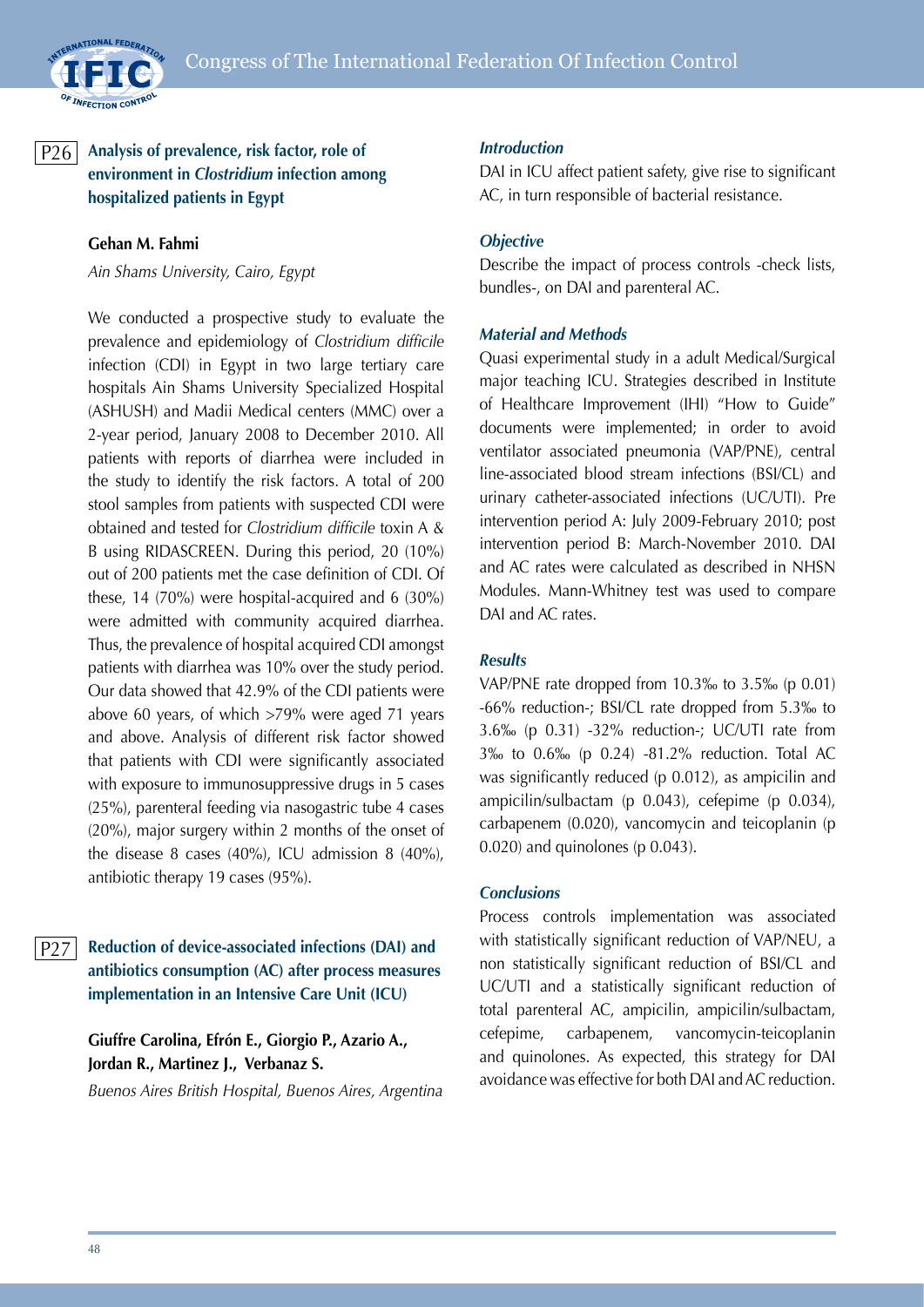## P26 Analysis of prevalence, risk factor, role of environment in *Clostridium* infection among hospitalized patients in Egypt

**Gehan M. Fahmi**

*Ain Shams University, Cairo, Egypt*

We conducted a prospective study to evaluate the prevalence and epidemiology of *Clostridium difficile* infection (CDI) in Egypt in two large tertiary care hospitals Ain Shams University Specialized Hospital (ASHUSH) and Madii Medical centers (MMC) over a 2-year period, January 2008 to December 2010. All patients with reports of diarrhea were included in the study to identify the risk factors. A total of 200 stool samples from patients with suspected CDI were obtained and tested for *Clostridium difficile* toxin A & B using RIDASCREEN. During this period, 20 (10%) out of 200 patients met the case definition of CDI. Of these, 14 (70%) were hospital-acquired and 6 (30%) were admitted with community acquired diarrhea. Thus, the prevalence of hospital acquired CDI amongst patients with diarrhea was 10% over the study period. Our data showed that 42.9% of the CDI patients were above 60 years, of which >79% were aged 71 years and above. Analysis of different risk factor showed that patients with CDI were significantly associated with exposure to immunosuppressive drugs in 5 cases (25%), parenteral feeding via nasogastric tube 4 cases (20%), major surgery within 2 months of the onset of the disease 8 cases (40%), ICU admission 8 (40%), antibiotic therapy 19 cases (95%).

## P27 Reduction of device-associated infections (DAI) and antibiotics consumption (AC) after process measures implementation in an Intensive Care Unit (ICU)

**Giuffre Carolina, Efrón E., Giorgio P., Azario A., Jordan R., Martinez J., Verbanaz S.**

*Buenos Aires British Hospital, Buenos Aires, Argentina*

### *Introduction*

DAI in ICU affect patient safety, give rise to significant AC, in turn responsible of bacterial resistance.

### *Objective*

Describe the impact of process controls -check lists, bundles-, on DAI and parenteral AC.

### *Material and Methods*

Quasi experimental study in a adult Medical/Surgical major teaching ICU. Strategies described in Institute of Healthcare Improvement (IHI) "How to Guide" documents were implemented; in order to avoid ventilator associated pneumonia (VAP/PNE), central line-associated blood stream infections (BSI/CL) and urinary catheter-associated infections (UC/UTI). Pre intervention period A: July 2009-February 2010; post intervention period B: March-November 2010. DAI and AC rates were calculated as described in NHSN Modules. Mann-Whitney test was used to compare DAI and AC rates.

### *Results*

VAP/PNE rate dropped from 10.3‰ to 3.5‰ (p 0.01) -66% reduction-; BSI/CL rate dropped from 5.3‰ to 3.6‰ (p 0.31) -32% reduction-; UC/UTI rate from 3‰ to 0.6‰ (p 0.24) -81.2% reduction. Total AC was significantly reduced (p 0.012), as ampicilin and ampicilin/sulbactam (p 0.043), cefepime (p 0.034), carbapenem (0.020), vancomycin and teicoplanin (p 0.020) and quinolones (p 0.043).

### *Conclusions*

Process controls implementation was associated with statistically significant reduction of VAP/NEU, a non statistically significant reduction of BSI/CL and UC/UTI and a statistically significant reduction of total parenteral AC, ampicilin, ampicilin/sulbactam, cefepime, carbapenem, vancomycin-teicoplanin and quinolones. As expected, this strategy for DAI avoidance was effective for both DAI and AC reduction.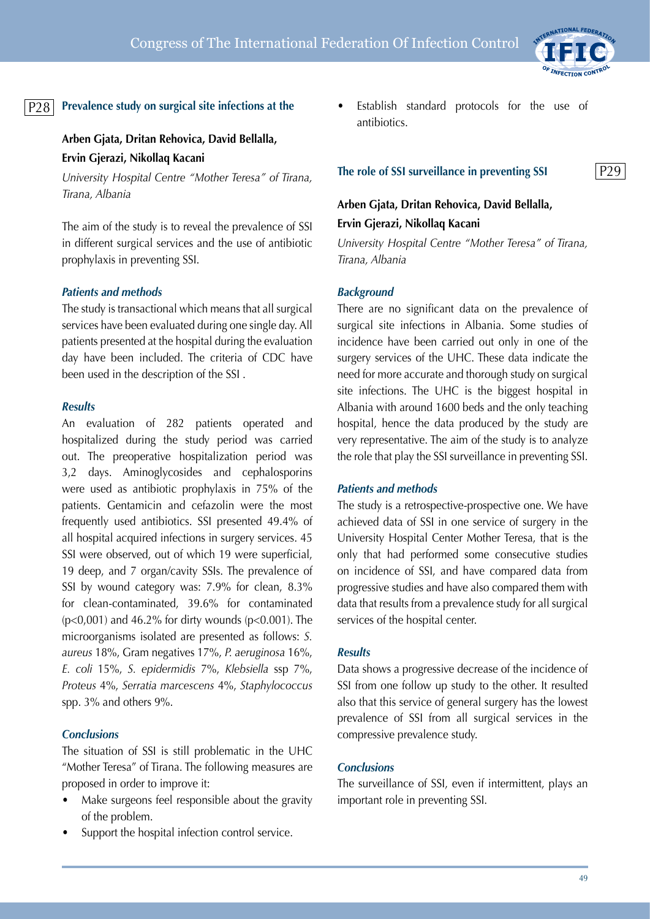## P28 Prevalence study on surgical site infections at the

**Arben Gjata, Dritan Rehovica, David Bellalla, Ervin Gjerazi, Nikollaq Kacani**

*University Hospital Centre "Mother Teresa" of Tirana, Tirana, Albania*

The aim of the study is to reveal the prevalence of SSI in different surgical services and the use of antibiotic prophylaxis in preventing SSI.

### *Patients and methods*

The study is transactional which means that all surgical services have been evaluated during one single day. All patients presented at the hospital during the evaluation day have been included. The criteria of CDC have been used in the description of the SSI .

### *Results*

An evaluation of 282 patients operated and hospitalized during the study period was carried out. The preoperative hospitalization period was 3,2 days. Aminoglycosides and cephalosporins were used as antibiotic prophylaxis in 75% of the patients. Gentamicin and cefazolin were the most frequently used antibiotics. SSI presented 49.4% of all hospital acquired infections in surgery services. 45 SSI were observed, out of which 19 were superficial, 19 deep, and 7 organ/cavity SSIs. The prevalence of SSI by wound category was: 7.9% for clean, 8.3% for clean-contaminated, 39.6% for contaminated ($p<0{,}001$) and 46.2% for dirty wounds ($p<0.001$). The microorganisms isolated are presented as follows: *S. aureus* 18%, Gram negatives 17%, *P. aeruginosa* 16%, *E. coli* 15%, *S. epidermidis* 7%, *Klebsiella* ssp 7%, *Proteus* 4%, *Serratia marcescens* 4%, *Staphylococcus* spp. 3% and others 9%.

### *Conclusions*

The situation of SSI is still problematic in the UHC "Mother Teresa" of Tirana. The following measures are proposed in order to improve it:

- Make surgeons feel responsible about the gravity of the problem.
- Support the hospital infection control service.
- Establish standard protocols for the use of antibiotics.

## P29 The role of SSI surveillance in preventing SSI

**Arben Gjata, Dritan Rehovica, David Bellalla, Ervin Gjerazi, Nikollaq Kacani**

*University Hospital Centre "Mother Teresa" of Tirana, Tirana, Albania*

### *Background*

There are no significant data on the prevalence of surgical site infections in Albania. Some studies of incidence have been carried out only in one of the surgery services of the UHC. These data indicate the need for more accurate and thorough study on surgical site infections. The UHC is the biggest hospital in Albania with around 1600 beds and the only teaching hospital, hence the data produced by the study are very representative. The aim of the study is to analyze the role that play the SSI surveillance in preventing SSI.

### *Patients and methods*

The study is a retrospective-prospective one. We have achieved data of SSI in one service of surgery in the University Hospital Center Mother Teresa, that is the only that had performed some consecutive studies on incidence of SSI, and have compared data from progressive studies and have also compared them with data that results from a prevalence study for all surgical services of the hospital center.

### *Results*

Data shows a progressive decrease of the incidence of SSI from one follow up study to the other. It resulted also that this service of general surgery has the lowest prevalence of SSI from all surgical services in the compressive prevalence study.

### *Conclusions*

The surveillance of SSI, even if intermittent, plays an important role in preventing SSI.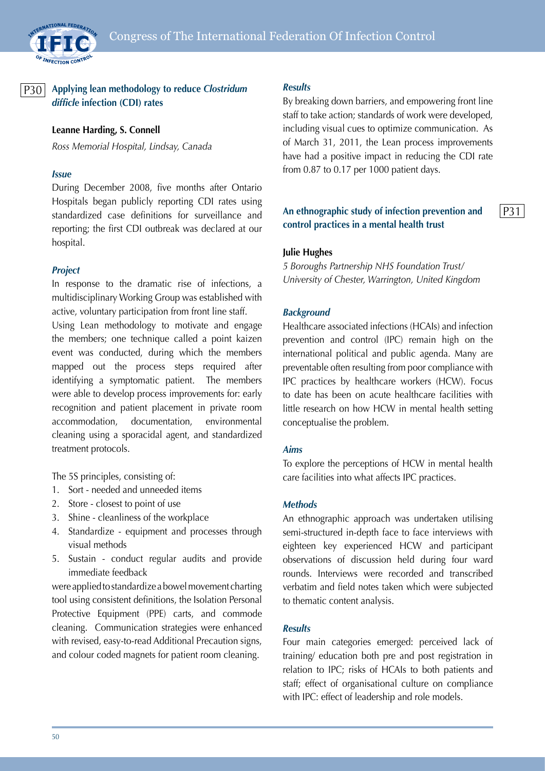## P30 Applying lean methodology to reduce *Clostridum difficle* infection (CDI) rates

**Leanne Harding, S. Connell**

*Ross Memorial Hospital, Lindsay, Canada*

### *Issue*

During December 2008, five months after Ontario Hospitals began publicly reporting CDI rates using standardized case definitions for surveillance and reporting; the first CDI outbreak was declared at our hospital.

### *Project*

In response to the dramatic rise of infections, a multidisciplinary Working Group was established with active, voluntary participation from front line staff.

Using Lean methodology to motivate and engage the members; one technique called a point kaizen event was conducted, during which the members mapped out the process steps required after identifying a symptomatic patient. The members were able to develop process improvements for: early recognition and patient placement in private room accommodation, documentation, environmental cleaning using a sporacidal agent, and standardized treatment protocols.

The 5S principles, consisting of:

1. Sort - needed and unneeded items
2. Store - closest to point of use
3. Shine - cleanliness of the workplace
4. Standardize - equipment and processes through visual methods
5. Sustain - conduct regular audits and provide immediate feedback

were applied to standardize a bowel movement charting tool using consistent definitions, the Isolation Personal Protective Equipment (PPE) carts, and commode cleaning. Communication strategies were enhanced with revised, easy-to-read Additional Precaution signs, and colour coded magnets for patient room cleaning.

### *Results*

By breaking down barriers, and empowering front line staff to take action; standards of work were developed, including visual cues to optimize communication. As of March 31, 2011, the Lean process improvements have had a positive impact in reducing the CDI rate from 0.87 to 0.17 per 1000 patient days.

## P31 An ethnographic study of infection prevention and control practices in a mental health trust

**Julie Hughes**

*5 Boroughs Partnership NHS Foundation Trust/ University of Chester, Warrington, United Kingdom*

### *Background*

Healthcare associated infections (HCAIs) and infection prevention and control (IPC) remain high on the international political and public agenda. Many are preventable often resulting from poor compliance with IPC practices by healthcare workers (HCW). Focus to date has been on acute healthcare facilities with little research on how HCW in mental health setting conceptualise the problem.

### *Aims*

To explore the perceptions of HCW in mental health care facilities into what affects IPC practices.

### *Methods*

An ethnographic approach was undertaken utilising semi-structured in-depth face to face interviews with eighteen key experienced HCW and participant observations of discussion held during four ward rounds. Interviews were recorded and transcribed verbatim and field notes taken which were subjected to thematic content analysis.

### *Results*

Four main categories emerged: perceived lack of training/ education both pre and post registration in relation to IPC; risks of HCAIs to both patients and staff; effect of organisational culture on compliance with IPC: effect of leadership and role models.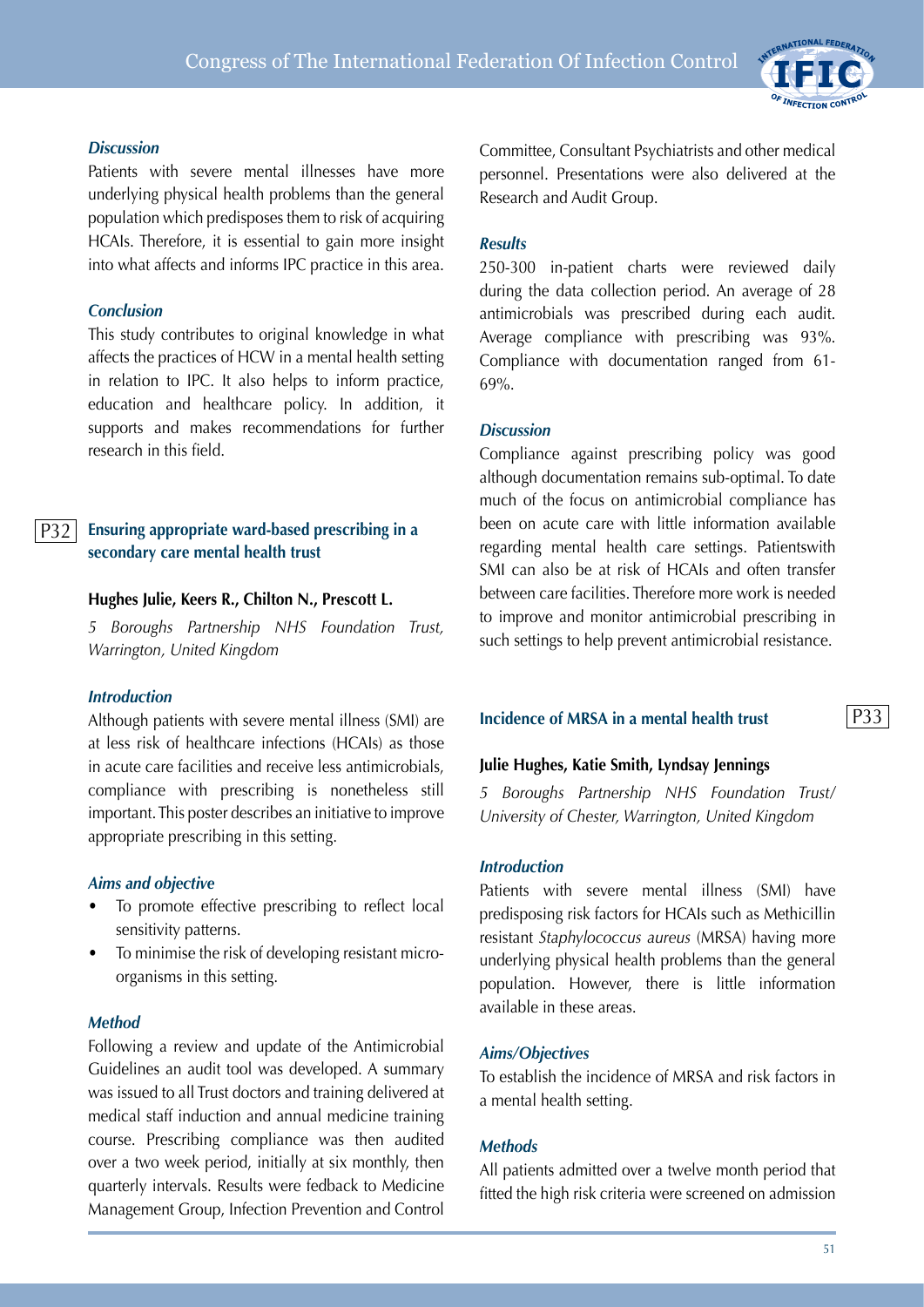### *Discussion*

Patients with severe mental illnesses have more underlying physical health problems than the general population which predisposes them to risk of acquiring HCAIs. Therefore, it is essential to gain more insight into what affects and informs IPC practice in this area.

### *Conclusion*

This study contributes to original knowledge in what affects the practices of HCW in a mental health setting in relation to IPC. It also helps to inform practice, education and healthcare policy. In addition, it supports and makes recommendations for further research in this field.

## P32 Ensuring appropriate ward-based prescribing in a secondary care mental health trust

**Hughes Julie, Keers R., Chilton N., Prescott L.**

*5 Boroughs Partnership NHS Foundation Trust, Warrington, United Kingdom*

### *Introduction*

Although patients with severe mental illness (SMI) are at less risk of healthcare infections (HCAIs) as those in acute care facilities and receive less antimicrobials, compliance with prescribing is nonetheless still important. This poster describes an initiative to improve appropriate prescribing in this setting.

### *Aims and objective*

- To promote effective prescribing to reflect local sensitivity patterns.
- To minimise the risk of developing resistant micro-organisms in this setting.

### *Method*

Following a review and update of the Antimicrobial Guidelines an audit tool was developed. A summary was issued to all Trust doctors and training delivered at medical staff induction and annual medicine training course. Prescribing compliance was then audited over a two week period, initially at six monthly, then quarterly intervals. Results were fedback to Medicine Management Group, Infection Prevention and Control Committee, Consultant Psychiatrists and other medical personnel. Presentations were also delivered at the Research and Audit Group.

### *Results*

250-300 in-patient charts were reviewed daily during the data collection period. An average of 28 antimicrobials was prescribed during each audit. Average compliance with prescribing was 93%. Compliance with documentation ranged from 61-69%.

### *Discussion*

Compliance against prescribing policy was good although documentation remains sub-optimal. To date much of the focus on antimicrobial compliance has been on acute care with little information available regarding mental health care settings. Patientswith SMI can also be at risk of HCAIs and often transfer between care facilities. Therefore more work is needed to improve and monitor antimicrobial prescribing in such settings to help prevent antimicrobial resistance.

## P33 Incidence of MRSA in a mental health trust

**Julie Hughes, Katie Smith, Lyndsay Jennings**

*5 Boroughs Partnership NHS Foundation Trust/ University of Chester, Warrington, United Kingdom*

### *Introduction*

Patients with severe mental illness (SMI) have predisposing risk factors for HCAIs such as Methicillin resistant *Staphylococcus aureus* (MRSA) having more underlying physical health problems than the general population. However, there is little information available in these areas.

### *Aims/Objectives*

To establish the incidence of MRSA and risk factors in a mental health setting.

### *Methods*

All patients admitted over a twelve month period that fitted the high risk criteria were screened on admission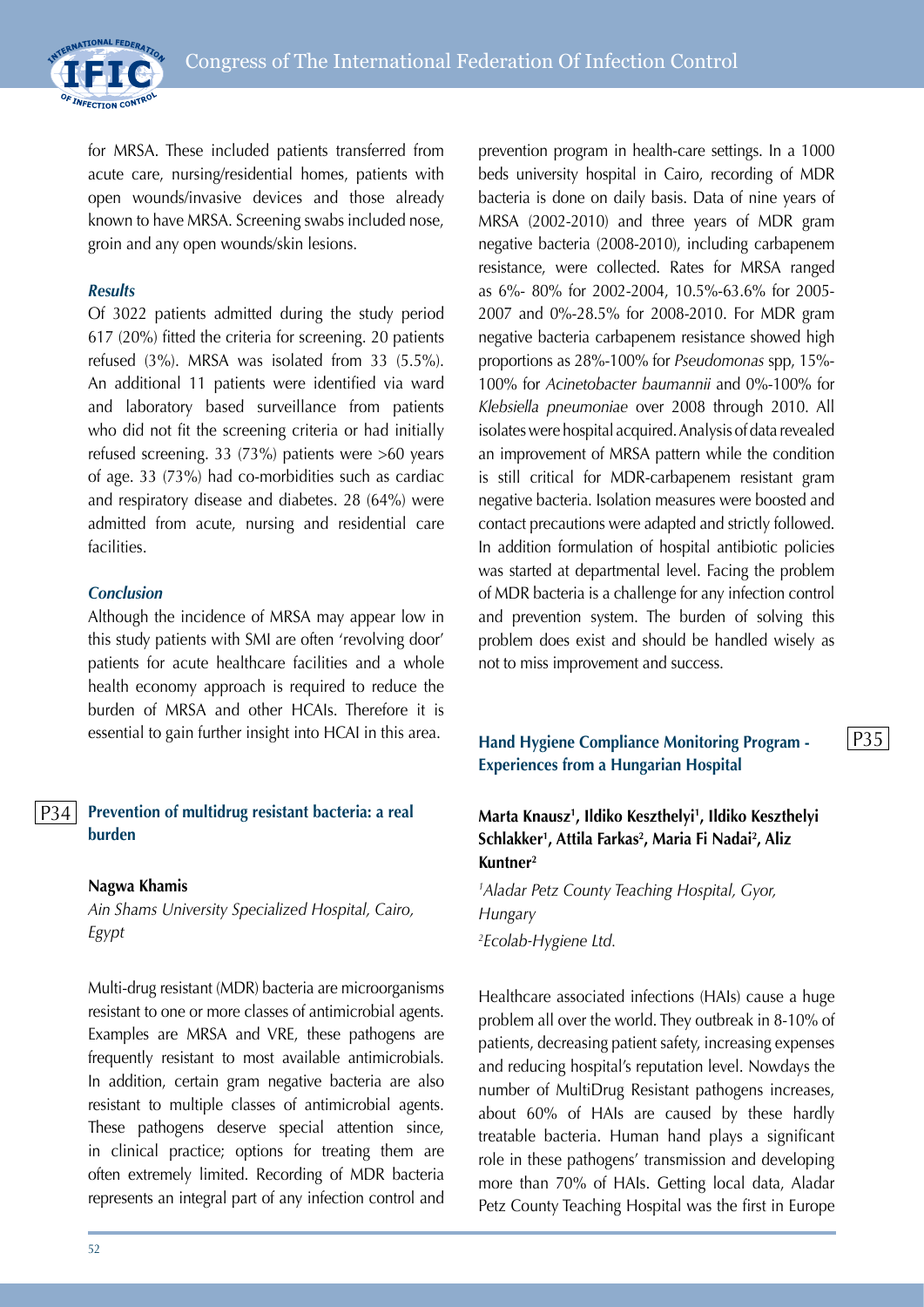for MRSA. These included patients transferred from acute care, nursing/residential homes, patients with open wounds/invasive devices and those already known to have MRSA. Screening swabs included nose, groin and any open wounds/skin lesions.

### *Results*

Of 3022 patients admitted during the study period 617 (20%) fitted the criteria for screening. 20 patients refused (3%). MRSA was isolated from 33 (5.5%). An additional 11 patients were identified via ward and laboratory based surveillance from patients who did not fit the screening criteria or had initially refused screening. 33 (73%) patients were >60 years of age. 33 (73%) had co-morbidities such as cardiac and respiratory disease and diabetes. 28 (64%) were admitted from acute, nursing and residential care facilities.

### *Conclusion*

Although the incidence of MRSA may appear low in this study patients with SMI are often 'revolving door' patients for acute healthcare facilities and a whole health economy approach is required to reduce the burden of MRSA and other HCAIs. Therefore it is essential to gain further insight into HCAI in this area.

## P34 Prevention of multidrug resistant bacteria: a real burden

**Nagwa Khamis**

*Ain Shams University Specialized Hospital, Cairo, Egypt*

Multi-drug resistant (MDR) bacteria are microorganisms resistant to one or more classes of antimicrobial agents. Examples are MRSA and VRE, these pathogens are frequently resistant to most available antimicrobials. In addition, certain gram negative bacteria are also resistant to multiple classes of antimicrobial agents. These pathogens deserve special attention since, in clinical practice; options for treating them are often extremely limited. Recording of MDR bacteria represents an integral part of any infection control and prevention program in health-care settings. In a 1000 beds university hospital in Cairo, recording of MDR bacteria is done on daily basis. Data of nine years of MRSA (2002-2010) and three years of MDR gram negative bacteria (2008-2010), including carbapenem resistance, were collected. Rates for MRSA ranged as 6%- 80% for 2002-2004, 10.5%-63.6% for 2005-2007 and 0%-28.5% for 2008-2010. For MDR gram negative bacteria carbapenem resistance showed high proportions as 28%-100% for *Pseudomonas* spp, 15%-100% for *Acinetobacter baumannii* and 0%-100% for *Klebsiella pneumoniae* over 2008 through 2010. All isolates were hospital acquired. Analysis of data revealed an improvement of MRSA pattern while the condition is still critical for MDR-carbapenem resistant gram negative bacteria. Isolation measures were boosted and contact precautions were adapted and strictly followed. In addition formulation of hospital antibiotic policies was started at departmental level. Facing the problem of MDR bacteria is a challenge for any infection control and prevention system. The burden of solving this problem does exist and should be handled wisely as not to miss improvement and success.

## P35 Hand Hygiene Compliance Monitoring Program - Experiences from a Hungarian Hospital

**Marta Knausz[1], Ildiko Keszthelyi[1], Ildiko Keszthelyi Schlakker[1], Attila Farkas[2], Maria Fi Nadai[2], Aliz Kuntner[2]**

[1]*Aladar Petz County Teaching Hospital, Gyor, Hungary*

[2]*Ecolab-Hygiene Ltd.*

Healthcare associated infections (HAIs) cause a huge problem all over the world. They outbreak in 8-10% of patients, decreasing patient safety, increasing expenses and reducing hospital's reputation level. Nowdays the number of MultiDrug Resistant pathogens increases, about 60% of HAIs are caused by these hardly treatable bacteria. Human hand plays a significant role in these pathogens' transmission and developing more than 70% of HAIs. Getting local data, Aladar Petz County Teaching Hospital was the first in Europe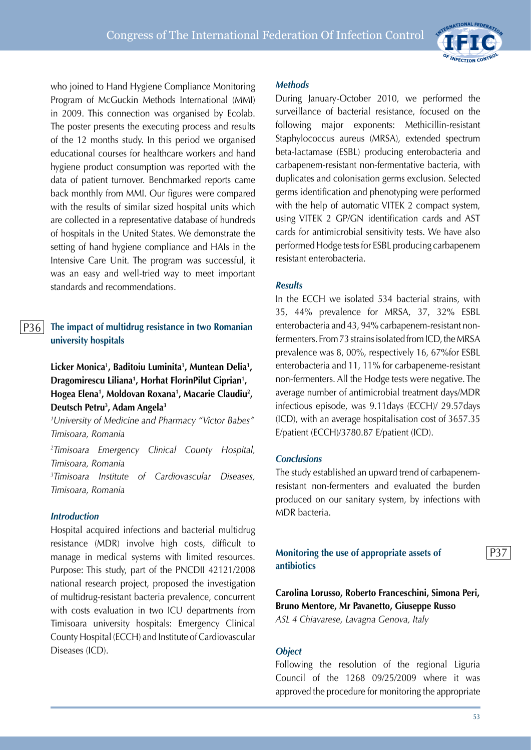who joined to Hand Hygiene Compliance Monitoring Program of McGuckin Methods International (MMI) in 2009. This connection was organised by Ecolab. The poster presents the executing process and results of the 12 months study. In this period we organised educational courses for healthcare workers and hand hygiene product consumption was reported with the data of patient turnover. Benchmarked reports came back monthly from MMI. Our figures were compared with the results of similar sized hospital units which are collected in a representative database of hundreds of hospitals in the United States. We demonstrate the setting of hand hygiene compliance and HAIs in the Intensive Care Unit. The program was successful, it was an easy and well-tried way to meet important standards and recommendations.

## P36 The impact of multidrug resistance in two Romanian university hospitals

**Licker Monica[1], Baditoiu Luminita[1], Muntean Delia[1], Dragomirescu Liliana[1], Horhat FlorinPilut Ciprian[1], Hogea Elena[1], Moldovan Roxana[1], Macarie Claudiu[2], Deutsch Petru[3], Adam Angela[3]**

*[1]University of Medicine and Pharmacy "Victor Babes" Timisoara, Romania*

*[2]Timisoara Emergency Clinical County Hospital, Timisoara, Romania*

*[3]Timisoara Institute of Cardiovascular Diseases, Timisoara, Romania*

### *Introduction*

Hospital acquired infections and bacterial multidrug resistance (MDR) involve high costs, difficult to manage in medical systems with limited resources. Purpose: This study, part of the PNCDII 42121/2008 national research project, proposed the investigation of multidrug-resistant bacteria prevalence, concurrent with costs evaluation in two ICU departments from Timisoara university hospitals: Emergency Clinical County Hospital (ECCH) and Institute of Cardiovascular Diseases (ICD).

### *Methods*

During January-October 2010, we performed the surveillance of bacterial resistance, focused on the following major exponents: Methicillin-resistant Staphylococcus aureus (MRSA), extended spectrum beta-lactamase (ESBL) producing enterobacteria and carbapenem-resistant non-fermentative bacteria, with duplicates and colonisation germs exclusion. Selected germs identification and phenotyping were performed with the help of automatic VITEK 2 compact system, using VITEK 2 GP/GN identification cards and AST cards for antimicrobial sensitivity tests. We have also performed Hodge tests for ESBL producing carbapenem resistant enterobacteria.

### *Results*

In the ECCH we isolated 534 bacterial strains, with 35, 44% prevalence for MRSA, 37, 32% ESBL enterobacteria and 43, 94% carbapenem-resistant non-fermenters. From 73 strains isolated from ICD, the MRSA prevalence was 8, 00%, respectively 16, 67%for ESBL enterobacteria and 11, 11% for carbapeneme-resistant non-fermenters. All the Hodge tests were negative. The average number of antimicrobial treatment days/MDR infectious episode, was 9.11days (ECCH)/ 29.57days (ICD), with an average hospitalisation cost of 3657.35 E/patient (ECCH)/3780.87 E/patient (ICD).

### *Conclusions*

The study established an upward trend of carbapenem-resistant non-fermenters and evaluated the burden produced on our sanitary system, by infections with MDR bacteria.

## P37 Monitoring the use of appropriate assets of antibiotics

**Carolina Lorusso, Roberto Franceschini, Simona Peri, Bruno Mentore, Mr Pavanetto, Giuseppe Russo**

*ASL 4 Chiavarese, Lavagna Genova, Italy*

### *Object*

Following the resolution of the regional Liguria Council of the 1268 09/25/2009 where it was approved the procedure for monitoring the appropriate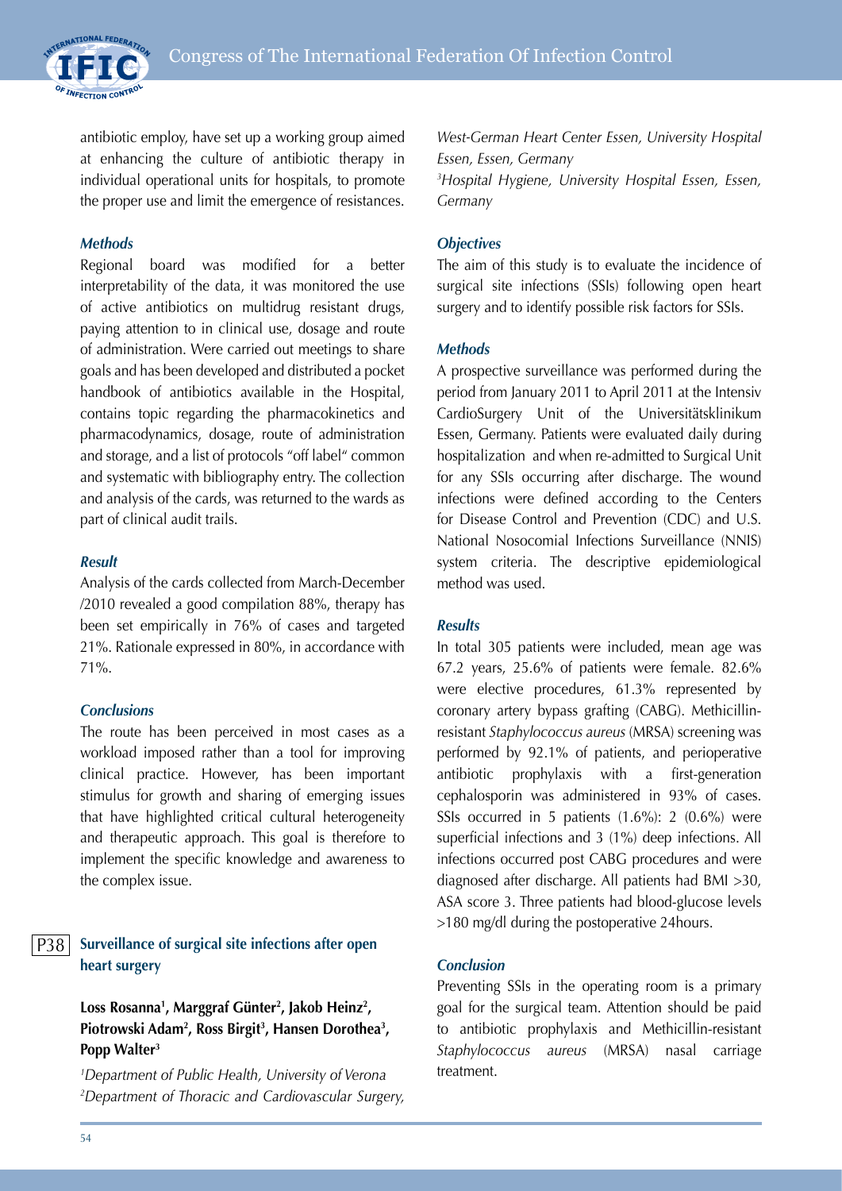antibiotic employ, have set up a working group aimed at enhancing the culture of antibiotic therapy in individual operational units for hospitals, to promote the proper use and limit the emergence of resistances.

### *Methods*

Regional board was modified for a better interpretability of the data, it was monitored the use of active antibiotics on multidrug resistant drugs, paying attention to in clinical use, dosage and route of administration. Were carried out meetings to share goals and has been developed and distributed a pocket handbook of antibiotics available in the Hospital, contains topic regarding the pharmacokinetics and pharmacodynamics, dosage, route of administration and storage, and a list of protocols "off label" common and systematic with bibliography entry. The collection and analysis of the cards, was returned to the wards as part of clinical audit trails.

### *Result*

Analysis of the cards collected from March-December /2010 revealed a good compilation 88%, therapy has been set empirically in 76% of cases and targeted 21%. Rationale expressed in 80%, in accordance with 71%.

### *Conclusions*

The route has been perceived in most cases as a workload imposed rather than a tool for improving clinical practice. However, has been important stimulus for growth and sharing of emerging issues that have highlighted critical cultural heterogeneity and therapeutic approach. This goal is therefore to implement the specific knowledge and awareness to the complex issue.

## P38 Surveillance of surgical site infections after open heart surgery

**Loss Rosanna[1], Marggraf Günter[2], Jakob Heinz[2], Piotrowski Adam[2], Ross Birgit[3], Hansen Dorothea[3], Popp Walter[3]**

*[1]Department of Public Health, University of Verona*
*[2]Department of Thoracic and Cardiovascular Surgery, West-German Heart Center Essen, University Hospital Essen, Essen, Germany*
*[3]Hospital Hygiene, University Hospital Essen, Essen, Germany*

### *Objectives*

The aim of this study is to evaluate the incidence of surgical site infections (SSIs) following open heart surgery and to identify possible risk factors for SSIs.

### *Methods*

A prospective surveillance was performed during the period from January 2011 to April 2011 at the Intensiv CardioSurgery Unit of the Universitätsklinikum Essen, Germany. Patients were evaluated daily during hospitalization and when re-admitted to Surgical Unit for any SSIs occurring after discharge. The wound infections were defined according to the Centers for Disease Control and Prevention (CDC) and U.S. National Nosocomial Infections Surveillance (NNIS) system criteria. The descriptive epidemiological method was used.

### *Results*

In total 305 patients were included, mean age was 67.2 years, 25.6% of patients were female. 82.6% were elective procedures, 61.3% represented by coronary artery bypass grafting (CABG). Methicillin-resistant *Staphylococcus aureus* (MRSA) screening was performed by 92.1% of patients, and perioperative antibiotic prophylaxis with a first-generation cephalosporin was administered in 93% of cases. SSIs occurred in 5 patients (1.6%): 2 (0.6%) were superficial infections and 3 (1%) deep infections. All infections occurred post CABG procedures and were diagnosed after discharge. All patients had BMI >30, ASA score 3. Three patients had blood-glucose levels >180 mg/dl during the postoperative 24hours.

### *Conclusion*

Preventing SSIs in the operating room is a primary goal for the surgical team. Attention should be paid to antibiotic prophylaxis and Methicillin-resistant *Staphylococcus aureus* (MRSA) nasal carriage treatment.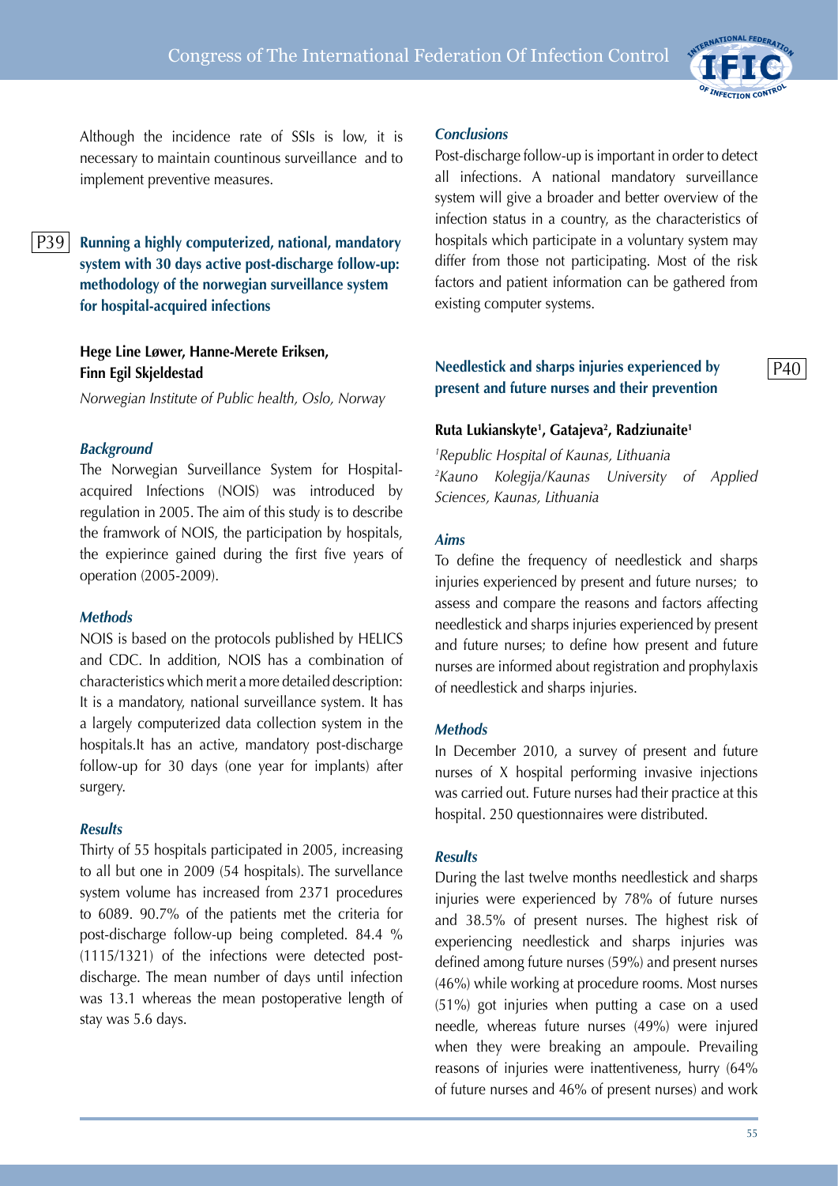Although the incidence rate of SSIs is low, it is necessary to maintain countinous surveillance and to implement preventive measures.

## P39 Running a highly computerized, national, mandatory system with 30 days active post-discharge follow-up: methodology of the norwegian surveillance system for hospital-acquired infections

**Hege Line Løwer, Hanne-Merete Eriksen, Finn Egil Skjeldestad**

*Norwegian Institute of Public health, Oslo, Norway*

### *Background*

The Norwegian Surveillance System for Hospital-acquired Infections (NOIS) was introduced by regulation in 2005. The aim of this study is to describe the framwork of NOIS, the participation by hospitals, the expierince gained during the first five years of operation (2005-2009).

### *Methods*

NOIS is based on the protocols published by HELICS and CDC. In addition, NOIS has a combination of characteristics which merit a more detailed description: It is a mandatory, national surveillance system. It has a largely computerized data collection system in the hospitals.It has an active, mandatory post-discharge follow-up for 30 days (one year for implants) after surgery.

### *Results*

Thirty of 55 hospitals participated in 2005, increasing to all but one in 2009 (54 hospitals). The survellance system volume has increased from 2371 procedures to 6089. 90.7% of the patients met the criteria for post-discharge follow-up being completed. 84.4 % (1115/1321) of the infections were detected post-discharge. The mean number of days until infection was 13.1 whereas the mean postoperative length of stay was 5.6 days.

### *Conclusions*

Post-discharge follow-up is important in order to detect all infections. A national mandatory surveillance system will give a broader and better overview of the infection status in a country, as the characteristics of hospitals which participate in a voluntary system may differ from those not participating. Most of the risk factors and patient information can be gathered from existing computer systems.

## P40 Needlestick and sharps injuries experienced by present and future nurses and their prevention

**Ruta Lukianskyte[1], Gatajeva[2], Radziunaite[1]**

[1]*Republic Hospital of Kaunas, Lithuania*
[2]*Kauno Kolegija/Kaunas University of Applied Sciences, Kaunas, Lithuania*

### *Aims*

To define the frequency of needlestick and sharps injuries experienced by present and future nurses; to assess and compare the reasons and factors affecting needlestick and sharps injuries experienced by present and future nurses; to define how present and future nurses are informed about registration and prophylaxis of needlestick and sharps injuries.

### *Methods*

In December 2010, a survey of present and future nurses of X hospital performing invasive injections was carried out. Future nurses had their practice at this hospital. 250 questionnaires were distributed.

### *Results*

During the last twelve months needlestick and sharps injuries were experienced by 78% of future nurses and 38.5% of present nurses. The highest risk of experiencing needlestick and sharps injuries was defined among future nurses (59%) and present nurses (46%) while working at procedure rooms. Most nurses (51%) got injuries when putting a case on a used needle, whereas future nurses (49%) were injured when they were breaking an ampoule. Prevailing reasons of injuries were inattentiveness, hurry (64% of future nurses and 46% of present nurses) and work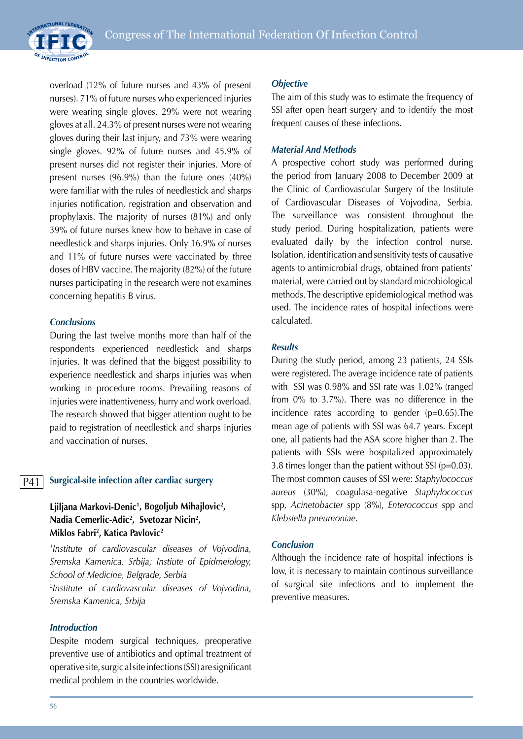overload (12% of future nurses and 43% of present nurses). 71% of future nurses who experienced injuries were wearing single gloves, 29% were not wearing gloves at all. 24.3% of present nurses were not wearing gloves during their last injury, and 73% were wearing single gloves. 92% of future nurses and 45.9% of present nurses did not register their injuries. More of present nurses (96.9%) than the future ones (40%) were familiar with the rules of needlestick and sharps injuries notification, registration and observation and prophylaxis. The majority of nurses (81%) and only 39% of future nurses knew how to behave in case of needlestick and sharps injuries. Only 16.9% of nurses and 11% of future nurses were vaccinated by three doses of HBV vaccine. The majority (82%) of the future nurses participating in the research were not examines concerning hepatitis B virus.

### *Conclusions*

During the last twelve months more than half of the respondents experienced needlestick and sharps injuries. It was defined that the biggest possibility to experience needlestick and sharps injuries was when working in procedure rooms. Prevailing reasons of injuries were inattentiveness, hurry and work overload. The research showed that bigger attention ought to be paid to registration of needlestick and sharps injuries and vaccination of nurses.

## P41 Surgical-site infection after cardiac surgery

**Ljiljana Markovi-Denic[1], Bogoljub Mihajlovic[2], Nadia Cemerlic-Adic[2], Svetozar Nicin[2], Miklos Fabri[2], Katica Pavlovic[2]**

*[1]Institute of cardiovascular diseases of Vojvodina, Sremska Kamenica, Srbija; Instiute of Epidmeiology, School of Medicine, Belgrade, Serbia*

*[2]Institute of cardiovascular diseases of Vojvodina, Sremska Kamenica, Srbija*

### *Introduction*

Despite modern surgical techniques, preoperative preventive use of antibiotics and optimal treatment of operative site, surgic al site infections (SSI) are significant medical problem in the countries worldwide.

### *Objective*

The aim of this study was to estimate the frequency of SSI after open heart surgery and to identify the most frequent causes of these infections.

### *Material And Methods*

A prospective cohort study was performed during the period from January 2008 to December 2009 at the Clinic of Cardiovascular Surgery of the Institute of Cardiovascular Diseases of Vojvodina, Serbia. The surveillance was consistent throughout the study period. During hospitalization, patients were evaluated daily by the infection control nurse. Isolation, identification and sensitivity tests of causative agents to antimicrobial drugs, obtained from patients' material, were carried out by standard microbiological methods. The descriptive epidemiological method was used. The incidence rates of hospital infections were calculated.

### *Results*

During the study period, among 23 patients, 24 SSIs were registered. The average incidence rate of patients with SSI was 0.98% and SSI rate was 1.02% (ranged from 0% to 3.7%). There was no difference in the incidence rates according to gender ($p=0.65$).The mean age of patients with SSI was 64.7 years. Except one, all patients had the ASA score higher than 2. The patients with SSIs were hospitalized approximately 3.8 times longer than the patient without SSI ($p=0.03$). The most common causes of SSI were: *Staphylococcus aureus* (30%), coagulasa-negative *Staphylococcus* spp, *Acinetobacter* spp (8%), *Enterococcus* spp and *Klebsiella pneumoniae*.

### *Conclusion*

Although the incidence rate of hospital infections is low, it is necessary to maintain continous surveillance of surgical site infections and to implement the preventive measures.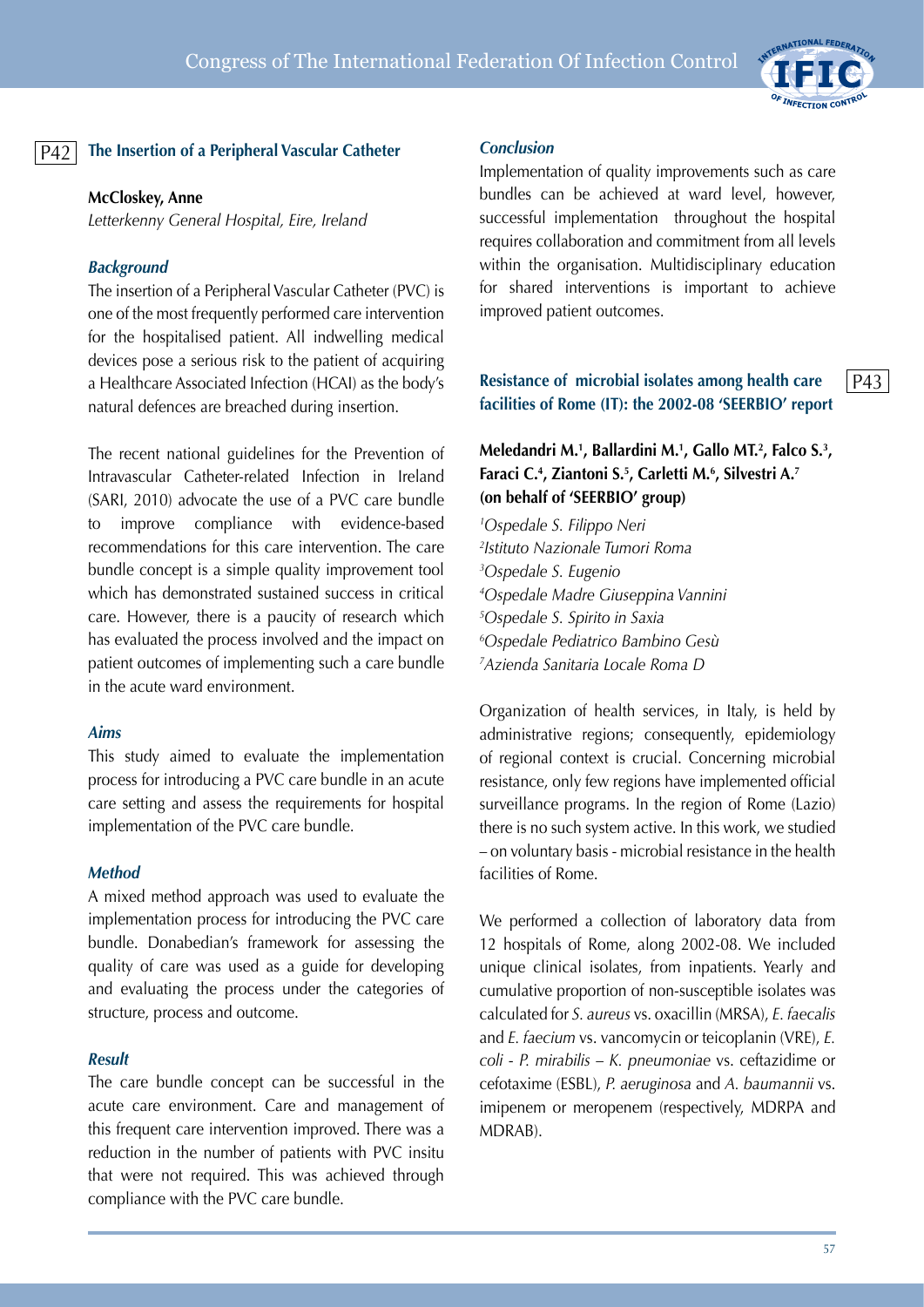## P42 The Insertion of a Peripheral Vascular Catheter

**McCloskey, Anne**

*Letterkenny General Hospital, Eire, Ireland*

### *Background*

The insertion of a Peripheral Vascular Catheter (PVC) is one of the most frequently performed care intervention for the hospitalised patient. All indwelling medical devices pose a serious risk to the patient of acquiring a Healthcare Associated Infection (HCAI) as the body's natural defences are breached during insertion.

The recent national guidelines for the Prevention of Intravascular Catheter-related Infection in Ireland (SARI, 2010) advocate the use of a PVC care bundle to improve compliance with evidence-based recommendations for this care intervention. The care bundle concept is a simple quality improvement tool which has demonstrated sustained success in critical care. However, there is a paucity of research which has evaluated the process involved and the impact on patient outcomes of implementing such a care bundle in the acute ward environment.

### *Aims*

This study aimed to evaluate the implementation process for introducing a PVC care bundle in an acute care setting and assess the requirements for hospital implementation of the PVC care bundle.

### *Method*

A mixed method approach was used to evaluate the implementation process for introducing the PVC care bundle. Donabedian's framework for assessing the quality of care was used as a guide for developing and evaluating the process under the categories of structure, process and outcome.

### *Result*

The care bundle concept can be successful in the acute care environment. Care and management of this frequent care intervention improved. There was a reduction in the number of patients with PVC insitu that were not required. This was achieved through compliance with the PVC care bundle.

### *Conclusion*

Implementation of quality improvements such as care bundles can be achieved at ward level, however, successful implementation throughout the hospital requires collaboration and commitment from all levels within the organisation. Multidisciplinary education for shared interventions is important to achieve improved patient outcomes.

## P43 Resistance of microbial isolates among health care facilities of Rome (IT): the 2002-08 'SEERBIO' report

**Meledandri M.[1], Ballardini M.[1], Gallo MT.[2], Falco S.[3], Faraci C.[4], Ziantoni S.[5], Carletti M.[6], Silvestri A.[7] (on behalf of 'SEERBIO' group)**

[1]*Ospedale S. Filippo Neri*
[2]*Istituto Nazionale Tumori Roma*
[3]*Ospedale S. Eugenio*
[4]*Ospedale Madre Giuseppina Vannini*
[5]*Ospedale S. Spirito in Saxia*
[6]*Ospedale Pediatrico Bambino Gesù*
[7]*Azienda Sanitaria Locale Roma D*

Organization of health services, in Italy, is held by administrative regions; consequently, epidemiology of regional context is crucial. Concerning microbial resistance, only few regions have implemented official surveillance programs. In the region of Rome (Lazio) there is no such system active. In this work, we studied – on voluntary basis - microbial resistance in the health facilities of Rome.

We performed a collection of laboratory data from 12 hospitals of Rome, along 2002-08. We included unique clinical isolates, from inpatients. Yearly and cumulative proportion of non-susceptible isolates was calculated for *S. aureus* vs. oxacillin (MRSA), *E. faecalis* and *E. faecium* vs. vancomycin or teicoplanin (VRE), *E. coli* - *P. mirabilis* – *K. pneumoniae* vs. ceftazidime or cefotaxime (ESBL), *P. aeruginosa* and *A. baumannii* vs. imipenem or meropenem (respectively, MDRPA and MDRAB).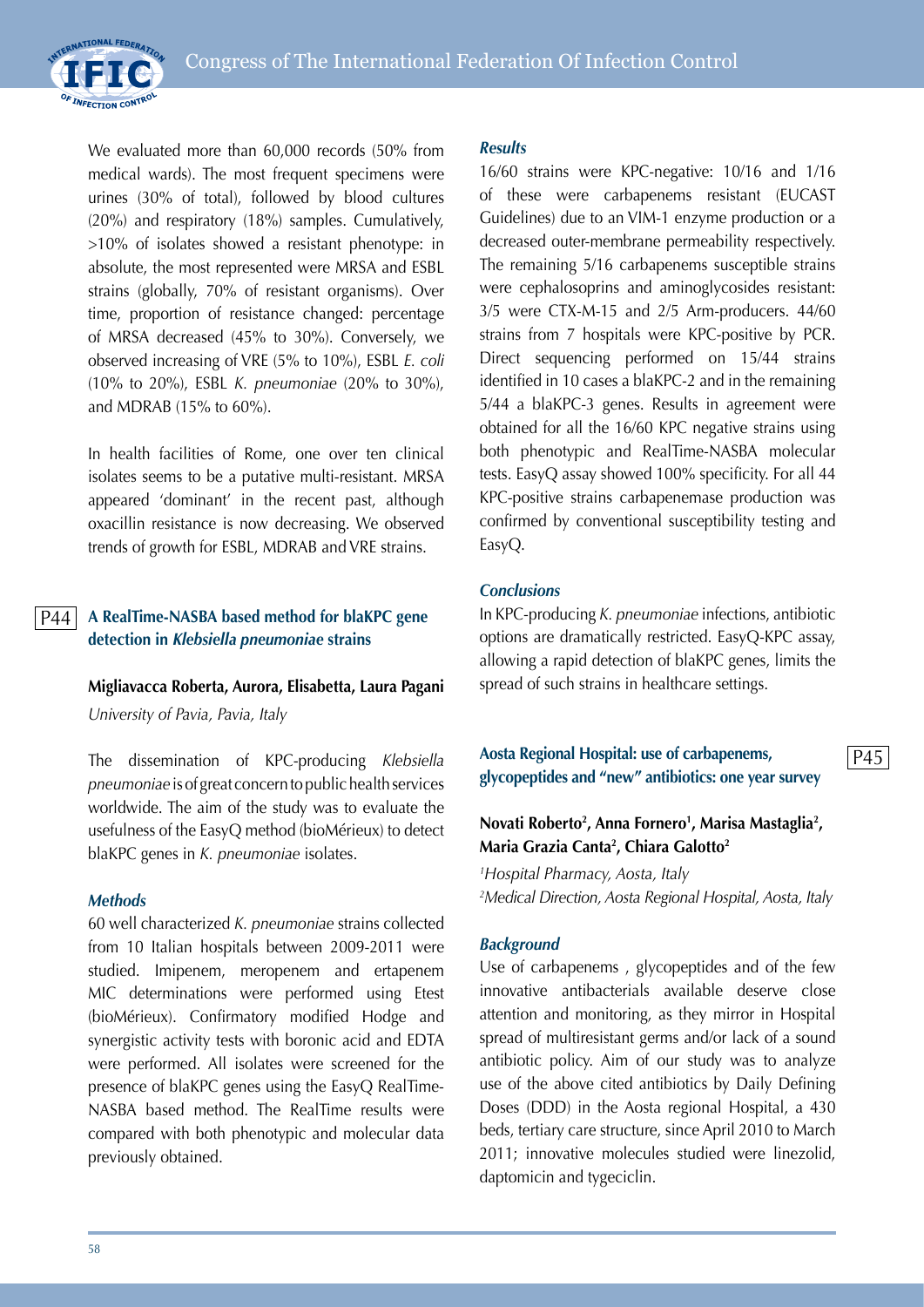We evaluated more than 60,000 records (50% from medical wards). The most frequent specimens were urines (30% of total), followed by blood cultures (20%) and respiratory (18%) samples. Cumulatively, >10% of isolates showed a resistant phenotype: in absolute, the most represented were MRSA and ESBL strains (globally, 70% of resistant organisms). Over time, proportion of resistance changed: percentage of MRSA decreased (45% to 30%). Conversely, we observed increasing of VRE (5% to 10%), ESBL *E. coli* (10% to 20%), ESBL *K. pneumoniae* (20% to 30%), and MDRAB (15% to 60%).

In health facilities of Rome, one over ten clinical isolates seems to be a putative multi-resistant. MRSA appeared 'dominant' in the recent past, although oxacillin resistance is now decreasing. We observed trends of growth for ESBL, MDRAB and VRE strains.

## P44 A RealTime-NASBA based method for blaKPC gene detection in *Klebsiella pneumoniae* strains

**Migliavacca Roberta, Aurora, Elisabetta, Laura Pagani**

*University of Pavia, Pavia, Italy*

The dissemination of KPC-producing *Klebsiella pneumoniae* is of great concern to public health services worldwide. The aim of the study was to evaluate the usefulness of the EasyQ method (bioMérieux) to detect blaKPC genes in *K. pneumoniae* isolates.

### *Methods*

60 well characterized *K. pneumoniae* strains collected from 10 Italian hospitals between 2009-2011 were studied. Imipenem, meropenem and ertapenem MIC determinations were performed using Etest (bioMérieux). Confirmatory modified Hodge and synergistic activity tests with boronic acid and EDTA were performed. All isolates were screened for the presence of blaKPC genes using the EasyQ RealTime-NASBA based method. The RealTime results were compared with both phenotypic and molecular data previously obtained.

### *Results*

16/60 strains were KPC-negative: 10/16 and 1/16 of these were carbapenems resistant (EUCAST Guidelines) due to an VIM-1 enzyme production or a decreased outer-membrane permeability respectively. The remaining 5/16 carbapenems susceptible strains were cephalosoprins and aminoglycosides resistant: 3/5 were CTX-M-15 and 2/5 Arm-producers. 44/60 strains from 7 hospitals were KPC-positive by PCR. Direct sequencing performed on 15/44 strains identified in 10 cases a blaKPC-2 and in the remaining 5/44 a blaKPC-3 genes. Results in agreement were obtained for all the 16/60 KPC negative strains using both phenotypic and RealTime-NASBA molecular tests. EasyQ assay showed 100% specificity. For all 44 KPC-positive strains carbapenemase production was confirmed by conventional susceptibility testing and EasyQ.

### *Conclusions*

In KPC-producing *K. pneumoniae* infections, antibiotic options are dramatically restricted. EasyQ-KPC assay, allowing a rapid detection of blaKPC genes, limits the spread of such strains in healthcare settings.

## P45 Aosta Regional Hospital: use of carbapenems, glycopeptides and "new" antibiotics: one year survey

**Novati Roberto[2], Anna Fornero[1], Marisa Mastaglia[2], Maria Grazia Canta[2], Chiara Galotto[2]**

*[1]Hospital Pharmacy, Aosta, Italy*
*[2]Medical Direction, Aosta Regional Hospital, Aosta, Italy*

### *Background*

Use of carbapenems , glycopeptides and of the few innovative antibacterials available deserve close attention and monitoring, as they mirror in Hospital spread of multiresistant germs and/or lack of a sound antibiotic policy. Aim of our study was to analyze use of the above cited antibiotics by Daily Defining Doses (DDD) in the Aosta regional Hospital, a 430 beds, tertiary care structure, since April 2010 to March 2011; innovative molecules studied were linezolid, daptomicin and tygeciclin.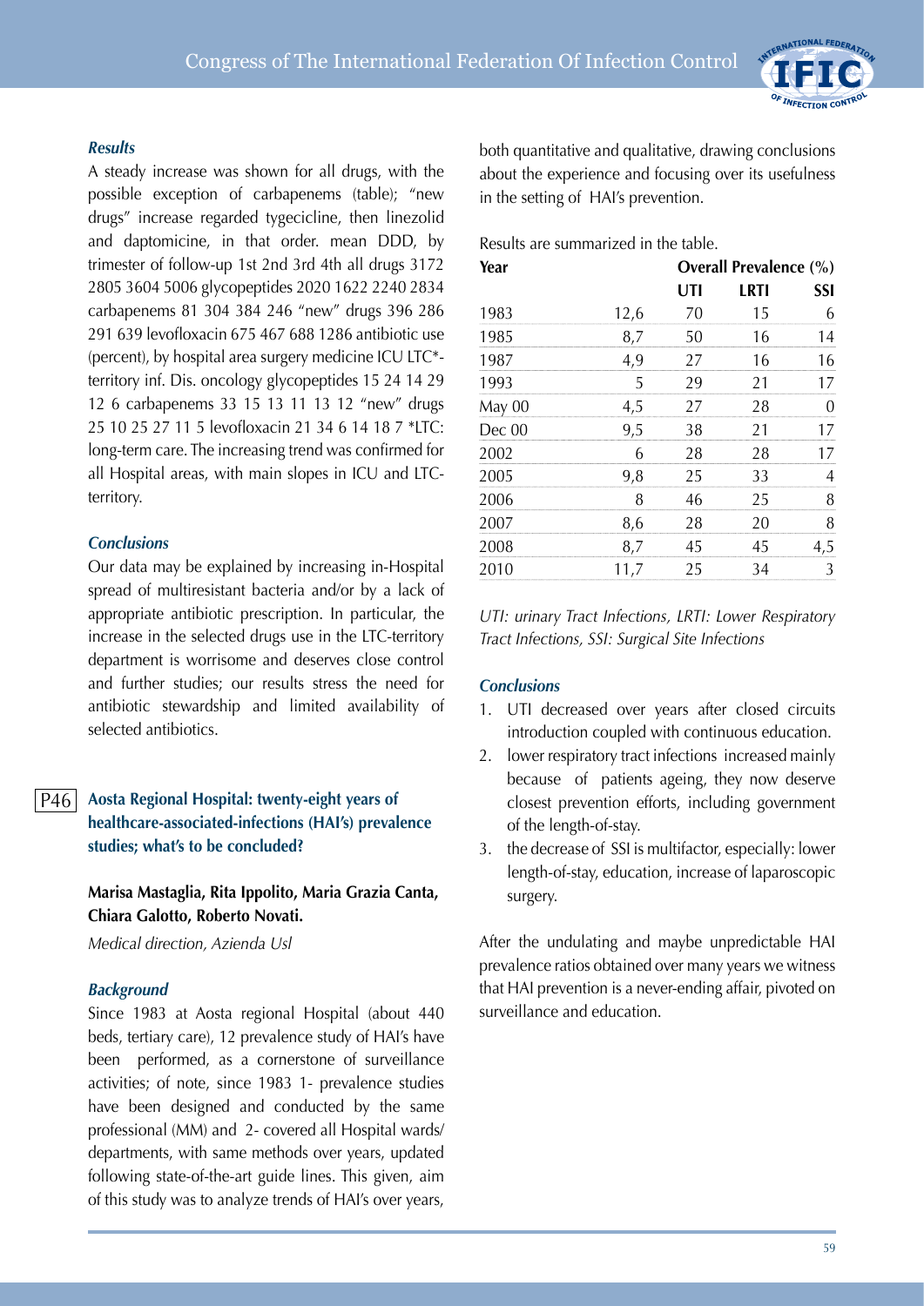### *Results*

A steady increase was shown for all drugs, with the possible exception of carbapenems (table); "new drugs" increase regarded tygecicline, then linezolid and daptomicine, in that order. mean DDD, by trimester of follow-up 1st 2nd 3rd 4th all drugs 3172 2805 3604 5006 glycopeptides 2020 1622 2240 2834 carbapenems 81 304 384 246 "new" drugs 396 286 291 639 levofloxacin 675 467 688 1286 antibiotic use (percent), by hospital area surgery medicine ICU LTC*-territory inf. Dis. oncology glycopeptides 15 24 14 29 12 6 carbapenems 33 15 13 11 13 12 "new" drugs 25 10 25 27 11 5 levofloxacin 21 34 6 14 18 7 *LTC: long-term care. The increasing trend was confirmed for all Hospital areas, with main slopes in ICU and LTC-territory.

### *Conclusions*

Our data may be explained by increasing in-Hospital spread of multiresistant bacteria and/or by a lack of appropriate antibiotic prescription. In particular, the increase in the selected drugs use in the LTC-territory department is worrisome and deserves close control and further studies; our results stress the need for antibiotic stewardship and limited availability of selected antibiotics.

## P46 Aosta Regional Hospital: twenty-eight years of healthcare-associated-infections (HAI's) prevalence studies; what's to be concluded?

**Marisa Mastaglia, Rita Ippolito, Maria Grazia Canta, Chiara Galotto, Roberto Novati.**

*Medical direction, Azienda Usl*

### *Background*

Since 1983 at Aosta regional Hospital (about 440 beds, tertiary care), 12 prevalence study of HAI's have been performed, as a cornerstone of surveillance activities; of note, since 1983 1- prevalence studies have been designed and conducted by the same professional (MM) and 2- covered all Hospital wards/ departments, with same methods over years, updated following state-of-the-art guide lines. This given, aim of this study was to analyze trends of HAI's over years, both quantitative and qualitative, drawing conclusions about the experience and focusing over its usefulness in the setting of HAI's prevention.

Results are summarized in the table.

| Year | Overall Prevalence (%) | UTI | LRTI | SSI |
|---|---|---|---|---|
| 1983 | 12,6 | 70 | 15 | 6 |
| 1985 | 8,7 | 50 | 16 | 14 |
| 1987 | 4,9 | 27 | 16 | 16 |
| 1993 | 5 | 29 | 21 | 17 |
| May 00 | 4,5 | 27 | 28 | 0 |
| Dec 00 | 9,5 | 38 | 21 | 17 |
| 2002 | 6 | 28 | 28 | 17 |
| 2005 | 9,8 | 25 | 33 | 4 |
| 2006 | 8 | 46 | 25 | 8 |
| 2007 | 8,6 | 28 | 20 | 8 |
| 2008 | 8,7 | 45 | 45 | 4,5 |
| 2010 | 11,7 | 25 | 34 | 3 |

*UTI: urinary Tract Infections, LRTI: Lower Respiratory Tract Infections, SSI: Surgical Site Infections*

### *Conclusions*

1. UTI decreased over years after closed circuits introduction coupled with continuous education.
2. lower respiratory tract infections increased mainly because of patients ageing, they now deserve closest prevention efforts, including government of the length-of-stay.
3. the decrease of SSI is multifactor, especially: lower length-of-stay, education, increase of laparoscopic surgery.

After the undulating and maybe unpredictable HAI prevalence ratios obtained over many years we witness that HAI prevention is a never-ending affair, pivoted on surveillance and education.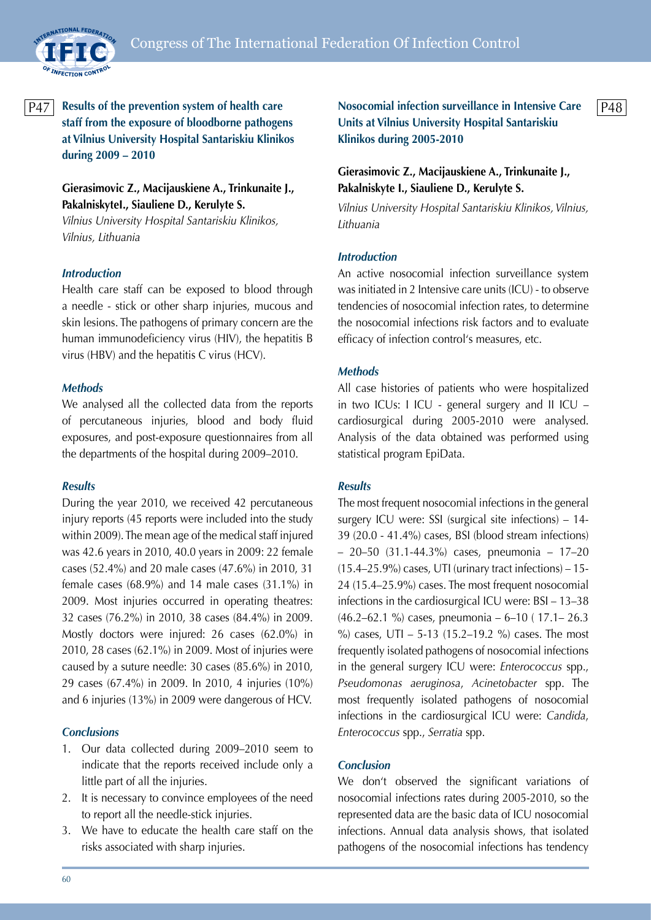P47

## Results of the prevention system of health care staff from the exposure of bloodborne pathogens at Vilnius University Hospital Santariskiu Klinikos during 2009 – 2010

**Gierasimovic Z., Macijauskiene A., Trinkunaite J., PakalniskyteI., Siauliene D., Kerulyte S.**

*Vilnius University Hospital Santariskiu Klinikos, Vilnius, Lithuania*

### *Introduction*

Health care staff can be exposed to blood through a needle - stick or other sharp injuries, mucous and skin lesions. The pathogens of primary concern are the human immunodeficiency virus (HIV), the hepatitis B virus (HBV) and the hepatitis C virus (HCV).

### *Methods*

We analysed all the collected data from the reports of percutaneous injuries, blood and body fluid exposures, and post-exposure questionnaires from all the departments of the hospital during 2009–2010.

### *Results*

During the year 2010, we received 42 percutaneous injury reports (45 reports were included into the study within 2009). The mean age of the medical staff injured was 42.6 years in 2010, 40.0 years in 2009: 22 female cases (52.4%) and 20 male cases (47.6%) in 2010, 31 female cases (68.9%) and 14 male cases (31.1%) in 2009. Most injuries occurred in operating theatres: 32 cases (76.2%) in 2010, 38 cases (84.4%) in 2009. Mostly doctors were injured: 26 cases (62.0%) in 2010, 28 cases (62.1%) in 2009. Most of injuries were caused by a suture needle: 30 cases (85.6%) in 2010, 29 cases (67.4%) in 2009. In 2010, 4 injuries (10%) and 6 injuries (13%) in 2009 were dangerous of HCV.

### *Conclusions*

1. Our data collected during 2009–2010 seem to indicate that the reports received include only a little part of all the injuries.
2. It is necessary to convince employees of the need to report all the needle-stick injuries.
3. We have to educate the health care staff on the risks associated with sharp injuries.

P48

## Nosocomial infection surveillance in Intensive Care Units at Vilnius University Hospital Santariskiu Klinikos during 2005-2010

**Gierasimovic Z., Macijauskiene A., Trinkunaite J., Pakalniskyte I., Siauliene D., Kerulyte S.**

*Vilnius University Hospital Santariskiu Klinikos, Vilnius, Lithuania*

### *Introduction*

An active nosocomial infection surveillance system was initiated in 2 Intensive care units (ICU) - to observe tendencies of nosocomial infection rates, to determine the nosocomial infections risk factors and to evaluate efficacy of infection control's measures, etc.

### *Methods*

All case histories of patients who were hospitalized in two ICUs: I ICU - general surgery and II ICU – cardiosurgical during 2005-2010 were analysed. Analysis of the data obtained was performed using statistical program EpiData.

### *Results*

The most frequent nosocomial infections in the general surgery ICU were: SSI (surgical site infections) – 14-39 (20.0 - 41.4%) cases, BSI (blood stream infections) – 20–50 (31.1-44.3%) cases, pneumonia – 17–20 (15.4–25.9%) cases, UTI (urinary tract infections) – 15-24 (15.4–25.9%) cases. The most frequent nosocomial infections in the cardiosurgical ICU were: BSI – 13–38 (46.2–62.1 %) cases, pneumonia – 6–10 ( 17.1– 26.3 %) cases, UTI – 5-13 (15.2–19.2 %) cases. The most frequently isolated pathogens of nosocomial infections in the general surgery ICU were: *Enterococcus* spp., *Pseudomonas aeruginosa*, *Acinetobacter* spp. The most frequently isolated pathogens of nosocomial infections in the cardiosurgical ICU were: *Candida*, *Enterococcus* spp., *Serratia* spp.

### *Conclusion*

We don't observed the significant variations of nosocomial infections rates during 2005-2010, so the represented data are the basic data of ICU nosocomial infections. Annual data analysis shows, that isolated pathogens of the nosocomial infections has tendency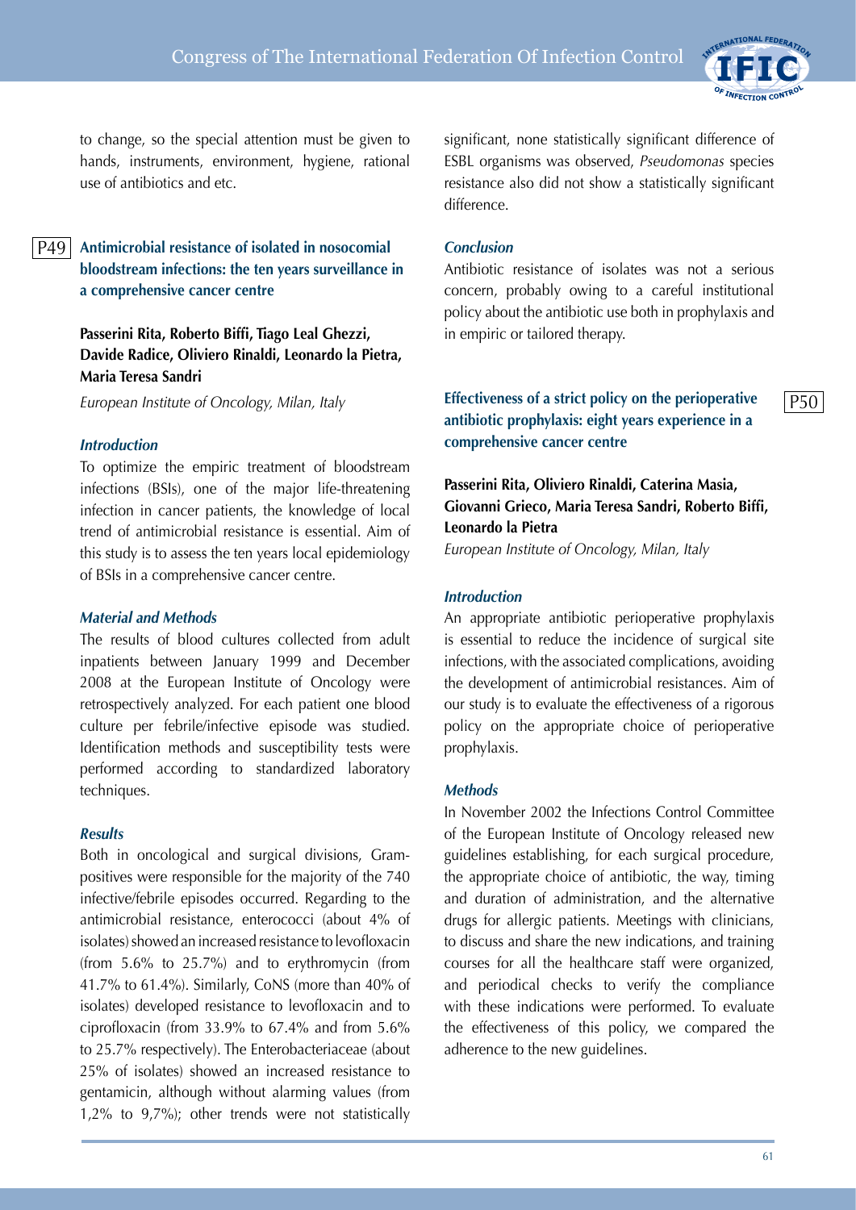to change, so the special attention must be given to hands, instruments, environment, hygiene, rational use of antibiotics and etc.

## P49 Antimicrobial resistance of isolated in nosocomial bloodstream infections: the ten years surveillance in a comprehensive cancer centre

**Passerini Rita, Roberto Biffi, Tiago Leal Ghezzi, Davide Radice, Oliviero Rinaldi, Leonardo la Pietra, Maria Teresa Sandri**

*European Institute of Oncology, Milan, Italy*

### *Introduction*

To optimize the empiric treatment of bloodstream infections (BSIs), one of the major life-threatening infection in cancer patients, the knowledge of local trend of antimicrobial resistance is essential. Aim of this study is to assess the ten years local epidemiology of BSIs in a comprehensive cancer centre.

### *Material and Methods*

The results of blood cultures collected from adult inpatients between January 1999 and December 2008 at the European Institute of Oncology were retrospectively analyzed. For each patient one blood culture per febrile/infective episode was studied. Identification methods and susceptibility tests were performed according to standardized laboratory techniques.

### *Results*

Both in oncological and surgical divisions, Gram-positives were responsible for the majority of the 740 infective/febrile episodes occurred. Regarding to the antimicrobial resistance, enterococci (about 4% of isolates) showed an increased resistance to levofloxacin (from 5.6% to 25.7%) and to erythromycin (from 41.7% to 61.4%). Similarly, CoNS (more than 40% of isolates) developed resistance to levofloxacin and to ciprofloxacin (from 33.9% to 67.4% and from 5.6% to 25.7% respectively). The Enterobacteriaceae (about 25% of isolates) showed an increased resistance to gentamicin, although without alarming values (from 1,2% to 9,7%); other trends were not statistically significant, none statistically significant difference of ESBL organisms was observed, *Pseudomonas* species resistance also did not show a statistically significant difference.

### *Conclusion*

Antibiotic resistance of isolates was not a serious concern, probably owing to a careful institutional policy about the antibiotic use both in prophylaxis and in empiric or tailored therapy.

## P50 Effectiveness of a strict policy on the perioperative antibiotic prophylaxis: eight years experience in a comprehensive cancer centre

**Passerini Rita, Oliviero Rinaldi, Caterina Masia, Giovanni Grieco, Maria Teresa Sandri, Roberto Biffi, Leonardo la Pietra**

*European Institute of Oncology, Milan, Italy*

### *Introduction*

An appropriate antibiotic perioperative prophylaxis is essential to reduce the incidence of surgical site infections, with the associated complications, avoiding the development of antimicrobial resistances. Aim of our study is to evaluate the effectiveness of a rigorous policy on the appropriate choice of perioperative prophylaxis.

### *Methods*

In November 2002 the Infections Control Committee of the European Institute of Oncology released new guidelines establishing, for each surgical procedure, the appropriate choice of antibiotic, the way, timing and duration of administration, and the alternative drugs for allergic patients. Meetings with clinicians, to discuss and share the new indications, and training courses for all the healthcare staff were organized, and periodical checks to verify the compliance with these indications were performed. To evaluate the effectiveness of this policy, we compared the adherence to the new guidelines.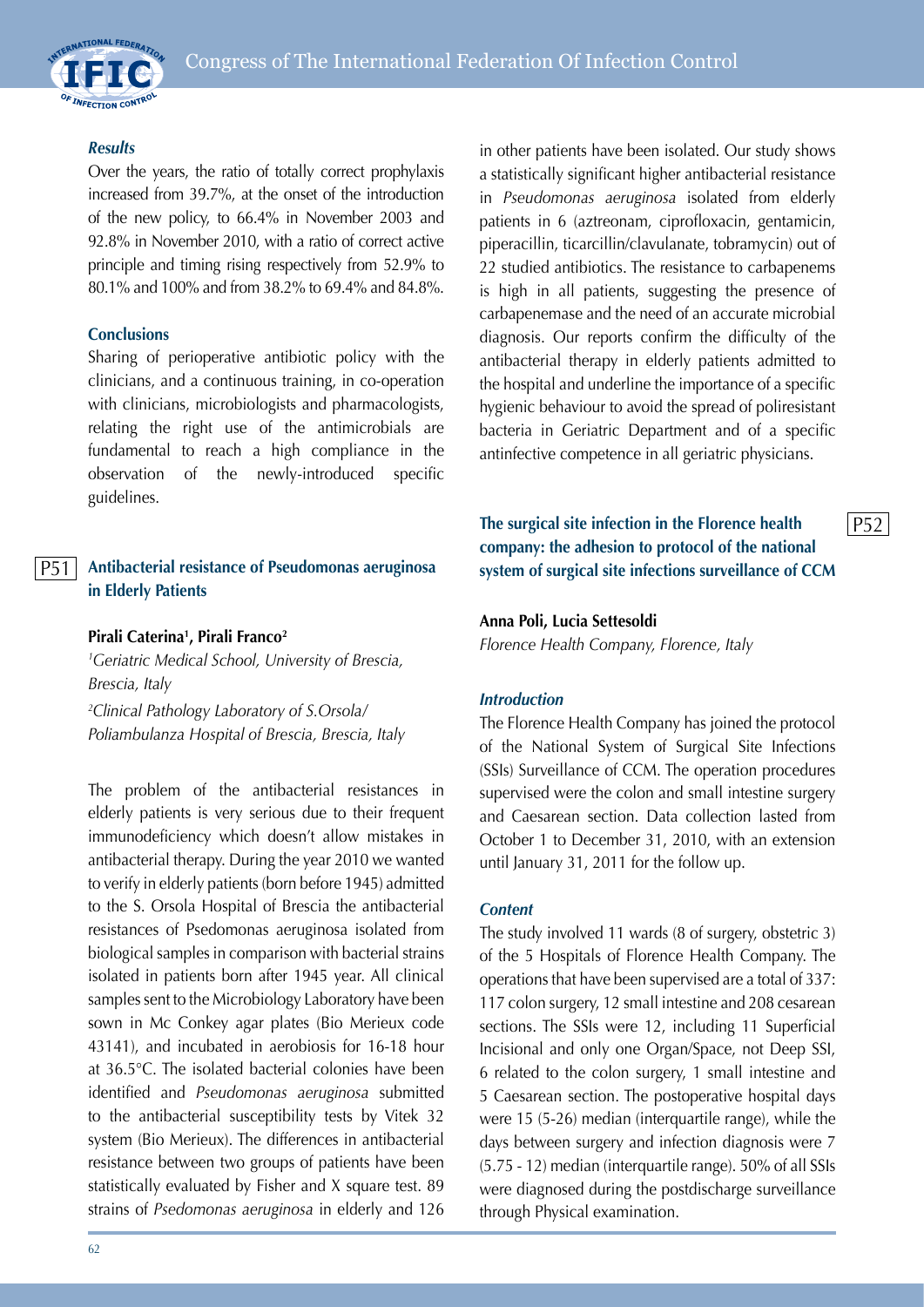### *Results*

Over the years, the ratio of totally correct prophylaxis increased from 39.7%, at the onset of the introduction of the new policy, to 66.4% in November 2003 and 92.8% in November 2010, with a ratio of correct active principle and timing rising respectively from 52.9% to 80.1% and 100% and from 38.2% to 69.4% and 84.8%.

### Conclusions

Sharing of perioperative antibiotic policy with the clinicians, and a continuous training, in co-operation with clinicians, microbiologists and pharmacologists, relating the right use of the antimicrobials are fundamental to reach a high compliance in the observation of the newly-introduced specific guidelines.

## P51 Antibacterial resistance of Pseudomonas aeruginosa in Elderly Patients

**Pirali Caterina[1], Pirali Franco[2]**

[1]*Geriatric Medical School, University of Brescia, Brescia, Italy*

[2]*Clinical Pathology Laboratory of S.Orsola/ Poliambulanza Hospital of Brescia, Brescia, Italy*

The problem of the antibacterial resistances in elderly patients is very serious due to their frequent immunodeficiency which doesn't allow mistakes in antibacterial therapy. During the year 2010 we wanted to verify in elderly patients (born before 1945) admitted to the S. Orsola Hospital of Brescia the antibacterial resistances of Psedomonas aeruginosa isolated from biological samples in comparison with bacterial strains isolated in patients born after 1945 year. All clinical samples sent to the Microbiology Laboratory have been sown in Mc Conkey agar plates (Bio Merieux code 43141), and incubated in aerobiosis for 16-18 hour at 36.5°C. The isolated bacterial colonies have been identified and *Pseudomonas aeruginosa* submitted to the antibacterial susceptibility tests by Vitek 32 system (Bio Merieux). The differences in antibacterial resistance between two groups of patients have been statistically evaluated by Fisher and X square test. 89 strains of *Psedomonas aeruginosa* in elderly and 126 in other patients have been isolated. Our study shows a statistically significant higher antibacterial resistance in *Pseudomonas aeruginosa* isolated from elderly patients in 6 (aztreonam, ciprofloxacin, gentamicin, piperacillin, ticarcillin/clavulanate, tobramycin) out of 22 studied antibiotics. The resistance to carbapenems is high in all patients, suggesting the presence of carbapenemase and the need of an accurate microbial diagnosis. Our reports confirm the difficulty of the antibacterial therapy in elderly patients admitted to the hospital and underline the importance of a specific hygienic behaviour to avoid the spread of poliresistant bacteria in Geriatric Department and of a specific antinfective competence in all geriatric physicians.

## P52 The surgical site infection in the Florence health company: the adhesion to protocol of the national system of surgical site infections surveillance of CCM

**Anna Poli, Lucia Settesoldi**

*Florence Health Company, Florence, Italy*

### *Introduction*

The Florence Health Company has joined the protocol of the National System of Surgical Site Infections (SSIs) Surveillance of CCM. The operation procedures supervised were the colon and small intestine surgery and Caesarean section. Data collection lasted from October 1 to December 31, 2010, with an extension until January 31, 2011 for the follow up.

### *Content*

The study involved 11 wards (8 of surgery, obstetric 3) of the 5 Hospitals of Florence Health Company. The operations that have been supervised are a total of 337: 117 colon surgery, 12 small intestine and 208 cesarean sections. The SSIs were 12, including 11 Superficial Incisional and only one Organ/Space, not Deep SSI, 6 related to the colon surgery, 1 small intestine and 5 Caesarean section. The postoperative hospital days were 15 (5-26) median (interquartile range), while the days between surgery and infection diagnosis were 7 (5.75 - 12) median (interquartile range). 50% of all SSIs were diagnosed during the postdischarge surveillance through Physical examination.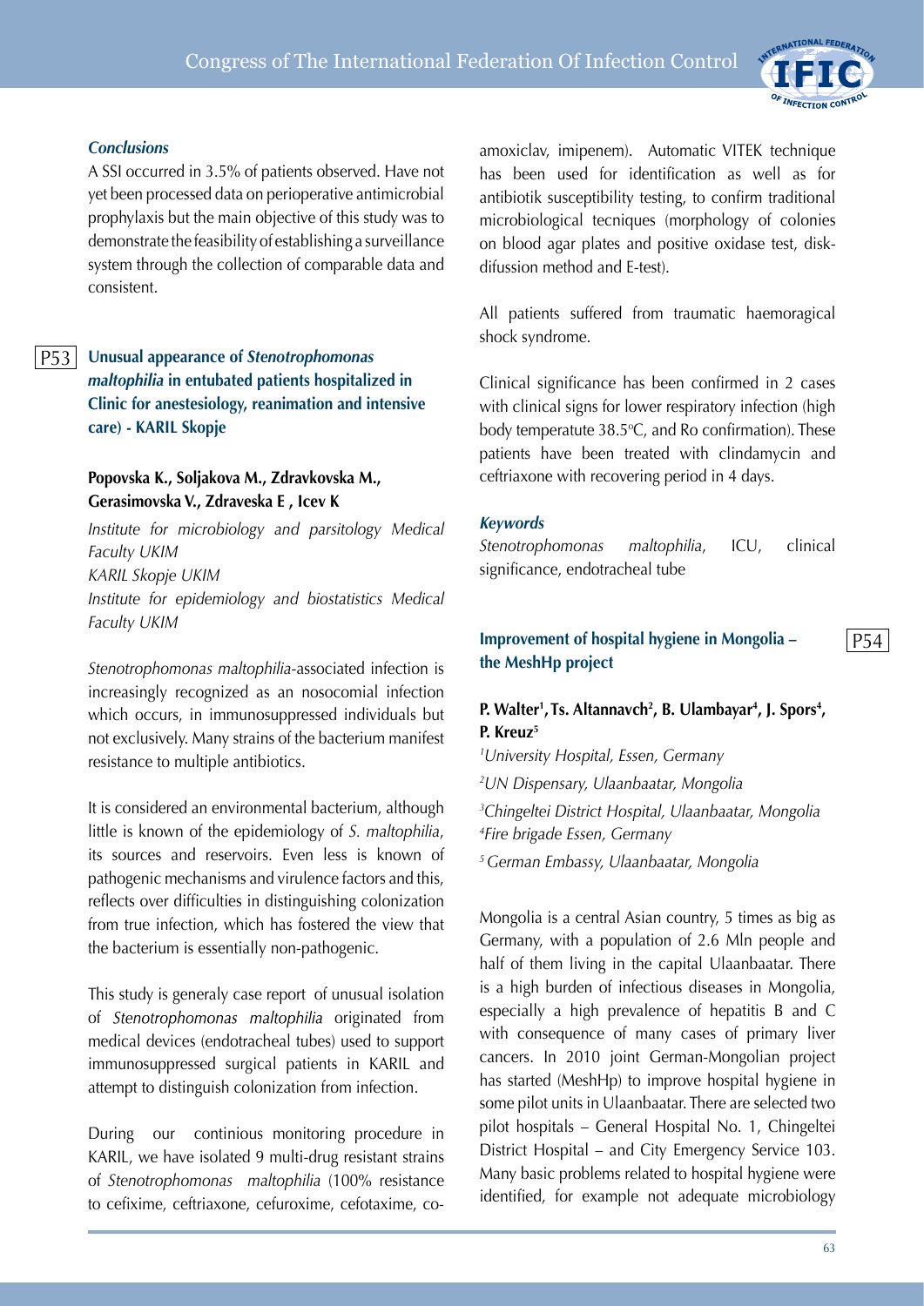### *Conclusions*

A SSI occurred in 3.5% of patients observed. Have not yet been processed data on perioperative antimicrobial prophylaxis but the main objective of this study was to demonstrate the feasibility of establishing a surveillance system through the collection of comparable data and consistent.

## P53 Unusual appearance of *Stenotrophomonas maltophilia* in entubated patients hospitalized in Clinic for anestesiology, reanimation and intensive care) - KARIL Skopje

**Popovska K., Soljakova M., Zdravkovska M., Gerasimovska V., Zdraveska E , Icev K**

*Institute for microbiology and parsitology Medical Faculty UKIM*
*KARIL Skopje UKIM*
*Institute for epidemiology and biostatistics Medical Faculty UKIM*

*Stenotrophomonas maltophilia*-associated infection is increasingly recognized as an nosocomial infection which occurs, in immunosuppressed individuals but not exclusively. Many strains of the bacterium manifest resistance to multiple antibiotics.

It is considered an environmental bacterium, although little is known of the epidemiology of *S. maltophilia*, its sources and reservoirs. Even less is known of pathogenic mechanisms and virulence factors and this, reflects over difficulties in distinguishing colonization from true infection, which has fostered the view that the bacterium is essentially non-pathogenic.

This study is generaly case report of unusual isolation of *Stenotrophomonas maltophilia* originated from medical devices (endotracheal tubes) used to support immunosuppressed surgical patients in KARIL and attempt to distinguish colonization from infection.

During our continious monitoring procedure in KARIL, we have isolated 9 multi-drug resistant strains of *Stenotrophomonas maltophilia* (100% resistance to cefixime, ceftriaxone, cefuroxime, cefotaxime, co-amoxiclav, imipenem). Automatic VITEK technique has been used for identification as well as for antibiotik susceptibility testing, to confirm traditional microbiological tecniques (morphology of colonies on blood agar plates and positive oxidase test, disk-difusion method and E-test).

All patients suffered from traumatic haemoragical shock syndrome.

Clinical significance has been confirmed in 2 cases with clinical signs for lower respiratory infection (high body temperatute 38.5°C, and Ro confirmation). These patients have been treated with clindamycin and ceftriaxone with recovering period in 4 days.

### *Keywords*

*Stenotrophomonas maltophilia*, ICU, clinical significance, endotracheal tube

## P54 Improvement of hospital hygiene in Mongolia – the MeshHp project

**P. Walter[1], Ts. Altannavch[2], B. Ulambayar[4], J. Spors[4], P. Kreuz[5]**

[1]*University Hospital, Essen, Germany*
[2]*UN Dispensary, Ulaanbaatar, Mongolia*
[3]*Chingeltei District Hospital, Ulaanbaatar, Mongolia*
[4]*Fire brigade Essen, Germany*
[5]*German Embassy, Ulaanbaatar, Mongolia*

Mongolia is a central Asian country, 5 times as big as Germany, with a population of 2.6 Mln people and half of them living in the capital Ulaanbaatar. There is a high burden of infectious diseases in Mongolia, especially a high prevalence of hepatitis B and C with consequence of many cases of primary liver cancers. In 2010 joint German-Mongolian project has started (MeshHp) to improve hospital hygiene in some pilot units in Ulaanbaatar. There are selected two pilot hospitals – General Hospital No. 1, Chingeltei District Hospital – and City Emergency Service 103. Many basic problems related to hospital hygiene were identified, for example not adequate microbiology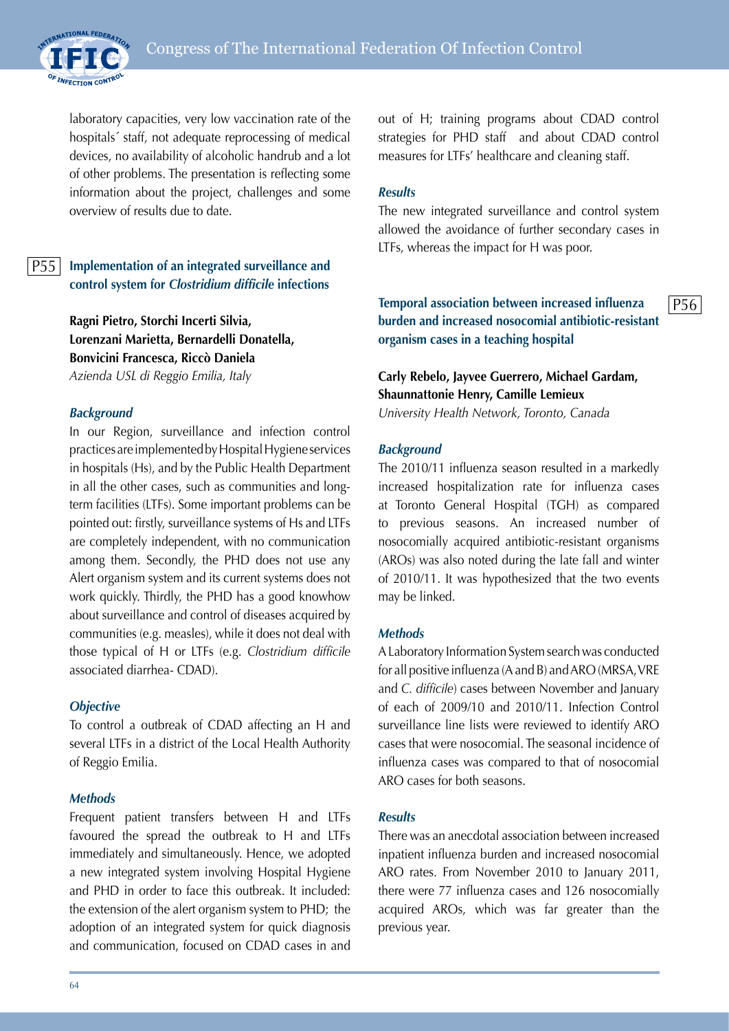laboratory capacities, very low vaccination rate of the hospitals´ staff, not adequate reprocessing of medical devices, no availability of alcoholic handrub and a lot of other problems. The presentation is reflecting some information about the project, challenges and some overview of results due to date.

## P55 Implementation of an integrated surveillance and control system for *Clostridium difficile* infections

**Ragni Pietro, Storchi Incerti Silvia, Lorenzani Marietta, Bernardelli Donatella, Bonvicini Francesca, Riccò Daniela**
*Azienda USL di Reggio Emilia, Italy*

### *Background*

In our Region, surveillance and infection control practices are implemented by Hospital Hygiene services in hospitals (Hs), and by the Public Health Department in all the other cases, such as communities and long-term facilities (LTFs). Some important problems can be pointed out: firstly, surveillance systems of Hs and LTFs are completely independent, with no communication among them. Secondly, the PHD does not use any Alert organism system and its current systems does not work quickly. Thirdly, the PHD has a good knowhow about surveillance and control of diseases acquired by communities (e.g. measles), while it does not deal with those typical of H or LTFs (e.g. *Clostridium difficile* associated diarrhea- CDAD).

### *Objective*

To control a outbreak of CDAD affecting an H and several LTFs in a district of the Local Health Authority of Reggio Emilia.

### *Methods*

Frequent patient transfers between H and LTFs favoured the spread the outbreak to H and LTFs immediately and simultaneously. Hence, we adopted a new integrated system involving Hospital Hygiene and PHD in order to face this outbreak. It included: the extension of the alert organism system to PHD; the adoption of an integrated system for quick diagnosis and communication, focused on CDAD cases in and out of H; training programs about CDAD control strategies for PHD staff and about CDAD control measures for LTFs' healthcare and cleaning staff.

### *Results*

The new integrated surveillance and control system allowed the avoidance of further secondary cases in LTFs, whereas the impact for H was poor.

## P56 Temporal association between increased influenza burden and increased nosocomial antibiotic-resistant organism cases in a teaching hospital

**Carly Rebelo, Jayvee Guerrero, Michael Gardam, Shaunnattonie Henry, Camille Lemieux**
*University Health Network, Toronto, Canada*

### *Background*

The 2010/11 influenza season resulted in a markedly increased hospitalization rate for influenza cases at Toronto General Hospital (TGH) as compared to previous seasons. An increased number of nosocomially acquired antibiotic-resistant organisms (AROs) was also noted during the late fall and winter of 2010/11. It was hypothesized that the two events may be linked.

### *Methods*

A Laboratory Information System search was conducted for all positive influenza (A and B) and ARO (MRSA, VRE and *C. difficile*) cases between November and January of each of 2009/10 and 2010/11. Infection Control surveillance line lists were reviewed to identify ARO cases that were nosocomial. The seasonal incidence of influenza cases was compared to that of nosocomial ARO cases for both seasons.

### *Results*

There was an anecdotal association between increased inpatient influenza burden and increased nosocomial ARO rates. From November 2010 to January 2011, there were 77 influenza cases and 126 nosocomially acquired AROs, which was far greater than the previous year.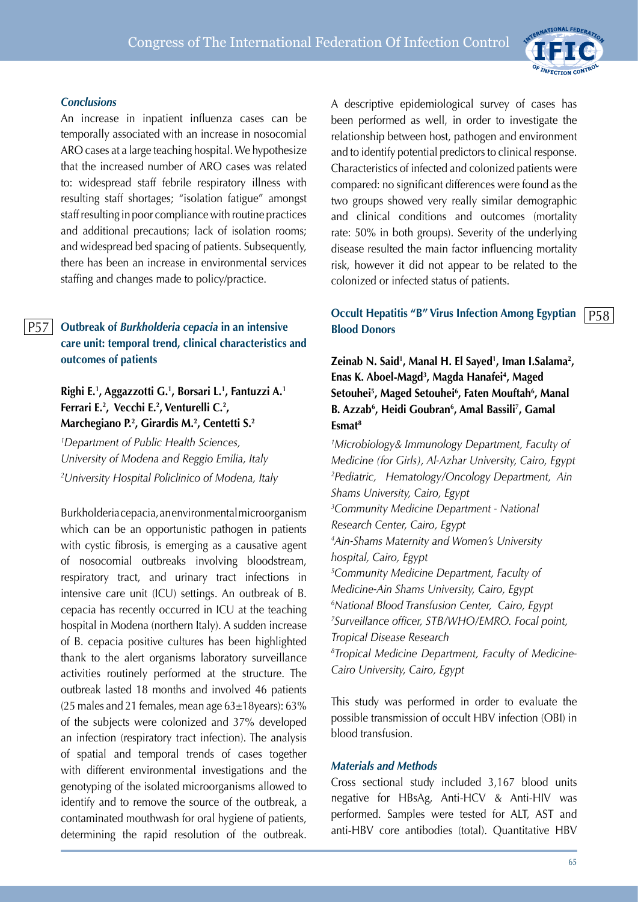### *Conclusions*

An increase in inpatient influenza cases can be temporally associated with an increase in nosocomial ARO cases at a large teaching hospital. We hypothesize that the increased number of ARO cases was related to: widespread staff febrile respiratory illness with resulting staff shortages; "isolation fatigue" amongst staff resulting in poor compliance with routine practices and additional precautions; lack of isolation rooms; and widespread bed spacing of patients. Subsequently, there has been an increase in environmental services staffing and changes made to policy/practice.

## P57 Outbreak of *Burkholderia cepacia* in an intensive care unit: temporal trend, clinical characteristics and outcomes of patients

**Righi E.[1], Aggazzotti G.[1], Borsari L.[1], Fantuzzi A.[1] Ferrari E.[2], Vecchi E.[2], Venturelli C.[2], Marchegiano P.[2], Girardis M.[2], Centetti S.[2]**

*[1]Department of Public Health Sciences, University of Modena and Reggio Emilia, Italy*
*[2]University Hospital Policlinico of Modena, Italy*

Burkholderia cepacia, an environmental microorganism which can be an opportunistic pathogen in patients with cystic fibrosis, is emerging as a causative agent of nosocomial outbreaks involving bloodstream, respiratory tract, and urinary tract infections in intensive care unit (ICU) settings. An outbreak of B. cepacia has recently occurred in ICU at the teaching hospital in Modena (northern Italy). A sudden increase of B. cepacia positive cultures has been highlighted thank to the alert organisms laboratory surveillance activities routinely performed at the structure. The outbreak lasted 18 months and involved 46 patients (25 males and 21 females, mean age 63±18years): 63% of the subjects were colonized and 37% developed an infection (respiratory tract infection). The analysis of spatial and temporal trends of cases together with different environmental investigations and the genotyping of the isolated microorganisms allowed to identify and to remove the source of the outbreak, a contaminated mouthwash for oral hygiene of patients, determining the rapid resolution of the outbreak. A descriptive epidemiological survey of cases has been performed as well, in order to investigate the relationship between host, pathogen and environment and to identify potential predictors to clinical response. Characteristics of infected and colonized patients were compared: no significant differences were found as the two groups showed very really similar demographic and clinical conditions and outcomes (mortality rate: 50% in both groups). Severity of the underlying disease resulted the main factor influencing mortality risk, however it did not appear to be related to the colonized or infected status of patients.

## P58 Occult Hepatitis "B" Virus Infection Among Egyptian Blood Donors

**Zeinab N. Said[1], Manal H. El Sayed[1], Iman I.Salama[2], Enas K. Aboel-Magd[3], Magda Hanafei[4], Maged Setouhei[5], Maged Setouhei[6], Faten Mouftah[6], Manal B. Azzab[6], Heidi Goubran[6], Amal Bassili[7], Gamal Esmat[8]**

*[1]Microbiology& Immunology Department, Faculty of Medicine (for Girls), Al-Azhar University, Cairo, Egypt*
*[2]Pediatric, Hematology/Oncology Department, Ain Shams University, Cairo, Egypt*
*[3]Community Medicine Department - National Research Center, Cairo, Egypt*
*[4]Ain-Shams Maternity and Women's University hospital, Cairo, Egypt*
*[5]Community Medicine Department, Faculty of Medicine-Ain Shams University, Cairo, Egypt*
*[6]National Blood Transfusion Center, Cairo, Egypt*
*[7]Surveillance officer, STB/WHO/EMRO. Focal point, Tropical Disease Research*
*[8]Tropical Medicine Department, Faculty of Medicine-Cairo University, Cairo, Egypt*

This study was performed in order to evaluate the possible transmission of occult HBV infection (OBI) in blood transfusion.

### *Materials and Methods*

Cross sectional study included 3,167 blood units negative for HBsAg, Anti-HCV & Anti-HIV was performed. Samples were tested for ALT, AST and anti-HBV core antibodies (total). Quantitative HBV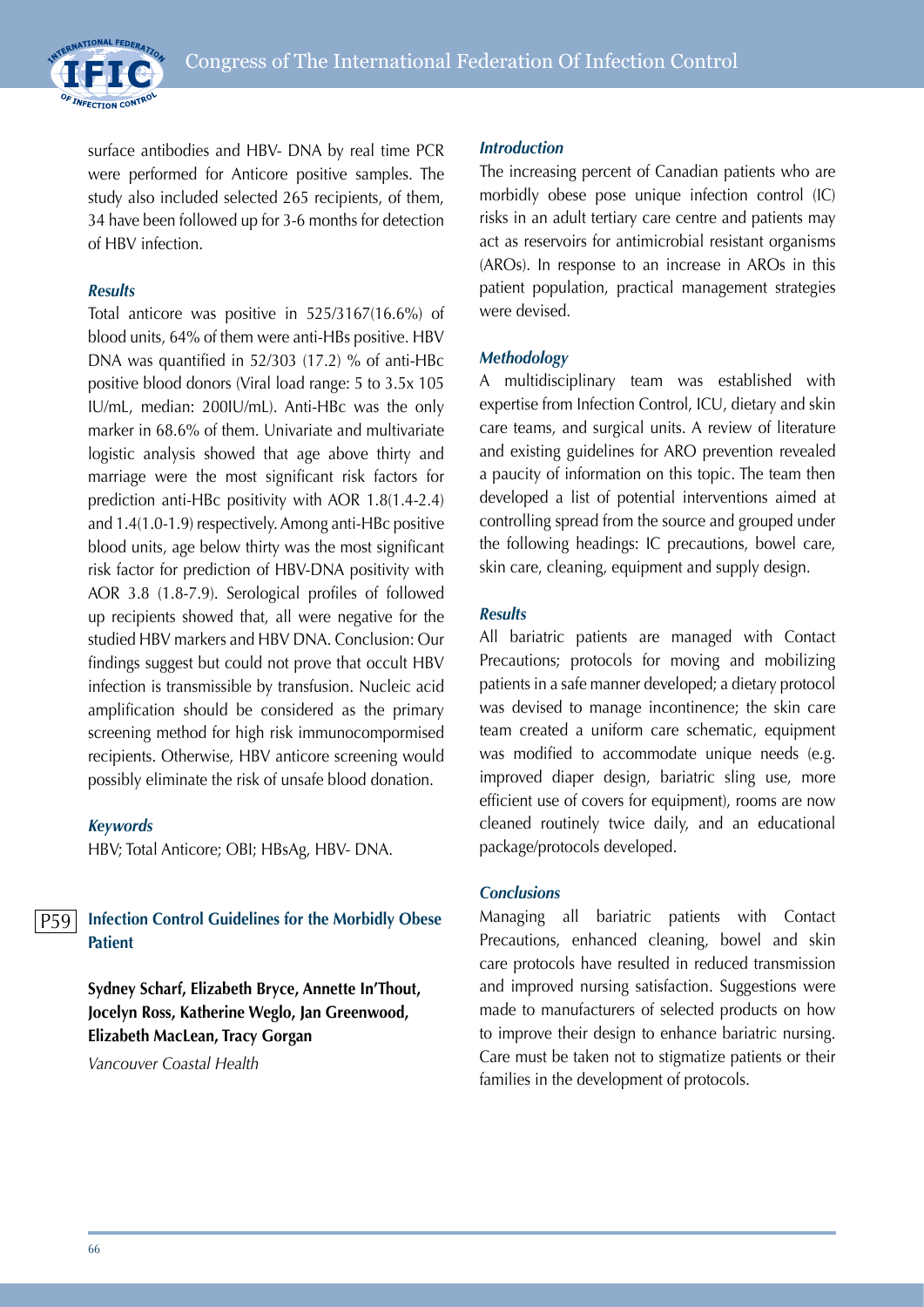surface antibodies and HBV- DNA by real time PCR were performed for Anticore positive samples. The study also included selected 265 recipients, of them, 34 have been followed up for 3-6 months for detection of HBV infection.

### *Results*

Total anticore was positive in 525/3167(16.6%) of blood units, 64% of them were anti-HBs positive. HBV DNA was quantified in 52/303 (17.2) % of anti-HBc positive blood donors (Viral load range: 5 to 3.5x 105 IU/mL, median: 200IU/mL). Anti-HBc was the only marker in 68.6% of them. Univariate and multivariate logistic analysis showed that age above thirty and marriage were the most significant risk factors for prediction anti-HBc positivity with AOR 1.8(1.4-2.4) and 1.4(1.0-1.9) respectively. Among anti-HBc positive blood units, age below thirty was the most significant risk factor for prediction of HBV-DNA positivity with AOR 3.8 (1.8-7.9). Serological profiles of followed up recipients showed that, all were negative for the studied HBV markers and HBV DNA. Conclusion: Our findings suggest but could not prove that occult HBV infection is transmissible by transfusion. Nucleic acid amplification should be considered as the primary screening method for high risk immunocomporomised recipients. Otherwise, HBV anticore screening would possibly eliminate the risk of unsafe blood donation.

### *Keywords*

HBV; Total Anticore; OBI; HBsAg, HBV- DNA.

## P59 Infection Control Guidelines for the Morbidly Obese Patient

**Sydney Scharf, Elizabeth Bryce, Annette In'Thout, Jocelyn Ross, Katherine Weglo, Jan Greenwood, Elizabeth MacLean, Tracy Gorgan**

*Vancouver Coastal Health*

### *Introduction*

The increasing percent of Canadian patients who are morbidly obese pose unique infection control (IC) risks in an adult tertiary care centre and patients may act as reservoirs for antimicrobial resistant organisms (AROs). In response to an increase in AROs in this patient population, practical management strategies were devised.

### *Methodology*

A multidisciplinary team was established with expertise from Infection Control, ICU, dietary and skin care teams, and surgical units. A review of literature and existing guidelines for ARO prevention revealed a paucity of information on this topic. The team then developed a list of potential interventions aimed at controlling spread from the source and grouped under the following headings: IC precautions, bowel care, skin care, cleaning, equipment and supply design.

### *Results*

All bariatric patients are managed with Contact Precautions; protocols for moving and mobilizing patients in a safe manner developed; a dietary protocol was devised to manage incontinence; the skin care team created a uniform care schematic, equipment was modified to accommodate unique needs (e.g. improved diaper design, bariatric sling use, more efficient use of covers for equipment), rooms are now cleaned routinely twice daily, and an educational package/protocols developed.

### *Conclusions*

Managing all bariatric patients with Contact Precautions, enhanced cleaning, bowel and skin care protocols have resulted in reduced transmission and improved nursing satisfaction. Suggestions were made to manufacturers of selected products on how to improve their design to enhance bariatric nursing. Care must be taken not to stigmatize patients or their families in the development of protocols.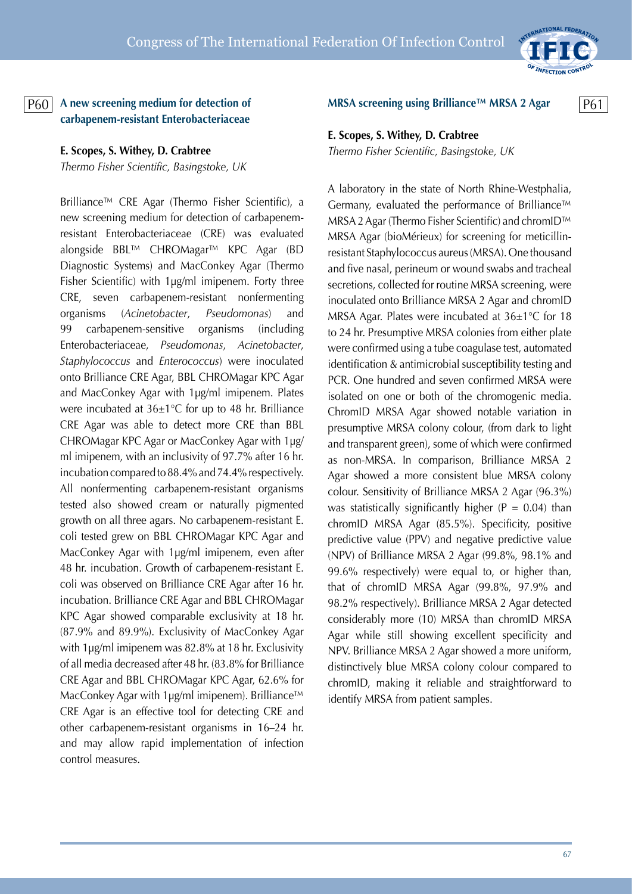## P60 A new screening medium for detection of carbapenem-resistant Enterobacteriaceae

**E. Scopes, S. Withey, D. Crabtree**
*Thermo Fisher Scientific, Basingstoke, UK*

Brilliance™ CRE Agar (Thermo Fisher Scientific), a new screening medium for detection of carbapenem-resistant Enterobacteriaceae (CRE) was evaluated alongside BBL™ CHROMagar™ KPC Agar (BD Diagnostic Systems) and MacConkey Agar (Thermo Fisher Scientific) with 1µg/ml imipenem. Forty three CRE, seven carbapenem-resistant nonfermenting organisms (*Acinetobacter*, *Pseudomonas*) and 99 carbapenem-sensitive organisms (including Enterobacteriaceae, *Pseudomonas*, *Acinetobacter*, *Staphylococcus* and *Enterococcus*) were inoculated onto Brilliance CRE Agar, BBL CHROMagar KPC Agar and MacConkey Agar with 1µg/ml imipenem. Plates were incubated at 36±1°C for up to 48 hr. Brilliance CRE Agar was able to detect more CRE than BBL CHROMagar KPC Agar or MacConkey Agar with 1µg/ml imipenem, with an inclusivity of 97.7% after 16 hr. incubation compared to 88.4% and 74.4% respectively. All nonfermenting carbapenem-resistant organisms tested also showed cream or naturally pigmented growth on all three agars. No carbapenem-resistant E. coli tested grew on BBL CHROMagar KPC Agar and MacConkey Agar with 1µg/ml imipenem, even after 48 hr. incubation. Growth of carbapenem-resistant E. coli was observed on Brilliance CRE Agar after 16 hr. incubation. Brilliance CRE Agar and BBL CHROMagar KPC Agar showed comparable exclusivity at 18 hr. (87.9% and 89.9%). Exclusivity of MacConkey Agar with 1µg/ml imipenem was 82.8% at 18 hr. Exclusivity of all media decreased after 48 hr. (83.8% for Brilliance CRE Agar and BBL CHROMagar KPC Agar, 62.6% for MacConkey Agar with 1µg/ml imipenem). Brilliance™ CRE Agar is an effective tool for detecting CRE and other carbapenem-resistant organisms in 16–24 hr. and may allow rapid implementation of infection control measures.

## P61 MRSA screening using Brilliance™ MRSA 2 Agar

**E. Scopes, S. Withey, D. Crabtree**
*Thermo Fisher Scientific, Basingstoke, UK*

A laboratory in the state of North Rhine-Westphalia, Germany, evaluated the performance of Brilliance™ MRSA 2 Agar (Thermo Fisher Scientific) and chromID™ MRSA Agar (bioMérieux) for screening for meticillin-resistant Staphylococcus aureus (MRSA). One thousand and five nasal, perineum or wound swabs and tracheal secretions, collected for routine MRSA screening, were inoculated onto Brilliance MRSA 2 Agar and chromID MRSA Agar. Plates were incubated at 36±1°C for 18 to 24 hr. Presumptive MRSA colonies from either plate were confirmed using a tube coagulase test, automated identification & antimicrobial susceptibility testing and PCR. One hundred and seven confirmed MRSA were isolated on one or both of the chromogenic media. ChromID MRSA Agar showed notable variation in presumptive MRSA colony colour, (from dark to light and transparent green), some of which were confirmed as non-MRSA. In comparison, Brilliance MRSA 2 Agar showed a more consistent blue MRSA colony colour. Sensitivity of Brilliance MRSA 2 Agar (96.3%) was statistically significantly higher ($P = 0.04$) than chromID MRSA Agar (85.5%). Specificity, positive predictive value (PPV) and negative predictive value (NPV) of Brilliance MRSA 2 Agar (99.8%, 98.1% and 99.6% respectively) were equal to, or higher than, that of chromID MRSA Agar (99.8%, 97.9% and 98.2% respectively). Brilliance MRSA 2 Agar detected considerably more (10) MRSA than chromID MRSA Agar while still showing excellent specificity and NPV. Brilliance MRSA 2 Agar showed a more uniform, distinctively blue MRSA colony colour compared to chromID, making it reliable and straightforward to identify MRSA from patient samples.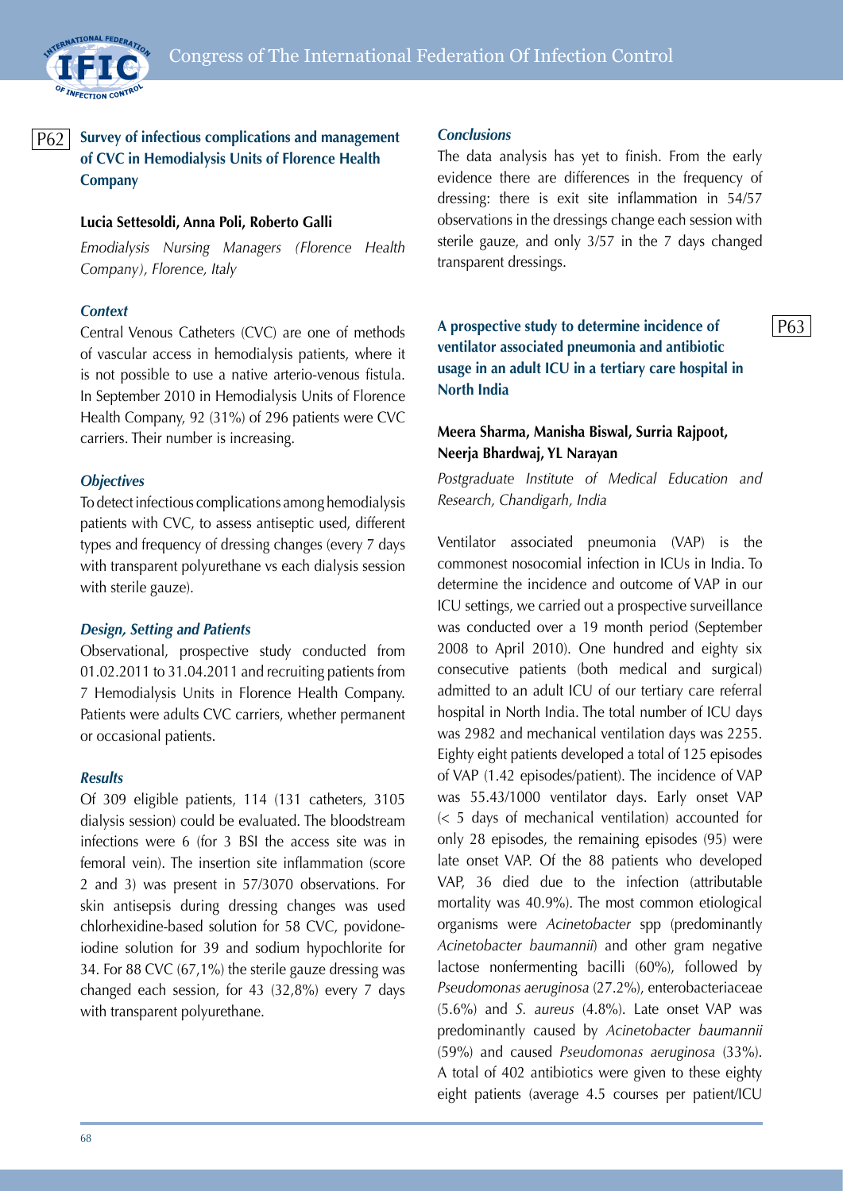## P62 Survey of infectious complications and management of CVC in Hemodialysis Units of Florence Health Company

**Lucia Settesoldi, Anna Poli, Roberto Galli**

*Emodialysis Nursing Managers (Florence Health Company), Florence, Italy*

### *Context*

Central Venous Catheters (CVC) are one of methods of vascular access in hemodialysis patients, where it is not possible to use a native arterio-venous fistula. In September 2010 in Hemodialysis Units of Florence Health Company, 92 (31%) of 296 patients were CVC carriers. Their number is increasing.

### *Objectives*

To detect infectious complications among hemodialysis patients with CVC, to assess antiseptic used, different types and frequency of dressing changes (every 7 days with transparent polyurethane vs each dialysis session with sterile gauze).

### *Design, Setting and Patients*

Observational, prospective study conducted from 01.02.2011 to 31.04.2011 and recruiting patients from 7 Hemodialysis Units in Florence Health Company. Patients were adults CVC carriers, whether permanent or occasional patients.

### *Results*

Of 309 eligible patients, 114 (131 catheters, 3105 dialysis session) could be evaluated. The bloodstream infections were 6 (for 3 BSI the access site was in femoral vein). The insertion site inflammation (score 2 and 3) was present in 57/3070 observations. For skin antisepsis during dressing changes was used chlorhexidine-based solution for 58 CVC, povidone-iodine solution for 39 and sodium hypochlorite for 34. For 88 CVC (67,1%) the sterile gauze dressing was changed each session, for 43 (32,8%) every 7 days with transparent polyurethane.

### *Conclusions*

The data analysis has yet to finish. From the early evidence there are differences in the frequency of dressing: there is exit site inflammation in 54/57 observations in the dressings change each session with sterile gauze, and only 3/57 in the 7 days changed transparent dressings.

## P63 A prospective study to determine incidence of ventilator associated pneumonia and antibiotic usage in an adult ICU in a tertiary care hospital in North India

**Meera Sharma, Manisha Biswal, Surria Rajpoot, Neerja Bhardwaj, YL Narayan**

*Postgraduate Institute of Medical Education and Research, Chandigarh, India*

Ventilator associated pneumonia (VAP) is the commonest nosocomial infection in ICUs in India. To determine the incidence and outcome of VAP in our ICU settings, we carried out a prospective surveillance was conducted over a 19 month period (September 2008 to April 2010). One hundred and eighty six consecutive patients (both medical and surgical) admitted to an adult ICU of our tertiary care referral hospital in North India. The total number of ICU days was 2982 and mechanical ventilation days was 2255. Eighty eight patients developed a total of 125 episodes of VAP (1.42 episodes/patient). The incidence of VAP was 55.43/1000 ventilator days. Early onset VAP (< 5 days of mechanical ventilation) accounted for only 28 episodes, the remaining episodes (95) were late onset VAP. Of the 88 patients who developed VAP, 36 died due to the infection (attributable mortality was 40.9%). The most common etiological organisms were *Acinetobacter* spp (predominantly *Acinetobacter baumannii*) and other gram negative lactose nonfermenting bacilli (60%), followed by *Pseudomonas aeruginosa* (27.2%), enterobacteriaceae (5.6%) and *S. aureus* (4.8%). Late onset VAP was predominantly caused by *Acinetobacter baumannii* (59%) and caused *Pseudomonas aeruginosa* (33%). A total of 402 antibiotics were given to these eighty eight patients (average 4.5 courses per patient/ICU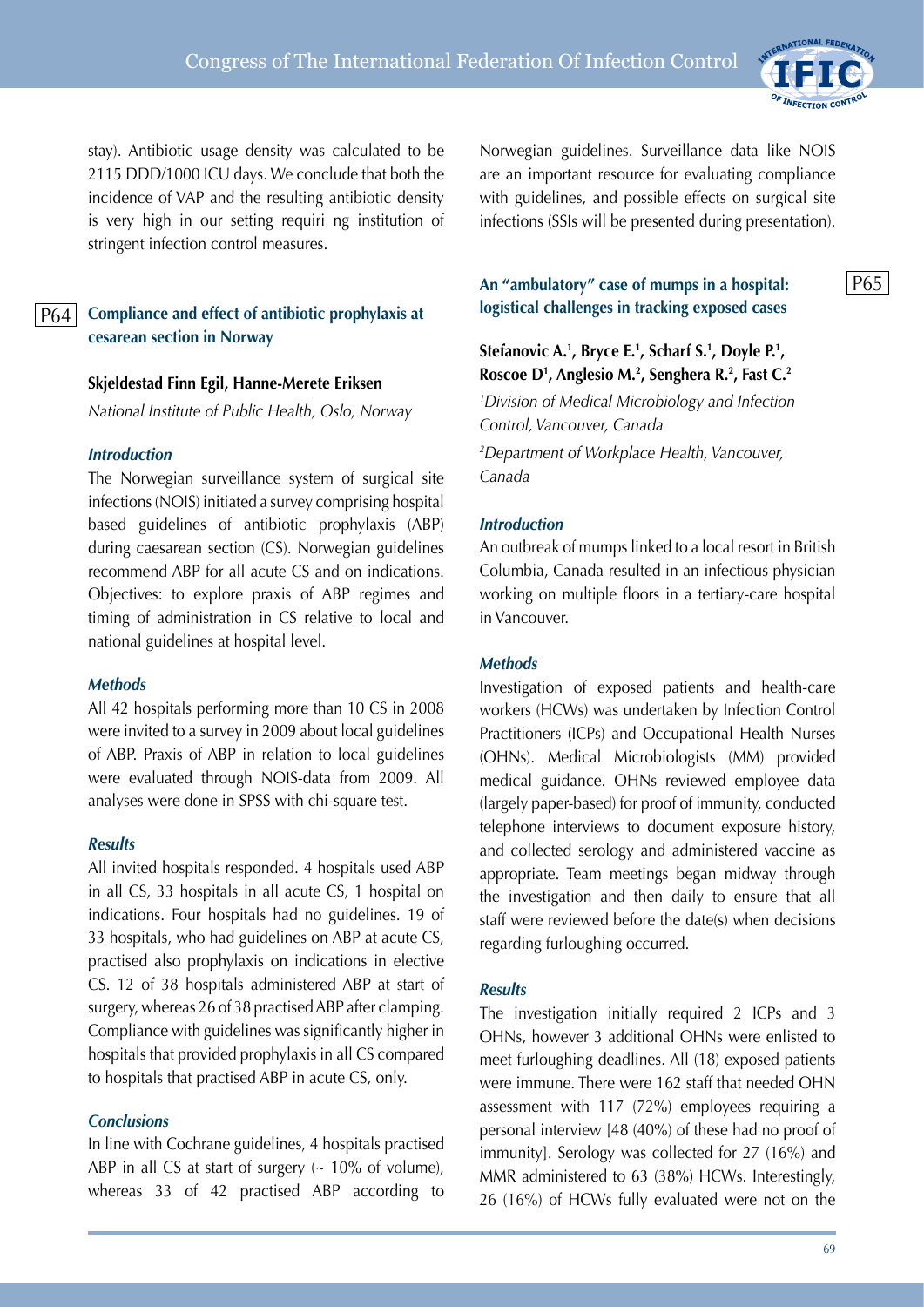stay). Antibiotic usage density was calculated to be 2115 DDD/1000 ICU days. We conclude that both the incidence of VAP and the resulting antibiotic density is very high in our setting requiri ng institution of stringent infection control measures.

## P64 Compliance and effect of antibiotic prophylaxis at cesarean section in Norway

**Skjeldestad Finn Egil, Hanne-Merete Eriksen**

*National Institute of Public Health, Oslo, Norway*

### *Introduction*

The Norwegian surveillance system of surgical site infections (NOIS) initiated a survey comprising hospital based guidelines of antibiotic prophylaxis (ABP) during caesarean section (CS). Norwegian guidelines recommend ABP for all acute CS and on indications. Objectives: to explore praxis of ABP regimes and timing of administration in CS relative to local and national guidelines at hospital level.

### *Methods*

All 42 hospitals performing more than 10 CS in 2008 were invited to a survey in 2009 about local guidelines of ABP. Praxis of ABP in relation to local guidelines were evaluated through NOIS-data from 2009. All analyses were done in SPSS with chi-square test.

### *Results*

All invited hospitals responded. 4 hospitals used ABP in all CS, 33 hospitals in all acute CS, 1 hospital on indications. Four hospitals had no guidelines. 19 of 33 hospitals, who had guidelines on ABP at acute CS, practised also prophylaxis on indications in elective CS. 12 of 38 hospitals administered ABP at start of surgery, whereas 26 of 38 practised ABP after clamping. Compliance with guidelines was significantly higher in hospitals that provided prophylaxis in all CS compared to hospitals that practised ABP in acute CS, only.

### *Conclusions*

In line with Cochrane guidelines, 4 hospitals practised ABP in all CS at start of surgery (~ 10% of volume), whereas 33 of 42 practised ABP according to Norwegian guidelines. Surveillance data like NOIS are an important resource for evaluating compliance with guidelines, and possible effects on surgical site infections (SSIs will be presented during presentation).

## P65 An "ambulatory" case of mumps in a hospital: logistical challenges in tracking exposed cases

**Stefanovic A.[1], Bryce E.[1], Scharf S.[1], Doyle P.[1], Roscoe D[1], Anglesio M.[2], Senghera R.[2], Fast C.[2]**

*[1]Division of Medical Microbiology and Infection Control, Vancouver, Canada*

*[2]Department of Workplace Health, Vancouver, Canada*

### *Introduction*

An outbreak of mumps linked to a local resort in British Columbia, Canada resulted in an infectious physician working on multiple floors in a tertiary-care hospital in Vancouver.

### *Methods*

Investigation of exposed patients and health-care workers (HCWs) was undertaken by Infection Control Practitioners (ICPs) and Occupational Health Nurses (OHNs). Medical Microbiologists (MM) provided medical guidance. OHNs reviewed employee data (largely paper-based) for proof of immunity, conducted telephone interviews to document exposure history, and collected serology and administered vaccine as appropriate. Team meetings began midway through the investigation and then daily to ensure that all staff were reviewed before the date(s) when decisions regarding furloughing occurred.

### *Results*

The investigation initially required 2 ICPs and 3 OHNs, however 3 additional OHNs were enlisted to meet furloughing deadlines. All (18) exposed patients were immune. There were 162 staff that needed OHN assessment with 117 (72%) employees requiring a personal interview [48 (40%) of these had no proof of immunity]. Serology was collected for 27 (16%) and MMR administered to 63 (38%) HCWs. Interestingly, 26 (16%) of HCWs fully evaluated were not on the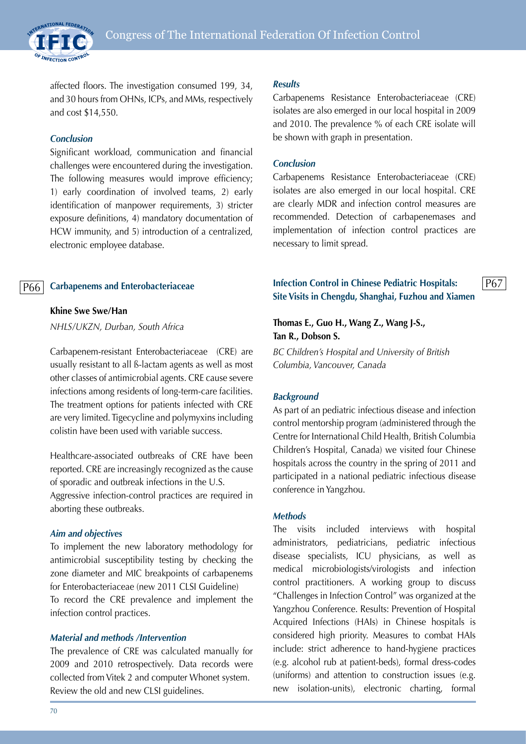affected floors. The investigation consumed 199, 34, and 30 hours from OHNs, ICPs, and MMs, respectively and cost $14,550.

### *Conclusion*

Significant workload, communication and financial challenges were encountered during the investigation. The following measures would improve efficiency; 1) early coordination of involved teams, 2) early identification of manpower requirements, 3) stricter exposure definitions, 4) mandatory documentation of HCW immunity, and 5) introduction of a centralized, electronic employee database.

## P66 Carbapenems and Enterobacteriaceae

**Khine Swe Swe/Han**

*NHLS/UKZN, Durban, South Africa*

Carbapenem-resistant Enterobacteriaceae (CRE) are usually resistant to all ß-lactam agents as well as most other classes of antimicrobial agents. CRE cause severe infections among residents of long-term-care facilities. The treatment options for patients infected with CRE are very limited. Tigecycline and polymyxins including colistin have been used with variable success.

Healthcare-associated outbreaks of CRE have been reported. CRE are increasingly recognized as the cause of sporadic and outbreak infections in the U.S.
Aggressive infection-control practices are required in aborting these outbreaks.

### *Aim and objectives*

To implement the new laboratory methodology for antimicrobial susceptibility testing by checking the zone diameter and MIC breakpoints of carbapenems for Enterobacteriaceae (new 2011 CLSI Guideline)
To record the CRE prevalence and implement the infection control practices.

### *Material and methods /Intervention*

The prevalence of CRE was calculated manually for 2009 and 2010 retrospectively. Data records were collected from Vitek 2 and computer Whonet system. Review the old and new CLSI guidelines.

### *Results*

Carbapenems Resistance Enterobacteriaceae (CRE) isolates are also emerged in our local hospital in 2009 and 2010. The prevalence % of each CRE isolate will be shown with graph in presentation.

### *Conclusion*

Carbapenems Resistance Enterobacteriaceae (CRE) isolates are also emerged in our local hospital. CRE are clearly MDR and infection control measures are recommended. Detection of carbapenemases and implementation of infection control practices are necessary to limit spread.

## P67 Infection Control in Chinese Pediatric Hospitals: Site Visits in Chengdu, Shanghai, Fuzhou and Xiamen

**Thomas E., Guo H., Wang Z., Wang J-S., Tan R., Dobson S.**

*BC Children's Hospital and University of British Columbia, Vancouver, Canada*

### *Background*

As part of an pediatric infectious disease and infection control mentorship program (administered through the Centre for International Child Health, British Columbia Children's Hospital, Canada) we visited four Chinese hospitals across the country in the spring of 2011 and participated in a national pediatric infectious disease conference in Yangzhou.

### *Methods*

The visits included interviews with hospital administrators, pediatricians, pediatric infectious disease specialists, ICU physicians, as well as medical microbiologists/virologists and infection control practitioners. A working group to discuss "Challenges in Infection Control" was organized at the Yangzhou Conference. Results: Prevention of Hospital Acquired Infections (HAIs) in Chinese hospitals is considered high priority. Measures to combat HAIs include: strict adherence to hand-hygiene practices (e.g. alcohol rub at patient-beds), formal dress-codes (uniforms) and attention to construction issues (e.g. new isolation-units), electronic charting, formal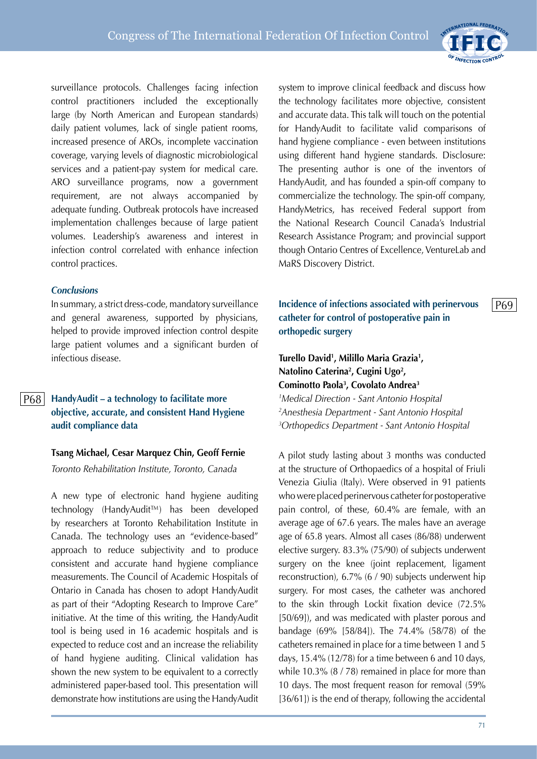surveillance protocols. Challenges facing infection control practitioners included the exceptionally large (by North American and European standards) daily patient volumes, lack of single patient rooms, increased presence of AROs, incomplete vaccination coverage, varying levels of diagnostic microbiological services and a patient-pay system for medical care. ARO surveillance programs, now a government requirement, are not always accompanied by adequate funding. Outbreak protocols have increased implementation challenges because of large patient volumes. Leadership's awareness and interest in infection control correlated with enhance infection control practices.

### *Conclusions*

In summary, a strict dress-code, mandatory surveillance and general awareness, supported by physicians, helped to provide improved infection control despite large patient volumes and a significant burden of infectious disease.

## P68 HandyAudit – a technology to facilitate more objective, accurate, and consistent Hand Hygiene audit compliance data

**Tsang Michael, Cesar Marquez Chin, Geoff Fernie**

*Toronto Rehabilitation Institute, Toronto, Canada*

A new type of electronic hand hygiene auditing technology (HandyAudit™) has been developed by researchers at Toronto Rehabilitation Institute in Canada. The technology uses an "evidence-based" approach to reduce subjectivity and to produce consistent and accurate hand hygiene compliance measurements. The Council of Academic Hospitals of Ontario in Canada has chosen to adopt HandyAudit as part of their "Adopting Research to Improve Care" initiative. At the time of this writing, the HandyAudit tool is being used in 16 academic hospitals and is expected to reduce cost and an increase the reliability of hand hygiene auditing. Clinical validation has shown the new system to be equivalent to a correctly administered paper-based tool. This presentation will demonstrate how institutions are using the HandyAudit system to improve clinical feedback and discuss how the technology facilitates more objective, consistent and accurate data. This talk will touch on the potential for HandyAudit to facilitate valid comparisons of hand hygiene compliance - even between institutions using different hand hygiene standards. Disclosure: The presenting author is one of the inventors of HandyAudit, and has founded a spin-off company to commercialize the technology. The spin-off company, HandyMetrics, has received Federal support from the National Research Council Canada's Industrial Research Assistance Program; and provincial support though Ontario Centres of Excellence, VentureLab and MaRS Discovery District.

## P69 Incidence of infections associated with perinervous catheter for control of postoperative pain in orthopedic surgery

**Turello David[1], Milillo Maria Grazia[1], Natolino Caterina[2], Cugini Ugo[2], Cominotto Paola[3], Covolato Andrea[3]**

*[1]Medical Direction - Sant Antonio Hospital*
*[2]Anesthesia Department - Sant Antonio Hospital*
*[3]Orthopedics Department - Sant Antonio Hospital*

A pilot study lasting about 3 months was conducted at the structure of Orthopaedics of a hospital of Friuli Venezia Giulia (Italy). Were observed in 91 patients who were placed perinervous catheter for postoperative pain control, of these, 60.4% are female, with an average age of 67.6 years. The males have an average age of 65.8 years. Almost all cases (86/88) underwent elective surgery. 83.3% (75/90) of subjects underwent surgery on the knee (joint replacement, ligament reconstruction), 6.7% (6 / 90) subjects underwent hip surgery. For most cases, the catheter was anchored to the skin through Lockit fixation device (72.5% [50/69]), and was medicated with plaster porous and bandage (69% [58/84]). The 74.4% (58/78) of the catheters remained in place for a time between 1 and 5 days, 15.4% (12/78) for a time between 6 and 10 days, while 10.3% (8 / 78) remained in place for more than 10 days. The most frequent reason for removal (59% [36/61]) is the end of therapy, following the accidental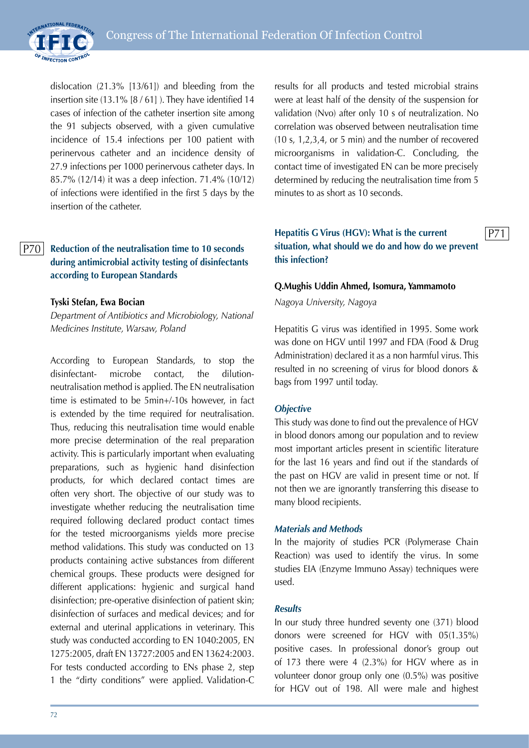dislocation (21.3% [13/61]) and bleeding from the insertion site (13.1% [8 / 61] ). They have identified 14 cases of infection of the catheter insertion site among the 91 subjects observed, with a given cumulative incidence of 15.4 infections per 100 patient with perinervous catheter and an incidence density of 27.9 infections per 1000 perinervous catheter days. In 85.7% (12/14) it was a deep infection. 71.4% (10/12) of infections were identified in the first 5 days by the insertion of the catheter.

## P70 Reduction of the neutralisation time to 10 seconds during antimicrobial activity testing of disinfectants according to European Standards

**Tyski Stefan, Ewa Bocian**

*Department of Antibiotics and Microbiology, National Medicines Institute, Warsaw, Poland*

According to European Standards, to stop the disinfectant- microbe contact, the dilution-neutralisation method is applied. The EN neutralisation time is estimated to be 5min+/-10s however, in fact is extended by the time required for neutralisation. Thus, reducing this neutralisation time would enable more precise determination of the real preparation activity. This is particularly important when evaluating preparations, such as hygienic hand disinfection products, for which declared contact times are often very short. The objective of our study was to investigate whether reducing the neutralisation time required following declared product contact times for the tested microorganisms yields more precise method validations. This study was conducted on 13 products containing active substances from different chemical groups. These products were designed for different applications: hygienic and surgical hand disinfection; pre-operative disinfection of patient skin; disinfection of surfaces and medical devices; and for external and uterinal applications in veterinary. This study was conducted according to EN 1040:2005, EN 1275:2005, draft EN 13727:2005 and EN 13624:2003. For tests conducted according to ENs phase 2, step 1 the "dirty conditions" were applied. Validation-C results for all products and tested microbial strains were at least half of the density of the suspension for validation (Nvo) after only 10 s of neutralization. No correlation was observed between neutralisation time (10 s, 1,2,3,4, or 5 min) and the number of recovered microorganisms in validation-C. Concluding, the contact time of investigated EN can be more precisely determined by reducing the neutralisation time from 5 minutes to as short as 10 seconds.

## P71 Hepatitis G Virus (HGV): What is the current situation, what should we do and how do we prevent this infection?

**Q.Mughis Uddin Ahmed, Isomura, Yammamoto**

*Nagoya University, Nagoya*

Hepatitis G virus was identified in 1995. Some work was done on HGV until 1997 and FDA (Food & Drug Administration) declared it as a non harmful virus. This resulted in no screening of virus for blood donors & bags from 1997 until today.

### *Objective*

This study was done to find out the prevalence of HGV in blood donors among our population and to review most important articles present in scientific literature for the last 16 years and find out if the standards of the past on HGV are valid in present time or not. If not then we are ignorantly transferring this disease to many blood recipients.

### *Materials and Methods*

In the majority of studies PCR (Polymerase Chain Reaction) was used to identify the virus. In some studies EIA (Enzyme Immuno Assay) techniques were used.

### *Results*

In our study three hundred seventy one (371) blood donors were screened for HGV with 05(1.35%) positive cases. In professional donor's group out of 173 there were 4 (2.3%) for HGV where as in volunteer donor group only one (0.5%) was positive for HGV out of 198. All were male and highest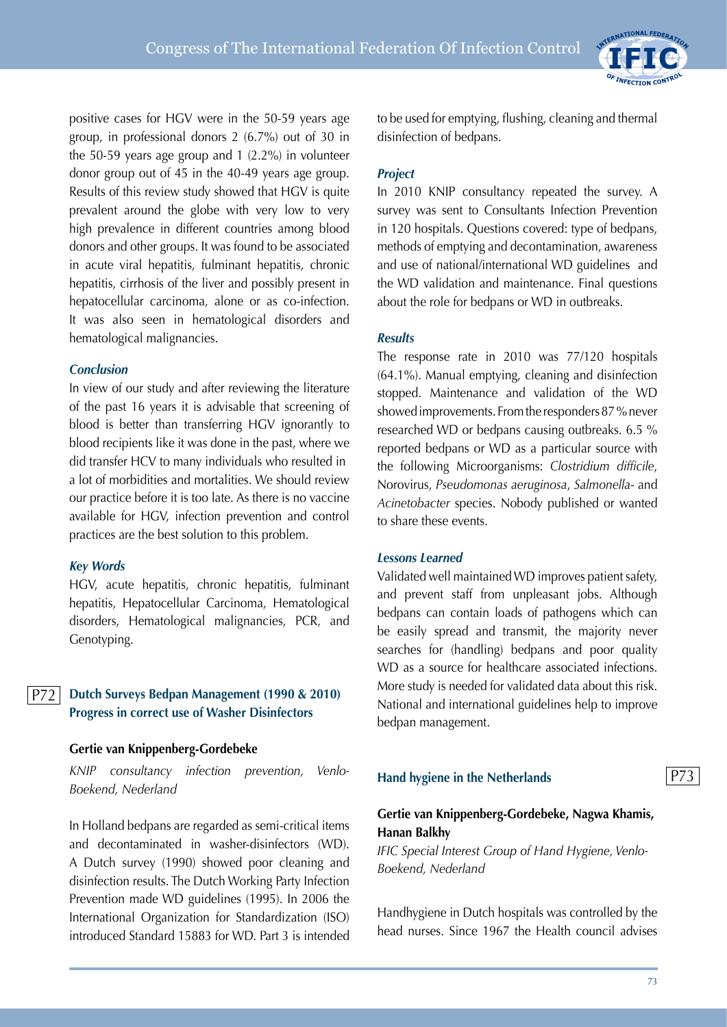positive cases for HGV were in the 50-59 years age group, in professional donors 2 (6.7%) out of 30 in the 50-59 years age group and 1 (2.2%) in volunteer donor group out of 45 in the 40-49 years age group. Results of this review study showed that HGV is quite prevalent around the globe with very low to very high prevalence in different countries among blood donors and other groups. It was found to be associated in acute viral hepatitis, fulminant hepatitis, chronic hepatitis, cirrhosis of the liver and possibly present in hepatocellular carcinoma, alone or as co-infection. It was also seen in hematological disorders and hematological malignancies.

### *Conclusion*

In view of our study and after reviewing the literature of the past 16 years it is advisable that screening of blood is better than transferring HGV ignorantly to blood recipients like it was done in the past, where we did transfer HCV to many individuals who resulted in a lot of morbidities and mortalities. We should review our practice before it is too late. As there is no vaccine available for HGV, infection prevention and control practices are the best solution to this problem.

### *Key Words*

HGV, acute hepatitis, chronic hepatitis, fulminant hepatitis, Hepatocellular Carcinoma, Hematological disorders, Hematological malignancies, PCR, and Genotyping.

## P72 Dutch Surveys Bedpan Management (1990 & 2010) Progress in correct use of Washer Disinfectors

**Gertie van Knippenberg-Gordebeke**

*KNIP consultancy infection prevention, Venlo-Boekend, Nederland*

In Holland bedpans are regarded as semi-critical items and decontaminated in washer-disinfectors (WD). A Dutch survey (1990) showed poor cleaning and disinfection results. The Dutch Working Party Infection Prevention made WD guidelines (1995). In 2006 the International Organization for Standardization (ISO) introduced Standard 15883 for WD. Part 3 is intended to be used for emptying, flushing, cleaning and thermal disinfection of bedpans.

### *Project*

In 2010 KNIP consultancy repeated the survey. A survey was sent to Consultants Infection Prevention in 120 hospitals. Questions covered: type of bedpans, methods of emptying and decontamination, awareness and use of national/international WD guidelines and the WD validation and maintenance. Final questions about the role for bedpans or WD in outbreaks.

### *Results*

The response rate in 2010 was 77/120 hospitals (64.1%). Manual emptying, cleaning and disinfection stopped. Maintenance and validation of the WD showed improvements. From the responders 87 % never researched WD or bedpans causing outbreaks. 6.5 % reported bedpans or WD as a particular source with the following Microorganisms: *Clostridium difficile*, Norovirus, *Pseudomonas aeruginosa*, *Salmonella*- and *Acinetobacter* species. Nobody published or wanted to share these events.

### *Lessons Learned*

Validated well maintained WD improves patient safety, and prevent staff from unpleasant jobs. Although bedpans can contain loads of pathogens which can be easily spread and transmit, the majority never searches for (handling) bedpans and poor quality WD as a source for healthcare associated infections. More study is needed for validated data about this risk. National and international guidelines help to improve bedpan management.

## P73 Hand hygiene in the Netherlands

**Gertie van Knippenberg-Gordebeke, Nagwa Khamis, Hanan Balkhy**

*IFIC Special Interest Group of Hand Hygiene, Venlo-Boekend, Nederland*

Handhygiene in Dutch hospitals was controlled by the head nurses. Since 1967 the Health council advises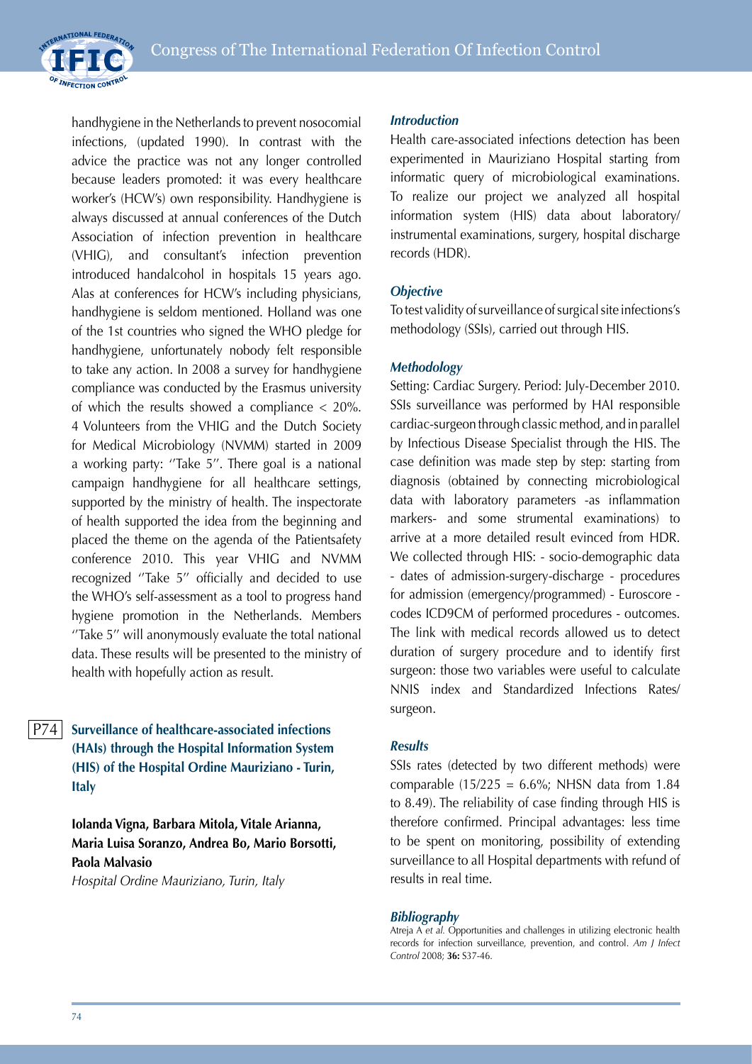handhygiene in the Netherlands to prevent nosocomial infections, (updated 1990). In contrast with the advice the practice was not any longer controlled because leaders promoted: it was every healthcare worker's (HCW's) own responsibility. Handhygiene is always discussed at annual conferences of the Dutch Association of infection prevention in healthcare (VHIG), and consultant's infection prevention introduced handalcohol in hospitals 15 years ago. Alas at conferences for HCW's including physicians, handhygiene is seldom mentioned. Holland was one of the 1st countries who signed the WHO pledge for handhygiene, unfortunately nobody felt responsible to take any action. In 2008 a survey for handhygiene compliance was conducted by the Erasmus university of which the results showed a compliance < 20%. 4 Volunteers from the VHIG and the Dutch Society for Medical Microbiology (NVMM) started in 2009 a working party: ''Take 5''. There goal is a national campaign handhygiene for all healthcare settings, supported by the ministry of health. The inspectorate of health supported the idea from the beginning and placed the theme on the agenda of the Patientsafety conference 2010. This year VHIG and NVMM recognized ''Take 5'' officially and decided to use the WHO's self-assessment as a tool to progress hand hygiene promotion in the Netherlands. Members ''Take 5'' will anonymously evaluate the total national data. These results will be presented to the ministry of health with hopefully action as result.

## P74 Surveillance of healthcare-associated infections (HAIs) through the Hospital Information System (HIS) of the Hospital Ordine Mauriziano - Turin, Italy

**Iolanda Vigna, Barbara Mitola, Vitale Arianna, Maria Luisa Soranzo, Andrea Bo, Mario Borsotti, Paola Malvasio**

*Hospital Ordine Mauriziano, Turin, Italy*

### *Introduction*

Health care-associated infections detection has been experimented in Mauriziano Hospital starting from informatic query of microbiological examinations. To realize our project we analyzed all hospital information system (HIS) data about laboratory/instrumental examinations, surgery, hospital discharge records (HDR).

### *Objective*

To test validity of surveillance of surgical site infections's methodology (SSIs), carried out through HIS.

### *Methodology*

Setting: Cardiac Surgery. Period: July-December 2010. SSIs surveillance was performed by HAI responsible cardiac-surgeon through classic method, and in parallel by Infectious Disease Specialist through the HIS. The case definition was made step by step: starting from diagnosis (obtained by connecting microbiological data with laboratory parameters -as inflammation markers- and some strumental examinations) to arrive at a more detailed result evinced from HDR. We collected through HIS: - socio-demographic data - dates of admission-surgery-discharge - procedures for admission (emergency/programmed) - Euroscore - codes ICD9CM of performed procedures - outcomes. The link with medical records allowed us to detect duration of surgery procedure and to identify first surgeon: those two variables were useful to calculate NNIS index and Standardized Infections Rates/surgeon.

### *Results*

SSIs rates (detected by two different methods) were comparable (15/225 = 6.6%; NHSN data from 1.84 to 8.49). The reliability of case finding through HIS is therefore confirmed. Principal advantages: less time to be spent on monitoring, possibility of extending surveillance to all Hospital departments with refund of results in real time.

### *Bibliography*

Atreja A *et al.* Opportunities and challenges in utilizing electronic health records for infection surveillance, prevention, and control. *Am J Infect Control* 2008; **36:** S37-46.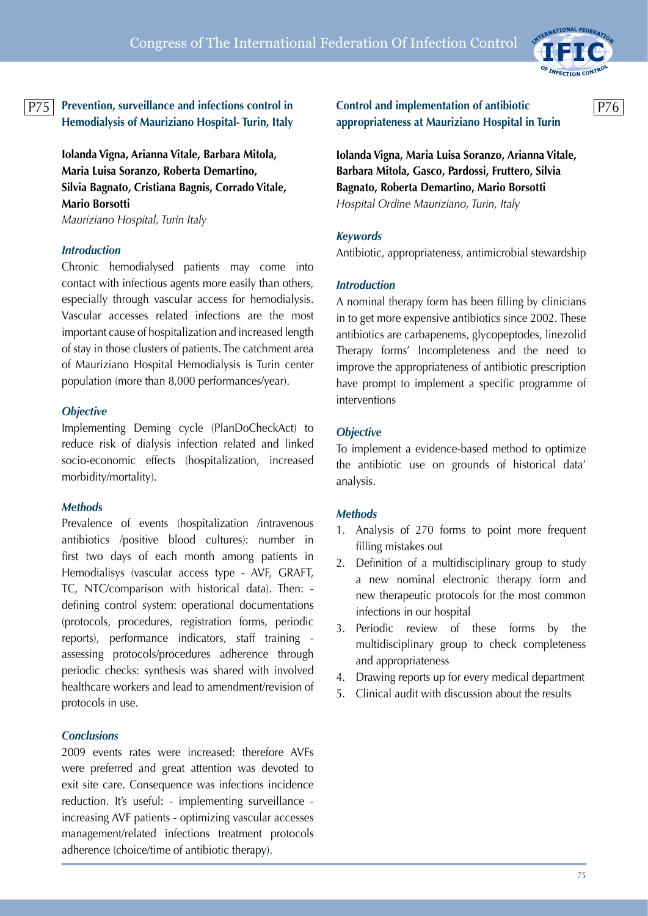## P75 Prevention, surveillance and infections control in Hemodialysis of Mauriziano Hospital- Turin, Italy

**Iolanda Vigna, Arianna Vitale, Barbara Mitola, Maria Luisa Soranzo, Roberta Demartino, Silvia Bagnato, Cristiana Bagnis, Corrado Vitale, Mario Borsotti**

*Mauriziano Hospital, Turin Italy*

### *Introduction*

Chronic hemodialysed patients may come into contact with infectious agents more easily than others, especially through vascular access for hemodialysis. Vascular accesses related infections are the most important cause of hospitalization and increased length of stay in those clusters of patients. The catchment area of Mauriziano Hospital Hemodialysis is Turin center population (more than 8,000 performances/year).

### *Objective*

Implementing Deming cycle (PlanDoCheckAct) to reduce risk of dialysis infection related and linked socio-economic effects (hospitalization, increased morbidity/mortality).

### *Methods*

Prevalence of events (hospitalization /intravenous antibiotics /positive blood cultures): number in first two days of each month among patients in Hemodialisys (vascular access type - AVF, GRAFT, TC, NTC/comparison with historical data). Then: - defining control system: operational documentations (protocols, procedures, registration forms, periodic reports), performance indicators, staff training - assessing protocols/procedures adherence through periodic checks: synthesis was shared with involved healthcare workers and lead to amendment/revision of protocols in use.

### *Conclusions*

2009 events rates were increased: therefore AVFs were preferred and great attention was devoted to exit site care. Consequence was infections incidence reduction. It's useful: - implementing surveillance - increasing AVF patients - optimizing vascular accesses management/related infections treatment protocols adherence (choice/time of antibiotic therapy).

## P76 Control and implementation of antibiotic appropriateness at Mauriziano Hospital in Turin

**Iolanda Vigna, Maria Luisa Soranzo, Arianna Vitale, Barbara Mitola, Gasco, Pardossi, Fruttero, Silvia Bagnato, Roberta Demartino, Mario Borsotti**

*Hospital Ordine Mauriziano, Turin, Italy*

### *Keywords*

Antibiotic, appropriateness, antimicrobial stewardship

### *Introduction*

A nominal therapy form has been filling by clinicians in to get more expensive antibiotics since 2002. These antibiotics are carbapenems, glycopeptodes, linezolid Therapy forms' Incompleteness and the need to improve the appropriateness of antibiotic prescription have prompt to implement a specific programme of interventions

### *Objective*

To implement a evidence-based method to optimize the antibiotic use on grounds of historical data' analysis.

### *Methods*

1. Analysis of 270 forms to point more frequent filling mistakes out
2. Definition of a multidisciplinary group to study a new nominal electronic therapy form and new therapeutic protocols for the most common infections in our hospital
3. Periodic review of these forms by the multidisciplinary group to check completeness and appropriateness
4. Drawing reports up for every medical department
5. Clinical audit with discussion about the results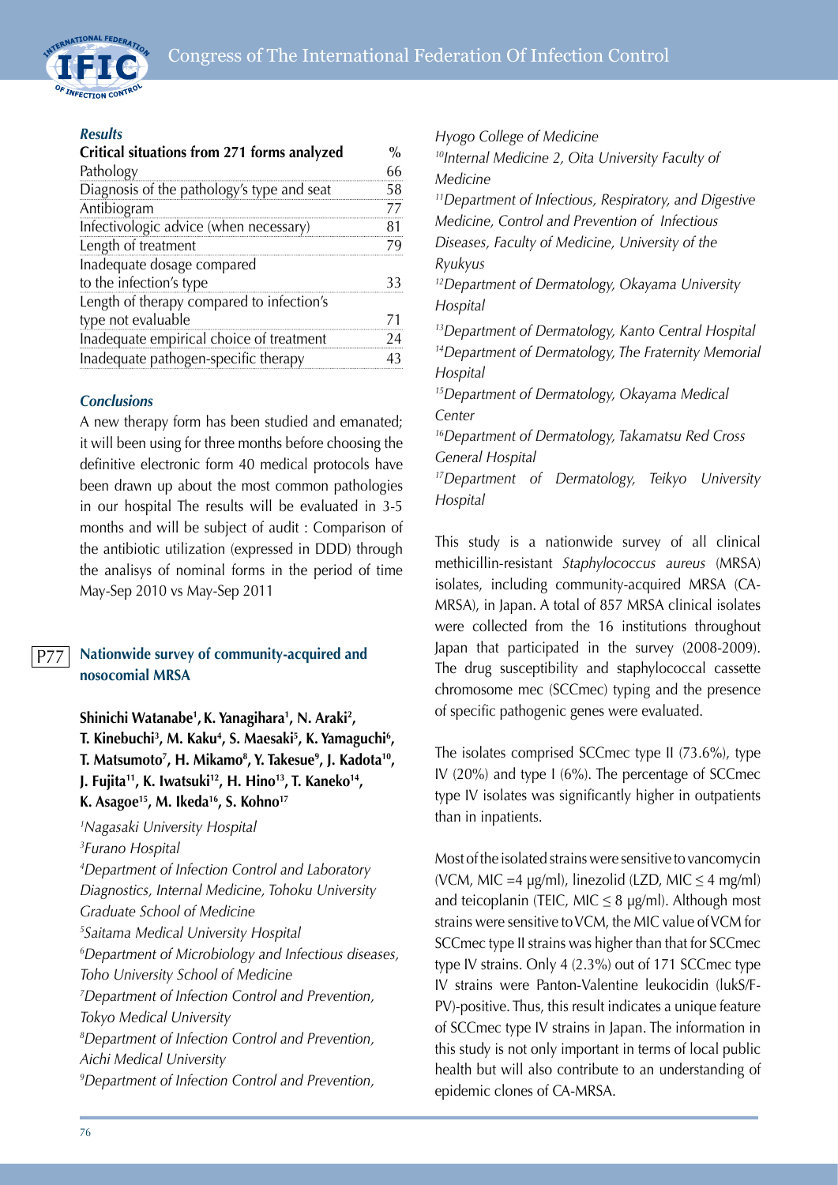### Results

| Critical situations from 271 forms analyzed | % |
|---|---|
| Pathology | 66 |
| Diagnosis of the pathology's type and seat | 58 |
| Antibiogram | 77 |
| Infectivologic advice (when necessary) | 81 |
| Length of treatment | 79 |
| Inadequate dosage compared to the infection's type | 33 |
| Length of therapy compared to infection's type not evaluable | 71 |
| Inadequate empirical choice of treatment | 24 |
| Inadequate pathogen-specific therapy | 43 |

### Conclusions

A new therapy form has been studied and emanated; it will been using for three months before choosing the definitive electronic form 40 medical protocols have been drawn up about the most common pathologies in our hospital The results will be evaluated in 3-5 months and will be subject of audit : Comparison of the antibiotic utilization (expressed in DDD) through the analisys of nominal forms in the period of time May-Sep 2010 vs May-Sep 2011

## P77 Nationwide survey of community-acquired and nosocomial MRSA

**Shinichi Watanabe[1], K. Yanagihara[1], N. Araki[2], T. Kinebuchi[3], M. Kaku[4], S. Maesaki[5], K. Yamaguchi[6], T. Matsumoto[7], H. Mikamo[8], Y. Takesue[9], J. Kadota[10], J. Fujita[11], K. Iwatsuki[12], H. Hino[13], T. Kaneko[14], K. Asagoe[15], M. Ikeda[16], S. Kohno[17]**

*[1]Nagasaki University Hospital*
*[3]Furano Hospital*
*[4]Department of Infection Control and Laboratory Diagnostics, Internal Medicine, Tohoku University Graduate School of Medicine*
*[5]Saitama Medical University Hospital*
*[6]Department of Microbiology and Infectious diseases, Toho University School of Medicine*
*[7]Department of Infection Control and Prevention, Tokyo Medical University*
*[8]Department of Infection Control and Prevention, Aichi Medical University*
*[9]Department of Infection Control and Prevention, Hyogo College of Medicine*
*[10]Internal Medicine 2, Oita University Faculty of Medicine*
*[11]Department of Infectious, Respiratory, and Digestive Medicine, Control and Prevention of Infectious Diseases, Faculty of Medicine, University of the Ryukyus*
*[12]Department of Dermatology, Okayama University Hospital*
*[13]Department of Dermatology, Kanto Central Hospital*
*[14]Department of Dermatology, The Fraternity Memorial Hospital*
*[15]Department of Dermatology, Okayama Medical Center*
*[16]Department of Dermatology, Takamatsu Red Cross General Hospital*
*[17]Department of Dermatology, Teikyo University Hospital*

This study is a nationwide survey of all clinical methicillin-resistant *Staphylococcus aureus* (MRSA) isolates, including community-acquired MRSA (CA-MRSA), in Japan. A total of 857 MRSA clinical isolates were collected from the 16 institutions throughout Japan that participated in the survey (2008-2009). The drug susceptibility and staphylococcal cassette chromosome mec (SCCmec) typing and the presence of specific pathogenic genes were evaluated.

The isolates comprised SCCmec type II (73.6%), type IV (20%) and type I (6%). The percentage of SCCmec type IV isolates was significantly higher in outpatients than in inpatients.

Most of the isolated strains were sensitive to vancomycin (VCM, MIC =4 μg/ml), linezolid (LZD, MIC ≤ 4 mg/ml) and teicoplanin (TEIC, MIC ≤ 8 μg/ml). Although most strains were sensitive to VCM, the MIC value of VCM for SCCmec type II strains was higher than that for SCCmec type IV strains. Only 4 (2.3%) out of 171 SCCmec type IV strains were Panton-Valentine leukocidin (lukS/F-PV)-positive. Thus, this result indicates a unique feature of SCCmec type IV strains in Japan. The information in this study is not only important in terms of local public health but will also contribute to an understanding of epidemic clones of CA-MRSA.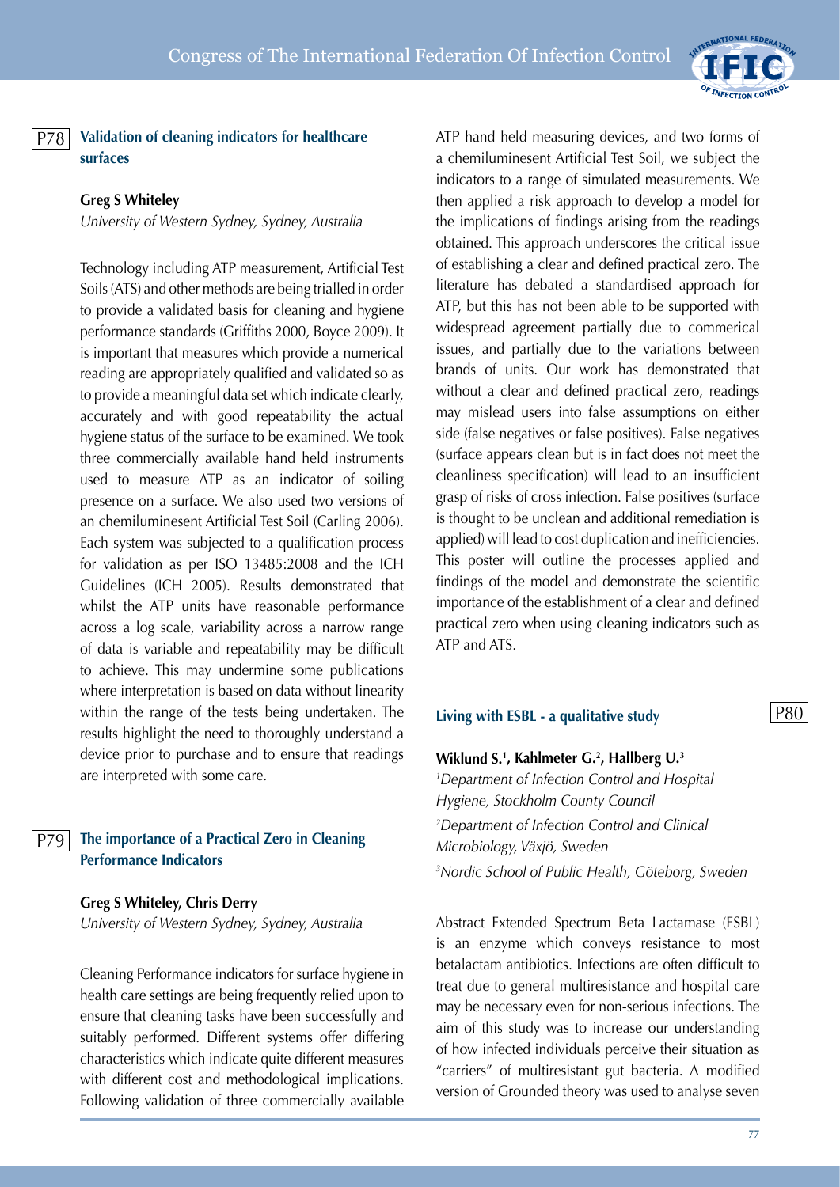## P78 Validation of cleaning indicators for healthcare surfaces

**Greg S Whiteley**

*University of Western Sydney, Sydney, Australia*

Technology including ATP measurement, Artificial Test Soils (ATS) and other methods are being trialled in order to provide a validated basis for cleaning and hygiene performance standards (Griffiths 2000, Boyce 2009). It is important that measures which provide a numerical reading are appropriately qualified and validated so as to provide a meaningful data set which indicate clearly, accurately and with good repeatability the actual hygiene status of the surface to be examined. We took three commercially available hand held instruments used to measure ATP as an indicator of soiling presence on a surface. We also used two versions of an chemiluminesent Artificial Test Soil (Carling 2006). Each system was subjected to a qualification process for validation as per ISO 13485:2008 and the ICH Guidelines (ICH 2005). Results demonstrated that whilst the ATP units have reasonable performance across a log scale, variability across a narrow range of data is variable and repeatability may be difficult to achieve. This may undermine some publications where interpretation is based on data without linearity within the range of the tests being undertaken. The results highlight the need to thoroughly understand a device prior to purchase and to ensure that readings are interpreted with some care.

## P79 The importance of a Practical Zero in Cleaning Performance Indicators

**Greg S Whiteley, Chris Derry**

*University of Western Sydney, Sydney, Australia*

Cleaning Performance indicators for surface hygiene in health care settings are being frequently relied upon to ensure that cleaning tasks have been successfully and suitably performed. Different systems offer differing characteristics which indicate quite different measures with different cost and methodological implications. Following validation of three commercially available ATP hand held measuring devices, and two forms of a chemiluminesent Artificial Test Soil, we subject the indicators to a range of simulated measurements. We then applied a risk approach to develop a model for the implications of findings arising from the readings obtained. This approach underscores the critical issue of establishing a clear and defined practical zero. The literature has debated a standardised approach for ATP, but this has not been able to be supported with widespread agreement partially due to commerical issues, and partially due to the variations between brands of units. Our work has demonstrated that without a clear and defined practical zero, readings may mislead users into false assumptions on either side (false negatives or false positives). False negatives (surface appears clean but is in fact does not meet the cleanliness specification) will lead to an insufficient grasp of risks of cross infection. False positives (surface is thought to be unclean and additional remediation is applied) will lead to cost duplication and inefficiencies. This poster will outline the processes applied and findings of the model and demonstrate the scientific importance of the establishment of a clear and defined practical zero when using cleaning indicators such as ATP and ATS.

## P80 Living with ESBL - a qualitative study

**Wiklund S.[1], Kahlmeter G.[2], Hallberg U.[3]**

[1]*Department of Infection Control and Hospital Hygiene, Stockholm County Council*

[2]*Department of Infection Control and Clinical Microbiology, Växjö, Sweden*

[3]*Nordic School of Public Health, Göteborg, Sweden*

Abstract Extended Spectrum Beta Lactamase (ESBL) is an enzyme which conveys resistance to most betalactam antibiotics. Infections are often difficult to treat due to general multiresistance and hospital care may be necessary even for non-serious infections. The aim of this study was to increase our understanding of how infected individuals perceive their situation as "carriers" of multiresistant gut bacteria. A modified version of Grounded theory was used to analyse seven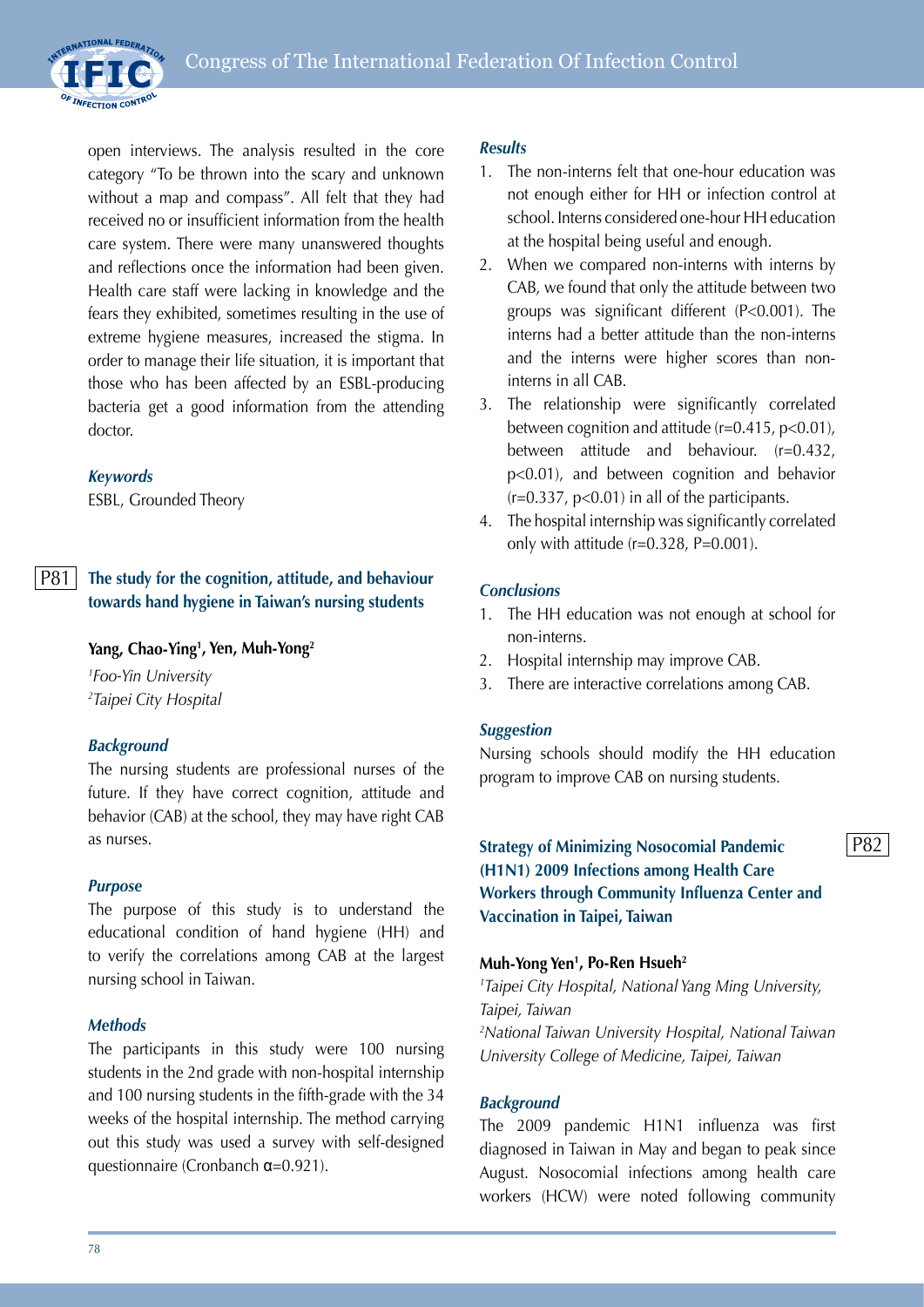open interviews. The analysis resulted in the core category "To be thrown into the scary and unknown without a map and compass". All felt that they had received no or insufficient information from the health care system. There were many unanswered thoughts and reflections once the information had been given. Health care staff were lacking in knowledge and the fears they exhibited, sometimes resulting in the use of extreme hygiene measures, increased the stigma. In order to manage their life situation, it is important that those who has been affected by an ESBL-producing bacteria get a good information from the attending doctor.

### *Keywords*

ESBL, Grounded Theory

## P81 The study for the cognition, attitude, and behaviour towards hand hygiene in Taiwan's nursing students

**Yang, Chao-Ying[1], Yen, Muh-Yong[2]**

*[1]Foo-Yin University*
*[2]Taipei City Hospital*

### *Background*

The nursing students are professional nurses of the future. If they have correct cognition, attitude and behavior (CAB) at the school, they may have right CAB as nurses.

### *Purpose*

The purpose of this study is to understand the educational condition of hand hygiene (HH) and to verify the correlations among CAB at the largest nursing school in Taiwan.

### *Methods*

The participants in this study were 100 nursing students in the 2nd grade with non-hospital internship and 100 nursing students in the fifth-grade with the 34 weeks of the hospital internship. The method carrying out this study was used a survey with self-designed questionnaire (Cronbanch α=0.921).

### *Results*

1. The non-interns felt that one-hour education was not enough either for HH or infection control at school. Interns considered one-hour HH education at the hospital being useful and enough.
2. When we compared non-interns with interns by CAB, we found that only the attitude between two groups was significant different ($P<0.001$). The interns had a better attitude than the non-interns and the interns were higher scores than non-interns in all CAB.
3. The relationship were significantly correlated between cognition and attitude ($r=0.415$, $p<0.01$), between attitude and behaviour. ($r=0.432$, $p<0.01$), and between cognition and behavior ($r=0.337$, $p<0.01$) in all of the participants.
4. The hospital internship was significantly correlated only with attitude ($r=0.328$, $P=0.001$).

### *Conclusions*

1. The HH education was not enough at school for non-interns.
2. Hospital internship may improve CAB.
3. There are interactive correlations among CAB.

### *Suggestion*

Nursing schools should modify the HH education program to improve CAB on nursing students.

## P82 Strategy of Minimizing Nosocomial Pandemic (H1N1) 2009 Infections among Health Care Workers through Community Influenza Center and Vaccination in Taipei, Taiwan

**Muh-Yong Yen[1], Po-Ren Hsueh[2]**

*[1]Taipei City Hospital, National Yang Ming University, Taipei, Taiwan*
*[2]National Taiwan University Hospital, National Taiwan University College of Medicine, Taipei, Taiwan*

### *Background*

The 2009 pandemic H1N1 influenza was first diagnosed in Taiwan in May and began to peak since August. Nosocomial infections among health care workers (HCW) were noted following community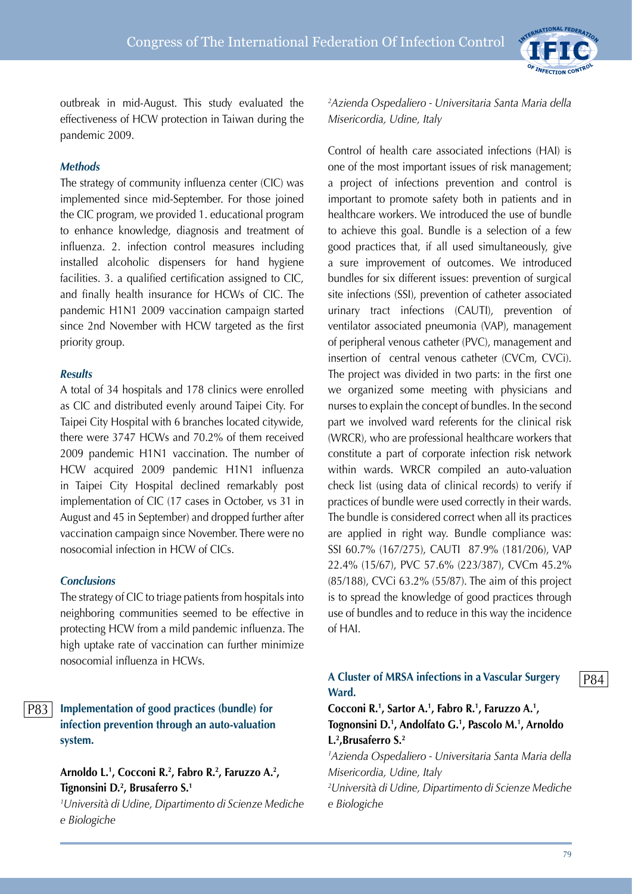outbreak in mid-August. This study evaluated the effectiveness of HCW protection in Taiwan during the pandemic 2009.

### *Methods*

The strategy of community influenza center (CIC) was implemented since mid-September. For those joined the CIC program, we provided 1. educational program to enhance knowledge, diagnosis and treatment of influenza. 2. infection control measures including installed alcoholic dispensers for hand hygiene facilities. 3. a qualified certification assigned to CIC, and finally health insurance for HCWs of CIC. The pandemic H1N1 2009 vaccination campaign started since 2nd November with HCW targeted as the first priority group.

### *Results*

A total of 34 hospitals and 178 clinics were enrolled as CIC and distributed evenly around Taipei City. For Taipei City Hospital with 6 branches located citywide, there were 3747 HCWs and 70.2% of them received 2009 pandemic H1N1 vaccination. The number of HCW acquired 2009 pandemic H1N1 influenza in Taipei City Hospital declined remarkably post implementation of CIC (17 cases in October, vs 31 in August and 45 in September) and dropped further after vaccination campaign since November. There were no nosocomial infection in HCW of CICs.

### *Conclusions*

The strategy of CIC to triage patients from hospitals into neighboring communities seemed to be effective in protecting HCW from a mild pandemic influenza. The high uptake rate of vaccination can further minimize nosocomial influenza in HCWs.

## P83 Implementation of good practices (bundle) for infection prevention through an auto-valuation system.

**Arnoldo L.[1], Cocconi R.[2], Fabro R.[2], Faruzzo A.[2], Tignonsini D.[2], Brusaferro S.[1]**

*[1]Università di Udine, Dipartimento di Scienze Mediche e Biologiche*

*[2]Azienda Ospedaliero - Universitaria Santa Maria della Misericordia, Udine, Italy*

Control of health care associated infections (HAI) is one of the most important issues of risk management; a project of infections prevention and control is important to promote safety both in patients and in healthcare workers. We introduced the use of bundle to achieve this goal. Bundle is a selection of a few good practices that, if all used simultaneously, give a sure improvement of outcomes. We introduced bundles for six different issues: prevention of surgical site infections (SSI), prevention of catheter associated urinary tract infections (CAUTI), prevention of ventilator associated pneumonia (VAP), management of peripheral venous catheter (PVC), management and insertion of central venous catheter (CVCm, CVCi). The project was divided in two parts: in the first one we organized some meeting with physicians and nurses to explain the concept of bundles. In the second part we involved ward referents for the clinical risk (WRCR), who are professional healthcare workers that constitute a part of corporate infection risk network within wards. WRCR compiled an auto-valuation check list (using data of clinical records) to verify if practices of bundle were used correctly in their wards. The bundle is considered correct when all its practices are applied in right way. Bundle compliance was: SSI 60.7% (167/275), CAUTI 87.9% (181/206), VAP 22.4% (15/67), PVC 57.6% (223/387), CVCm 45.2% (85/188), CVCi 63.2% (55/87). The aim of this project is to spread the knowledge of good practices through use of bundles and to reduce in this way the incidence of HAI.

## P84 A Cluster of MRSA infections in a Vascular Surgery Ward.

**Cocconi R.[1], Sartor A.[1], Fabro R.[1], Faruzzo A.[1], Tognonsini D.[1], Andolfato G.[1], Pascolo M.[1], Arnoldo L.[2], Brusaferro S.[2]**

*[1]Azienda Ospedaliero - Universitaria Santa Maria della Misericordia, Udine, Italy*

*[2]Università di Udine, Dipartimento di Scienze Mediche e Biologiche*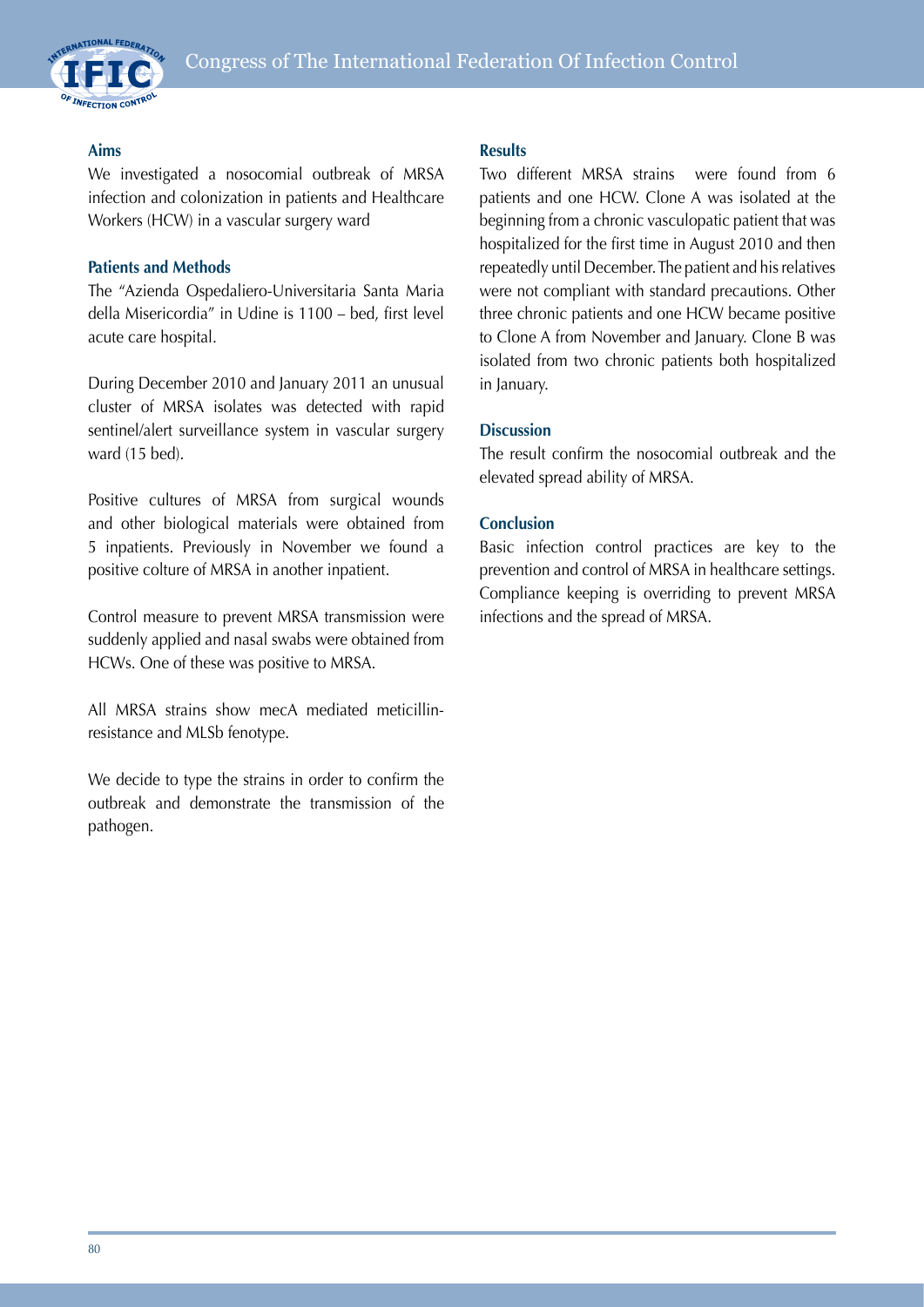### Aims

We investigated a nosocomial outbreak of MRSA infection and colonization in patients and Healthcare Workers (HCW) in a vascular surgery ward

### Patients and Methods

The "Azienda Ospedaliero-Universitaria Santa Maria della Misericordia" in Udine is 1100 – bed, first level acute care hospital.

During December 2010 and January 2011 an unusual cluster of MRSA isolates was detected with rapid sentinel/alert surveillance system in vascular surgery ward (15 bed).

Positive cultures of MRSA from surgical wounds and other biological materials were obtained from 5 inpatients. Previously in November we found a positive colture of MRSA in another inpatient.

Control measure to prevent MRSA transmission were suddenly applied and nasal swabs were obtained from HCWs. One of these was positive to MRSA.

All MRSA strains show mecA mediated meticillin-resistance and MLSb fenotype.

We decide to type the strains in order to confirm the outbreak and demonstrate the transmission of the pathogen.

### Results

Two different MRSA strains were found from 6 patients and one HCW. Clone A was isolated at the beginning from a chronic vasculopatic patient that was hospitalized for the first time in August 2010 and then repeatedly until December. The patient and his relatives were not compliant with standard precautions. Other three chronic patients and one HCW became positive to Clone A from November and January. Clone B was isolated from two chronic patients both hospitalized in January.

### Discussion

The result confirm the nosocomial outbreak and the elevated spread ability of MRSA.

### Conclusion

Basic infection control practices are key to the prevention and control of MRSA in healthcare settings. Compliance keeping is overriding to prevent MRSA infections and the spread of MRSA.